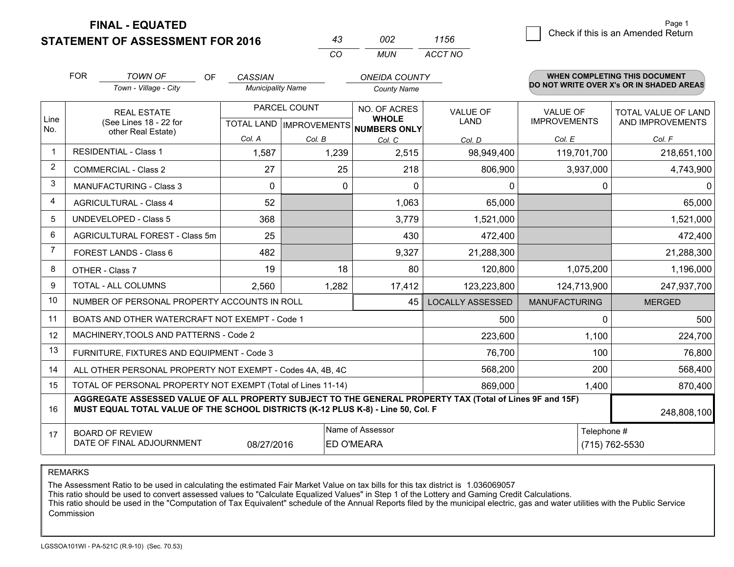# FINAL - EQUATED
## STATEMENT OF ASSESSMENT FOR 2016

| 43 | 002 | 1156 |
|---|---|---|
| CO | MUN | ACCT NO |

☐ Check if this is an Amended Return

FOR *TOWN OF* (Town - Village - City) OF *CASSIAN* (Municipality Name) *ONEIDA COUNTY* (County Name)

**WHEN COMPLETING THIS DOCUMENT DO NOT WRITE OVER X's OR IN SHADED AREAS**

| Line No. | REAL ESTATE (See Lines 18 - 22 for other Real Estate) | PARCEL COUNT TOTAL LAND Col. A | PARCEL COUNT IMPROVEMENTS Col. B | NO. OF ACRES WHOLE NUMBERS ONLY Col. C | VALUE OF LAND Col. D | VALUE OF IMPROVEMENTS Col. E | TOTAL VALUE OF LAND AND IMPROVEMENTS Col. F |
|---|---|---|---|---|---|---|---|
| 1 | RESIDENTIAL - Class 1 | 1,587 | 1,239 | 2,515 | 98,949,400 | 119,701,700 | 218,651,100 |
| 2 | COMMERCIAL - Class 2 | 27 | 25 | 218 | 806,900 | 3,937,000 | 4,743,900 |
| 3 | MANUFACTURING - Class 3 | 0 | 0 | 0 | 0 | 0 | 0 |
| 4 | AGRICULTURAL - Class 4 | 52 | | 1,063 | 65,000 | | 65,000 |
| 5 | UNDEVELOPED - Class 5 | 368 | | 3,779 | 1,521,000 | | 1,521,000 |
| 6 | AGRICULTURAL FOREST - Class 5m | 25 | | 430 | 472,400 | | 472,400 |
| 7 | FOREST LANDS - Class 6 | 482 | | 9,327 | 21,288,300 | | 21,288,300 |
| 8 | OTHER - Class 7 | 19 | 18 | 80 | 120,800 | 1,075,200 | 1,196,000 |
| 9 | TOTAL - ALL COLUMNS | 2,560 | 1,282 | 17,412 | 123,223,800 | 124,713,900 | 247,937,700 |
| 10 | NUMBER OF PERSONAL PROPERTY ACCOUNTS IN ROLL | | | 45 | LOCALLY ASSESSED | MANUFACTURING | MERGED |
| 11 | BOATS AND OTHER WATERCRAFT NOT EXEMPT - Code 1 | | | | 500 | 0 | 500 |
| 12 | MACHINERY,TOOLS AND PATTERNS - Code 2 | | | | 223,600 | 1,100 | 224,700 |
| 13 | FURNITURE, FIXTURES AND EQUIPMENT - Code 3 | | | | 76,700 | 100 | 76,800 |
| 14 | ALL OTHER PERSONAL PROPERTY NOT EXEMPT - Codes 4A, 4B, 4C | | | | 568,200 | 200 | 568,400 |
| 15 | TOTAL OF PERSONAL PROPERTY NOT EXEMPT (Total of Lines 11-14) | | | | 869,000 | 1,400 | 870,400 |
| 16 | **AGGREGATE ASSESSED VALUE OF ALL PROPERTY SUBJECT TO THE GENERAL PROPERTY TAX (Total of Lines 9F and 15F) MUST EQUAL TOTAL VALUE OF THE SCHOOL DISTRICTS (K-12 PLUS K-8) - Line 50, Col. F** | | | | | | 248,808,100 |
| 17 | BOARD OF REVIEW DATE OF FINAL ADJOURNMENT | 08/27/2016 | Name of Assessor: ED O'MEARA | | | Telephone #: (715) 762-5530 | |

REMARKS

The Assessment Ratio to be used in calculating the estimated Fair Market Value on tax bills for this tax district is 1.036069057
This ratio should be used to convert assessed values to "Calculate Equalized Values" in Step 1 of the Lottery and Gaming Credit Calculations.
This ratio should be used in the "Computation of Tax Equivalent" schedule of the Annual Reports filed by the municipal electric, gas and water utilities with the Public Service Commission

LGSSOA101WI - PA-521C (R.9-10) (Sec. 70.53)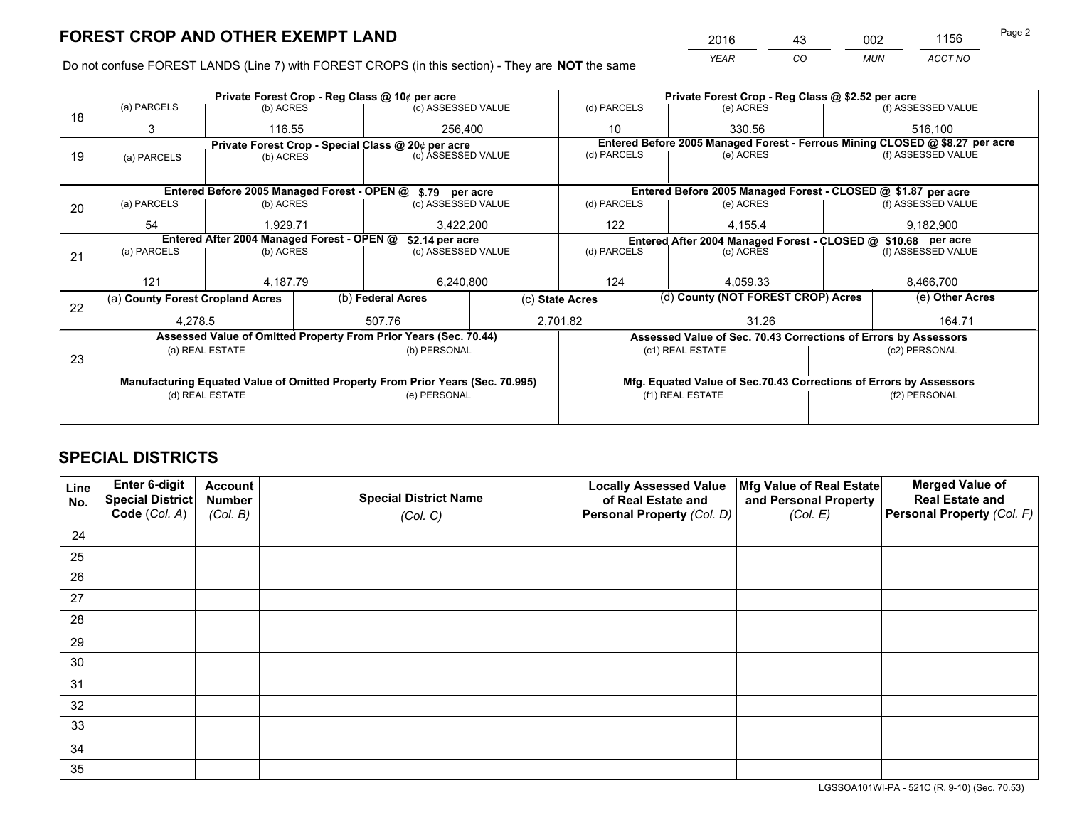# FOREST CROP AND OTHER EXEMPT LAND

| 2016 | 43 | 002 | 1156 |
|---|---|---|---|
| YEAR | CO | MUN | ACCT NO |

Do not confuse FOREST LANDS (Line 7) with FOREST CROPS (in this section) - They are **NOT** the same

| Line | Private Forest Crop - Reg Class @ 10¢ per acre | | | Private Forest Crop - Reg Class @ $2.52 per acre | | |
|---|---|---|---|---|---|---|
| | (a) PARCELS | (b) ACRES | (c) ASSESSED VALUE | (d) PARCELS | (e) ACRES | (f) ASSESSED VALUE |
| 18 | 3 | 116.55 | 256,400 | 10 | 330.56 | 516,100 |
| | **Private Forest Crop - Special Class @ 20¢ per acre** | | | **Entered Before 2005 Managed Forest - Ferrous Mining CLOSED @ $8.27 per acre** | | |
| 19 | (a) PARCELS | (b) ACRES | (c) ASSESSED VALUE | (d) PARCELS | (e) ACRES | (f) ASSESSED VALUE |
| | | | | | | |
| | **Entered Before 2005 Managed Forest - OPEN @ $.79 per acre** | | | **Entered Before 2005 Managed Forest - CLOSED @ $1.87 per acre** | | |
| 20 | (a) PARCELS | (b) ACRES | (c) ASSESSED VALUE | (d) PARCELS | (e) ACRES | (f) ASSESSED VALUE |
| | 54 | 1,929.71 | 3,422,200 | 122 | 4,155.4 | 9,182,900 |
| | **Entered After 2004 Managed Forest - OPEN @ $2.14 per acre** | | | **Entered After 2004 Managed Forest - CLOSED @ $10.68 per acre** | | |
| 21 | (a) PARCELS | (b) ACRES | (c) ASSESSED VALUE | (d) PARCELS | (e) ACRES | (f) ASSESSED VALUE |
| | 121 | 4,187.79 | 6,240,800 | 124 | 4,059.33 | 8,466,700 |

| Line | (a) County Forest Cropland Acres | (b) Federal Acres | (c) State Acres | (d) County (NOT FOREST CROP) Acres | (e) Other Acres |
|---|---|---|---|---|---|
| 22 | 4,278.5 | 507.76 | 2,701.82 | 31.26 | 164.71 |

| Line | Assessed Value of Omitted Property From Prior Years (Sec. 70.44) | | Assessed Value of Sec. 70.43 Corrections of Errors by Assessors | |
|---|---|---|---|---|
| 23 | (a) REAL ESTATE | (b) PERSONAL | (c1) REAL ESTATE | (c2) PERSONAL |
| | | | | |
| | **Manufacturing Equated Value of Omitted Property From Prior Years (Sec. 70.995)** | | **Mfg. Equated Value of Sec.70.43 Corrections of Errors by Assessors** | |
| | (d) REAL ESTATE | (e) PERSONAL | (f1) REAL ESTATE | (f2) PERSONAL |
| | | | | |

# SPECIAL DISTRICTS

| Line No. | Enter 6-digit Special District Code (Col. A) | Account Number (Col. B) | Special District Name (Col. C) | Locally Assessed Value of Real Estate and Personal Property (Col. D) | Mfg Value of Real Estate and Personal Property (Col. E) | Merged Value of Real Estate and Personal Property (Col. F) |
|---|---|---|---|---|---|---|
| 24 | | | | | | |
| 25 | | | | | | |
| 26 | | | | | | |
| 27 | | | | | | |
| 28 | | | | | | |
| 29 | | | | | | |
| 30 | | | | | | |
| 31 | | | | | | |
| 32 | | | | | | |
| 33 | | | | | | |
| 34 | | | | | | |
| 35 | | | | | | |

LGSSOA101WI-PA - 521C (R. 9-10) (Sec. 70.53)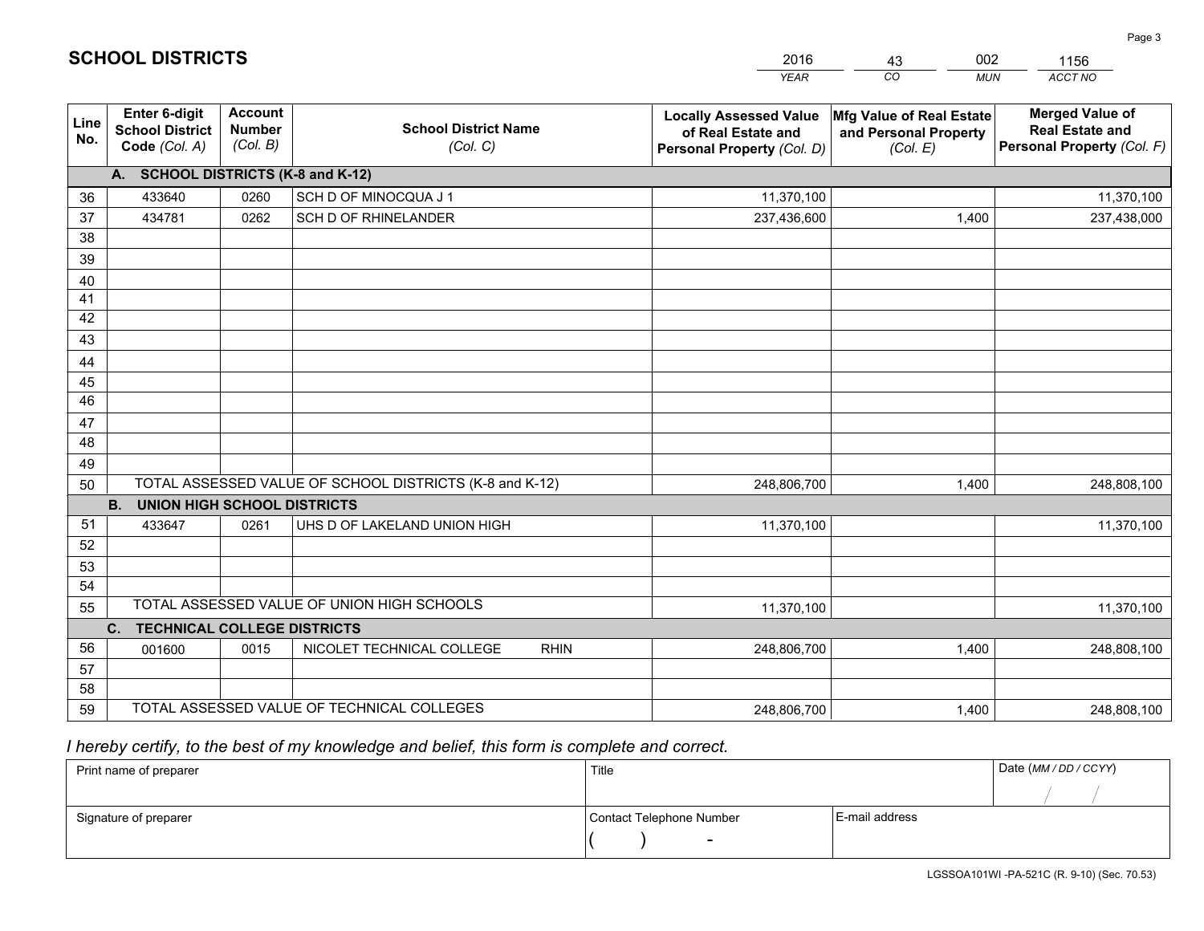# SCHOOL DISTRICTS

| 2016 | 43 | 002 | 1156 |
|---|---|---|---|
| *YEAR* | *CO* | *MUN* | *ACCT NO* |

| Line No. | Enter 6-digit School District Code *(Col. A)* | Account Number *(Col. B)* | School District Name *(Col. C)* | Locally Assessed Value of Real Estate and Personal Property *(Col. D)* | Mfg Value of Real Estate and Personal Property *(Col. E)* | Merged Value of Real Estate and Personal Property *(Col. F)* |
|---|---|---|---|---|---|---|
| | **A. SCHOOL DISTRICTS (K-8 and K-12)** | | | | | |
| 36 | 433640 | 0260 | SCH D OF MINOCQUA J 1 | 11,370,100 | | 11,370,100 |
| 37 | 434781 | 0262 | SCH D OF RHINELANDER | 237,436,600 | 1,400 | 237,438,000 |
| 38 | | | | | | |
| 39 | | | | | | |
| 40 | | | | | | |
| 41 | | | | | | |
| 42 | | | | | | |
| 43 | | | | | | |
| 44 | | | | | | |
| 45 | | | | | | |
| 46 | | | | | | |
| 47 | | | | | | |
| 48 | | | | | | |
| 49 | | | | | | |
| 50 | TOTAL ASSESSED VALUE OF SCHOOL DISTRICTS (K-8 and K-12) | | | 248,806,700 | 1,400 | 248,808,100 |
| | **B. UNION HIGH SCHOOL DISTRICTS** | | | | | |
| 51 | 433647 | 0261 | UHS D OF LAKELAND UNION HIGH | 11,370,100 | | 11,370,100 |
| 52 | | | | | | |
| 53 | | | | | | |
| 54 | | | | | | |
| 55 | TOTAL ASSESSED VALUE OF UNION HIGH SCHOOLS | | | 11,370,100 | | 11,370,100 |
| | **C. TECHNICAL COLLEGE DISTRICTS** | | | | | |
| 56 | 001600 | 0015 | NICOLET TECHNICAL COLLEGE RHIN | 248,806,700 | 1,400 | 248,808,100 |
| 57 | | | | | | |
| 58 | | | | | | |
| 59 | TOTAL ASSESSED VALUE OF TECHNICAL COLLEGES | | | 248,806,700 | 1,400 | 248,808,100 |

*I hereby certify, to the best of my knowledge and belief, this form is complete and correct.*

| Print name of preparer | Title | | Date *(MM / DD / CCYY)* |
|---|---|---|---|
| | | | / / |
| Signature of preparer | Contact Telephone Number | E-mail address | |
| | ( ) - | | |

LGSSOA101WI -PA-521C (R. 9-10) (Sec. 70.53)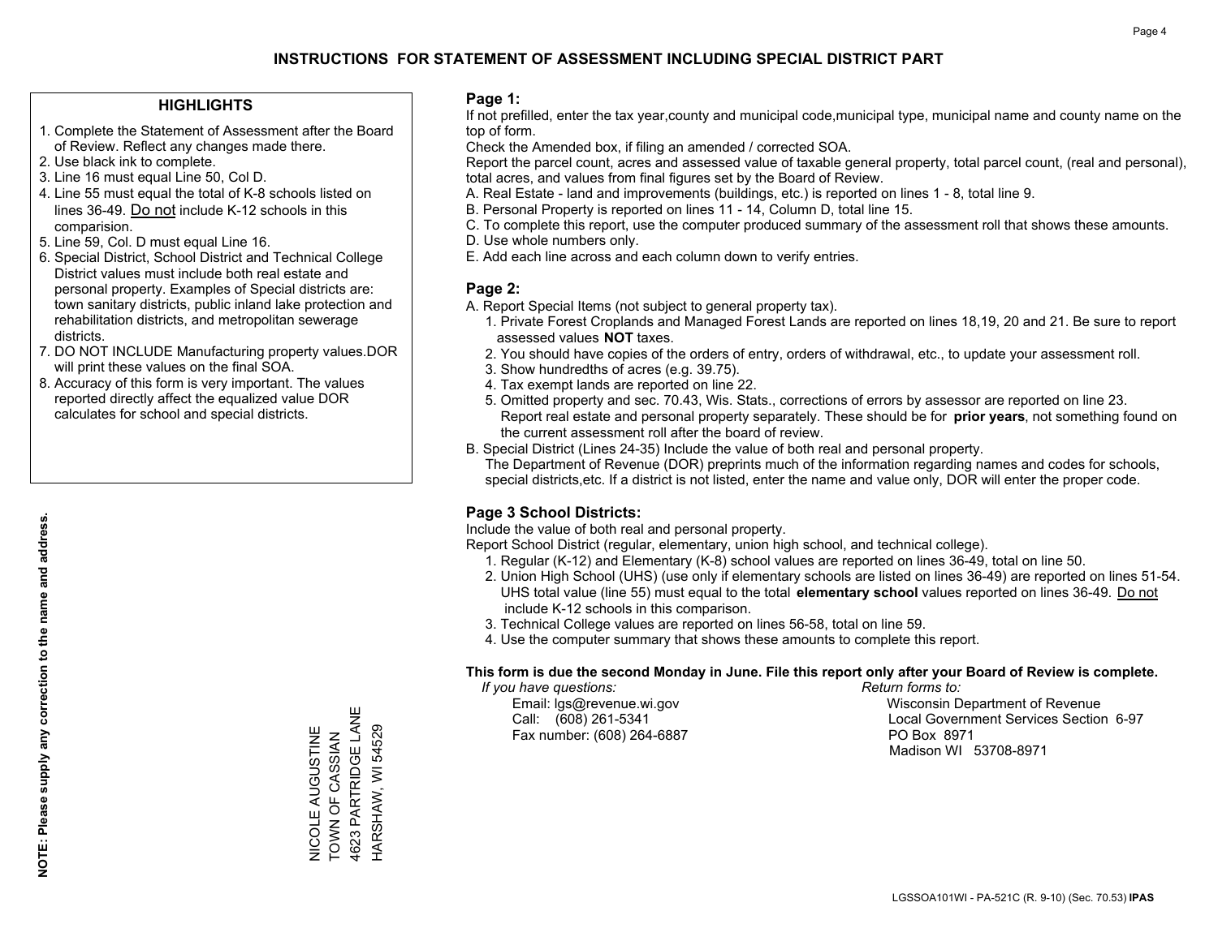# INSTRUCTIONS FOR STATEMENT OF ASSESSMENT INCLUDING SPECIAL DISTRICT PART

## HIGHLIGHTS

1. Complete the Statement of Assessment after the Board of Review. Reflect any changes made there.
2. Use black ink to complete.
3. Line 16 must equal Line 50, Col D.
4. Line 55 must equal the total of K-8 schools listed on lines 36-49. Do not include K-12 schools in this comparision.
5. Line 59, Col. D must equal Line 16.
6. Special District, School District and Technical College District values must include both real estate and personal property. Examples of Special districts are: town sanitary districts, public inland lake protection and rehabilitation districts, and metropolitan sewerage districts.
7. DO NOT INCLUDE Manufacturing property values.DOR will print these values on the final SOA.
8. Accuracy of this form is very important. The values reported directly affect the equalized value DOR calculates for school and special districts.

**NOTE: Please supply any correction to the name and address.**

NICOLE AUGUSTINE
TOWN OF CASSIAN
4623 PARTRIDGE LANE
HARSHAW, WI 54529

## Page 1:

If not prefilled, enter the tax year,county and municipal code,municipal type, municipal name and county name on the top of form.

Check the Amended box, if filing an amended / corrected SOA.

Report the parcel count, acres and assessed value of taxable general property, total parcel count, (real and personal), total acres, and values from final figures set by the Board of Review.

A. Real Estate - land and improvements (buildings, etc.) is reported on lines 1 - 8, total line 9.
B. Personal Property is reported on lines 11 - 14, Column D, total line 15.
C. To complete this report, use the computer produced summary of the assessment roll that shows these amounts.
D. Use whole numbers only.
E. Add each line across and each column down to verify entries.

## Page 2:

A. Report Special Items (not subject to general property tax).
   1. Private Forest Croplands and Managed Forest Lands are reported on lines 18,19, 20 and 21. Be sure to report assessed values **NOT** taxes.
   2. You should have copies of the orders of entry, orders of withdrawal, etc., to update your assessment roll.
   3. Show hundredths of acres (e.g. 39.75).
   4. Tax exempt lands are reported on line 22.
   5. Omitted property and sec. 70.43, Wis. Stats., corrections of errors by assessor are reported on line 23. Report real estate and personal property separately. These should be for **prior years**, not something found on the current assessment roll after the board of review.
B. Special District (Lines 24-35) Include the value of both real and personal property.
   The Department of Revenue (DOR) preprints much of the information regarding names and codes for schools, special districts,etc. If a district is not listed, enter the name and value only, DOR will enter the proper code.

## Page 3 School Districts:

Include the value of both real and personal property.

Report School District (regular, elementary, union high school, and technical college).

1. Regular (K-12) and Elementary (K-8) school values are reported on lines 36-49, total on line 50.
2. Union High School (UHS) (use only if elementary schools are listed on lines 36-49) are reported on lines 51-54. UHS total value (line 55) must equal to the total **elementary school** values reported on lines 36-49. Do not include K-12 schools in this comparison.
3. Technical College values are reported on lines 56-58, total on line 59.
4. Use the computer summary that shows these amounts to complete this report.

**This form is due the second Monday in June. File this report only after your Board of Review is complete.**

*If you have questions:*
Email: lgs@revenue.wi.gov
Call: (608) 261-5341
Fax number: (608) 264-6887

*Return forms to:*
Wisconsin Department of Revenue
Local Government Services Section 6-97
PO Box 8971
Madison WI 53708-8971

LGSSOA101WI - PA-521C (R. 9-10) (Sec. 70.53) **IPAS**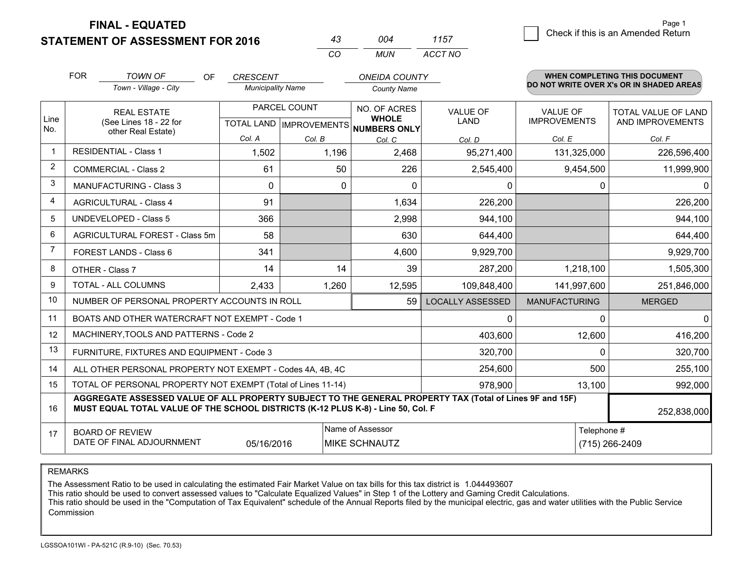# FINAL - EQUATED
## STATEMENT OF ASSESSMENT FOR 2016

| 43 | 004 | 1157 |
|---|---|---|
| CO | MUN | ACCT NO |

☐ Check if this is an Amended Return

FOR *TOWN OF* (Town - Village - City) OF *CRESCENT* (Municipality Name) *ONEIDA COUNTY* (County Name)

**WHEN COMPLETING THIS DOCUMENT DO NOT WRITE OVER X's OR IN SHADED AREAS**

| Line No. | REAL ESTATE (See Lines 18 - 22 for other Real Estate) | PARCEL COUNT TOTAL LAND Col. A | PARCEL COUNT IMPROVEMENTS Col. B | NO. OF ACRES WHOLE NUMBERS ONLY Col. C | VALUE OF LAND Col. D | VALUE OF IMPROVEMENTS Col. E | TOTAL VALUE OF LAND AND IMPROVEMENTS Col. F |
|---|---|---|---|---|---|---|---|
| 1 | RESIDENTIAL - Class 1 | 1,502 | 1,196 | 2,468 | 95,271,400 | 131,325,000 | 226,596,400 |
| 2 | COMMERCIAL - Class 2 | 61 | 50 | 226 | 2,545,400 | 9,454,500 | 11,999,900 |
| 3 | MANUFACTURING - Class 3 | 0 | 0 | 0 | 0 | 0 | 0 |
| 4 | AGRICULTURAL - Class 4 | 91 | | 1,634 | 226,200 | | 226,200 |
| 5 | UNDEVELOPED - Class 5 | 366 | | 2,998 | 944,100 | | 944,100 |
| 6 | AGRICULTURAL FOREST - Class 5m | 58 | | 630 | 644,400 | | 644,400 |
| 7 | FOREST LANDS - Class 6 | 341 | | 4,600 | 9,929,700 | | 9,929,700 |
| 8 | OTHER - Class 7 | 14 | 14 | 39 | 287,200 | 1,218,100 | 1,505,300 |
| 9 | TOTAL - ALL COLUMNS | 2,433 | 1,260 | 12,595 | 109,848,400 | 141,997,600 | 251,846,000 |
| 10 | NUMBER OF PERSONAL PROPERTY ACCOUNTS IN ROLL | | | 59 | LOCALLY ASSESSED | MANUFACTURING | MERGED |
| 11 | BOATS AND OTHER WATERCRAFT NOT EXEMPT - Code 1 | | | | 0 | 0 | 0 |
| 12 | MACHINERY,TOOLS AND PATTERNS - Code 2 | | | | 403,600 | 12,600 | 416,200 |
| 13 | FURNITURE, FIXTURES AND EQUIPMENT - Code 3 | | | | 320,700 | 0 | 320,700 |
| 14 | ALL OTHER PERSONAL PROPERTY NOT EXEMPT - Codes 4A, 4B, 4C | | | | 254,600 | 500 | 255,100 |
| 15 | TOTAL OF PERSONAL PROPERTY NOT EXEMPT (Total of Lines 11-14) | | | | 978,900 | 13,100 | 992,000 |
| 16 | **AGGREGATE ASSESSED VALUE OF ALL PROPERTY SUBJECT TO THE GENERAL PROPERTY TAX (Total of Lines 9F and 15F) MUST EQUAL TOTAL VALUE OF THE SCHOOL DISTRICTS (K-12 PLUS K-8) - Line 50, Col. F** | | | | | | 252,838,000 |
| 17 | BOARD OF REVIEW DATE OF FINAL ADJOURNMENT | 05/16/2016 | Name of Assessor: MIKE SCHNAUTZ | | | Telephone #: (715) 266-2409 | |

REMARKS

The Assessment Ratio to be used in calculating the estimated Fair Market Value on tax bills for this tax district is 1.044493607
This ratio should be used to convert assessed values to "Calculate Equalized Values" in Step 1 of the Lottery and Gaming Credit Calculations.
This ratio should be used in the "Computation of Tax Equivalent" schedule of the Annual Reports filed by the municipal electric, gas and water utilities with the Public Service Commission

LGSSOA101WI - PA-521C (R.9-10) (Sec. 70.53)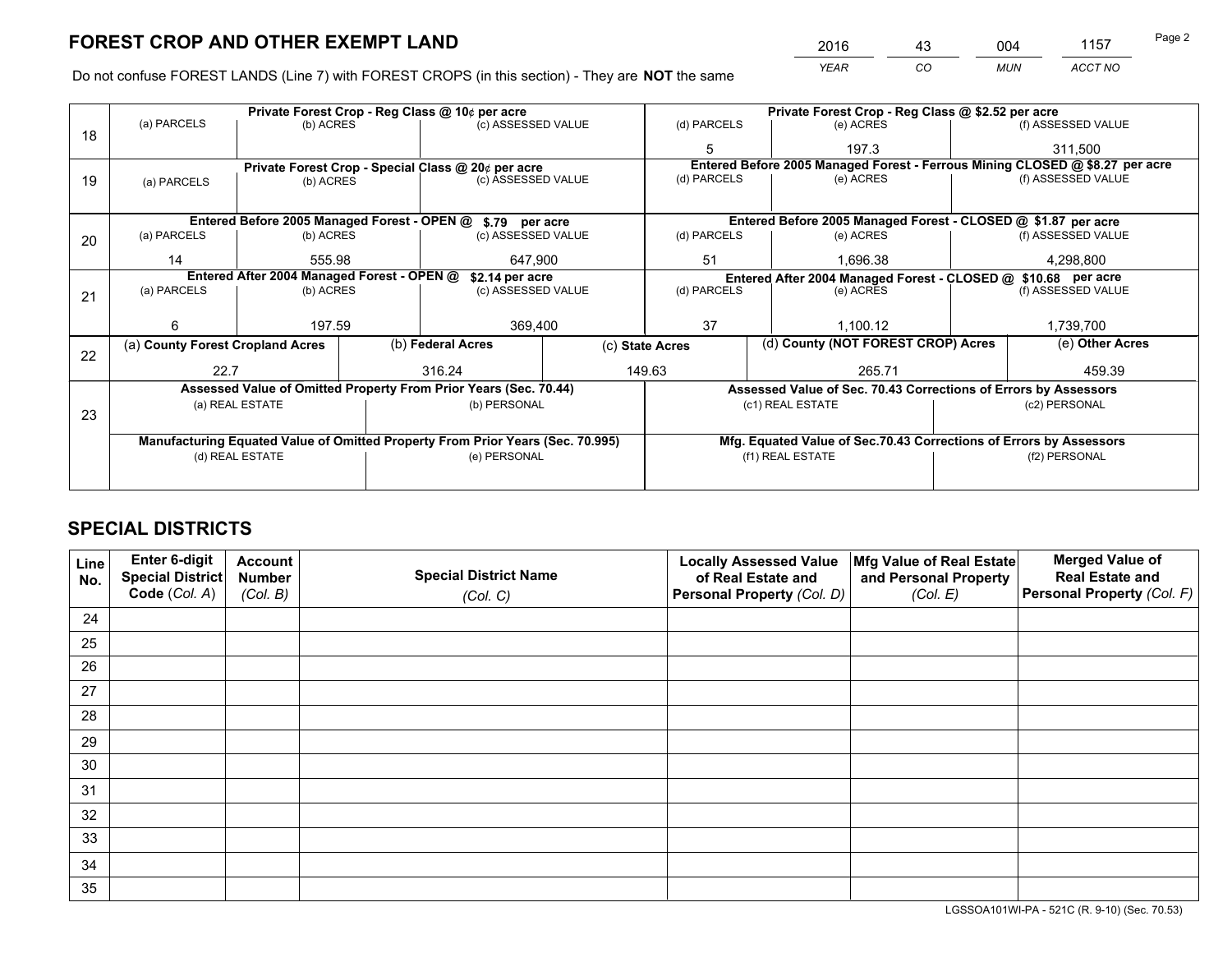# FOREST CROP AND OTHER EXEMPT LAND

| 2016 | 43 | 004 | 1157 |
|---|---|---|---|
| *YEAR* | *CO* | *MUN* | *ACCT NO* |

Do not confuse FOREST LANDS (Line 7) with FOREST CROPS (in this section) - They are **NOT** the same

| Line | Private Forest Crop - Reg Class @ 10¢ per acre | | | Private Forest Crop - Reg Class @ $2.52 per acre | | |
|---|---|---|---|---|---|---|
| 18 | (a) PARCELS | (b) ACRES | (c) ASSESSED VALUE | (d) PARCELS | (e) ACRES | (f) ASSESSED VALUE |
| | | | | 5 | 197.3 | 311,500 |
| | **Private Forest Crop - Special Class @ 20¢ per acre** | | | **Entered Before 2005 Managed Forest - Ferrous Mining CLOSED @ $8.27 per acre** | | |
| 19 | (a) PARCELS | (b) ACRES | (c) ASSESSED VALUE | (d) PARCELS | (e) ACRES | (f) ASSESSED VALUE |
| | | | | | | |
| | **Entered Before 2005 Managed Forest - OPEN @ $.79 per acre** | | | **Entered Before 2005 Managed Forest - CLOSED @ $1.87 per acre** | | |
| 20 | (a) PARCELS | (b) ACRES | (c) ASSESSED VALUE | (d) PARCELS | (e) ACRES | (f) ASSESSED VALUE |
| | 14 | 555.98 | 647,900 | 51 | 1,696.38 | 4,298,800 |
| | **Entered After 2004 Managed Forest - OPEN @ $2.14 per acre** | | | **Entered After 2004 Managed Forest - CLOSED @ $10.68 per acre** | | |
| 21 | (a) PARCELS | (b) ACRES | (c) ASSESSED VALUE | (d) PARCELS | (e) ACRES | (f) ASSESSED VALUE |
| | 6 | 197.59 | 369,400 | 37 | 1,100.12 | 1,739,700 |

| Line | (a) County Forest Cropland Acres | (b) Federal Acres | (c) State Acres | (d) County (NOT FOREST CROP) Acres | (e) Other Acres |
|---|---|---|---|---|---|
| 22 | 22.7 | 316.24 | 149.63 | 265.71 | 459.39 |

| Line | Assessed Value of Omitted Property From Prior Years (Sec. 70.44) | | Assessed Value of Sec. 70.43 Corrections of Errors by Assessors | |
|---|---|---|---|---|
| 23 | (a) REAL ESTATE | (b) PERSONAL | (c1) REAL ESTATE | (c2) PERSONAL |
| | | | | |
| | **Manufacturing Equated Value of Omitted Property From Prior Years (Sec. 70.995)** | | **Mfg. Equated Value of Sec.70.43 Corrections of Errors by Assessors** | |
| | (d) REAL ESTATE | (e) PERSONAL | (f1) REAL ESTATE | (f2) PERSONAL |
| | | | | |

# SPECIAL DISTRICTS

| Line No. | Enter 6-digit Special District Code (*Col. A*) | Account Number (*Col. B*) | Special District Name (*Col. C*) | Locally Assessed Value of Real Estate and Personal Property (*Col. D*) | Mfg Value of Real Estate and Personal Property (*Col. E*) | Merged Value of Real Estate and Personal Property (*Col. F*) |
|---|---|---|---|---|---|---|
| 24 | | | | | | |
| 25 | | | | | | |
| 26 | | | | | | |
| 27 | | | | | | |
| 28 | | | | | | |
| 29 | | | | | | |
| 30 | | | | | | |
| 31 | | | | | | |
| 32 | | | | | | |
| 33 | | | | | | |
| 34 | | | | | | |
| 35 | | | | | | |

LGSSOA101WI-PA - 521C (R. 9-10) (Sec. 70.53)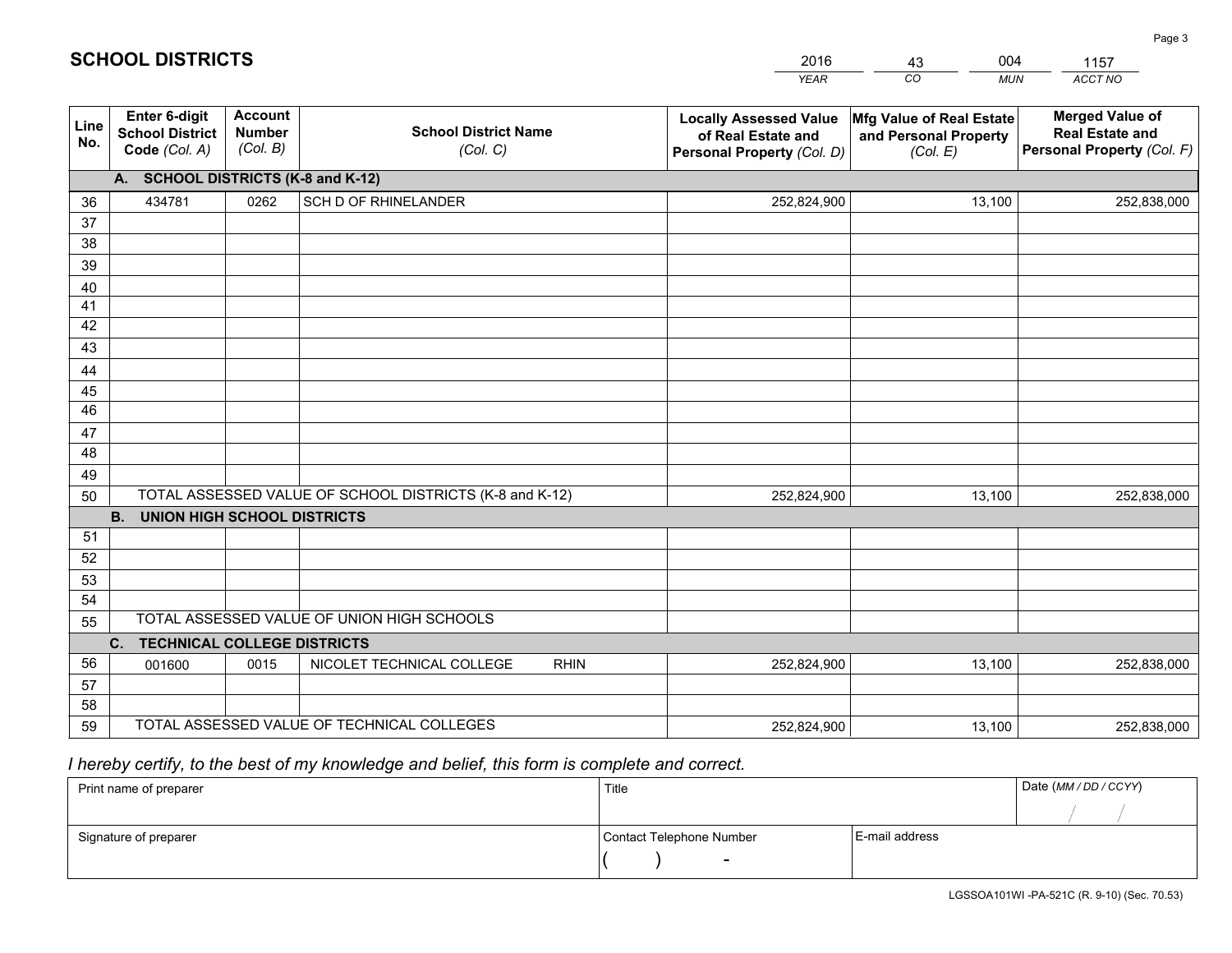# SCHOOL DISTRICTS

| 2016 | 43 | 004 | 1157 |
|---|---|---|---|
| *YEAR* | *CO* | *MUN* | *ACCT NO* |

| Line No. | Enter 6-digit School District Code *(Col. A)* | Account Number *(Col. B)* | School District Name *(Col. C)* | Locally Assessed Value of Real Estate and Personal Property *(Col. D)* | Mfg Value of Real Estate and Personal Property *(Col. E)* | Merged Value of Real Estate and Personal Property *(Col. F)* |
|---|---|---|---|---|---|---|
| **A. SCHOOL DISTRICTS (K-8 and K-12)** | | | | | | |
| 36 | 434781 | 0262 | SCH D OF RHINELANDER | 252,824,900 | 13,100 | 252,838,000 |
| 37 | | | | | | |
| 38 | | | | | | |
| 39 | | | | | | |
| 40 | | | | | | |
| 41 | | | | | | |
| 42 | | | | | | |
| 43 | | | | | | |
| 44 | | | | | | |
| 45 | | | | | | |
| 46 | | | | | | |
| 47 | | | | | | |
| 48 | | | | | | |
| 49 | | | | | | |
| 50 | TOTAL ASSESSED VALUE OF SCHOOL DISTRICTS (K-8 and K-12) | | | 252,824,900 | 13,100 | 252,838,000 |
| **B. UNION HIGH SCHOOL DISTRICTS** | | | | | | |
| 51 | | | | | | |
| 52 | | | | | | |
| 53 | | | | | | |
| 54 | | | | | | |
| 55 | TOTAL ASSESSED VALUE OF UNION HIGH SCHOOLS | | | | | |
| **C. TECHNICAL COLLEGE DISTRICTS** | | | | | | |
| 56 | 001600 | 0015 | NICOLET TECHNICAL COLLEGE RHIN | 252,824,900 | 13,100 | 252,838,000 |
| 57 | | | | | | |
| 58 | | | | | | |
| 59 | TOTAL ASSESSED VALUE OF TECHNICAL COLLEGES | | | 252,824,900 | 13,100 | 252,838,000 |

*I hereby certify, to the best of my knowledge and belief, this form is complete and correct.*

| Print name of preparer | Title | | Date *(MM / DD / CCYY)* |
|---|---|---|---|
| | | | / / |
| Signature of preparer | Contact Telephone Number | E-mail address | |
| | ( ) - | | |

LGSSOA101WI -PA-521C (R. 9-10) (Sec. 70.53)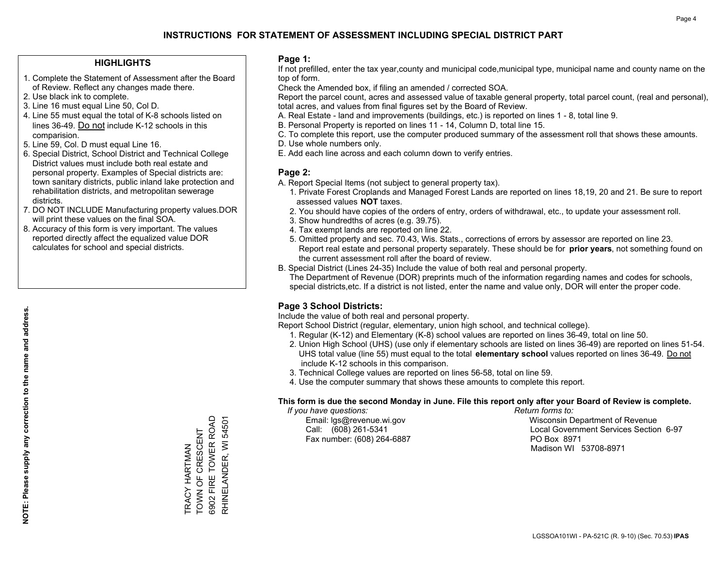# INSTRUCTIONS FOR STATEMENT OF ASSESSMENT INCLUDING SPECIAL DISTRICT PART

## HIGHLIGHTS

1. Complete the Statement of Assessment after the Board of Review. Reflect any changes made there.
2. Use black ink to complete.
3. Line 16 must equal Line 50, Col D.
4. Line 55 must equal the total of K-8 schools listed on lines 36-49. Do not include K-12 schools in this comparision.
5. Line 59, Col. D must equal Line 16.
6. Special District, School District and Technical College District values must include both real estate and personal property. Examples of Special districts are: town sanitary districts, public inland lake protection and rehabilitation districts, and metropolitan sewerage districts.
7. DO NOT INCLUDE Manufacturing property values.DOR will print these values on the final SOA.
8. Accuracy of this form is very important. The values reported directly affect the equalized value DOR calculates for school and special districts.

**NOTE: Please supply any correction to the name and address.**

TRACY HARTMAN
TOWN OF CRESCENT
6902 FIRE TOWER ROAD
RHINELANDER, WI 54501

## Page 1:

If not prefilled, enter the tax year,county and municipal code,municipal type, municipal name and county name on the top of form.

Check the Amended box, if filing an amended / corrected SOA.

Report the parcel count, acres and assessed value of taxable general property, total parcel count, (real and personal), total acres, and values from final figures set by the Board of Review.

A. Real Estate - land and improvements (buildings, etc.) is reported on lines 1 - 8, total line 9.
B. Personal Property is reported on lines 11 - 14, Column D, total line 15.
C. To complete this report, use the computer produced summary of the assessment roll that shows these amounts.
D. Use whole numbers only.
E. Add each line across and each column down to verify entries.

## Page 2:

A. Report Special Items (not subject to general property tax).
   1. Private Forest Croplands and Managed Forest Lands are reported on lines 18,19, 20 and 21. Be sure to report assessed values **NOT** taxes.
   2. You should have copies of the orders of entry, orders of withdrawal, etc., to update your assessment roll.
   3. Show hundredths of acres (e.g. 39.75).
   4. Tax exempt lands are reported on line 22.
   5. Omitted property and sec. 70.43, Wis. Stats., corrections of errors by assessor are reported on line 23. Report real estate and personal property separately. These should be for **prior years**, not something found on the current assessment roll after the board of review.

B. Special District (Lines 24-35) Include the value of both real and personal property.
   The Department of Revenue (DOR) preprints much of the information regarding names and codes for schools, special districts,etc. If a district is not listed, enter the name and value only, DOR will enter the proper code.

## Page 3 School Districts:

Include the value of both real and personal property.

Report School District (regular, elementary, union high school, and technical college).

1. Regular (K-12) and Elementary (K-8) school values are reported on lines 36-49, total on line 50.
2. Union High School (UHS) (use only if elementary schools are listed on lines 36-49) are reported on lines 51-54. UHS total value (line 55) must equal to the total **elementary school** values reported on lines 36-49. Do not include K-12 schools in this comparison.
3. Technical College values are reported on lines 56-58, total on line 59.
4. Use the computer summary that shows these amounts to complete this report.

**This form is due the second Monday in June. File this report only after your Board of Review is complete.**

*If you have questions:*
Email: lgs@revenue.wi.gov
Call: (608) 261-5341
Fax number: (608) 264-6887

*Return forms to:*
Wisconsin Department of Revenue
Local Government Services Section 6-97
PO Box 8971
Madison WI 53708-8971

LGSSOA101WI - PA-521C (R. 9-10) (Sec. 70.53) **IPAS**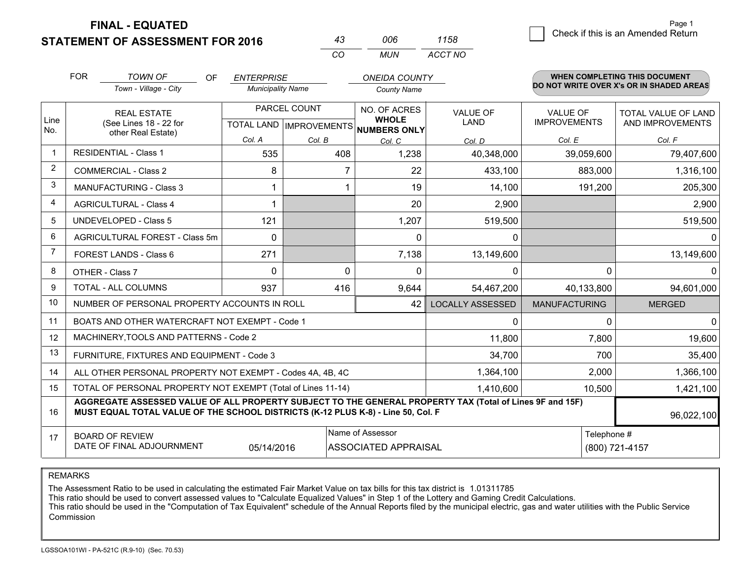**FINAL - EQUATED**
**STATEMENT OF ASSESSMENT FOR 2016**

| 43 | 006 | 1158 |
|---|---|---|
| CO | MUN | ACCT NO |

☐ Check if this is an Amended Return

FOR *TOWN OF* (Town - Village - City) OF *ENTERPRISE* (Municipality Name) *ONEIDA COUNTY* (County Name)

**WHEN COMPLETING THIS DOCUMENT DO NOT WRITE OVER X's OR IN SHADED AREAS**

| Line No. | REAL ESTATE (See Lines 18 - 22 for other Real Estate) | PARCEL COUNT TOTAL LAND Col. A | PARCEL COUNT IMPROVEMENTS Col. B | NO. OF ACRES WHOLE NUMBERS ONLY Col. C | VALUE OF LAND Col. D | VALUE OF IMPROVEMENTS Col. E | TOTAL VALUE OF LAND AND IMPROVEMENTS Col. F |
|---|---|---|---|---|---|---|---|
| 1 | RESIDENTIAL - Class 1 | 535 | 408 | 1,238 | 40,348,000 | 39,059,600 | 79,407,600 |
| 2 | COMMERCIAL - Class 2 | 8 | 7 | 22 | 433,100 | 883,000 | 1,316,100 |
| 3 | MANUFACTURING - Class 3 | 1 | 1 | 19 | 14,100 | 191,200 | 205,300 |
| 4 | AGRICULTURAL - Class 4 | 1 | | 20 | 2,900 | | 2,900 |
| 5 | UNDEVELOPED - Class 5 | 121 | | 1,207 | 519,500 | | 519,500 |
| 6 | AGRICULTURAL FOREST - Class 5m | 0 | | 0 | 0 | | 0 |
| 7 | FOREST LANDS - Class 6 | 271 | | 7,138 | 13,149,600 | | 13,149,600 |
| 8 | OTHER - Class 7 | 0 | 0 | 0 | 0 | 0 | 0 |
| 9 | TOTAL - ALL COLUMNS | 937 | 416 | 9,644 | 54,467,200 | 40,133,800 | 94,601,000 |
| 10 | NUMBER OF PERSONAL PROPERTY ACCOUNTS IN ROLL | | | 42 | LOCALLY ASSESSED | MANUFACTURING | MERGED |
| 11 | BOATS AND OTHER WATERCRAFT NOT EXEMPT - Code 1 | | | | 0 | 0 | 0 |
| 12 | MACHINERY,TOOLS AND PATTERNS - Code 2 | | | | 11,800 | 7,800 | 19,600 |
| 13 | FURNITURE, FIXTURES AND EQUIPMENT - Code 3 | | | | 34,700 | 700 | 35,400 |
| 14 | ALL OTHER PERSONAL PROPERTY NOT EXEMPT - Codes 4A, 4B, 4C | | | | 1,364,100 | 2,000 | 1,366,100 |
| 15 | TOTAL OF PERSONAL PROPERTY NOT EXEMPT (Total of Lines 11-14) | | | | 1,410,600 | 10,500 | 1,421,100 |
| 16 | **AGGREGATE ASSESSED VALUE OF ALL PROPERTY SUBJECT TO THE GENERAL PROPERTY TAX (Total of Lines 9F and 15F) MUST EQUAL TOTAL VALUE OF THE SCHOOL DISTRICTS (K-12 PLUS K-8) - Line 50, Col. F** | | | | | | 96,022,100 |
| 17 | BOARD OF REVIEW DATE OF FINAL ADJOURNMENT | 05/14/2016 | Name of Assessor: ASSOCIATED APPRAISAL | | | Telephone #: (800) 721-4157 | |

REMARKS

The Assessment Ratio to be used in calculating the estimated Fair Market Value on tax bills for this tax district is 1.01311785
This ratio should be used to convert assessed values to "Calculate Equalized Values" in Step 1 of the Lottery and Gaming Credit Calculations.
This ratio should be used in the "Computation of Tax Equivalent" schedule of the Annual Reports filed by the municipal electric, gas and water utilities with the Public Service Commission

LGSSOA101WI - PA-521C (R.9-10) (Sec. 70.53)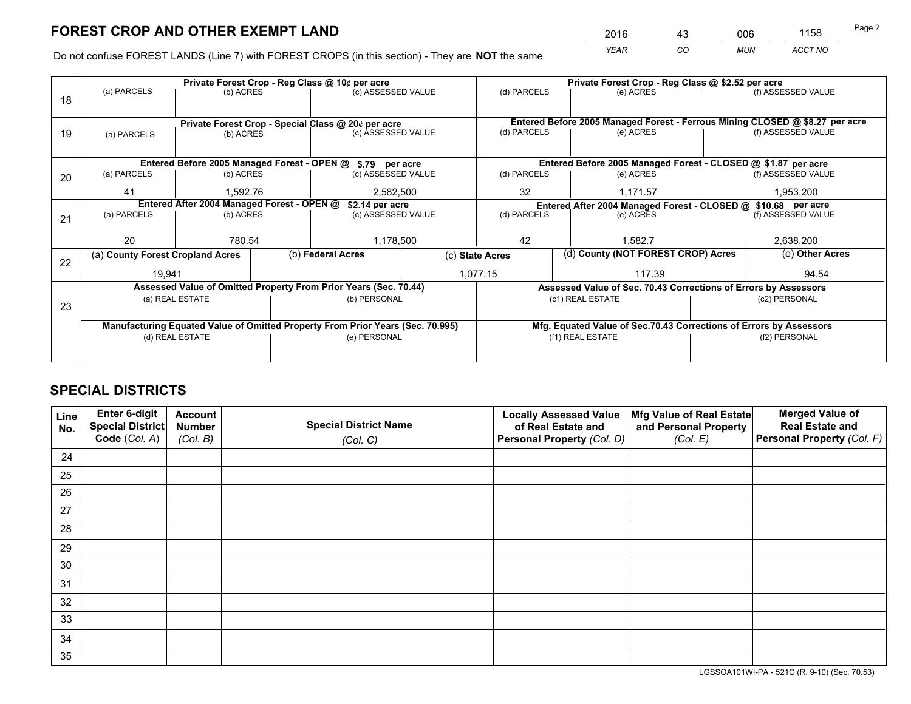# FOREST CROP AND OTHER EXEMPT LAND

| 2016 | 43 | 006 | 1158 |
|---|---|---|---|
| YEAR | CO | MUN | ACCT NO |

Do not confuse FOREST LANDS (Line 7) with FOREST CROPS (in this section) - They are **NOT** the same

| Line | | | | | | |
|---|---|---|---|---|---|---|
| 18 | Private Forest Crop - Reg Class @ 10¢ per acre | | | Private Forest Crop - Reg Class @ $2.52 per acre | | |
| | (a) PARCELS | (b) ACRES | (c) ASSESSED VALUE | (d) PARCELS | (e) ACRES | (f) ASSESSED VALUE |
| | | | | | | |
| 19 | Private Forest Crop - Special Class @ 20¢ per acre | | | Entered Before 2005 Managed Forest - Ferrous Mining CLOSED @ $8.27 per acre | | |
| | (a) PARCELS | (b) ACRES | (c) ASSESSED VALUE | (d) PARCELS | (e) ACRES | (f) ASSESSED VALUE |
| | | | | | | |
| 20 | Entered Before 2005 Managed Forest - OPEN @ $.79 per acre | | | Entered Before 2005 Managed Forest - CLOSED @ $1.87 per acre | | |
| | (a) PARCELS | (b) ACRES | (c) ASSESSED VALUE | (d) PARCELS | (e) ACRES | (f) ASSESSED VALUE |
| | 41 | 1,592.76 | 2,582,500 | 32 | 1,171.57 | 1,953,200 |
| 21 | Entered After 2004 Managed Forest - OPEN @ $2.14 per acre | | | Entered After 2004 Managed Forest - CLOSED @ $10.68 per acre | | |
| | (a) PARCELS | (b) ACRES | (c) ASSESSED VALUE | (d) PARCELS | (e) ACRES | (f) ASSESSED VALUE |
| | 20 | 780.54 | 1,178,500 | 42 | 1,582.7 | 2,638,200 |

| Line | (a) County Forest Cropland Acres | (b) Federal Acres | (c) State Acres | (d) County (NOT FOREST CROP) Acres | (e) Other Acres |
|---|---|---|---|---|---|
| 22 | 19,941 | | 1,077.15 | 117.39 | 94.54 |

| Line | | | | |
|---|---|---|---|---|
| 23 | Assessed Value of Omitted Property From Prior Years (Sec. 70.44) | | Assessed Value of Sec. 70.43 Corrections of Errors by Assessors | |
| | (a) REAL ESTATE | (b) PERSONAL | (c1) REAL ESTATE | (c2) PERSONAL |
| | | | | |
| | Manufacturing Equated Value of Omitted Property From Prior Years (Sec. 70.995) | | Mfg. Equated Value of Sec.70.43 Corrections of Errors by Assessors | |
| | (d) REAL ESTATE | (e) PERSONAL | (f1) REAL ESTATE | (f2) PERSONAL |
| | | | | |

# SPECIAL DISTRICTS

| Line No. | Enter 6-digit Special District Code (Col. A) | Account Number (Col. B) | Special District Name (Col. C) | Locally Assessed Value of Real Estate and Personal Property (Col. D) | Mfg Value of Real Estate and Personal Property (Col. E) | Merged Value of Real Estate and Personal Property (Col. F) |
|---|---|---|---|---|---|---|
| 24 | | | | | | |
| 25 | | | | | | |
| 26 | | | | | | |
| 27 | | | | | | |
| 28 | | | | | | |
| 29 | | | | | | |
| 30 | | | | | | |
| 31 | | | | | | |
| 32 | | | | | | |
| 33 | | | | | | |
| 34 | | | | | | |
| 35 | | | | | | |

LGSSOA101WI-PA - 521C (R. 9-10) (Sec. 70.53)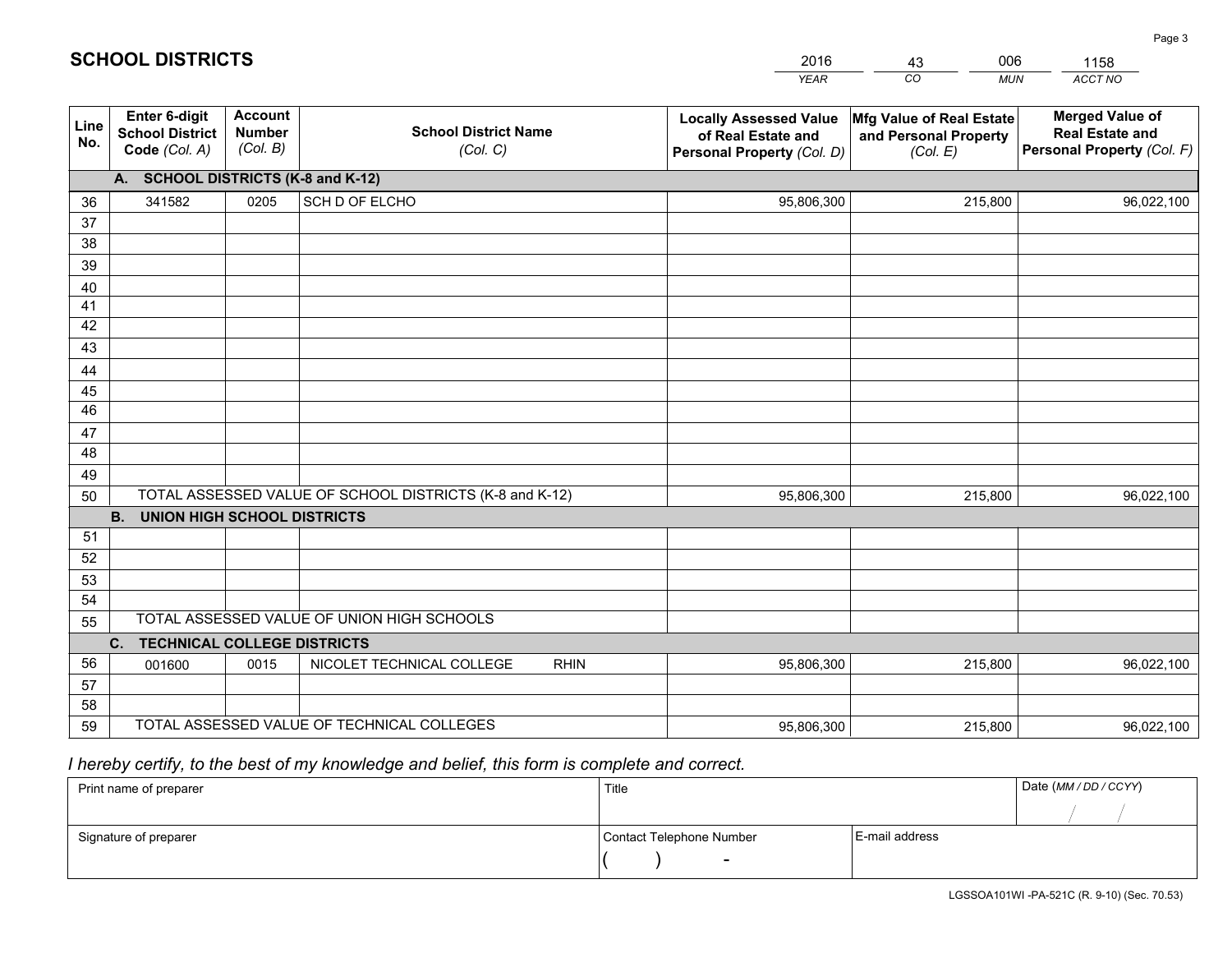# SCHOOL DISTRICTS

| 2016 | 43 | 006 | 1158 |
|---|---|---|---|
| *YEAR* | *CO* | *MUN* | *ACCT NO* |

| Line No. | Enter 6-digit School District Code *(Col. A)* | Account Number *(Col. B)* | School District Name *(Col. C)* | Locally Assessed Value of Real Estate and Personal Property *(Col. D)* | Mfg Value of Real Estate and Personal Property *(Col. E)* | Merged Value of Real Estate and Personal Property *(Col. F)* |
|---|---|---|---|---|---|---|
| | **A. SCHOOL DISTRICTS (K-8 and K-12)** | | | | | |
| 36 | 341582 | 0205 | SCH D OF ELCHO | 95,806,300 | 215,800 | 96,022,100 |
| 37 | | | | | | |
| 38 | | | | | | |
| 39 | | | | | | |
| 40 | | | | | | |
| 41 | | | | | | |
| 42 | | | | | | |
| 43 | | | | | | |
| 44 | | | | | | |
| 45 | | | | | | |
| 46 | | | | | | |
| 47 | | | | | | |
| 48 | | | | | | |
| 49 | | | | | | |
| 50 | TOTAL ASSESSED VALUE OF SCHOOL DISTRICTS (K-8 and K-12) | | | 95,806,300 | 215,800 | 96,022,100 |
| | **B. UNION HIGH SCHOOL DISTRICTS** | | | | | |
| 51 | | | | | | |
| 52 | | | | | | |
| 53 | | | | | | |
| 54 | | | | | | |
| 55 | TOTAL ASSESSED VALUE OF UNION HIGH SCHOOLS | | | | | |
| | **C. TECHNICAL COLLEGE DISTRICTS** | | | | | |
| 56 | 001600 | 0015 | NICOLET TECHNICAL COLLEGE RHIN | 95,806,300 | 215,800 | 96,022,100 |
| 57 | | | | | | |
| 58 | | | | | | |
| 59 | TOTAL ASSESSED VALUE OF TECHNICAL COLLEGES | | | 95,806,300 | 215,800 | 96,022,100 |

*I hereby certify, to the best of my knowledge and belief, this form is complete and correct.*

| Print name of preparer | Title | | Date *(MM / DD / CCYY)* |
|---|---|---|---|
| | | | / / |
| Signature of preparer | Contact Telephone Number | E-mail address | |
| | ( ) - | | |

LGSSOA101WI -PA-521C (R. 9-10) (Sec. 70.53)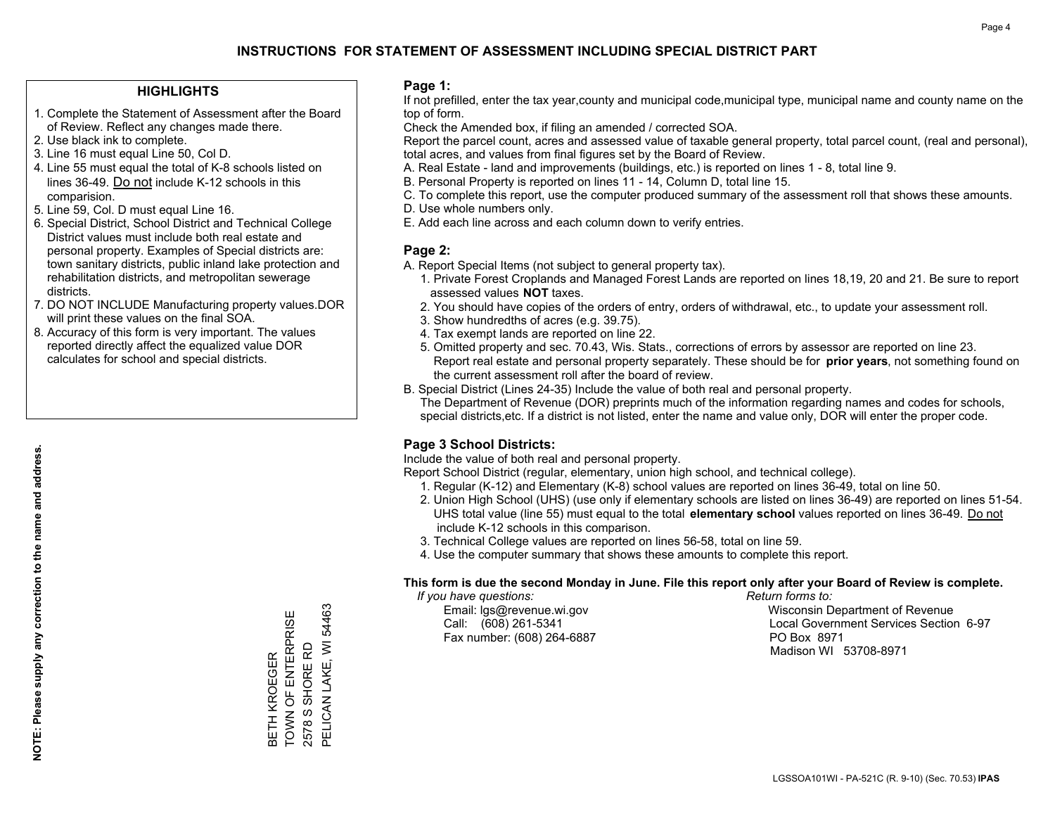# INSTRUCTIONS FOR STATEMENT OF ASSESSMENT INCLUDING SPECIAL DISTRICT PART

## HIGHLIGHTS

1. Complete the Statement of Assessment after the Board of Review. Reflect any changes made there.
2. Use black ink to complete.
3. Line 16 must equal Line 50, Col D.
4. Line 55 must equal the total of K-8 schools listed on lines 36-49. Do not include K-12 schools in this comparision.
5. Line 59, Col. D must equal Line 16.
6. Special District, School District and Technical College District values must include both real estate and personal property. Examples of Special districts are: town sanitary districts, public inland lake protection and rehabilitation districts, and metropolitan sewerage districts.
7. DO NOT INCLUDE Manufacturing property values.DOR will print these values on the final SOA.
8. Accuracy of this form is very important. The values reported directly affect the equalized value DOR calculates for school and special districts.

**NOTE: Please supply any correction to the name and address.**

BETH KROEGER
TOWN OF ENTERPRISE
2578 S SHORE RD
PELICAN LAKE, WI 54463

## Page 1:

If not prefilled, enter the tax year,county and municipal code,municipal type, municipal name and county name on the top of form.

Check the Amended box, if filing an amended / corrected SOA.

Report the parcel count, acres and assessed value of taxable general property, total parcel count, (real and personal), total acres, and values from final figures set by the Board of Review.

A. Real Estate - land and improvements (buildings, etc.) is reported on lines 1 - 8, total line 9.
B. Personal Property is reported on lines 11 - 14, Column D, total line 15.
C. To complete this report, use the computer produced summary of the assessment roll that shows these amounts.
D. Use whole numbers only.
E. Add each line across and each column down to verify entries.

## Page 2:

A. Report Special Items (not subject to general property tax).
   1. Private Forest Croplands and Managed Forest Lands are reported on lines 18,19, 20 and 21. Be sure to report assessed values **NOT** taxes.
   2. You should have copies of the orders of entry, orders of withdrawal, etc., to update your assessment roll.
   3. Show hundredths of acres (e.g. 39.75).
   4. Tax exempt lands are reported on line 22.
   5. Omitted property and sec. 70.43, Wis. Stats., corrections of errors by assessor are reported on line 23. Report real estate and personal property separately. These should be for **prior years**, not something found on the current assessment roll after the board of review.
B. Special District (Lines 24-35) Include the value of both real and personal property.
   The Department of Revenue (DOR) preprints much of the information regarding names and codes for schools, special districts,etc. If a district is not listed, enter the name and value only, DOR will enter the proper code.

## Page 3 School Districts:

Include the value of both real and personal property.

Report School District (regular, elementary, union high school, and technical college).

1. Regular (K-12) and Elementary (K-8) school values are reported on lines 36-49, total on line 50.
2. Union High School (UHS) (use only if elementary schools are listed on lines 36-49) are reported on lines 51-54. UHS total value (line 55) must equal to the total **elementary school** values reported on lines 36-49. Do not include K-12 schools in this comparison.
3. Technical College values are reported on lines 56-58, total on line 59.
4. Use the computer summary that shows these amounts to complete this report.

**This form is due the second Monday in June. File this report only after your Board of Review is complete.**

*If you have questions:*
Email: lgs@revenue.wi.gov
Call: (608) 261-5341
Fax number: (608) 264-6887

*Return forms to:*
Wisconsin Department of Revenue
Local Government Services Section 6-97
PO Box 8971
Madison WI 53708-8971

LGSSOA101WI - PA-521C (R. 9-10) (Sec. 70.53) **IPAS**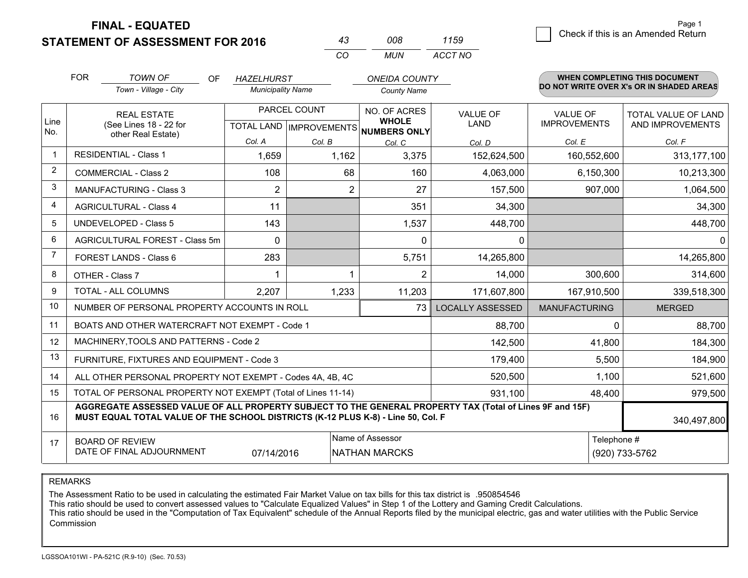**FINAL - EQUATED**
**STATEMENT OF ASSESSMENT FOR 2016**

| 43 | 008 | 1159 |
|---|---|---|
| CO | MUN | ACCT NO |

☐ Check if this is an Amended Return

FOR *TOWN OF* (Town - Village - City) OF *HAZELHURST* (Municipality Name) *ONEIDA COUNTY* (County Name)

**WHEN COMPLETING THIS DOCUMENT DO NOT WRITE OVER X's OR IN SHADED AREAS**

| Line No. | REAL ESTATE (See Lines 18 - 22 for other Real Estate) | PARCEL COUNT TOTAL LAND Col. A | IMPROVEMENTS Col. B | NO. OF ACRES WHOLE NUMBERS ONLY Col. C | VALUE OF LAND Col. D | VALUE OF IMPROVEMENTS Col. E | TOTAL VALUE OF LAND AND IMPROVEMENTS Col. F |
|---|---|---|---|---|---|---|---|
| 1 | RESIDENTIAL - Class 1 | 1,659 | 1,162 | 3,375 | 152,624,500 | 160,552,600 | 313,177,100 |
| 2 | COMMERCIAL - Class 2 | 108 | 68 | 160 | 4,063,000 | 6,150,300 | 10,213,300 |
| 3 | MANUFACTURING - Class 3 | 2 | 2 | 27 | 157,500 | 907,000 | 1,064,500 |
| 4 | AGRICULTURAL - Class 4 | 11 | | 351 | 34,300 | | 34,300 |
| 5 | UNDEVELOPED - Class 5 | 143 | | 1,537 | 448,700 | | 448,700 |
| 6 | AGRICULTURAL FOREST - Class 5m | 0 | | 0 | 0 | | 0 |
| 7 | FOREST LANDS - Class 6 | 283 | | 5,751 | 14,265,800 | | 14,265,800 |
| 8 | OTHER - Class 7 | 1 | 1 | 2 | 14,000 | 300,600 | 314,600 |
| 9 | TOTAL - ALL COLUMNS | 2,207 | 1,233 | 11,203 | 171,607,800 | 167,910,500 | 339,518,300 |
| 10 | NUMBER OF PERSONAL PROPERTY ACCOUNTS IN ROLL | | | 73 | LOCALLY ASSESSED | MANUFACTURING | MERGED |
| 11 | BOATS AND OTHER WATERCRAFT NOT EXEMPT - Code 1 | | | | 88,700 | 0 | 88,700 |
| 12 | MACHINERY,TOOLS AND PATTERNS - Code 2 | | | | 142,500 | 41,800 | 184,300 |
| 13 | FURNITURE, FIXTURES AND EQUIPMENT - Code 3 | | | | 179,400 | 5,500 | 184,900 |
| 14 | ALL OTHER PERSONAL PROPERTY NOT EXEMPT - Codes 4A, 4B, 4C | | | | 520,500 | 1,100 | 521,600 |
| 15 | TOTAL OF PERSONAL PROPERTY NOT EXEMPT (Total of Lines 11-14) | | | | 931,100 | 48,400 | 979,500 |
| 16 | **AGGREGATE ASSESSED VALUE OF ALL PROPERTY SUBJECT TO THE GENERAL PROPERTY TAX (Total of Lines 9F and 15F) MUST EQUAL TOTAL VALUE OF THE SCHOOL DISTRICTS (K-12 PLUS K-8) - Line 50, Col. F** | | | | | | 340,497,800 |
| 17 | BOARD OF REVIEW DATE OF FINAL ADJOURNMENT | 07/14/2016 | Name of Assessor: NATHAN MARCKS | | | | Telephone #: (920) 733-5762 |

REMARKS

The Assessment Ratio to be used in calculating the estimated Fair Market Value on tax bills for this tax district is .950854546
This ratio should be used to convert assessed values to "Calculate Equalized Values" in Step 1 of the Lottery and Gaming Credit Calculations.
This ratio should be used in the "Computation of Tax Equivalent" schedule of the Annual Reports filed by the municipal electric, gas and water utilities with the Public Service Commission

LGSSOA101WI - PA-521C (R.9-10) (Sec. 70.53)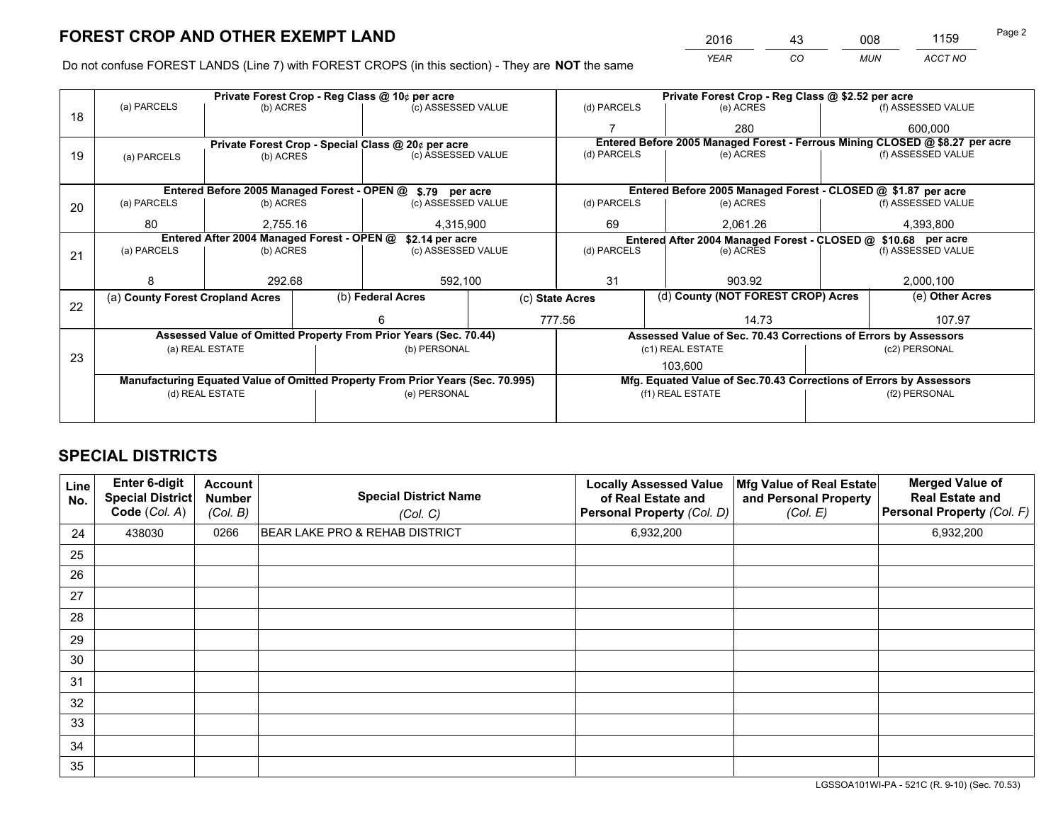# FOREST CROP AND OTHER EXEMPT LAND

| 2016 | 43 | 008 | 1159 |
|---|---|---|---|
| *YEAR* | *CO* | *MUN* | *ACCT NO* |

Do not confuse FOREST LANDS (Line 7) with FOREST CROPS (in this section) - They are **NOT** the same

| Line | Private Forest Crop - Reg Class @ 10¢ per acre | | | Private Forest Crop - Reg Class @ $2.52 per acre | | |
|---|---|---|---|---|---|---|
| 18 | (a) PARCELS | (b) ACRES | (c) ASSESSED VALUE | (d) PARCELS | (e) ACRES | (f) ASSESSED VALUE |
| | | | | 7 | 280 | 600,000 |
| | **Private Forest Crop - Special Class @ 20¢ per acre** | | | **Entered Before 2005 Managed Forest - Ferrous Mining CLOSED @ $8.27 per acre** | | |
| 19 | (a) PARCELS | (b) ACRES | (c) ASSESSED VALUE | (d) PARCELS | (e) ACRES | (f) ASSESSED VALUE |
| | | | | | | |
| | **Entered Before 2005 Managed Forest - OPEN @ $.79 per acre** | | | **Entered Before 2005 Managed Forest - CLOSED @ $1.87 per acre** | | |
| 20 | (a) PARCELS | (b) ACRES | (c) ASSESSED VALUE | (d) PARCELS | (e) ACRES | (f) ASSESSED VALUE |
| | 80 | 2,755.16 | 4,315,900 | 69 | 2,061.26 | 4,393,800 |
| | **Entered After 2004 Managed Forest - OPEN @ $2.14 per acre** | | | **Entered After 2004 Managed Forest - CLOSED @ $10.68 per acre** | | |
| 21 | (a) PARCELS | (b) ACRES | (c) ASSESSED VALUE | (d) PARCELS | (e) ACRES | (f) ASSESSED VALUE |
| | 8 | 292.68 | 592,100 | 31 | 903.92 | 2,000,100 |

| Line | (a) County Forest Cropland Acres | (b) Federal Acres | (c) State Acres | (d) County (NOT FOREST CROP) Acres | (e) Other Acres |
|---|---|---|---|---|---|
| 22 | | 6 | 777.56 | 14.73 | 107.97 |

| Line | Assessed Value of Omitted Property From Prior Years (Sec. 70.44) | | Assessed Value of Sec. 70.43 Corrections of Errors by Assessors | |
|---|---|---|---|---|
| 23 | (a) REAL ESTATE | (b) PERSONAL | (c1) REAL ESTATE | (c2) PERSONAL |
| | | | 103,600 | |
| | **Manufacturing Equated Value of Omitted Property From Prior Years (Sec. 70.995)** | | **Mfg. Equated Value of Sec.70.43 Corrections of Errors by Assessors** | |
| | (d) REAL ESTATE | (e) PERSONAL | (f1) REAL ESTATE | (f2) PERSONAL |
| | | | | |

# SPECIAL DISTRICTS

| Line No. | Enter 6-digit Special District Code (Col. A) | Account Number (Col. B) | Special District Name (Col. C) | Locally Assessed Value of Real Estate and Personal Property (Col. D) | Mfg Value of Real Estate and Personal Property (Col. E) | Merged Value of Real Estate and Personal Property (Col. F) |
|---|---|---|---|---|---|---|
| 24 | 438030 | 0266 | BEAR LAKE PRO & REHAB DISTRICT | 6,932,200 | | 6,932,200 |
| 25 | | | | | | |
| 26 | | | | | | |
| 27 | | | | | | |
| 28 | | | | | | |
| 29 | | | | | | |
| 30 | | | | | | |
| 31 | | | | | | |
| 32 | | | | | | |
| 33 | | | | | | |
| 34 | | | | | | |
| 35 | | | | | | |

LGSSOA101WI-PA - 521C (R. 9-10) (Sec. 70.53)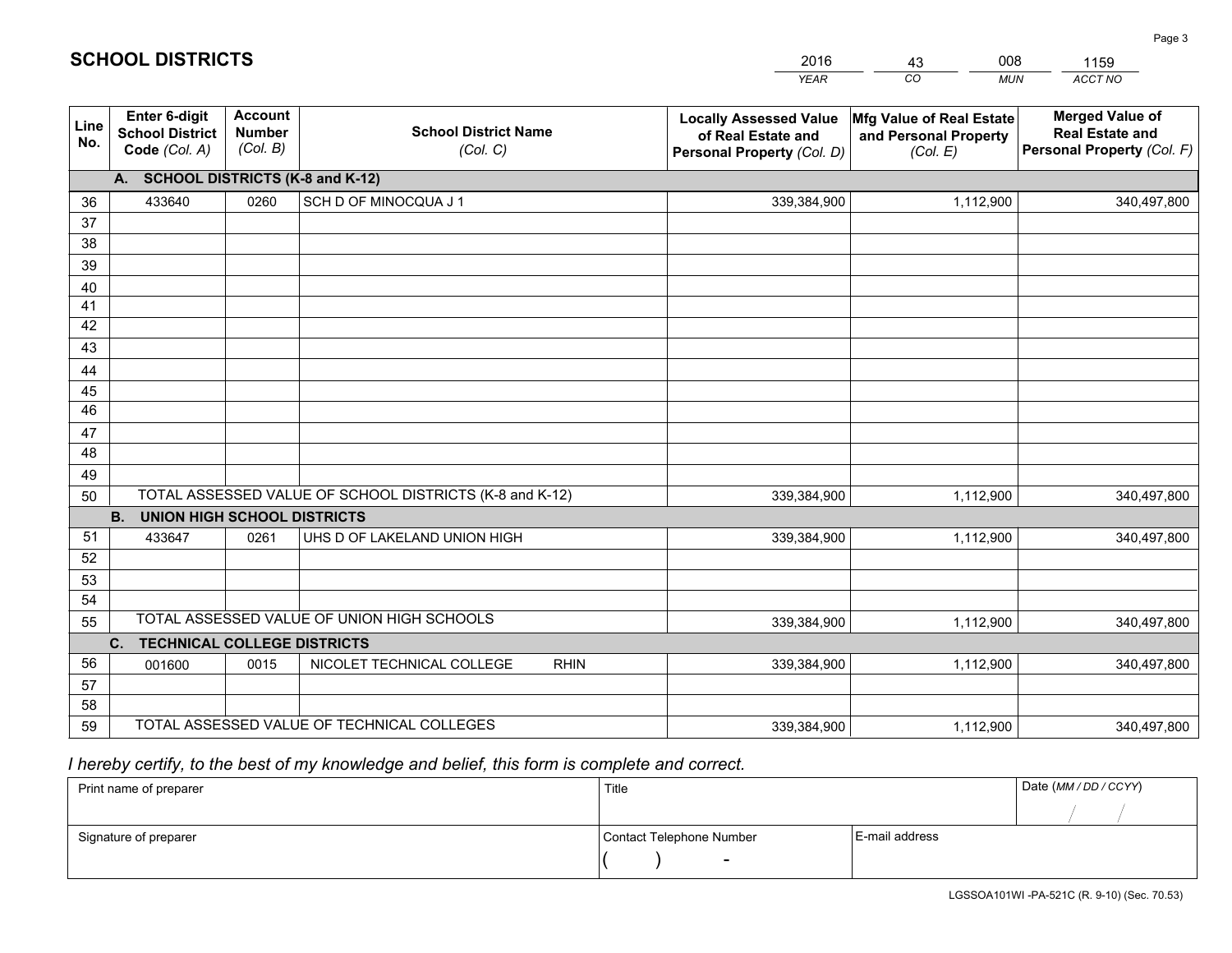# SCHOOL DISTRICTS

| 2016 | 43 | 008 | 1159 |
|---|---|---|---|
| *YEAR* | *CO* | *MUN* | *ACCT NO* |

| Line No. | Enter 6-digit School District Code *(Col. A)* | Account Number *(Col. B)* | School District Name *(Col. C)* | Locally Assessed Value of Real Estate and Personal Property *(Col. D)* | Mfg Value of Real Estate and Personal Property *(Col. E)* | Merged Value of Real Estate and Personal Property *(Col. F)* |
|---|---|---|---|---|---|---|
| | **A. SCHOOL DISTRICTS (K-8 and K-12)** | | | | | |
| 36 | 433640 | 0260 | SCH D OF MINOCQUA J 1 | 339,384,900 | 1,112,900 | 340,497,800 |
| 37 | | | | | | |
| 38 | | | | | | |
| 39 | | | | | | |
| 40 | | | | | | |
| 41 | | | | | | |
| 42 | | | | | | |
| 43 | | | | | | |
| 44 | | | | | | |
| 45 | | | | | | |
| 46 | | | | | | |
| 47 | | | | | | |
| 48 | | | | | | |
| 49 | | | | | | |
| 50 | TOTAL ASSESSED VALUE OF SCHOOL DISTRICTS (K-8 and K-12) | | | 339,384,900 | 1,112,900 | 340,497,800 |
| | **B. UNION HIGH SCHOOL DISTRICTS** | | | | | |
| 51 | 433647 | 0261 | UHS D OF LAKELAND UNION HIGH | 339,384,900 | 1,112,900 | 340,497,800 |
| 52 | | | | | | |
| 53 | | | | | | |
| 54 | | | | | | |
| 55 | TOTAL ASSESSED VALUE OF UNION HIGH SCHOOLS | | | 339,384,900 | 1,112,900 | 340,497,800 |
| | **C. TECHNICAL COLLEGE DISTRICTS** | | | | | |
| 56 | 001600 | 0015 | NICOLET TECHNICAL COLLEGE RHIN | 339,384,900 | 1,112,900 | 340,497,800 |
| 57 | | | | | | |
| 58 | | | | | | |
| 59 | TOTAL ASSESSED VALUE OF TECHNICAL COLLEGES | | | 339,384,900 | 1,112,900 | 340,497,800 |

*I hereby certify, to the best of my knowledge and belief, this form is complete and correct.*

| Print name of preparer | Title | | Date *(MM / DD / CCYY)* |
|---|---|---|---|
| | | | / / |
| Signature of preparer | Contact Telephone Number | E-mail address | |
| | ( ) - | | |

LGSSOA101WI -PA-521C (R. 9-10) (Sec. 70.53)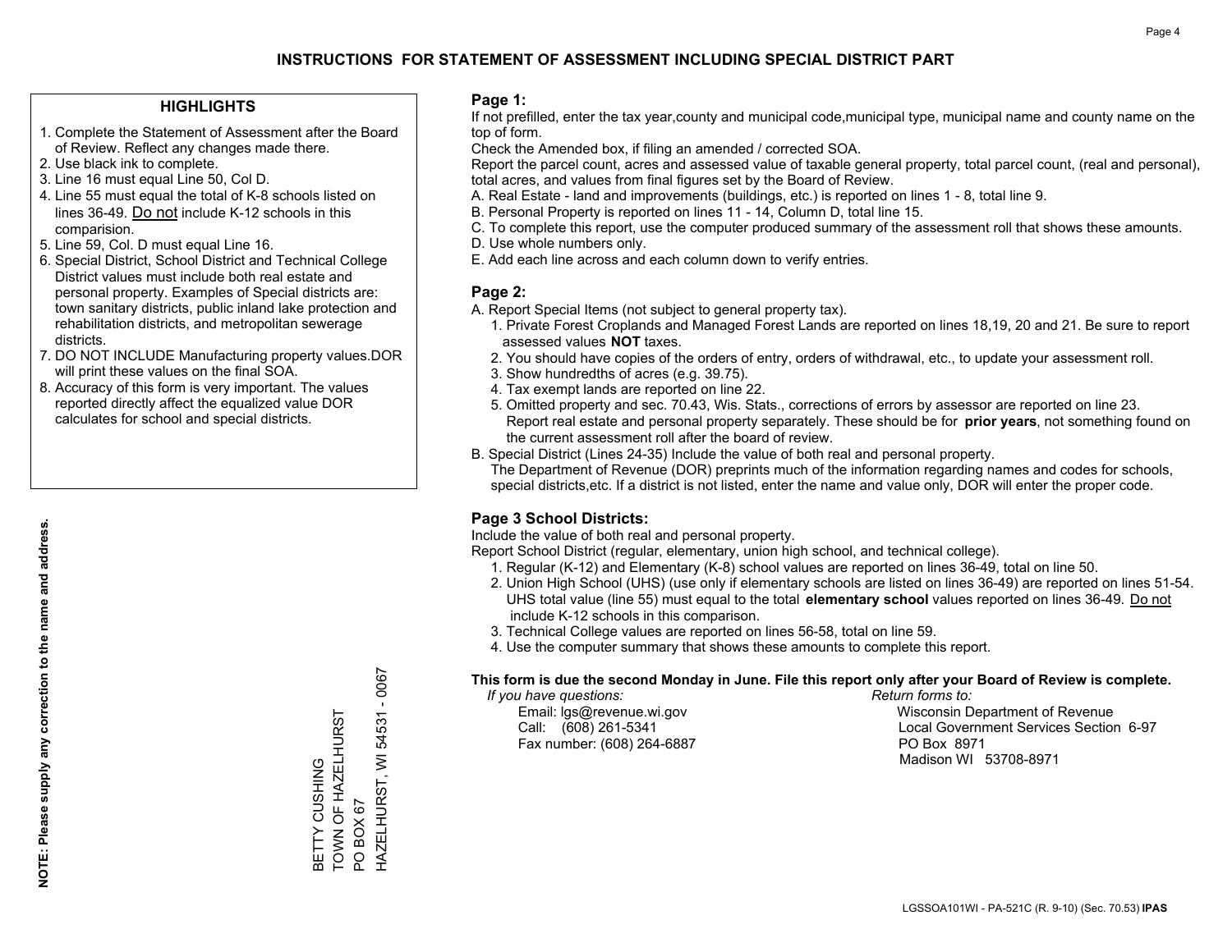# INSTRUCTIONS FOR STATEMENT OF ASSESSMENT INCLUDING SPECIAL DISTRICT PART

## HIGHLIGHTS

1. Complete the Statement of Assessment after the Board of Review. Reflect any changes made there.
2. Use black ink to complete.
3. Line 16 must equal Line 50, Col D.
4. Line 55 must equal the total of K-8 schools listed on lines 36-49. Do not include K-12 schools in this comparision.
5. Line 59, Col. D must equal Line 16.
6. Special District, School District and Technical College District values must include both real estate and personal property. Examples of Special districts are: town sanitary districts, public inland lake protection and rehabilitation districts, and metropolitan sewerage districts.
7. DO NOT INCLUDE Manufacturing property values.DOR will print these values on the final SOA.
8. Accuracy of this form is very important. The values reported directly affect the equalized value DOR calculates for school and special districts.

**NOTE: Please supply any correction to the name and address.**

BETTY CUSHING
TOWN OF HAZELHURST
PO BOX 67
HAZELHURST, WI 54531 - 0067

## Page 1:

If not prefilled, enter the tax year,county and municipal code,municipal type, municipal name and county name on the top of form.

Check the Amended box, if filing an amended / corrected SOA.

Report the parcel count, acres and assessed value of taxable general property, total parcel count, (real and personal), total acres, and values from final figures set by the Board of Review.

A. Real Estate - land and improvements (buildings, etc.) is reported on lines 1 - 8, total line 9.
B. Personal Property is reported on lines 11 - 14, Column D, total line 15.
C. To complete this report, use the computer produced summary of the assessment roll that shows these amounts.
D. Use whole numbers only.
E. Add each line across and each column down to verify entries.

## Page 2:

A. Report Special Items (not subject to general property tax).
   1. Private Forest Croplands and Managed Forest Lands are reported on lines 18,19, 20 and 21. Be sure to report assessed values **NOT** taxes.
   2. You should have copies of the orders of entry, orders of withdrawal, etc., to update your assessment roll.
   3. Show hundredths of acres (e.g. 39.75).
   4. Tax exempt lands are reported on line 22.
   5. Omitted property and sec. 70.43, Wis. Stats., corrections of errors by assessor are reported on line 23. Report real estate and personal property separately. These should be for **prior years**, not something found on the current assessment roll after the board of review.
B. Special District (Lines 24-35) Include the value of both real and personal property.
   The Department of Revenue (DOR) preprints much of the information regarding names and codes for schools, special districts,etc. If a district is not listed, enter the name and value only, DOR will enter the proper code.

## Page 3 School Districts:

Include the value of both real and personal property.

Report School District (regular, elementary, union high school, and technical college).

1. Regular (K-12) and Elementary (K-8) school values are reported on lines 36-49, total on line 50.
2. Union High School (UHS) (use only if elementary schools are listed on lines 36-49) are reported on lines 51-54. UHS total value (line 55) must equal to the total **elementary school** values reported on lines 36-49. Do not include K-12 schools in this comparison.
3. Technical College values are reported on lines 56-58, total on line 59.
4. Use the computer summary that shows these amounts to complete this report.

**This form is due the second Monday in June. File this report only after your Board of Review is complete.**

*If you have questions:*
Email: lgs@revenue.wi.gov
Call: (608) 261-5341
Fax number: (608) 264-6887

*Return forms to:*
Wisconsin Department of Revenue
Local Government Services Section 6-97
PO Box 8971
Madison WI 53708-8971

LGSSOA101WI - PA-521C (R. 9-10) (Sec. 70.53) **IPAS**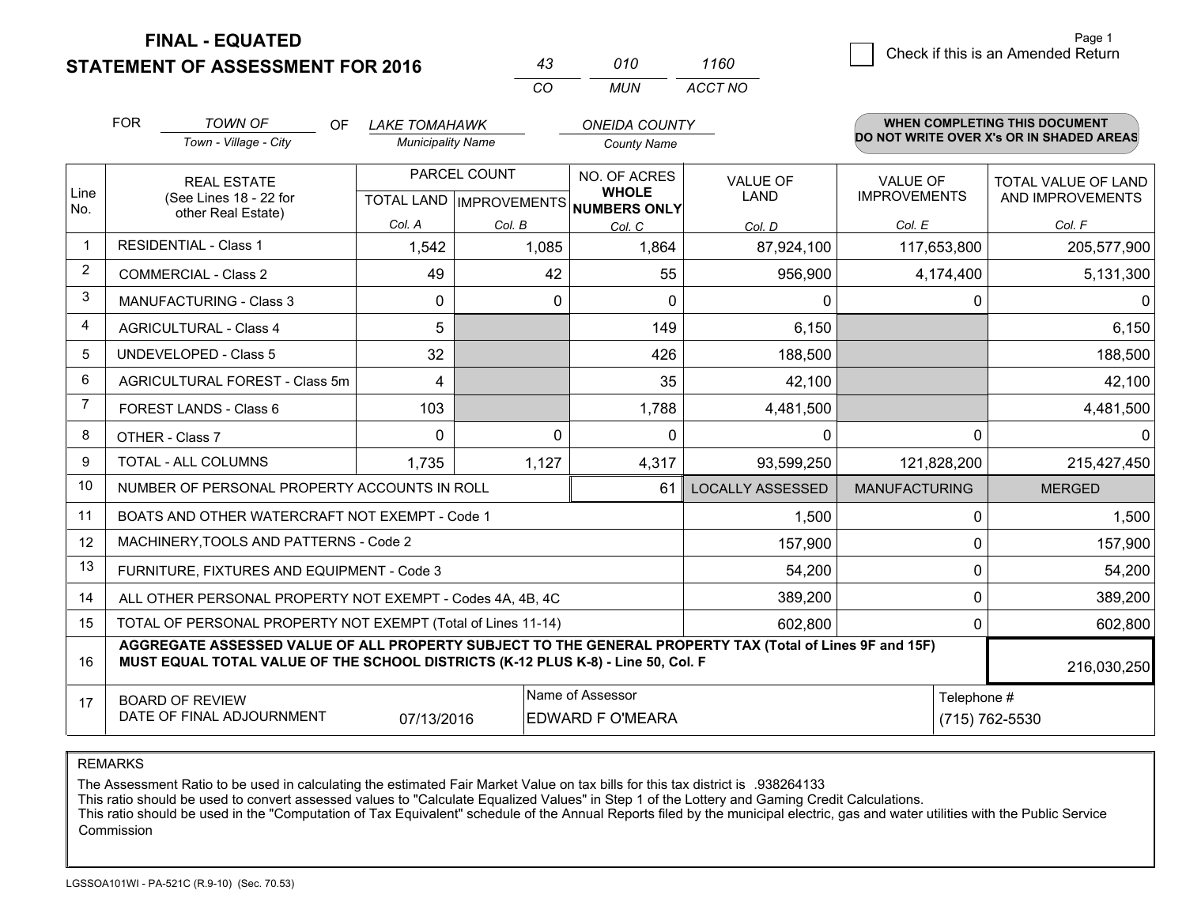**FINAL - EQUATED**
**STATEMENT OF ASSESSMENT FOR 2016**

| 43 | 010 | 1160 |
|---|---|---|
| *CO* | *MUN* | *ACCT NO* |

☐ Check if this is an Amended Return

FOR *TOWN OF* (Town - Village - City) OF *LAKE TOMAHAWK* (Municipality Name) *ONEIDA COUNTY* (County Name)

**WHEN COMPLETING THIS DOCUMENT DO NOT WRITE OVER X's OR IN SHADED AREAS**

| Line No. | REAL ESTATE (See Lines 18 - 22 for other Real Estate) | PARCEL COUNT | | NO. OF ACRES WHOLE NUMBERS ONLY | VALUE OF LAND | VALUE OF IMPROVEMENTS | TOTAL VALUE OF LAND AND IMPROVEMENTS |
|---|---|---|---|---|---|---|---|
| | | TOTAL LAND *Col. A* | IMPROVEMENTS *Col. B* | *Col. C* | *Col. D* | *Col. E* | *Col. F* |
| 1 | RESIDENTIAL - Class 1 | 1,542 | 1,085 | 1,864 | 87,924,100 | 117,653,800 | 205,577,900 |
| 2 | COMMERCIAL - Class 2 | 49 | 42 | 55 | 956,900 | 4,174,400 | 5,131,300 |
| 3 | MANUFACTURING - Class 3 | 0 | 0 | 0 | 0 | 0 | 0 |
| 4 | AGRICULTURAL - Class 4 | 5 | | 149 | 6,150 | | 6,150 |
| 5 | UNDEVELOPED - Class 5 | 32 | | 426 | 188,500 | | 188,500 |
| 6 | AGRICULTURAL FOREST - Class 5m | 4 | | 35 | 42,100 | | 42,100 |
| 7 | FOREST LANDS - Class 6 | 103 | | 1,788 | 4,481,500 | | 4,481,500 |
| 8 | OTHER - Class 7 | 0 | 0 | 0 | 0 | 0 | 0 |
| 9 | TOTAL - ALL COLUMNS | 1,735 | 1,127 | 4,317 | 93,599,250 | 121,828,200 | 215,427,450 |
| 10 | NUMBER OF PERSONAL PROPERTY ACCOUNTS IN ROLL | | | 61 | LOCALLY ASSESSED | MANUFACTURING | MERGED |
| 11 | BOATS AND OTHER WATERCRAFT NOT EXEMPT - Code 1 | | | | 1,500 | 0 | 1,500 |
| 12 | MACHINERY,TOOLS AND PATTERNS - Code 2 | | | | 157,900 | 0 | 157,900 |
| 13 | FURNITURE, FIXTURES AND EQUIPMENT - Code 3 | | | | 54,200 | 0 | 54,200 |
| 14 | ALL OTHER PERSONAL PROPERTY NOT EXEMPT - Codes 4A, 4B, 4C | | | | 389,200 | 0 | 389,200 |
| 15 | TOTAL OF PERSONAL PROPERTY NOT EXEMPT (Total of Lines 11-14) | | | | 602,800 | 0 | 602,800 |
| 16 | **AGGREGATE ASSESSED VALUE OF ALL PROPERTY SUBJECT TO THE GENERAL PROPERTY TAX (Total of Lines 9F and 15F) MUST EQUAL TOTAL VALUE OF THE SCHOOL DISTRICTS (K-12 PLUS K-8) - Line 50, Col. F** | | | | | | 216,030,250 |
| 17 | BOARD OF REVIEW DATE OF FINAL ADJOURNMENT | 07/13/2016 | Name of Assessor: EDWARD F O'MEARA | | | Telephone #: (715) 762-5530 | |

REMARKS

The Assessment Ratio to be used in calculating the estimated Fair Market Value on tax bills for this tax district is .938264133
This ratio should be used to convert assessed values to "Calculate Equalized Values" in Step 1 of the Lottery and Gaming Credit Calculations.
This ratio should be used in the "Computation of Tax Equivalent" schedule of the Annual Reports filed by the municipal electric, gas and water utilities with the Public Service Commission

LGSSOA101WI - PA-521C (R.9-10) (Sec. 70.53)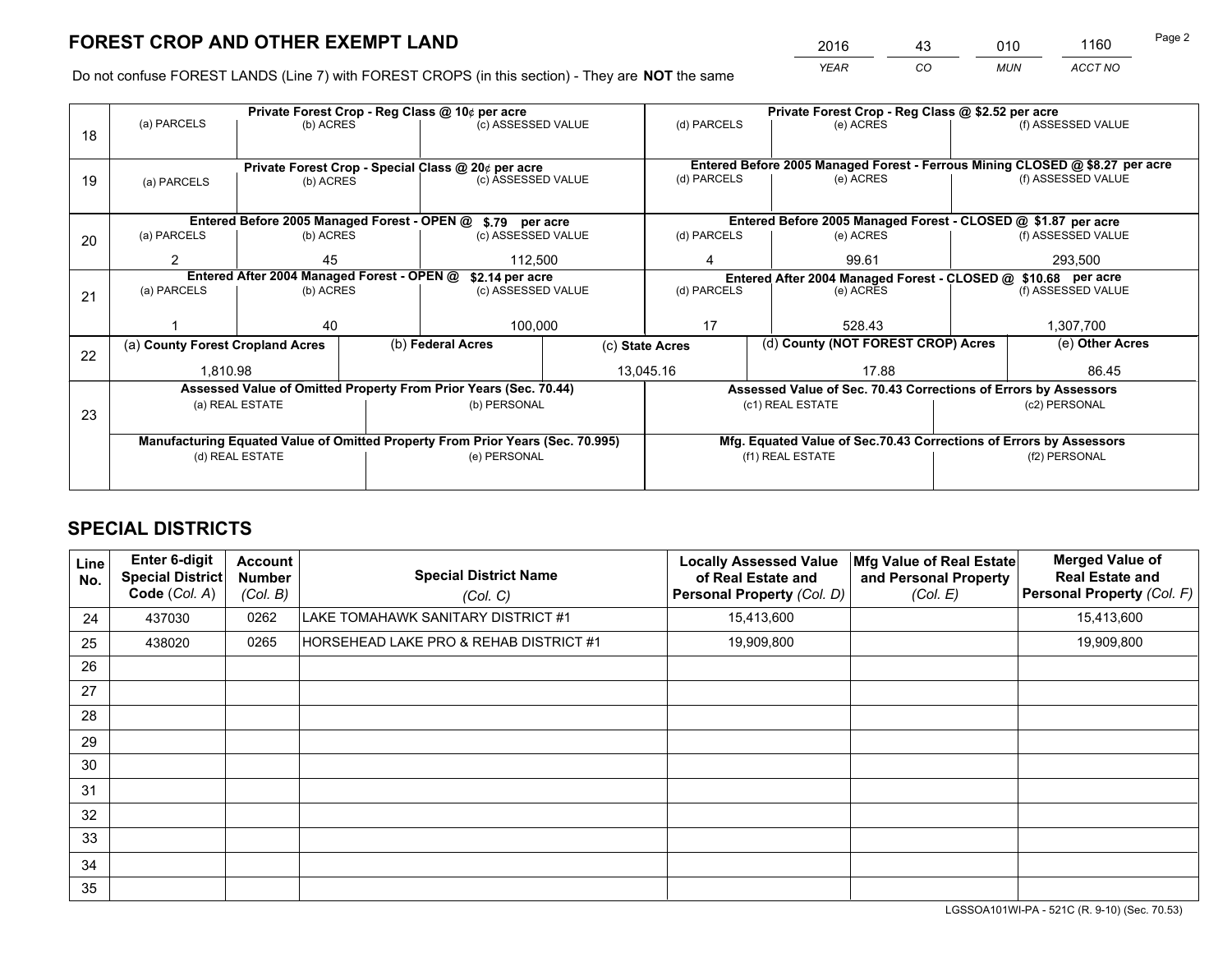# FOREST CROP AND OTHER EXEMPT LAND

| 2016 | 43 | 010 | 1160 |
|---|---|---|---|
| YEAR | CO | MUN | ACCT NO |

Do not confuse FOREST LANDS (Line 7) with FOREST CROPS (in this section) - They are **NOT** the same

| Line | Private Forest Crop - Reg Class @ 10¢ per acre | | | Private Forest Crop - Reg Class @ $2.52 per acre | | |
|---|---|---|---|---|---|---|
| 18 | (a) PARCELS | (b) ACRES | (c) ASSESSED VALUE | (d) PARCELS | (e) ACRES | (f) ASSESSED VALUE |
| | | | | | | |
| | **Private Forest Crop - Special Class @ 20¢ per acre** | | | **Entered Before 2005 Managed Forest - Ferrous Mining CLOSED @ $8.27 per acre** | | |
| 19 | (a) PARCELS | (b) ACRES | (c) ASSESSED VALUE | (d) PARCELS | (e) ACRES | (f) ASSESSED VALUE |
| | | | | | | |
| | **Entered Before 2005 Managed Forest - OPEN @ $.79 per acre** | | | **Entered Before 2005 Managed Forest - CLOSED @ $1.87 per acre** | | |
| 20 | (a) PARCELS | (b) ACRES | (c) ASSESSED VALUE | (d) PARCELS | (e) ACRES | (f) ASSESSED VALUE |
| | 2 | 45 | 112,500 | 4 | 99.61 | 293,500 |
| | **Entered After 2004 Managed Forest - OPEN @ $2.14 per acre** | | | **Entered After 2004 Managed Forest - CLOSED @ $10.68 per acre** | | |
| 21 | (a) PARCELS | (b) ACRES | (c) ASSESSED VALUE | (d) PARCELS | (e) ACRES | (f) ASSESSED VALUE |
| | 1 | 40 | 100,000 | 17 | 528.43 | 1,307,700 |

| Line | (a) County Forest Cropland Acres | (b) Federal Acres | (c) State Acres | (d) County (NOT FOREST CROP) Acres | (e) Other Acres |
|---|---|---|---|---|---|
| 22 | 1,810.98 | | 13,045.16 | 17.88 | 86.45 |

| Line | Assessed Value of Omitted Property From Prior Years (Sec. 70.44) | | Assessed Value of Sec. 70.43 Corrections of Errors by Assessors | |
|---|---|---|---|---|
| 23 | (a) REAL ESTATE | (b) PERSONAL | (c1) REAL ESTATE | (c2) PERSONAL |
| | | | | |
| | **Manufacturing Equated Value of Omitted Property From Prior Years (Sec. 70.995)** | | **Mfg. Equated Value of Sec.70.43 Corrections of Errors by Assessors** | |
| | (d) REAL ESTATE | (e) PERSONAL | (f1) REAL ESTATE | (f2) PERSONAL |
| | | | | |

# SPECIAL DISTRICTS

| Line No. | Enter 6-digit Special District Code (Col. A) | Account Number (Col. B) | Special District Name (Col. C) | Locally Assessed Value of Real Estate and Personal Property (Col. D) | Mfg Value of Real Estate and Personal Property (Col. E) | Merged Value of Real Estate and Personal Property (Col. F) |
|---|---|---|---|---|---|---|
| 24 | 437030 | 0262 | LAKE TOMAHAWK SANITARY DISTRICT #1 | 15,413,600 | | 15,413,600 |
| 25 | 438020 | 0265 | HORSEHEAD LAKE PRO & REHAB DISTRICT #1 | 19,909,800 | | 19,909,800 |
| 26 | | | | | | |
| 27 | | | | | | |
| 28 | | | | | | |
| 29 | | | | | | |
| 30 | | | | | | |
| 31 | | | | | | |
| 32 | | | | | | |
| 33 | | | | | | |
| 34 | | | | | | |
| 35 | | | | | | |

LGSSOA101WI-PA - 521C (R. 9-10) (Sec. 70.53)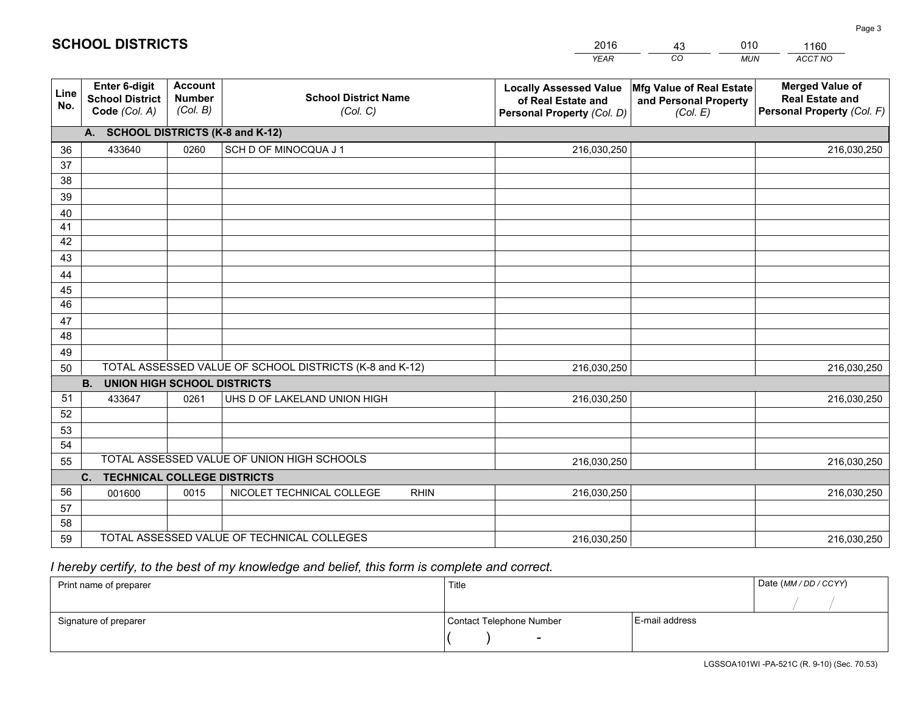# SCHOOL DISTRICTS

| 2016 | 43 | 010 | 1160 |
|---|---|---|---|
| *YEAR* | *CO* | *MUN* | *ACCT NO* |

| Line No. | Enter 6-digit School District Code *(Col. A)* | Account Number *(Col. B)* | School District Name *(Col. C)* | Locally Assessed Value of Real Estate and Personal Property *(Col. D)* | Mfg Value of Real Estate and Personal Property *(Col. E)* | Merged Value of Real Estate and Personal Property *(Col. F)* |
|---|---|---|---|---|---|---|
| | **A. SCHOOL DISTRICTS (K-8 and K-12)** | | | | | |
| 36 | 433640 | 0260 | SCH D OF MINOCQUA J 1 | 216,030,250 | | 216,030,250 |
| 37 | | | | | | |
| 38 | | | | | | |
| 39 | | | | | | |
| 40 | | | | | | |
| 41 | | | | | | |
| 42 | | | | | | |
| 43 | | | | | | |
| 44 | | | | | | |
| 45 | | | | | | |
| 46 | | | | | | |
| 47 | | | | | | |
| 48 | | | | | | |
| 49 | | | | | | |
| 50 | TOTAL ASSESSED VALUE OF SCHOOL DISTRICTS (K-8 and K-12) | | | 216,030,250 | | 216,030,250 |
| | **B. UNION HIGH SCHOOL DISTRICTS** | | | | | |
| 51 | 433647 | 0261 | UHS D OF LAKELAND UNION HIGH | 216,030,250 | | 216,030,250 |
| 52 | | | | | | |
| 53 | | | | | | |
| 54 | | | | | | |
| 55 | TOTAL ASSESSED VALUE OF UNION HIGH SCHOOLS | | | 216,030,250 | | 216,030,250 |
| | **C. TECHNICAL COLLEGE DISTRICTS** | | | | | |
| 56 | 001600 | 0015 | NICOLET TECHNICAL COLLEGE RHIN | 216,030,250 | | 216,030,250 |
| 57 | | | | | | |
| 58 | | | | | | |
| 59 | TOTAL ASSESSED VALUE OF TECHNICAL COLLEGES | | | 216,030,250 | | 216,030,250 |

*I hereby certify, to the best of my knowledge and belief, this form is complete and correct.*

| Print name of preparer | Title | | Date *(MM / DD / CCYY)* |
|---|---|---|---|
| | | | / / |
| Signature of preparer | Contact Telephone Number | E-mail address | |
| | ( ) - | | |

LGSSOA101WI -PA-521C (R. 9-10) (Sec. 70.53)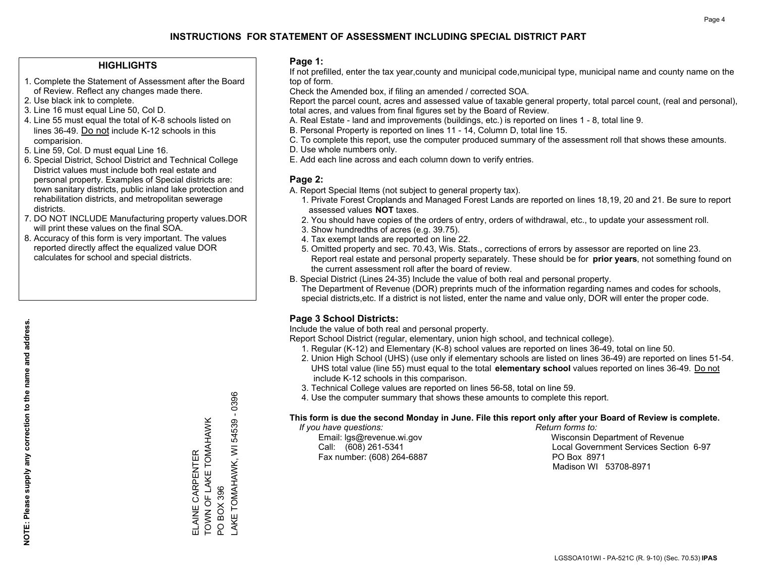# INSTRUCTIONS FOR STATEMENT OF ASSESSMENT INCLUDING SPECIAL DISTRICT PART

## HIGHLIGHTS

1. Complete the Statement of Assessment after the Board of Review. Reflect any changes made there.
2. Use black ink to complete.
3. Line 16 must equal Line 50, Col D.
4. Line 55 must equal the total of K-8 schools listed on lines 36-49. Do not include K-12 schools in this comparision.
5. Line 59, Col. D must equal Line 16.
6. Special District, School District and Technical College District values must include both real estate and personal property. Examples of Special districts are: town sanitary districts, public inland lake protection and rehabilitation districts, and metropolitan sewerage districts.
7. DO NOT INCLUDE Manufacturing property values.DOR will print these values on the final SOA.
8. Accuracy of this form is very important. The values reported directly affect the equalized value DOR calculates for school and special districts.

**NOTE: Please supply any correction to the name and address.**

ELAINE CARPENTER
TOWN OF LAKE TOMAHAWK
PO BOX 396
LAKE TOMAHAWK, WI 54539 - 0396

## Page 1:

If not prefilled, enter the tax year,county and municipal code,municipal type, municipal name and county name on the top of form.

Check the Amended box, if filing an amended / corrected SOA.

Report the parcel count, acres and assessed value of taxable general property, total parcel count, (real and personal), total acres, and values from final figures set by the Board of Review.

A. Real Estate - land and improvements (buildings, etc.) is reported on lines 1 - 8, total line 9.
B. Personal Property is reported on lines 11 - 14, Column D, total line 15.
C. To complete this report, use the computer produced summary of the assessment roll that shows these amounts.
D. Use whole numbers only.
E. Add each line across and each column down to verify entries.

## Page 2:

A. Report Special Items (not subject to general property tax).
   1. Private Forest Croplands and Managed Forest Lands are reported on lines 18,19, 20 and 21. Be sure to report assessed values **NOT** taxes.
   2. You should have copies of the orders of entry, orders of withdrawal, etc., to update your assessment roll.
   3. Show hundredths of acres (e.g. 39.75).
   4. Tax exempt lands are reported on line 22.
   5. Omitted property and sec. 70.43, Wis. Stats., corrections of errors by assessor are reported on line 23. Report real estate and personal property separately. These should be for **prior years**, not something found on the current assessment roll after the board of review.
B. Special District (Lines 24-35) Include the value of both real and personal property.
   The Department of Revenue (DOR) preprints much of the information regarding names and codes for schools, special districts,etc. If a district is not listed, enter the name and value only, DOR will enter the proper code.

## Page 3 School Districts:

Include the value of both real and personal property.

Report School District (regular, elementary, union high school, and technical college).

1. Regular (K-12) and Elementary (K-8) school values are reported on lines 36-49, total on line 50.
2. Union High School (UHS) (use only if elementary schools are listed on lines 36-49) are reported on lines 51-54. UHS total value (line 55) must equal to the total **elementary school** values reported on lines 36-49. Do not include K-12 schools in this comparison.
3. Technical College values are reported on lines 56-58, total on line 59.
4. Use the computer summary that shows these amounts to complete this report.

**This form is due the second Monday in June. File this report only after your Board of Review is complete.**

*If you have questions:*
Email: lgs@revenue.wi.gov
Call: (608) 261-5341
Fax number: (608) 264-6887

*Return forms to:*
Wisconsin Department of Revenue
Local Government Services Section 6-97
PO Box 8971
Madison WI 53708-8971

LGSSOA101WI - PA-521C (R. 9-10) (Sec. 70.53) **IPAS**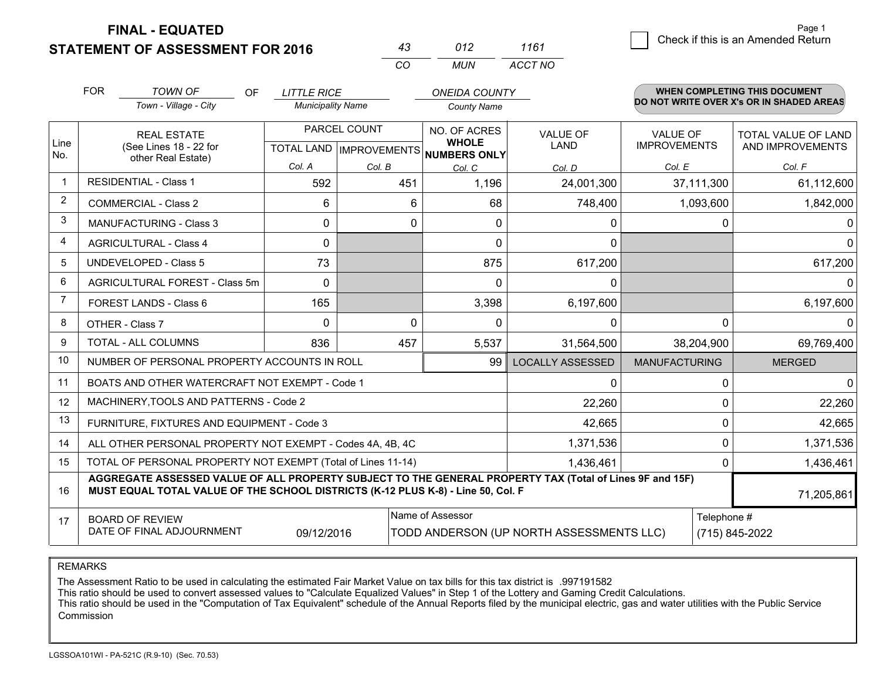# FINAL - EQUATED
# STATEMENT OF ASSESSMENT FOR 2016

| 43 | 012 | 1161 |
|---|---|---|
| CO | MUN | ACCT NO |

Page 1

☐ Check if this is an Amended Return

FOR *TOWN OF* (Town - Village - City) OF *LITTLE RICE* (Municipality Name) *ONEIDA COUNTY* (County Name)

**WHEN COMPLETING THIS DOCUMENT DO NOT WRITE OVER X's OR IN SHADED AREAS**

| Line No. | REAL ESTATE (See Lines 18 - 22 for other Real Estate) | PARCEL COUNT | | NO. OF ACRES WHOLE NUMBERS ONLY | VALUE OF LAND | VALUE OF IMPROVEMENTS | TOTAL VALUE OF LAND AND IMPROVEMENTS |
|---|---|---|---|---|---|---|---|
| | | TOTAL LAND | IMPROVEMENTS | | | | |
| | | Col. A | Col. B | Col. C | Col. D | Col. E | Col. F |
| 1 | RESIDENTIAL - Class 1 | 592 | 451 | 1,196 | 24,001,300 | 37,111,300 | 61,112,600 |
| 2 | COMMERCIAL - Class 2 | 6 | 6 | 68 | 748,400 | 1,093,600 | 1,842,000 |
| 3 | MANUFACTURING - Class 3 | 0 | 0 | 0 | 0 | 0 | 0 |
| 4 | AGRICULTURAL - Class 4 | 0 | | 0 | 0 | | 0 |
| 5 | UNDEVELOPED - Class 5 | 73 | | 875 | 617,200 | | 617,200 |
| 6 | AGRICULTURAL FOREST - Class 5m | 0 | | 0 | 0 | | 0 |
| 7 | FOREST LANDS - Class 6 | 165 | | 3,398 | 6,197,600 | | 6,197,600 |
| 8 | OTHER - Class 7 | 0 | 0 | 0 | 0 | 0 | 0 |
| 9 | TOTAL - ALL COLUMNS | 836 | 457 | 5,537 | 31,564,500 | 38,204,900 | 69,769,400 |
| 10 | NUMBER OF PERSONAL PROPERTY ACCOUNTS IN ROLL | | | 99 | LOCALLY ASSESSED | MANUFACTURING | MERGED |
| 11 | BOATS AND OTHER WATERCRAFT NOT EXEMPT - Code 1 | | | | 0 | 0 | 0 |
| 12 | MACHINERY,TOOLS AND PATTERNS - Code 2 | | | | 22,260 | 0 | 22,260 |
| 13 | FURNITURE, FIXTURES AND EQUIPMENT - Code 3 | | | | 42,665 | 0 | 42,665 |
| 14 | ALL OTHER PERSONAL PROPERTY NOT EXEMPT - Codes 4A, 4B, 4C | | | | 1,371,536 | 0 | 1,371,536 |
| 15 | TOTAL OF PERSONAL PROPERTY NOT EXEMPT (Total of Lines 11-14) | | | | 1,436,461 | 0 | 1,436,461 |
| 16 | **AGGREGATE ASSESSED VALUE OF ALL PROPERTY SUBJECT TO THE GENERAL PROPERTY TAX (Total of Lines 9F and 15F) MUST EQUAL TOTAL VALUE OF THE SCHOOL DISTRICTS (K-12 PLUS K-8) - Line 50, Col. F** | | | | | | 71,205,861 |
| 17 | BOARD OF REVIEW DATE OF FINAL ADJOURNMENT | 09/12/2016 | Name of Assessor: TODD ANDERSON (UP NORTH ASSESSMENTS LLC) | | | | Telephone #: (715) 845-2022 |

REMARKS

The Assessment Ratio to be used in calculating the estimated Fair Market Value on tax bills for this tax district is .997191582
This ratio should be used to convert assessed values to "Calculate Equalized Values" in Step 1 of the Lottery and Gaming Credit Calculations.
This ratio should be used in the "Computation of Tax Equivalent" schedule of the Annual Reports filed by the municipal electric, gas and water utilities with the Public Service Commission

LGSSOA101WI - PA-521C (R.9-10) (Sec. 70.53)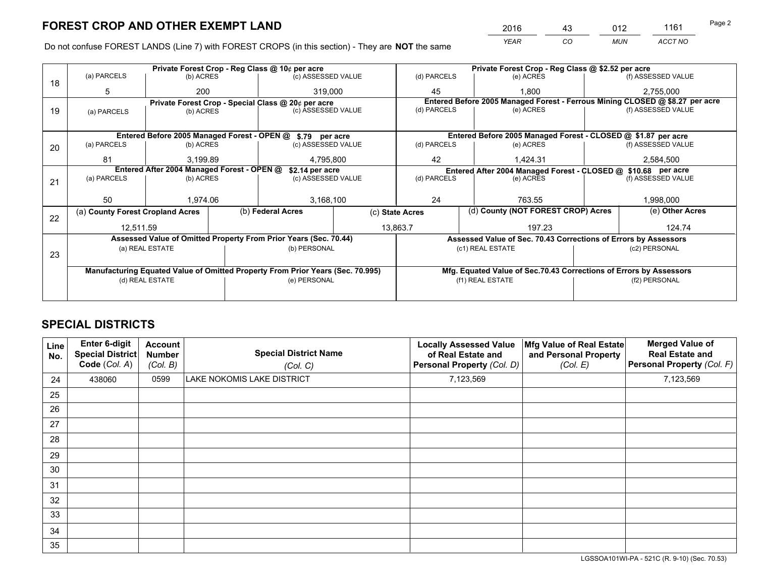# FOREST CROP AND OTHER EXEMPT LAND

| 2016 | 43 | 012 | 1161 |
|---|---|---|---|
| *YEAR* | *CO* | *MUN* | *ACCT NO* |

Do not confuse FOREST LANDS (Line 7) with FOREST CROPS (in this section) - They are **NOT** the same

| Line | Private Forest Crop - Reg Class @ 10¢ per acre | | | Private Forest Crop - Reg Class @ $2.52 per acre | | |
|---|---|---|---|---|---|---|
| | (a) PARCELS | (b) ACRES | (c) ASSESSED VALUE | (d) PARCELS | (e) ACRES | (f) ASSESSED VALUE |
| 18 | 5 | 200 | 319,000 | 45 | 1,800 | 2,755,000 |
| | **Private Forest Crop - Special Class @ 20¢ per acre** | | | **Entered Before 2005 Managed Forest - Ferrous Mining CLOSED @ $8.27 per acre** | | |
| | (a) PARCELS | (b) ACRES | (c) ASSESSED VALUE | (d) PARCELS | (e) ACRES | (f) ASSESSED VALUE |
| 19 | | | | | | |
| | **Entered Before 2005 Managed Forest - OPEN @ $.79 per acre** | | | **Entered Before 2005 Managed Forest - CLOSED @ $1.87 per acre** | | |
| | (a) PARCELS | (b) ACRES | (c) ASSESSED VALUE | (d) PARCELS | (e) ACRES | (f) ASSESSED VALUE |
| 20 | 81 | 3,199.89 | 4,795,800 | 42 | 1,424.31 | 2,584,500 |
| | **Entered After 2004 Managed Forest - OPEN @ $2.14 per acre** | | | **Entered After 2004 Managed Forest - CLOSED @ $10.68 per acre** | | |
| | (a) PARCELS | (b) ACRES | (c) ASSESSED VALUE | (d) PARCELS | (e) ACRES | (f) ASSESSED VALUE |
| 21 | 50 | 1,974.06 | 3,168,100 | 24 | 763.55 | 1,998,000 |

| Line | (a) County Forest Cropland Acres | (b) Federal Acres | (c) State Acres | (d) County (NOT FOREST CROP) Acres | (e) Other Acres |
|---|---|---|---|---|---|
| 22 | 12,511.59 | | 13,863.7 | 197.23 | 124.74 |

| Line | Assessed Value of Omitted Property From Prior Years (Sec. 70.44) | | Assessed Value of Sec. 70.43 Corrections of Errors by Assessors | |
|---|---|---|---|---|
| | (a) REAL ESTATE | (b) PERSONAL | (c1) REAL ESTATE | (c2) PERSONAL |
| 23 | | | | |
| | **Manufacturing Equated Value of Omitted Property From Prior Years (Sec. 70.995)** | | **Mfg. Equated Value of Sec.70.43 Corrections of Errors by Assessors** | |
| | (d) REAL ESTATE | (e) PERSONAL | (f1) REAL ESTATE | (f2) PERSONAL |
| | | | | |

# SPECIAL DISTRICTS

| Line No. | Enter 6-digit Special District Code (*Col. A*) | Account Number (*Col. B*) | Special District Name (*Col. C*) | Locally Assessed Value of Real Estate and Personal Property (*Col. D*) | Mfg Value of Real Estate and Personal Property (*Col. E*) | Merged Value of Real Estate and Personal Property (*Col. F*) |
|---|---|---|---|---|---|---|
| 24 | 438060 | 0599 | LAKE NOKOMIS LAKE DISTRICT | 7,123,569 | | 7,123,569 |
| 25 | | | | | | |
| 26 | | | | | | |
| 27 | | | | | | |
| 28 | | | | | | |
| 29 | | | | | | |
| 30 | | | | | | |
| 31 | | | | | | |
| 32 | | | | | | |
| 33 | | | | | | |
| 34 | | | | | | |
| 35 | | | | | | |

LGSSOA101WI-PA - 521C (R. 9-10) (Sec. 70.53)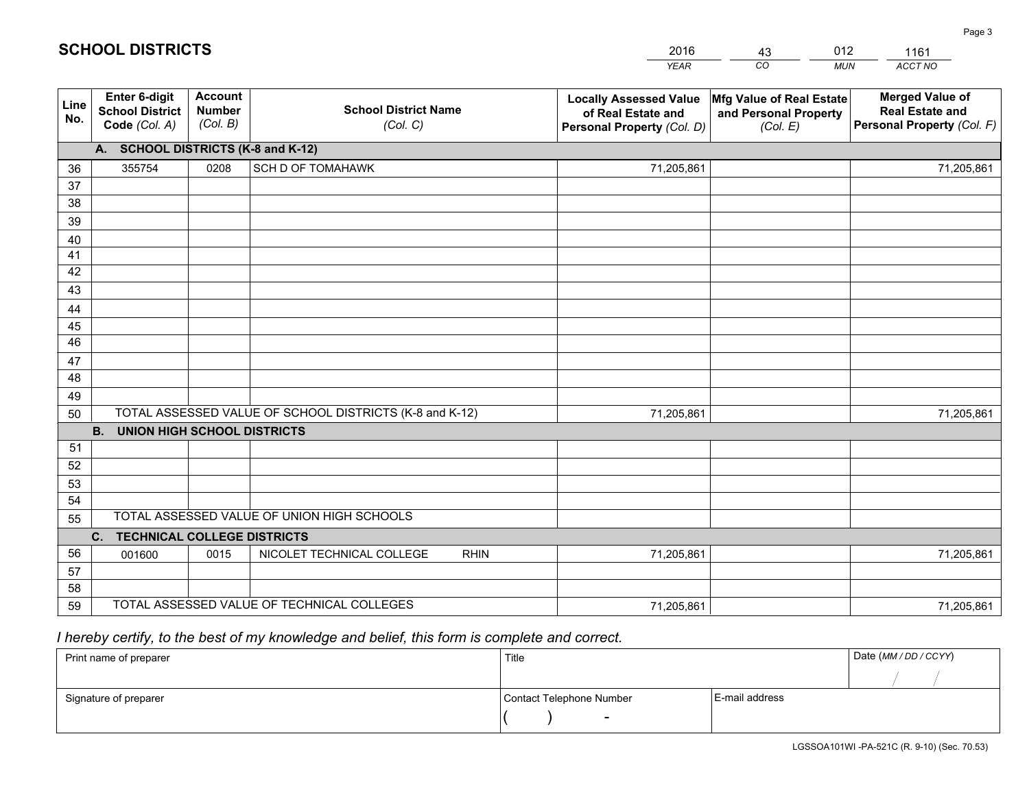# SCHOOL DISTRICTS

| 2016 | 43 | 012 | 1161 |
|---|---|---|---|
| *YEAR* | *CO* | *MUN* | *ACCT NO* |

| Line No. | Enter 6-digit School District Code *(Col. A)* | Account Number *(Col. B)* | School District Name *(Col. C)* | Locally Assessed Value of Real Estate and Personal Property *(Col. D)* | Mfg Value of Real Estate and Personal Property *(Col. E)* | Merged Value of Real Estate and Personal Property *(Col. F)* |
|---|---|---|---|---|---|---|
| | **A. SCHOOL DISTRICTS (K-8 and K-12)** | | | | | |
| 36 | 355754 | 0208 | SCH D OF TOMAHAWK | 71,205,861 | | 71,205,861 |
| 37 | | | | | | |
| 38 | | | | | | |
| 39 | | | | | | |
| 40 | | | | | | |
| 41 | | | | | | |
| 42 | | | | | | |
| 43 | | | | | | |
| 44 | | | | | | |
| 45 | | | | | | |
| 46 | | | | | | |
| 47 | | | | | | |
| 48 | | | | | | |
| 49 | | | | | | |
| 50 | TOTAL ASSESSED VALUE OF SCHOOL DISTRICTS (K-8 and K-12) | | | 71,205,861 | | 71,205,861 |
| | **B. UNION HIGH SCHOOL DISTRICTS** | | | | | |
| 51 | | | | | | |
| 52 | | | | | | |
| 53 | | | | | | |
| 54 | | | | | | |
| 55 | TOTAL ASSESSED VALUE OF UNION HIGH SCHOOLS | | | | | |
| | **C. TECHNICAL COLLEGE DISTRICTS** | | | | | |
| 56 | 001600 | 0015 | NICOLET TECHNICAL COLLEGE RHIN | 71,205,861 | | 71,205,861 |
| 57 | | | | | | |
| 58 | | | | | | |
| 59 | TOTAL ASSESSED VALUE OF TECHNICAL COLLEGES | | | 71,205,861 | | 71,205,861 |

*I hereby certify, to the best of my knowledge and belief, this form is complete and correct.*

| Print name of preparer | Title | | Date *(MM / DD / CCYY)* |
|---|---|---|---|
| | | | / / |
| Signature of preparer | Contact Telephone Number | E-mail address | |
| | ( ) - | | |

LGSSOA101WI -PA-521C (R. 9-10) (Sec. 70.53)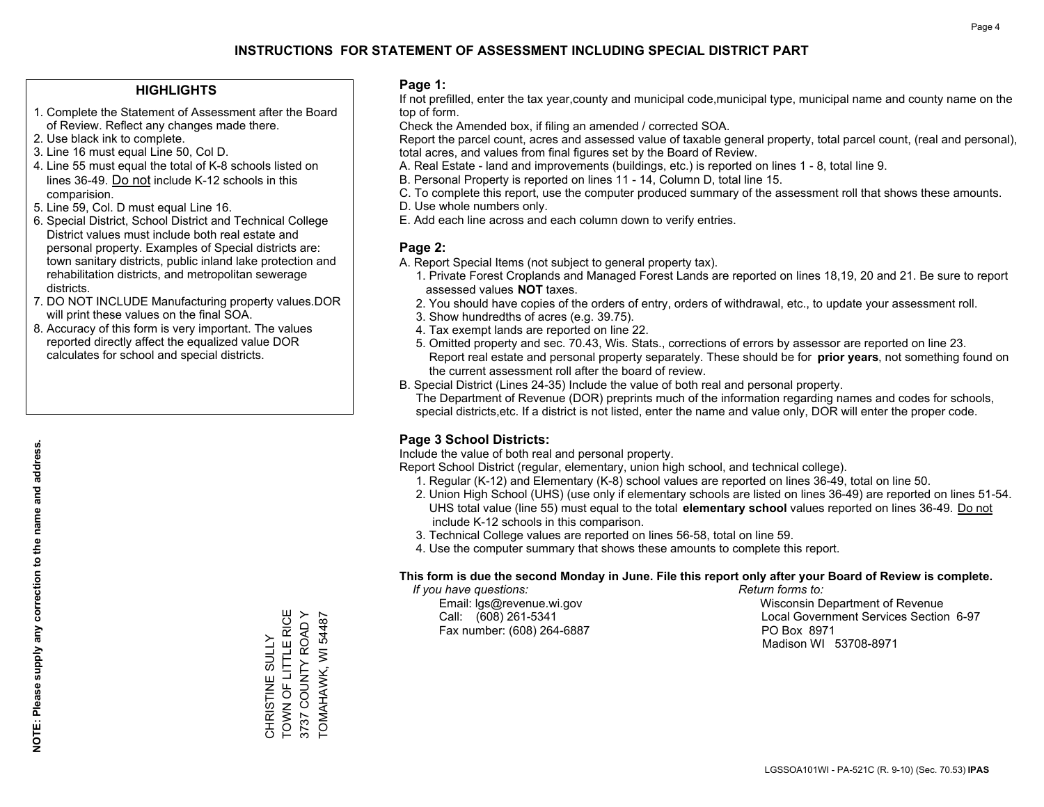# INSTRUCTIONS FOR STATEMENT OF ASSESSMENT INCLUDING SPECIAL DISTRICT PART

## HIGHLIGHTS

1. Complete the Statement of Assessment after the Board of Review. Reflect any changes made there.
2. Use black ink to complete.
3. Line 16 must equal Line 50, Col D.
4. Line 55 must equal the total of K-8 schools listed on lines 36-49. Do not include K-12 schools in this comparision.
5. Line 59, Col. D must equal Line 16.
6. Special District, School District and Technical College District values must include both real estate and personal property. Examples of Special districts are: town sanitary districts, public inland lake protection and rehabilitation districts, and metropolitan sewerage districts.
7. DO NOT INCLUDE Manufacturing property values.DOR will print these values on the final SOA.
8. Accuracy of this form is very important. The values reported directly affect the equalized value DOR calculates for school and special districts.

**NOTE: Please supply any correction to the name and address.**

CHRISTINE SULLY
TOWN OF LITTLE RICE
3737 COUNTY ROAD Y
TOMAHAWK, WI 54487

## Page 1:

If not prefilled, enter the tax year,county and municipal code,municipal type, municipal name and county name on the top of form.

Check the Amended box, if filing an amended / corrected SOA.

Report the parcel count, acres and assessed value of taxable general property, total parcel count, (real and personal), total acres, and values from final figures set by the Board of Review.

A. Real Estate - land and improvements (buildings, etc.) is reported on lines 1 - 8, total line 9.
B. Personal Property is reported on lines 11 - 14, Column D, total line 15.
C. To complete this report, use the computer produced summary of the assessment roll that shows these amounts.
D. Use whole numbers only.
E. Add each line across and each column down to verify entries.

## Page 2:

A. Report Special Items (not subject to general property tax).
   1. Private Forest Croplands and Managed Forest Lands are reported on lines 18,19, 20 and 21. Be sure to report assessed values **NOT** taxes.
   2. You should have copies of the orders of entry, orders of withdrawal, etc., to update your assessment roll.
   3. Show hundredths of acres (e.g. 39.75).
   4. Tax exempt lands are reported on line 22.
   5. Omitted property and sec. 70.43, Wis. Stats., corrections of errors by assessor are reported on line 23. Report real estate and personal property separately. These should be for **prior years**, not something found on the current assessment roll after the board of review.
B. Special District (Lines 24-35) Include the value of both real and personal property.
   The Department of Revenue (DOR) preprints much of the information regarding names and codes for schools, special districts,etc. If a district is not listed, enter the name and value only, DOR will enter the proper code.

## Page 3 School Districts:

Include the value of both real and personal property.

Report School District (regular, elementary, union high school, and technical college).

1. Regular (K-12) and Elementary (K-8) school values are reported on lines 36-49, total on line 50.
2. Union High School (UHS) (use only if elementary schools are listed on lines 36-49) are reported on lines 51-54. UHS total value (line 55) must equal to the total **elementary school** values reported on lines 36-49. Do not include K-12 schools in this comparison.
3. Technical College values are reported on lines 56-58, total on line 59.
4. Use the computer summary that shows these amounts to complete this report.

**This form is due the second Monday in June. File this report only after your Board of Review is complete.**

*If you have questions:*
Email: lgs@revenue.wi.gov
Call: (608) 261-5341
Fax number: (608) 264-6887

*Return forms to:*
Wisconsin Department of Revenue
Local Government Services Section 6-97
PO Box 8971
Madison WI 53708-8971

LGSSOA101WI - PA-521C (R. 9-10) (Sec. 70.53) **IPAS**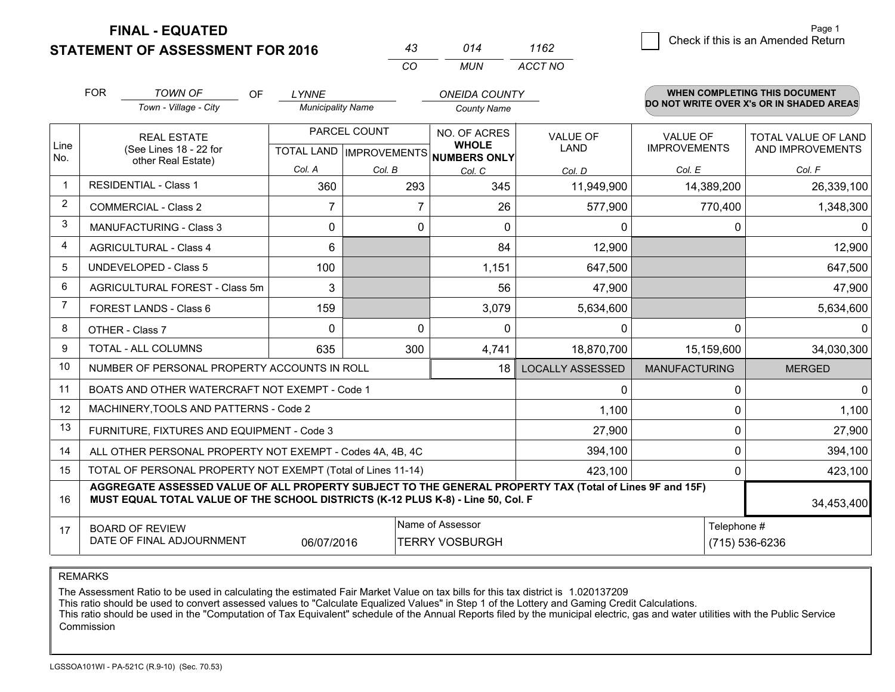# FINAL - EQUATED
## STATEMENT OF ASSESSMENT FOR 2016

| 43 | 014 | 1162 |
|---|---|---|
| CO | MUN | ACCT NO |

Page 1

☐ Check if this is an Amended Return

FOR *TOWN OF* (Town - Village - City) OF *LYNNE* (Municipality Name) *ONEIDA COUNTY* (County Name)

**WHEN COMPLETING THIS DOCUMENT DO NOT WRITE OVER X's OR IN SHADED AREAS**

| Line No. | REAL ESTATE (See Lines 18 - 22 for other Real Estate) | PARCEL COUNT | | NO. OF ACRES WHOLE NUMBERS ONLY | VALUE OF LAND | VALUE OF IMPROVEMENTS | TOTAL VALUE OF LAND AND IMPROVEMENTS |
|---|---|---|---|---|---|---|---|
| | | TOTAL LAND Col. A | IMPROVEMENTS Col. B | Col. C | Col. D | Col. E | Col. F |
| 1 | RESIDENTIAL - Class 1 | 360 | 293 | 345 | 11,949,900 | 14,389,200 | 26,339,100 |
| 2 | COMMERCIAL - Class 2 | 7 | 7 | 26 | 577,900 | 770,400 | 1,348,300 |
| 3 | MANUFACTURING - Class 3 | 0 | 0 | 0 | 0 | 0 | 0 |
| 4 | AGRICULTURAL - Class 4 | 6 | | 84 | 12,900 | | 12,900 |
| 5 | UNDEVELOPED - Class 5 | 100 | | 1,151 | 647,500 | | 647,500 |
| 6 | AGRICULTURAL FOREST - Class 5m | 3 | | 56 | 47,900 | | 47,900 |
| 7 | FOREST LANDS - Class 6 | 159 | | 3,079 | 5,634,600 | | 5,634,600 |
| 8 | OTHER - Class 7 | 0 | 0 | 0 | 0 | 0 | 0 |
| 9 | TOTAL - ALL COLUMNS | 635 | 300 | 4,741 | 18,870,700 | 15,159,600 | 34,030,300 |
| 10 | NUMBER OF PERSONAL PROPERTY ACCOUNTS IN ROLL | | | 18 | LOCALLY ASSESSED | MANUFACTURING | MERGED |
| 11 | BOATS AND OTHER WATERCRAFT NOT EXEMPT - Code 1 | | | | 0 | 0 | 0 |
| 12 | MACHINERY,TOOLS AND PATTERNS - Code 2 | | | | 1,100 | 0 | 1,100 |
| 13 | FURNITURE, FIXTURES AND EQUIPMENT - Code 3 | | | | 27,900 | 0 | 27,900 |
| 14 | ALL OTHER PERSONAL PROPERTY NOT EXEMPT - Codes 4A, 4B, 4C | | | | 394,100 | 0 | 394,100 |
| 15 | TOTAL OF PERSONAL PROPERTY NOT EXEMPT (Total of Lines 11-14) | | | | 423,100 | 0 | 423,100 |
| 16 | **AGGREGATE ASSESSED VALUE OF ALL PROPERTY SUBJECT TO THE GENERAL PROPERTY TAX (Total of Lines 9F and 15F) MUST EQUAL TOTAL VALUE OF THE SCHOOL DISTRICTS (K-12 PLUS K-8) - Line 50, Col. F** | | | | | | 34,453,400 |
| 17 | BOARD OF REVIEW DATE OF FINAL ADJOURNMENT | 06/07/2016 | | Name of Assessor: TERRY VOSBURGH | | Telephone #: (715) 536-6236 | |

REMARKS

The Assessment Ratio to be used in calculating the estimated Fair Market Value on tax bills for this tax district is 1.020137209
This ratio should be used to convert assessed values to "Calculate Equalized Values" in Step 1 of the Lottery and Gaming Credit Calculations.
This ratio should be used in the "Computation of Tax Equivalent" schedule of the Annual Reports filed by the municipal electric, gas and water utilities with the Public Service Commission

LGSSOA101WI - PA-521C (R.9-10) (Sec. 70.53)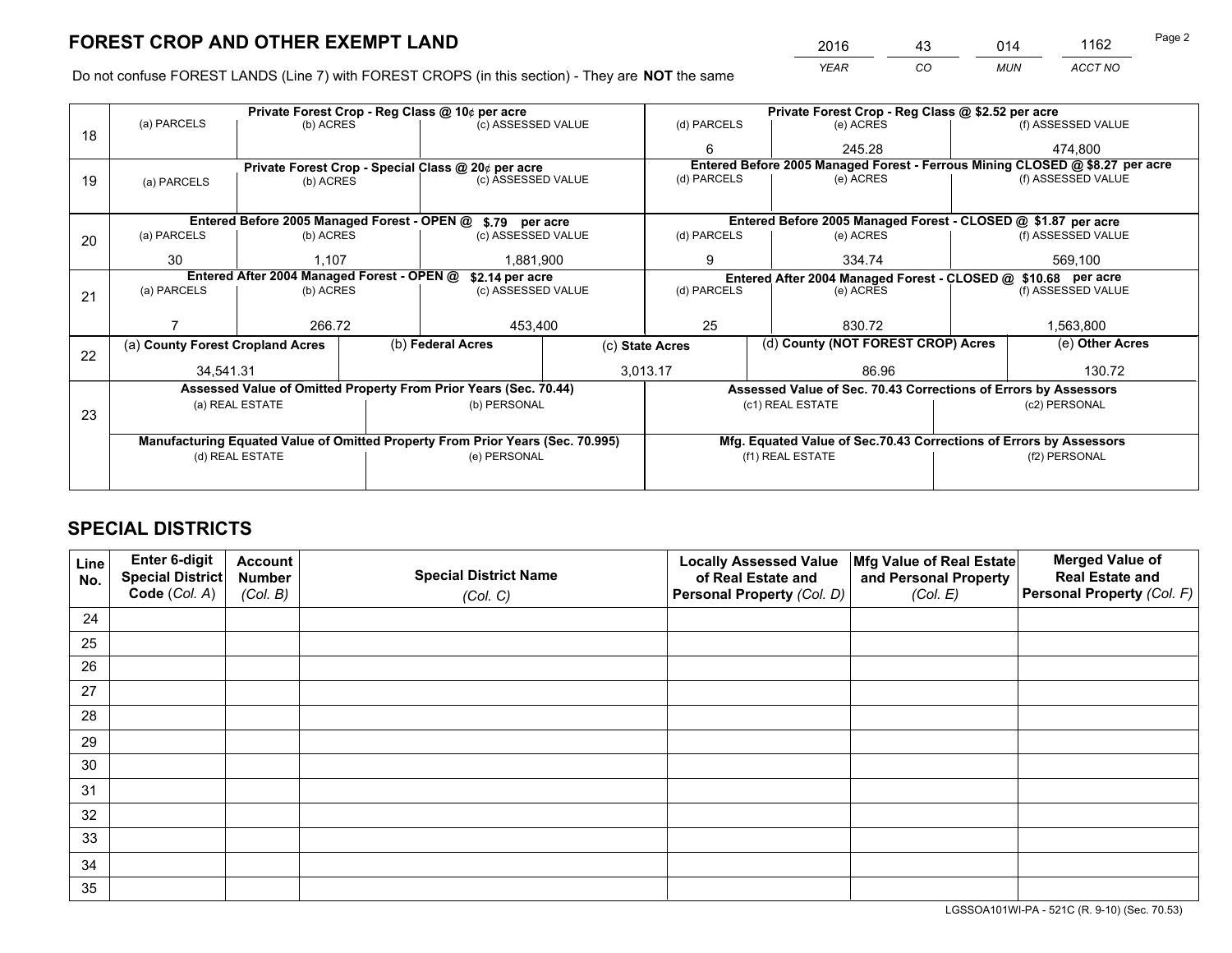# FOREST CROP AND OTHER EXEMPT LAND

| 2016 | 43 | 014 | 1162 |
|---|---|---|---|
| *YEAR* | *CO* | *MUN* | *ACCT NO* |

Do not confuse FOREST LANDS (Line 7) with FOREST CROPS (in this section) - They are **NOT** the same

| Line | Private Forest Crop - Reg Class @ 10¢ per acre | | | Private Forest Crop - Reg Class @ $2.52 per acre | | |
|---|---|---|---|---|---|---|
| 18 | (a) PARCELS | (b) ACRES | (c) ASSESSED VALUE | (d) PARCELS | (e) ACRES | (f) ASSESSED VALUE |
| | | | | 6 | 245.28 | 474,800 |
| | **Private Forest Crop - Special Class @ 20¢ per acre** | | | **Entered Before 2005 Managed Forest - Ferrous Mining CLOSED @ $8.27 per acre** | | |
| 19 | (a) PARCELS | (b) ACRES | (c) ASSESSED VALUE | (d) PARCELS | (e) ACRES | (f) ASSESSED VALUE |
| | | | | | | |
| | **Entered Before 2005 Managed Forest - OPEN @ $.79 per acre** | | | **Entered Before 2005 Managed Forest - CLOSED @ $1.87 per acre** | | |
| 20 | (a) PARCELS | (b) ACRES | (c) ASSESSED VALUE | (d) PARCELS | (e) ACRES | (f) ASSESSED VALUE |
| | 30 | 1,107 | 1,881,900 | 9 | 334.74 | 569,100 |
| | **Entered After 2004 Managed Forest - OPEN @ $2.14 per acre** | | | **Entered After 2004 Managed Forest - CLOSED @ $10.68 per acre** | | |
| 21 | (a) PARCELS | (b) ACRES | (c) ASSESSED VALUE | (d) PARCELS | (e) ACRES | (f) ASSESSED VALUE |
| | 7 | 266.72 | 453,400 | 25 | 830.72 | 1,563,800 |

| Line | (a) County Forest Cropland Acres | (b) Federal Acres | (c) State Acres | (d) County (NOT FOREST CROP) Acres | (e) Other Acres |
|---|---|---|---|---|---|
| 22 | 34,541.31 | | 3,013.17 | 86.96 | 130.72 |

| Line | Assessed Value of Omitted Property From Prior Years (Sec. 70.44) | | Assessed Value of Sec. 70.43 Corrections of Errors by Assessors | |
|---|---|---|---|---|
| 23 | (a) REAL ESTATE | (b) PERSONAL | (c1) REAL ESTATE | (c2) PERSONAL |
| | | | | |
| | **Manufacturing Equated Value of Omitted Property From Prior Years (Sec. 70.995)** | | **Mfg. Equated Value of Sec.70.43 Corrections of Errors by Assessors** | |
| | (d) REAL ESTATE | (e) PERSONAL | (f1) REAL ESTATE | (f2) PERSONAL |
| | | | | |

# SPECIAL DISTRICTS

| Line No. | Enter 6-digit Special District Code (Col. A) | Account Number (Col. B) | Special District Name (Col. C) | Locally Assessed Value of Real Estate and Personal Property (Col. D) | Mfg Value of Real Estate and Personal Property (Col. E) | Merged Value of Real Estate and Personal Property (Col. F) |
|---|---|---|---|---|---|---|
| 24 | | | | | | |
| 25 | | | | | | |
| 26 | | | | | | |
| 27 | | | | | | |
| 28 | | | | | | |
| 29 | | | | | | |
| 30 | | | | | | |
| 31 | | | | | | |
| 32 | | | | | | |
| 33 | | | | | | |
| 34 | | | | | | |
| 35 | | | | | | |

LGSSOA101WI-PA - 521C (R. 9-10) (Sec. 70.53)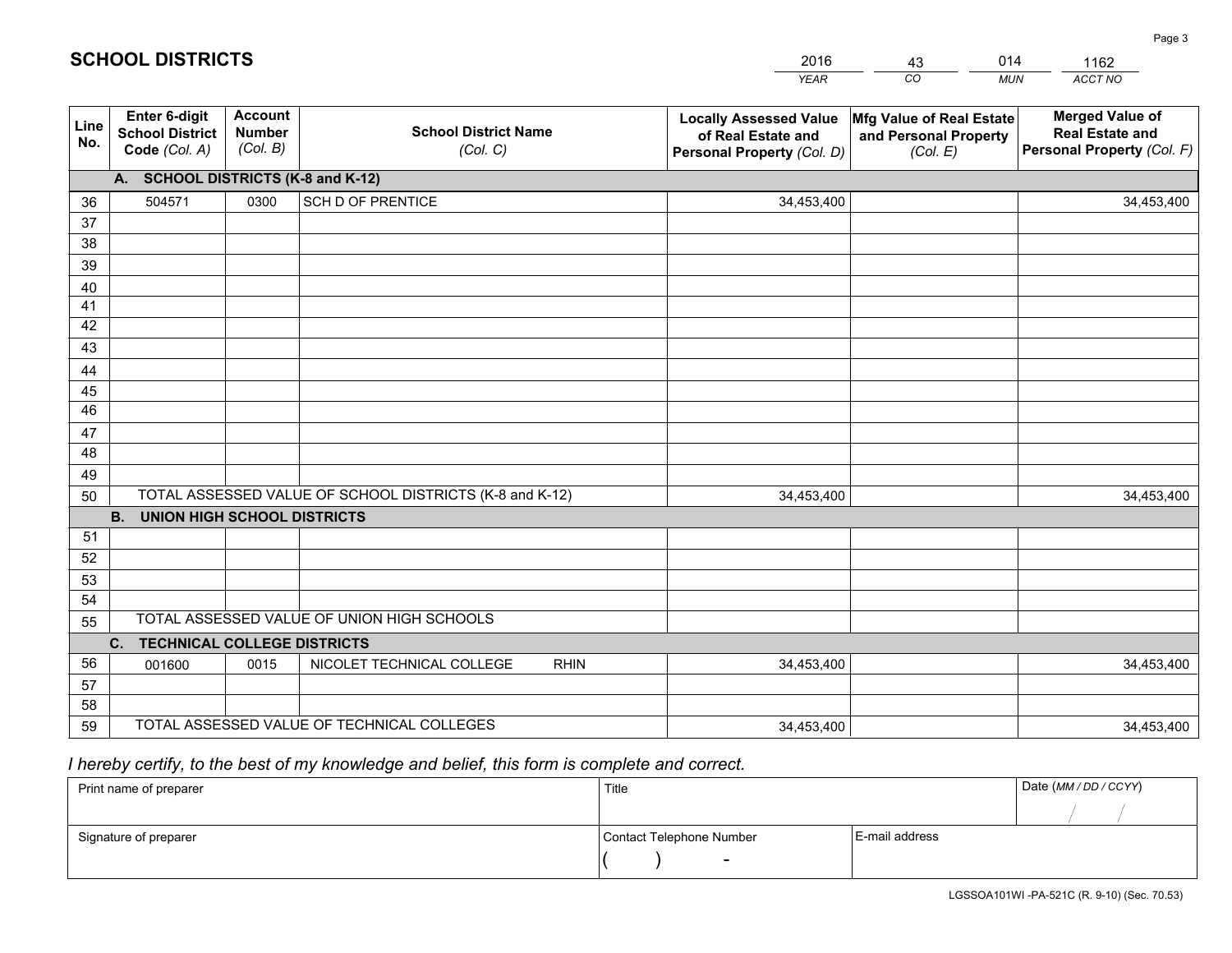# SCHOOL DISTRICTS

| 2016 | 43 | 014 | 1162 |
|---|---|---|---|
| *YEAR* | *CO* | *MUN* | *ACCT NO* |

| Line No. | Enter 6-digit School District Code *(Col. A)* | Account Number *(Col. B)* | School District Name *(Col. C)* | Locally Assessed Value of Real Estate and Personal Property *(Col. D)* | Mfg Value of Real Estate and Personal Property *(Col. E)* | Merged Value of Real Estate and Personal Property *(Col. F)* |
|---|---|---|---|---|---|---|
| **A. SCHOOL DISTRICTS (K-8 and K-12)** | | | | | | |
| 36 | 504571 | 0300 | SCH D OF PRENTICE | 34,453,400 | | 34,453,400 |
| 37 | | | | | | |
| 38 | | | | | | |
| 39 | | | | | | |
| 40 | | | | | | |
| 41 | | | | | | |
| 42 | | | | | | |
| 43 | | | | | | |
| 44 | | | | | | |
| 45 | | | | | | |
| 46 | | | | | | |
| 47 | | | | | | |
| 48 | | | | | | |
| 49 | | | | | | |
| 50 | TOTAL ASSESSED VALUE OF SCHOOL DISTRICTS (K-8 and K-12) | | | 34,453,400 | | 34,453,400 |
| **B. UNION HIGH SCHOOL DISTRICTS** | | | | | | |
| 51 | | | | | | |
| 52 | | | | | | |
| 53 | | | | | | |
| 54 | | | | | | |
| 55 | TOTAL ASSESSED VALUE OF UNION HIGH SCHOOLS | | | | | |
| **C. TECHNICAL COLLEGE DISTRICTS** | | | | | | |
| 56 | 001600 | 0015 | NICOLET TECHNICAL COLLEGE RHIN | 34,453,400 | | 34,453,400 |
| 57 | | | | | | |
| 58 | | | | | | |
| 59 | TOTAL ASSESSED VALUE OF TECHNICAL COLLEGES | | | 34,453,400 | | 34,453,400 |

*I hereby certify, to the best of my knowledge and belief, this form is complete and correct.*

| Print name of preparer | Title | | Date *(MM / DD / CCYY)* |
|---|---|---|---|
| | | | / / |
| Signature of preparer | Contact Telephone Number | E-mail address | |
| | ( ) - | | |

LGSSOA101WI -PA-521C (R. 9-10) (Sec. 70.53)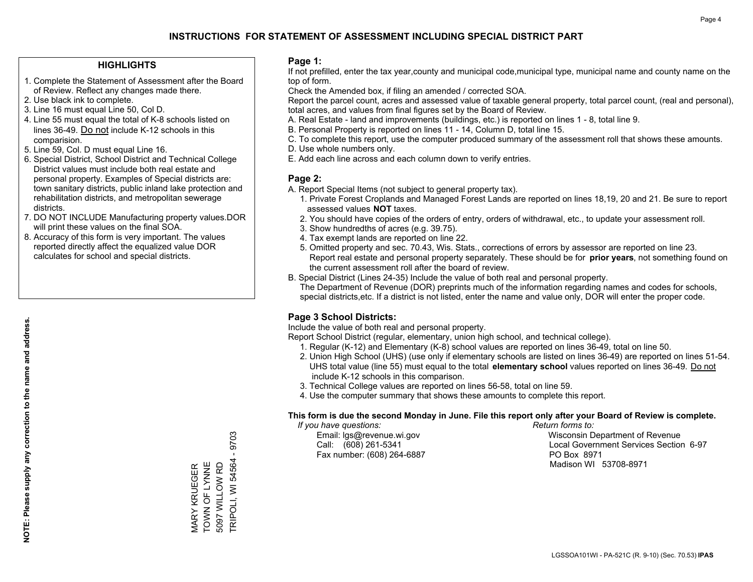# INSTRUCTIONS FOR STATEMENT OF ASSESSMENT INCLUDING SPECIAL DISTRICT PART

## HIGHLIGHTS

1. Complete the Statement of Assessment after the Board of Review. Reflect any changes made there.
2. Use black ink to complete.
3. Line 16 must equal Line 50, Col D.
4. Line 55 must equal the total of K-8 schools listed on lines 36-49. Do not include K-12 schools in this comparision.
5. Line 59, Col. D must equal Line 16.
6. Special District, School District and Technical College District values must include both real estate and personal property. Examples of Special districts are: town sanitary districts, public inland lake protection and rehabilitation districts, and metropolitan sewerage districts.
7. DO NOT INCLUDE Manufacturing property values.DOR will print these values on the final SOA.
8. Accuracy of this form is very important. The values reported directly affect the equalized value DOR calculates for school and special districts.

**NOTE: Please supply any correction to the name and address.**

MARY KRUEGER
TOWN OF LYNNE
5097 WILLOW RD
TRIPOLI, WI 54564 - 9703

## Page 1:

If not prefilled, enter the tax year,county and municipal code,municipal type, municipal name and county name on the top of form.

Check the Amended box, if filing an amended / corrected SOA.

Report the parcel count, acres and assessed value of taxable general property, total parcel count, (real and personal), total acres, and values from final figures set by the Board of Review.

A. Real Estate - land and improvements (buildings, etc.) is reported on lines 1 - 8, total line 9.
B. Personal Property is reported on lines 11 - 14, Column D, total line 15.
C. To complete this report, use the computer produced summary of the assessment roll that shows these amounts.
D. Use whole numbers only.
E. Add each line across and each column down to verify entries.

## Page 2:

A. Report Special Items (not subject to general property tax).
   1. Private Forest Croplands and Managed Forest Lands are reported on lines 18,19, 20 and 21. Be sure to report assessed values **NOT** taxes.
   2. You should have copies of the orders of entry, orders of withdrawal, etc., to update your assessment roll.
   3. Show hundredths of acres (e.g. 39.75).
   4. Tax exempt lands are reported on line 22.
   5. Omitted property and sec. 70.43, Wis. Stats., corrections of errors by assessor are reported on line 23. Report real estate and personal property separately. These should be for **prior years**, not something found on the current assessment roll after the board of review.
B. Special District (Lines 24-35) Include the value of both real and personal property.
   The Department of Revenue (DOR) preprints much of the information regarding names and codes for schools, special districts,etc. If a district is not listed, enter the name and value only, DOR will enter the proper code.

## Page 3 School Districts:

Include the value of both real and personal property.

Report School District (regular, elementary, union high school, and technical college).

1. Regular (K-12) and Elementary (K-8) school values are reported on lines 36-49, total on line 50.
2. Union High School (UHS) (use only if elementary schools are listed on lines 36-49) are reported on lines 51-54. UHS total value (line 55) must equal to the total **elementary school** values reported on lines 36-49. Do not include K-12 schools in this comparison.
3. Technical College values are reported on lines 56-58, total on line 59.
4. Use the computer summary that shows these amounts to complete this report.

**This form is due the second Monday in June. File this report only after your Board of Review is complete.**

*If you have questions:*
Email: lgs@revenue.wi.gov
Call: (608) 261-5341
Fax number: (608) 264-6887

*Return forms to:*
Wisconsin Department of Revenue
Local Government Services Section 6-97
PO Box 8971
Madison WI 53708-8971

LGSSOA101WI - PA-521C (R. 9-10) (Sec. 70.53) **IPAS**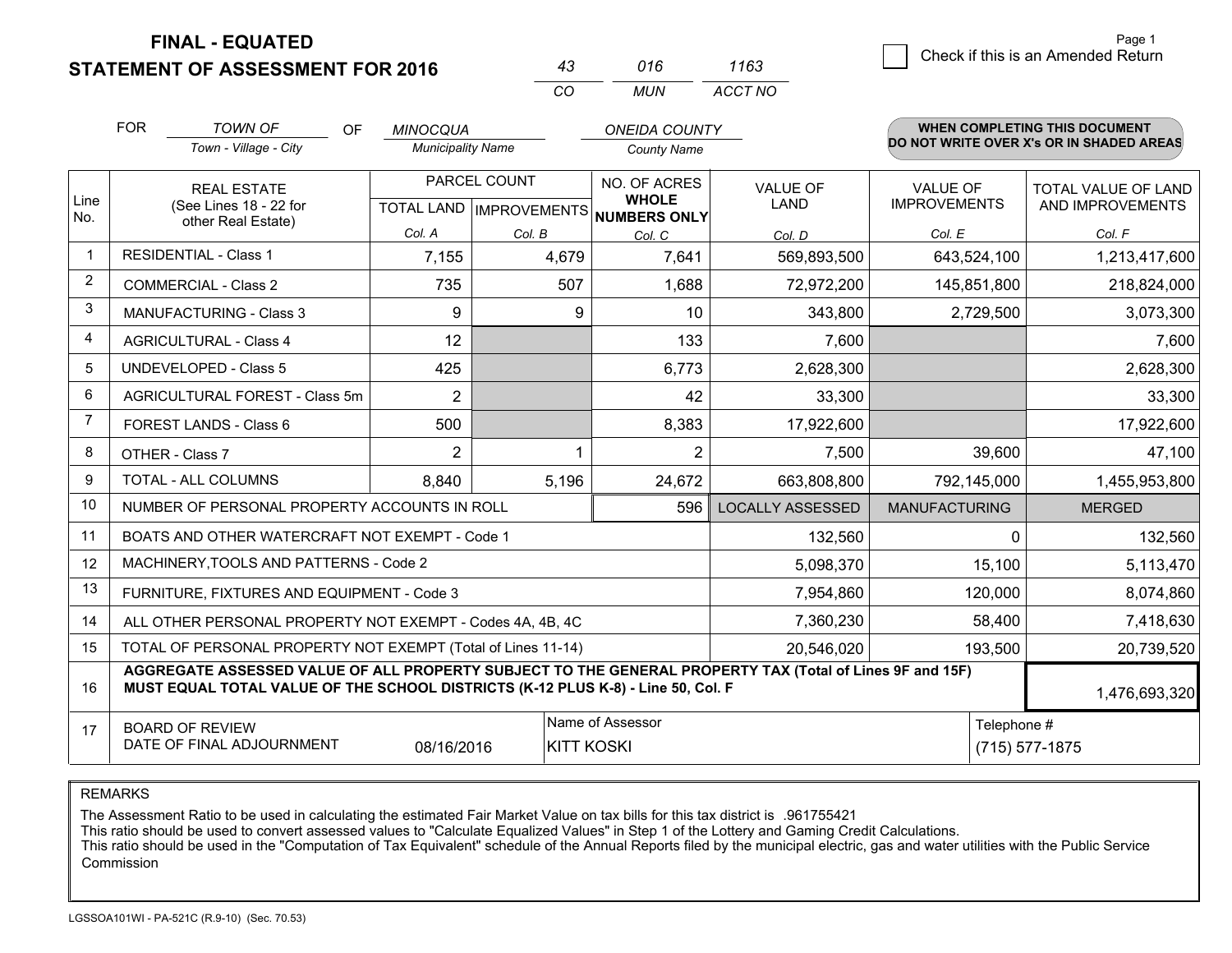**FINAL - EQUATED**
**STATEMENT OF ASSESSMENT FOR 2016**

| 43 | 016 | 1163 |
|---|---|---|
| CO | MUN | ACCT NO |

Page 1

☐ Check if this is an Amended Return

FOR *TOWN OF* (Town - Village - City) OF *MINOCQUA* (Municipality Name) *ONEIDA COUNTY* (County Name)

**WHEN COMPLETING THIS DOCUMENT DO NOT WRITE OVER X's OR IN SHADED AREAS**

| Line No. | REAL ESTATE (See Lines 18 - 22 for other Real Estate) | PARCEL COUNT TOTAL LAND Col. A | PARCEL COUNT IMPROVEMENTS Col. B | NO. OF ACRES WHOLE NUMBERS ONLY Col. C | VALUE OF LAND Col. D | VALUE OF IMPROVEMENTS Col. E | TOTAL VALUE OF LAND AND IMPROVEMENTS Col. F |
|---|---|---|---|---|---|---|---|
| 1 | RESIDENTIAL - Class 1 | 7,155 | 4,679 | 7,641 | 569,893,500 | 643,524,100 | 1,213,417,600 |
| 2 | COMMERCIAL - Class 2 | 735 | 507 | 1,688 | 72,972,200 | 145,851,800 | 218,824,000 |
| 3 | MANUFACTURING - Class 3 | 9 | 9 | 10 | 343,800 | 2,729,500 | 3,073,300 |
| 4 | AGRICULTURAL - Class 4 | 12 | | 133 | 7,600 | | 7,600 |
| 5 | UNDEVELOPED - Class 5 | 425 | | 6,773 | 2,628,300 | | 2,628,300 |
| 6 | AGRICULTURAL FOREST - Class 5m | 2 | | 42 | 33,300 | | 33,300 |
| 7 | FOREST LANDS - Class 6 | 500 | | 8,383 | 17,922,600 | | 17,922,600 |
| 8 | OTHER - Class 7 | 2 | 1 | 2 | 7,500 | 39,600 | 47,100 |
| 9 | TOTAL - ALL COLUMNS | 8,840 | 5,196 | 24,672 | 663,808,800 | 792,145,000 | 1,455,953,800 |
| 10 | NUMBER OF PERSONAL PROPERTY ACCOUNTS IN ROLL | | | 596 | LOCALLY ASSESSED | MANUFACTURING | MERGED |
| 11 | BOATS AND OTHER WATERCRAFT NOT EXEMPT - Code 1 | | | | 132,560 | 0 | 132,560 |
| 12 | MACHINERY,TOOLS AND PATTERNS - Code 2 | | | | 5,098,370 | 15,100 | 5,113,470 |
| 13 | FURNITURE, FIXTURES AND EQUIPMENT - Code 3 | | | | 7,954,860 | 120,000 | 8,074,860 |
| 14 | ALL OTHER PERSONAL PROPERTY NOT EXEMPT - Codes 4A, 4B, 4C | | | | 7,360,230 | 58,400 | 7,418,630 |
| 15 | TOTAL OF PERSONAL PROPERTY NOT EXEMPT (Total of Lines 11-14) | | | | 20,546,020 | 193,500 | 20,739,520 |
| 16 | **AGGREGATE ASSESSED VALUE OF ALL PROPERTY SUBJECT TO THE GENERAL PROPERTY TAX (Total of Lines 9F and 15F) MUST EQUAL TOTAL VALUE OF THE SCHOOL DISTRICTS (K-12 PLUS K-8) - Line 50, Col. F** | | | | | | 1,476,693,320 |
| 17 | BOARD OF REVIEW DATE OF FINAL ADJOURNMENT | 08/16/2016 | Name of Assessor: KITT KOSKI | | | Telephone #: (715) 577-1875 | |

REMARKS

The Assessment Ratio to be used in calculating the estimated Fair Market Value on tax bills for this tax district is .961755421
This ratio should be used to convert assessed values to "Calculate Equalized Values" in Step 1 of the Lottery and Gaming Credit Calculations.
This ratio should be used in the "Computation of Tax Equivalent" schedule of the Annual Reports filed by the municipal electric, gas and water utilities with the Public Service Commission

LGSSOA101WI - PA-521C (R.9-10) (Sec. 70.53)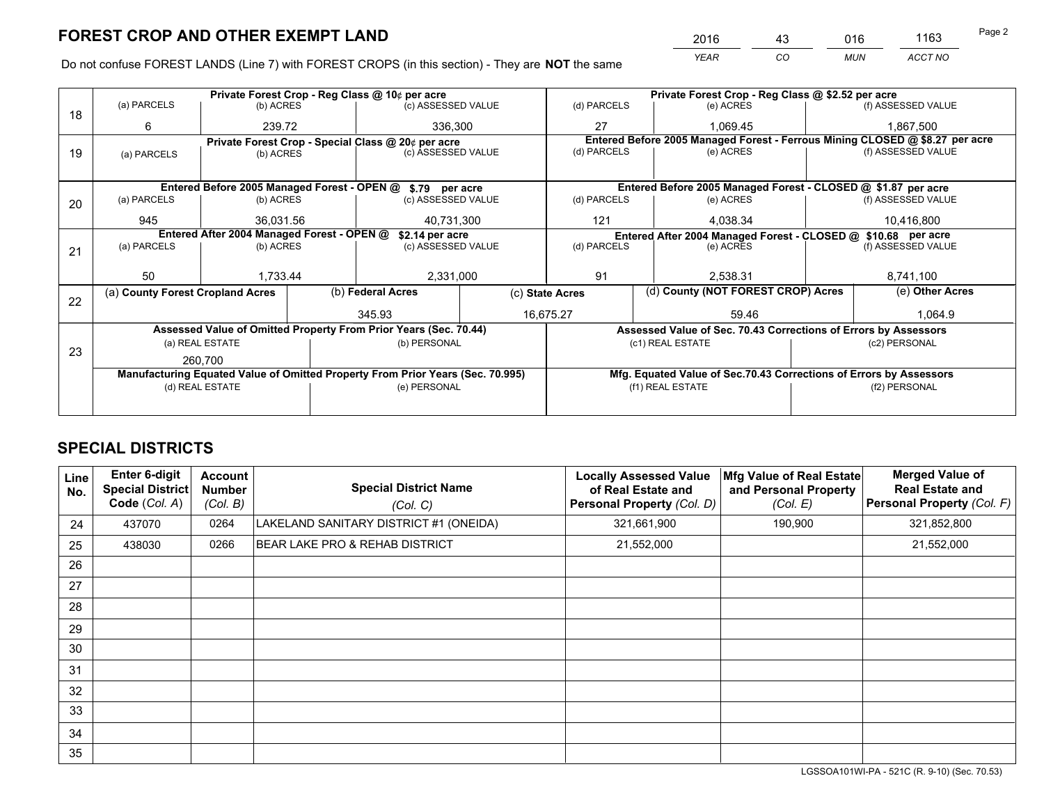# FOREST CROP AND OTHER EXEMPT LAND

| 2016 | 43 | 016 | 1163 |
|---|---|---|---|
| YEAR | CO | MUN | ACCT NO |

Do not confuse FOREST LANDS (Line 7) with FOREST CROPS (in this section) - They are **NOT** the same

| Line | Private Forest Crop - Reg Class @ 10¢ per acre | | | Private Forest Crop - Reg Class @ $2.52 per acre | | |
|---|---|---|---|---|---|---|
| | (a) PARCELS | (b) ACRES | (c) ASSESSED VALUE | (d) PARCELS | (e) ACRES | (f) ASSESSED VALUE |
| 18 | 6 | 239.72 | 336,300 | 27 | 1,069.45 | 1,867,500 |
| | **Private Forest Crop - Special Class @ 20¢ per acre** | | | **Entered Before 2005 Managed Forest - Ferrous Mining CLOSED @ $8.27 per acre** | | |
| 19 | (a) PARCELS | (b) ACRES | (c) ASSESSED VALUE | (d) PARCELS | (e) ACRES | (f) ASSESSED VALUE |
| | | | | | | |
| | **Entered Before 2005 Managed Forest - OPEN @ $.79 per acre** | | | **Entered Before 2005 Managed Forest - CLOSED @ $1.87 per acre** | | |
| | (a) PARCELS | (b) ACRES | (c) ASSESSED VALUE | (d) PARCELS | (e) ACRES | (f) ASSESSED VALUE |
| 20 | 945 | 36,031.56 | 40,731,300 | 121 | 4,038.34 | 10,416,800 |
| | **Entered After 2004 Managed Forest - OPEN @ $2.14 per acre** | | | **Entered After 2004 Managed Forest - CLOSED @ $10.68 per acre** | | |
| | (a) PARCELS | (b) ACRES | (c) ASSESSED VALUE | (d) PARCELS | (e) ACRES | (f) ASSESSED VALUE |
| 21 | 50 | 1,733.44 | 2,331,000 | 91 | 2,538.31 | 8,741,100 |

| Line | (a) County Forest Cropland Acres | (b) Federal Acres | (c) State Acres | (d) County (NOT FOREST CROP) Acres | (e) Other Acres |
|---|---|---|---|---|---|
| 22 | | 345.93 | 16,675.27 | 59.46 | 1,064.9 |

| Line | Assessed Value of Omitted Property From Prior Years (Sec. 70.44) | | Assessed Value of Sec. 70.43 Corrections of Errors by Assessors | |
|---|---|---|---|---|
| | (a) REAL ESTATE | (b) PERSONAL | (c1) REAL ESTATE | (c2) PERSONAL |
| 23 | 260,700 | | | |
| | **Manufacturing Equated Value of Omitted Property From Prior Years (Sec. 70.995)** | | **Mfg. Equated Value of Sec.70.43 Corrections of Errors by Assessors** | |
| | (d) REAL ESTATE | (e) PERSONAL | (f1) REAL ESTATE | (f2) PERSONAL |
| | | | | |

# SPECIAL DISTRICTS

| Line No. | Enter 6-digit Special District Code (Col. A) | Account Number (Col. B) | Special District Name (Col. C) | Locally Assessed Value of Real Estate and Personal Property (Col. D) | Mfg Value of Real Estate and Personal Property (Col. E) | Merged Value of Real Estate and Personal Property (Col. F) |
|---|---|---|---|---|---|---|
| 24 | 437070 | 0264 | LAKELAND SANITARY DISTRICT #1 (ONEIDA) | 321,661,900 | 190,900 | 321,852,800 |
| 25 | 438030 | 0266 | BEAR LAKE PRO & REHAB DISTRICT | 21,552,000 | | 21,552,000 |
| 26 | | | | | | |
| 27 | | | | | | |
| 28 | | | | | | |
| 29 | | | | | | |
| 30 | | | | | | |
| 31 | | | | | | |
| 32 | | | | | | |
| 33 | | | | | | |
| 34 | | | | | | |
| 35 | | | | | | |

LGSSOA101WI-PA - 521C (R. 9-10) (Sec. 70.53)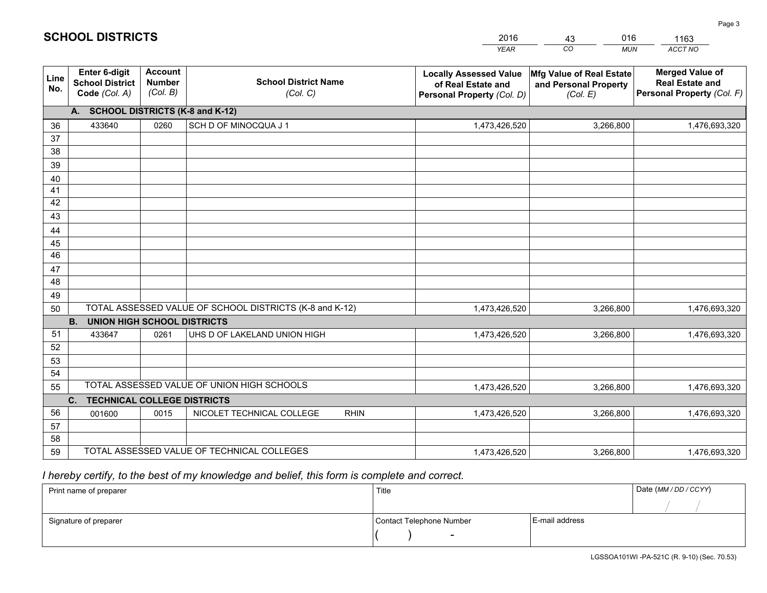# SCHOOL DISTRICTS

| 2016 | 43 | 016 | 1163 |
|---|---|---|---|
| YEAR | CO | MUN | ACCT NO |

| Line No. | Enter 6-digit School District Code (Col. A) | Account Number (Col. B) | School District Name (Col. C) | Locally Assessed Value of Real Estate and Personal Property (Col. D) | Mfg Value of Real Estate and Personal Property (Col. E) | Merged Value of Real Estate and Personal Property (Col. F) |
|---|---|---|---|---|---|---|
| **A. SCHOOL DISTRICTS (K-8 and K-12)** | | | | | | |
| 36 | 433640 | 0260 | SCH D OF MINOCQUA J 1 | 1,473,426,520 | 3,266,800 | 1,476,693,320 |
| 37 | | | | | | |
| 38 | | | | | | |
| 39 | | | | | | |
| 40 | | | | | | |
| 41 | | | | | | |
| 42 | | | | | | |
| 43 | | | | | | |
| 44 | | | | | | |
| 45 | | | | | | |
| 46 | | | | | | |
| 47 | | | | | | |
| 48 | | | | | | |
| 49 | | | | | | |
| 50 | TOTAL ASSESSED VALUE OF SCHOOL DISTRICTS (K-8 and K-12) | | | 1,473,426,520 | 3,266,800 | 1,476,693,320 |
| **B. UNION HIGH SCHOOL DISTRICTS** | | | | | | |
| 51 | 433647 | 0261 | UHS D OF LAKELAND UNION HIGH | 1,473,426,520 | 3,266,800 | 1,476,693,320 |
| 52 | | | | | | |
| 53 | | | | | | |
| 54 | | | | | | |
| 55 | TOTAL ASSESSED VALUE OF UNION HIGH SCHOOLS | | | 1,473,426,520 | 3,266,800 | 1,476,693,320 |
| **C. TECHNICAL COLLEGE DISTRICTS** | | | | | | |
| 56 | 001600 | 0015 | NICOLET TECHNICAL COLLEGE RHIN | 1,473,426,520 | 3,266,800 | 1,476,693,320 |
| 57 | | | | | | |
| 58 | | | | | | |
| 59 | TOTAL ASSESSED VALUE OF TECHNICAL COLLEGES | | | 1,473,426,520 | 3,266,800 | 1,476,693,320 |

*I hereby certify, to the best of my knowledge and belief, this form is complete and correct.*

| Print name of preparer | Title | | Date (MM / DD / CCYY) |
|---|---|---|---|
| | | | / / |
| Signature of preparer | Contact Telephone Number | E-mail address | |
| | ( ) - | | |

LGSSOA101WI -PA-521C (R. 9-10) (Sec. 70.53)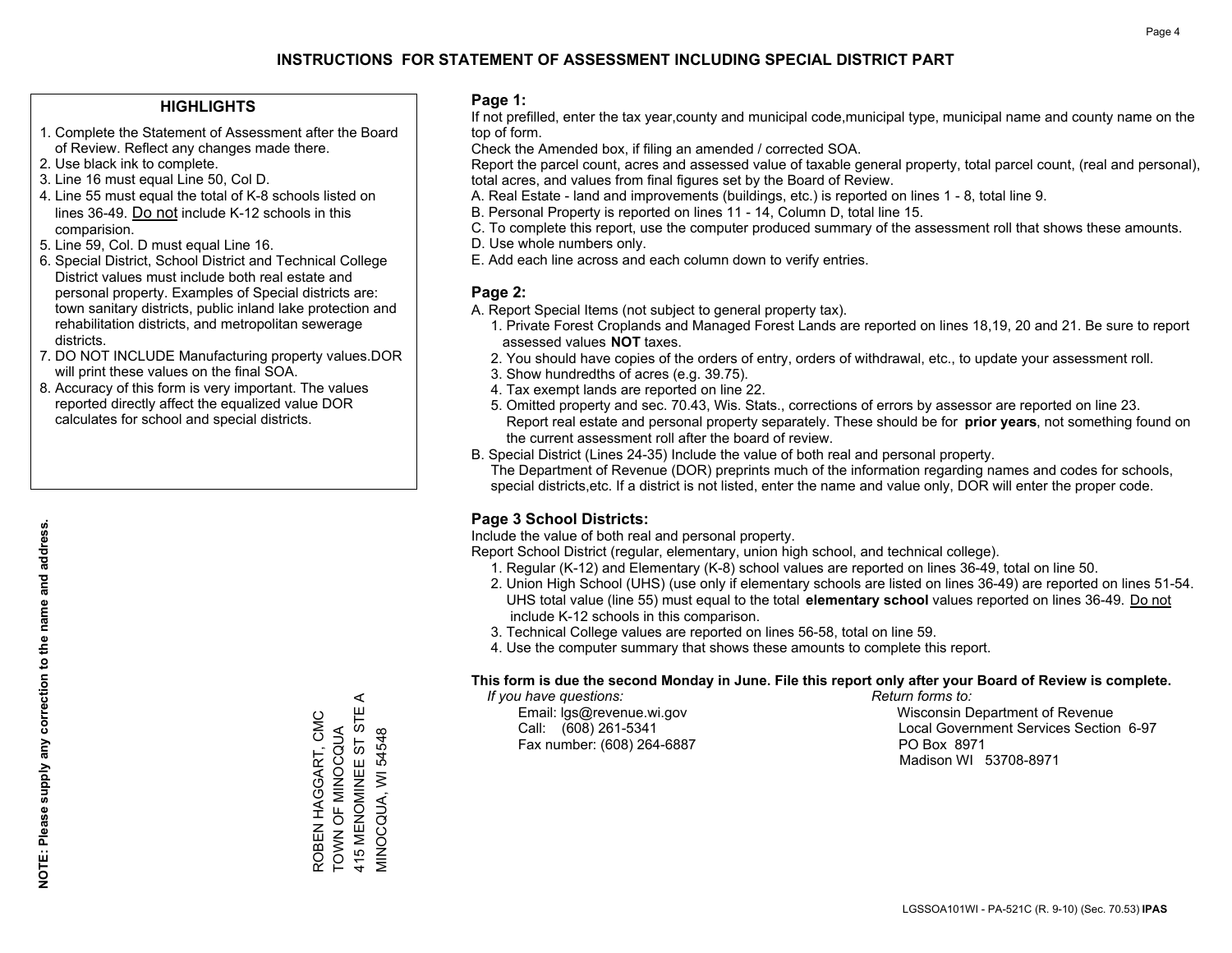# INSTRUCTIONS FOR STATEMENT OF ASSESSMENT INCLUDING SPECIAL DISTRICT PART

## HIGHLIGHTS

1. Complete the Statement of Assessment after the Board of Review. Reflect any changes made there.
2. Use black ink to complete.
3. Line 16 must equal Line 50, Col D.
4. Line 55 must equal the total of K-8 schools listed on lines 36-49. Do not include K-12 schools in this comparision.
5. Line 59, Col. D must equal Line 16.
6. Special District, School District and Technical College District values must include both real estate and personal property. Examples of Special districts are: town sanitary districts, public inland lake protection and rehabilitation districts, and metropolitan sewerage districts.
7. DO NOT INCLUDE Manufacturing property values.DOR will print these values on the final SOA.
8. Accuracy of this form is very important. The values reported directly affect the equalized value DOR calculates for school and special districts.

**NOTE: Please supply any correction to the name and address.**

ROBEN HAGGART, CMC
TOWN OF MINOCQUA
415 MENOMINEE ST STE A
MINOCQUA, WI 54548

## Page 1:

If not prefilled, enter the tax year,county and municipal code,municipal type, municipal name and county name on the top of form.

Check the Amended box, if filing an amended / corrected SOA.

Report the parcel count, acres and assessed value of taxable general property, total parcel count, (real and personal), total acres, and values from final figures set by the Board of Review.

A. Real Estate - land and improvements (buildings, etc.) is reported on lines 1 - 8, total line 9.
B. Personal Property is reported on lines 11 - 14, Column D, total line 15.
C. To complete this report, use the computer produced summary of the assessment roll that shows these amounts.
D. Use whole numbers only.
E. Add each line across and each column down to verify entries.

## Page 2:

A. Report Special Items (not subject to general property tax).
   1. Private Forest Croplands and Managed Forest Lands are reported on lines 18,19, 20 and 21. Be sure to report assessed values **NOT** taxes.
   2. You should have copies of the orders of entry, orders of withdrawal, etc., to update your assessment roll.
   3. Show hundredths of acres (e.g. 39.75).
   4. Tax exempt lands are reported on line 22.
   5. Omitted property and sec. 70.43, Wis. Stats., corrections of errors by assessor are reported on line 23. Report real estate and personal property separately. These should be for **prior years**, not something found on the current assessment roll after the board of review.
B. Special District (Lines 24-35) Include the value of both real and personal property.
   The Department of Revenue (DOR) preprints much of the information regarding names and codes for schools, special districts,etc. If a district is not listed, enter the name and value only, DOR will enter the proper code.

## Page 3 School Districts:

Include the value of both real and personal property.

Report School District (regular, elementary, union high school, and technical college).

1. Regular (K-12) and Elementary (K-8) school values are reported on lines 36-49, total on line 50.
2. Union High School (UHS) (use only if elementary schools are listed on lines 36-49) are reported on lines 51-54. UHS total value (line 55) must equal to the total **elementary school** values reported on lines 36-49. Do not include K-12 schools in this comparison.
3. Technical College values are reported on lines 56-58, total on line 59.
4. Use the computer summary that shows these amounts to complete this report.

**This form is due the second Monday in June. File this report only after your Board of Review is complete.**

*If you have questions:*
Email: lgs@revenue.wi.gov
Call: (608) 261-5341
Fax number: (608) 264-6887

*Return forms to:*
Wisconsin Department of Revenue
Local Government Services Section 6-97
PO Box 8971
Madison WI 53708-8971

LGSSOA101WI - PA-521C (R. 9-10) (Sec. 70.53) **IPAS**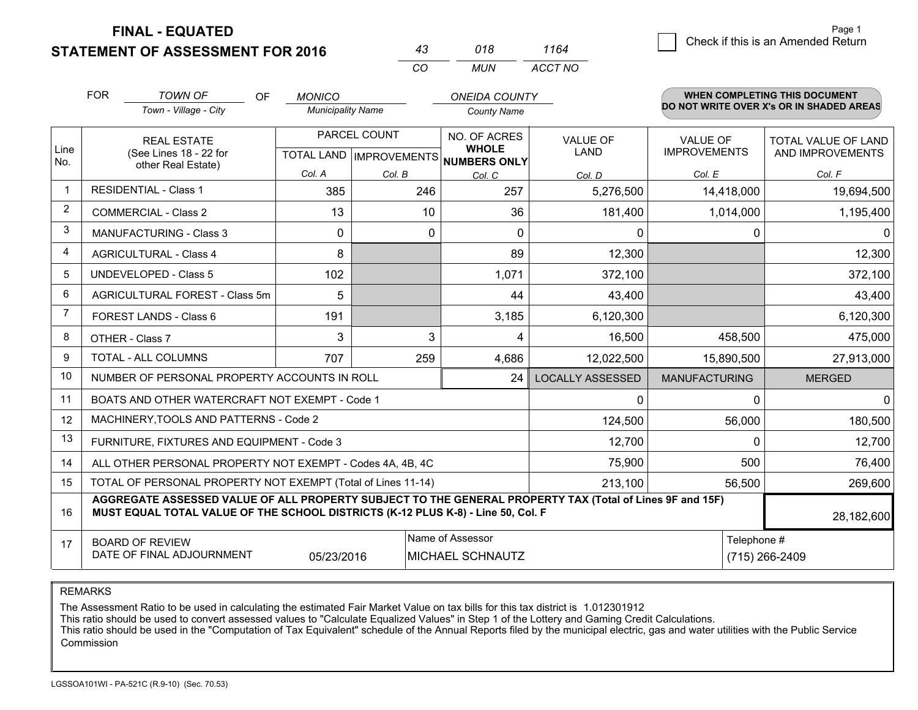# FINAL - EQUATED
# STATEMENT OF ASSESSMENT FOR 2016

| 43 | 018 | 1164 |
|---|---|---|
| CO | MUN | ACCT NO |

Page 1

☐ Check if this is an Amended Return

FOR *TOWN OF* (Town - Village - City) OF *MONICO* (Municipality Name) *ONEIDA COUNTY* (County Name)

**WHEN COMPLETING THIS DOCUMENT DO NOT WRITE OVER X's OR IN SHADED AREAS**

| Line No. | REAL ESTATE (See Lines 18 - 22 for other Real Estate) | PARCEL COUNT | | NO. OF ACRES WHOLE NUMBERS ONLY | VALUE OF LAND | VALUE OF IMPROVEMENTS | TOTAL VALUE OF LAND AND IMPROVEMENTS |
|---|---|---|---|---|---|---|---|
| | | TOTAL LAND | IMPROVEMENTS | | | | |
| | | Col. A | Col. B | Col. C | Col. D | Col. E | Col. F |
| 1 | RESIDENTIAL - Class 1 | 385 | 246 | 257 | 5,276,500 | 14,418,000 | 19,694,500 |
| 2 | COMMERCIAL - Class 2 | 13 | 10 | 36 | 181,400 | 1,014,000 | 1,195,400 |
| 3 | MANUFACTURING - Class 3 | 0 | 0 | 0 | 0 | 0 | 0 |
| 4 | AGRICULTURAL - Class 4 | 8 | | 89 | 12,300 | | 12,300 |
| 5 | UNDEVELOPED - Class 5 | 102 | | 1,071 | 372,100 | | 372,100 |
| 6 | AGRICULTURAL FOREST - Class 5m | 5 | | 44 | 43,400 | | 43,400 |
| 7 | FOREST LANDS - Class 6 | 191 | | 3,185 | 6,120,300 | | 6,120,300 |
| 8 | OTHER - Class 7 | 3 | 3 | 4 | 16,500 | 458,500 | 475,000 |
| 9 | TOTAL - ALL COLUMNS | 707 | 259 | 4,686 | 12,022,500 | 15,890,500 | 27,913,000 |
| 10 | NUMBER OF PERSONAL PROPERTY ACCOUNTS IN ROLL | | | 24 | LOCALLY ASSESSED | MANUFACTURING | MERGED |
| 11 | BOATS AND OTHER WATERCRAFT NOT EXEMPT - Code 1 | | | | 0 | 0 | 0 |
| 12 | MACHINERY,TOOLS AND PATTERNS - Code 2 | | | | 124,500 | 56,000 | 180,500 |
| 13 | FURNITURE, FIXTURES AND EQUIPMENT - Code 3 | | | | 12,700 | 0 | 12,700 |
| 14 | ALL OTHER PERSONAL PROPERTY NOT EXEMPT - Codes 4A, 4B, 4C | | | | 75,900 | 500 | 76,400 |
| 15 | TOTAL OF PERSONAL PROPERTY NOT EXEMPT (Total of Lines 11-14) | | | | 213,100 | 56,500 | 269,600 |
| 16 | **AGGREGATE ASSESSED VALUE OF ALL PROPERTY SUBJECT TO THE GENERAL PROPERTY TAX (Total of Lines 9F and 15F) MUST EQUAL TOTAL VALUE OF THE SCHOOL DISTRICTS (K-12 PLUS K-8) - Line 50, Col. F** | | | | | | 28,182,600 |
| 17 | BOARD OF REVIEW DATE OF FINAL ADJOURNMENT | 05/23/2016 | | Name of Assessor: MICHAEL SCHNAUTZ | | | Telephone #: (715) 266-2409 |

REMARKS

The Assessment Ratio to be used in calculating the estimated Fair Market Value on tax bills for this tax district is 1.012301912
This ratio should be used to convert assessed values to "Calculate Equalized Values" in Step 1 of the Lottery and Gaming Credit Calculations.
This ratio should be used in the "Computation of Tax Equivalent" schedule of the Annual Reports filed by the municipal electric, gas and water utilities with the Public Service Commission

LGSSOA101WI - PA-521C (R.9-10) (Sec. 70.53)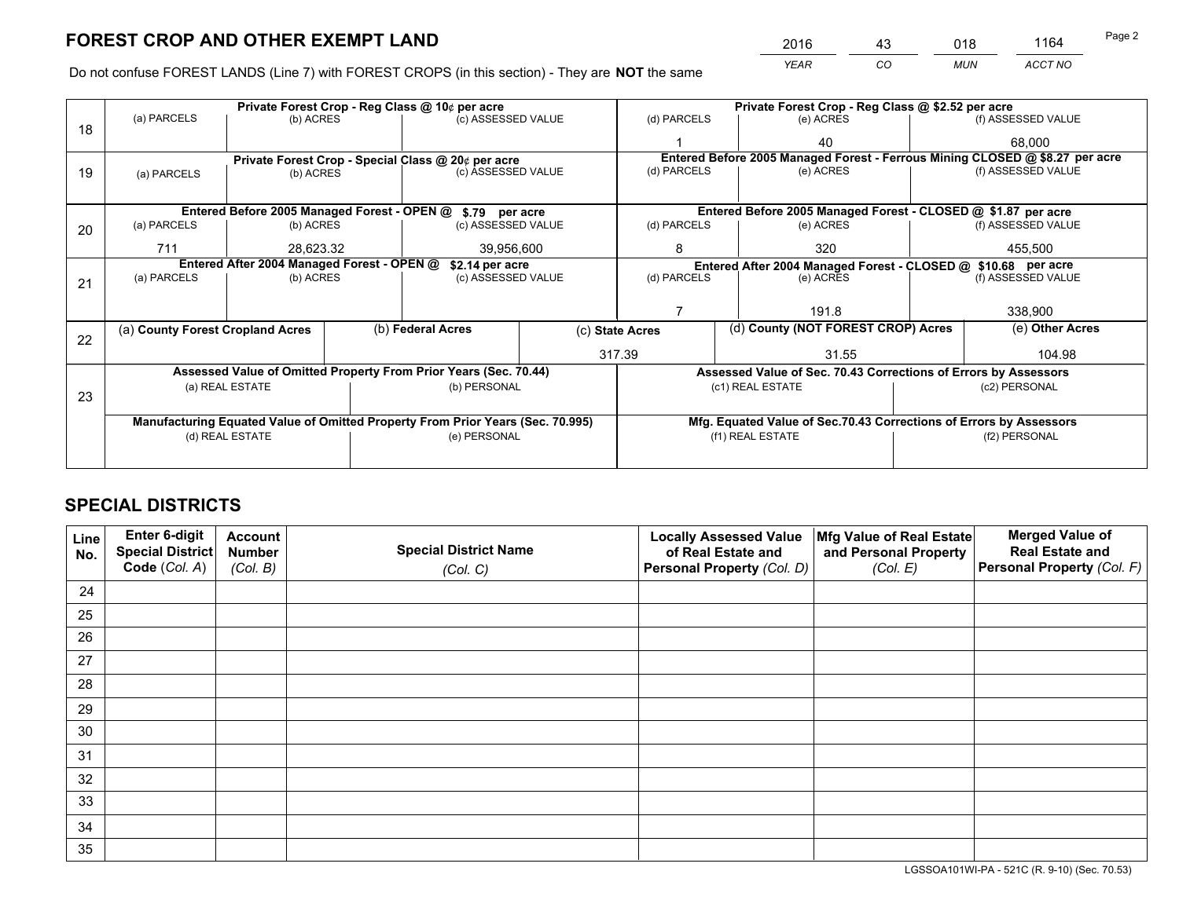# FOREST CROP AND OTHER EXEMPT LAND

| 2016 | 43 | 018 | 1164 |
|---|---|---|---|
| *YEAR* | *CO* | *MUN* | *ACCT NO* |

Do not confuse FOREST LANDS (Line 7) with FOREST CROPS (in this section) - They are **NOT** the same

| Line | Private Forest Crop - Reg Class @ 10¢ per acre | | | Private Forest Crop - Reg Class @ $2.52 per acre | | |
|---|---|---|---|---|---|---|
| 18 | (a) PARCELS | (b) ACRES | (c) ASSESSED VALUE | (d) PARCELS | (e) ACRES | (f) ASSESSED VALUE |
| | | | | 1 | 40 | 68,000 |
| | **Private Forest Crop - Special Class @ 20¢ per acre** | | | **Entered Before 2005 Managed Forest - Ferrous Mining CLOSED @ $8.27 per acre** | | |
| 19 | (a) PARCELS | (b) ACRES | (c) ASSESSED VALUE | (d) PARCELS | (e) ACRES | (f) ASSESSED VALUE |
| | | | | | | |
| | **Entered Before 2005 Managed Forest - OPEN @ $.79 per acre** | | | **Entered Before 2005 Managed Forest - CLOSED @ $1.87 per acre** | | |
| 20 | (a) PARCELS | (b) ACRES | (c) ASSESSED VALUE | (d) PARCELS | (e) ACRES | (f) ASSESSED VALUE |
| | 711 | 28,623.32 | 39,956,600 | 8 | 320 | 455,500 |
| | **Entered After 2004 Managed Forest - OPEN @ $2.14 per acre** | | | **Entered After 2004 Managed Forest - CLOSED @ $10.68 per acre** | | |
| 21 | (a) PARCELS | (b) ACRES | (c) ASSESSED VALUE | (d) PARCELS | (e) ACRES | (f) ASSESSED VALUE |
| | | | | 7 | 191.8 | 338,900 |

| Line | (a) County Forest Cropland Acres | (b) Federal Acres | (c) State Acres | (d) County (NOT FOREST CROP) Acres | (e) Other Acres |
|---|---|---|---|---|---|
| 22 | | | 317.39 | 31.55 | 104.98 |

| Line | Assessed Value of Omitted Property From Prior Years (Sec. 70.44) | | Assessed Value of Sec. 70.43 Corrections of Errors by Assessors | |
|---|---|---|---|---|
| 23 | (a) REAL ESTATE | (b) PERSONAL | (c1) REAL ESTATE | (c2) PERSONAL |
| | | | | |
| | **Manufacturing Equated Value of Omitted Property From Prior Years (Sec. 70.995)** | | **Mfg. Equated Value of Sec.70.43 Corrections of Errors by Assessors** | |
| | (d) REAL ESTATE | (e) PERSONAL | (f1) REAL ESTATE | (f2) PERSONAL |
| | | | | |

# SPECIAL DISTRICTS

| Line No. | Enter 6-digit Special District Code (*Col. A*) | Account Number (*Col. B*) | Special District Name (*Col. C*) | Locally Assessed Value of Real Estate and Personal Property (*Col. D*) | Mfg Value of Real Estate and Personal Property (*Col. E*) | Merged Value of Real Estate and Personal Property (*Col. F*) |
|---|---|---|---|---|---|---|
| 24 | | | | | | |
| 25 | | | | | | |
| 26 | | | | | | |
| 27 | | | | | | |
| 28 | | | | | | |
| 29 | | | | | | |
| 30 | | | | | | |
| 31 | | | | | | |
| 32 | | | | | | |
| 33 | | | | | | |
| 34 | | | | | | |
| 35 | | | | | | |

LGSSOA101WI-PA - 521C (R. 9-10) (Sec. 70.53)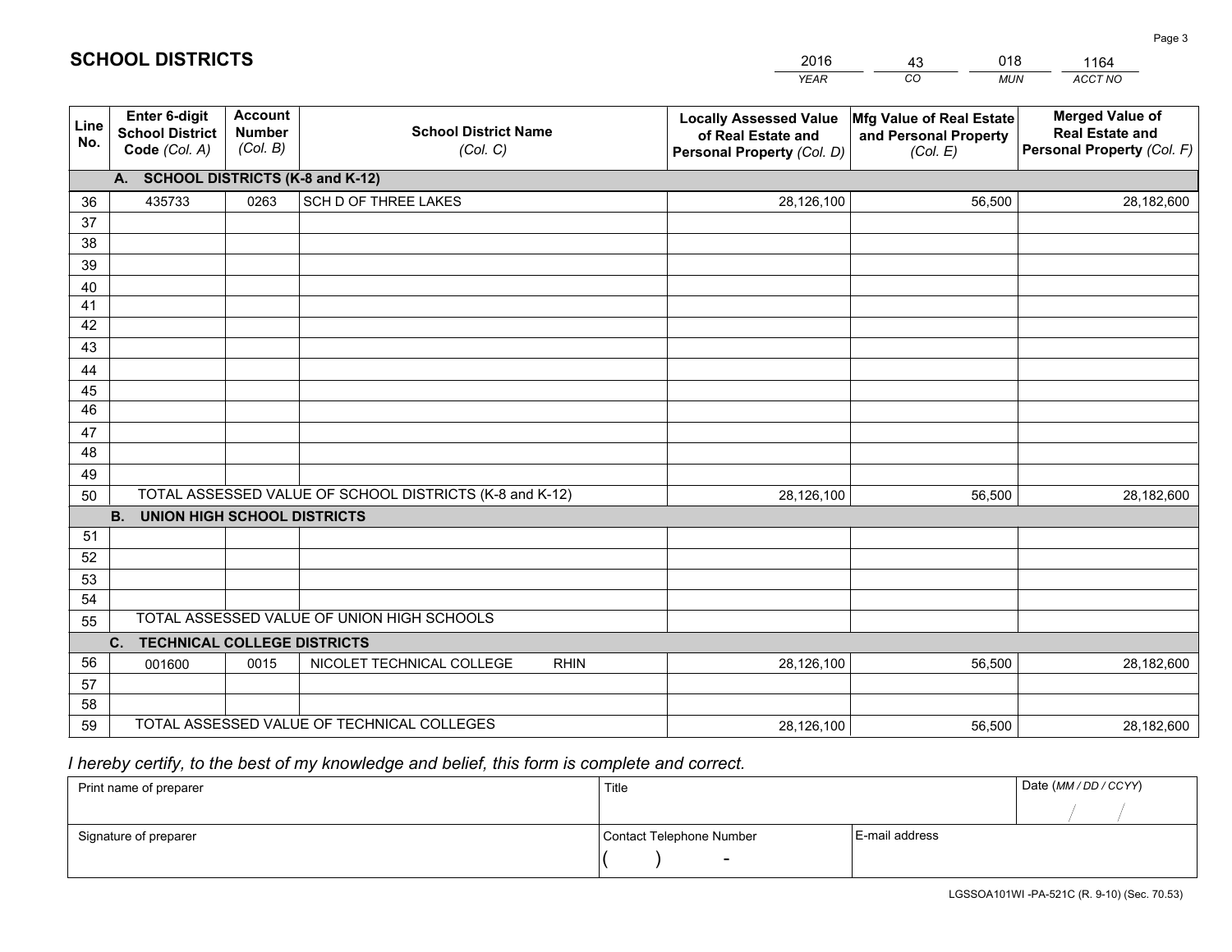# SCHOOL DISTRICTS

| 2016 | 43 | 018 | 1164 |
|---|---|---|---|
| *YEAR* | *CO* | *MUN* | *ACCT NO* |

| Line No. | Enter 6-digit School District Code (Col. A) | Account Number (Col. B) | School District Name (Col. C) | Locally Assessed Value of Real Estate and Personal Property (Col. D) | Mfg Value of Real Estate and Personal Property (Col. E) | Merged Value of Real Estate and Personal Property (Col. F) |
|---|---|---|---|---|---|---|
| **A. SCHOOL DISTRICTS (K-8 and K-12)** | | | | | | |
| 36 | 435733 | 0263 | SCH D OF THREE LAKES | 28,126,100 | 56,500 | 28,182,600 |
| 37 | | | | | | |
| 38 | | | | | | |
| 39 | | | | | | |
| 40 | | | | | | |
| 41 | | | | | | |
| 42 | | | | | | |
| 43 | | | | | | |
| 44 | | | | | | |
| 45 | | | | | | |
| 46 | | | | | | |
| 47 | | | | | | |
| 48 | | | | | | |
| 49 | | | | | | |
| 50 | TOTAL ASSESSED VALUE OF SCHOOL DISTRICTS (K-8 and K-12) | | | 28,126,100 | 56,500 | 28,182,600 |
| **B. UNION HIGH SCHOOL DISTRICTS** | | | | | | |
| 51 | | | | | | |
| 52 | | | | | | |
| 53 | | | | | | |
| 54 | | | | | | |
| 55 | TOTAL ASSESSED VALUE OF UNION HIGH SCHOOLS | | | | | |
| **C. TECHNICAL COLLEGE DISTRICTS** | | | | | | |
| 56 | 001600 | 0015 | NICOLET TECHNICAL COLLEGE RHIN | 28,126,100 | 56,500 | 28,182,600 |
| 57 | | | | | | |
| 58 | | | | | | |
| 59 | TOTAL ASSESSED VALUE OF TECHNICAL COLLEGES | | | 28,126,100 | 56,500 | 28,182,600 |

*I hereby certify, to the best of my knowledge and belief, this form is complete and correct.*

| Print name of preparer | Title | | Date (MM / DD / CCYY) |
|---|---|---|---|
| | | | / / |
| Signature of preparer | Contact Telephone Number | E-mail address | |
| | ( ) - | | |

LGSSOA101WI -PA-521C (R. 9-10) (Sec. 70.53)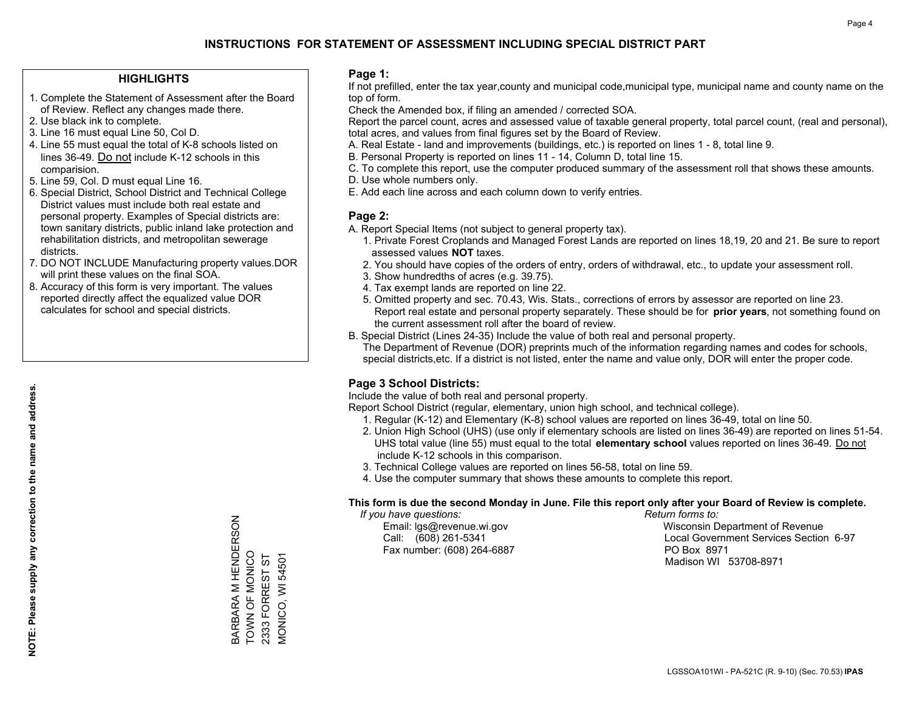# INSTRUCTIONS FOR STATEMENT OF ASSESSMENT INCLUDING SPECIAL DISTRICT PART

## HIGHLIGHTS

1. Complete the Statement of Assessment after the Board of Review. Reflect any changes made there.
2. Use black ink to complete.
3. Line 16 must equal Line 50, Col D.
4. Line 55 must equal the total of K-8 schools listed on lines 36-49. Do not include K-12 schools in this comparision.
5. Line 59, Col. D must equal Line 16.
6. Special District, School District and Technical College District values must include both real estate and personal property. Examples of Special districts are: town sanitary districts, public inland lake protection and rehabilitation districts, and metropolitan sewerage districts.
7. DO NOT INCLUDE Manufacturing property values.DOR will print these values on the final SOA.
8. Accuracy of this form is very important. The values reported directly affect the equalized value DOR calculates for school and special districts.

**NOTE: Please supply any correction to the name and address.**

BARBARA M HENDERSON
TOWN OF MONICO
2333 FORREST ST
MONICO, WI 54501

## Page 1:

If not prefilled, enter the tax year,county and municipal code,municipal type, municipal name and county name on the top of form.

Check the Amended box, if filing an amended / corrected SOA.

Report the parcel count, acres and assessed value of taxable general property, total parcel count, (real and personal), total acres, and values from final figures set by the Board of Review.

A. Real Estate - land and improvements (buildings, etc.) is reported on lines 1 - 8, total line 9.
B. Personal Property is reported on lines 11 - 14, Column D, total line 15.
C. To complete this report, use the computer produced summary of the assessment roll that shows these amounts.
D. Use whole numbers only.
E. Add each line across and each column down to verify entries.

## Page 2:

A. Report Special Items (not subject to general property tax).
   1. Private Forest Croplands and Managed Forest Lands are reported on lines 18,19, 20 and 21. Be sure to report assessed values **NOT** taxes.
   2. You should have copies of the orders of entry, orders of withdrawal, etc., to update your assessment roll.
   3. Show hundredths of acres (e.g. 39.75).
   4. Tax exempt lands are reported on line 22.
   5. Omitted property and sec. 70.43, Wis. Stats., corrections of errors by assessor are reported on line 23. Report real estate and personal property separately. These should be for **prior years**, not something found on the current assessment roll after the board of review.
B. Special District (Lines 24-35) Include the value of both real and personal property.
   The Department of Revenue (DOR) preprints much of the information regarding names and codes for schools, special districts,etc. If a district is not listed, enter the name and value only, DOR will enter the proper code.

## Page 3 School Districts:

Include the value of both real and personal property.

Report School District (regular, elementary, union high school, and technical college).

1. Regular (K-12) and Elementary (K-8) school values are reported on lines 36-49, total on line 50.
2. Union High School (UHS) (use only if elementary schools are listed on lines 36-49) are reported on lines 51-54. UHS total value (line 55) must equal to the total **elementary school** values reported on lines 36-49. Do not include K-12 schools in this comparison.
3. Technical College values are reported on lines 56-58, total on line 59.
4. Use the computer summary that shows these amounts to complete this report.

**This form is due the second Monday in June. File this report only after your Board of Review is complete.**

*If you have questions:*
Email: lgs@revenue.wi.gov
Call: (608) 261-5341
Fax number: (608) 264-6887

*Return forms to:*
Wisconsin Department of Revenue
Local Government Services Section 6-97
PO Box 8971
Madison WI 53708-8971

LGSSOA101WI - PA-521C (R. 9-10) (Sec. 70.53) **IPAS**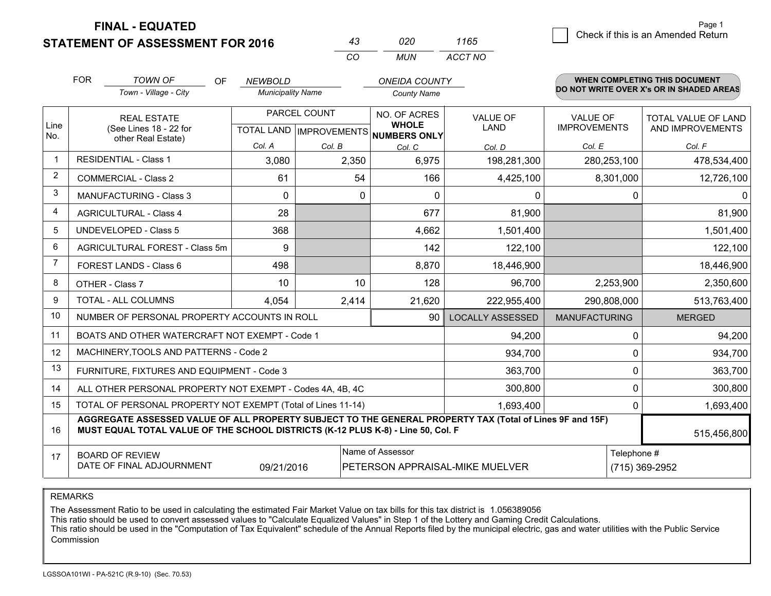# FINAL - EQUATED
## STATEMENT OF ASSESSMENT FOR 2016

| 43 | 020 | 1165 |
|---|---|---|
| CO | MUN | ACCT NO |

Page 1

☐ Check if this is an Amended Return

FOR *TOWN OF* (Town - Village - City) OF *NEWBOLD* (Municipality Name) *ONEIDA COUNTY* (County Name)

**WHEN COMPLETING THIS DOCUMENT DO NOT WRITE OVER X's OR IN SHADED AREAS**

| Line No. | REAL ESTATE (See Lines 18 - 22 for other Real Estate) | PARCEL COUNT TOTAL LAND Col. A | PARCEL COUNT IMPROVEMENTS Col. B | NO. OF ACRES WHOLE NUMBERS ONLY Col. C | VALUE OF LAND Col. D | VALUE OF IMPROVEMENTS Col. E | TOTAL VALUE OF LAND AND IMPROVEMENTS Col. F |
|---|---|---|---|---|---|---|---|
| 1 | RESIDENTIAL - Class 1 | 3,080 | 2,350 | 6,975 | 198,281,300 | 280,253,100 | 478,534,400 |
| 2 | COMMERCIAL - Class 2 | 61 | 54 | 166 | 4,425,100 | 8,301,000 | 12,726,100 |
| 3 | MANUFACTURING - Class 3 | 0 | 0 | 0 | 0 | 0 | 0 |
| 4 | AGRICULTURAL - Class 4 | 28 | | 677 | 81,900 | | 81,900 |
| 5 | UNDEVELOPED - Class 5 | 368 | | 4,662 | 1,501,400 | | 1,501,400 |
| 6 | AGRICULTURAL FOREST - Class 5m | 9 | | 142 | 122,100 | | 122,100 |
| 7 | FOREST LANDS - Class 6 | 498 | | 8,870 | 18,446,900 | | 18,446,900 |
| 8 | OTHER - Class 7 | 10 | 10 | 128 | 96,700 | 2,253,900 | 2,350,600 |
| 9 | TOTAL - ALL COLUMNS | 4,054 | 2,414 | 21,620 | 222,955,400 | 290,808,000 | 513,763,400 |
| 10 | NUMBER OF PERSONAL PROPERTY ACCOUNTS IN ROLL | | | 90 | LOCALLY ASSESSED | MANUFACTURING | MERGED |
| 11 | BOATS AND OTHER WATERCRAFT NOT EXEMPT - Code 1 | | | | 94,200 | 0 | 94,200 |
| 12 | MACHINERY,TOOLS AND PATTERNS - Code 2 | | | | 934,700 | 0 | 934,700 |
| 13 | FURNITURE, FIXTURES AND EQUIPMENT - Code 3 | | | | 363,700 | 0 | 363,700 |
| 14 | ALL OTHER PERSONAL PROPERTY NOT EXEMPT - Codes 4A, 4B, 4C | | | | 300,800 | 0 | 300,800 |
| 15 | TOTAL OF PERSONAL PROPERTY NOT EXEMPT (Total of Lines 11-14) | | | | 1,693,400 | 0 | 1,693,400 |
| 16 | **AGGREGATE ASSESSED VALUE OF ALL PROPERTY SUBJECT TO THE GENERAL PROPERTY TAX (Total of Lines 9F and 15F) MUST EQUAL TOTAL VALUE OF THE SCHOOL DISTRICTS (K-12 PLUS K-8) - Line 50, Col. F** | | | | | | 515,456,800 |
| 17 | BOARD OF REVIEW DATE OF FINAL ADJOURNMENT | 09/21/2016 | Name of Assessor: PETERSON APPRAISAL-MIKE MUELVER | | | Telephone #: (715) 369-2952 | |

REMARKS

The Assessment Ratio to be used in calculating the estimated Fair Market Value on tax bills for this tax district is 1.056389056
This ratio should be used to convert assessed values to "Calculate Equalized Values" in Step 1 of the Lottery and Gaming Credit Calculations.
This ratio should be used in the "Computation of Tax Equivalent" schedule of the Annual Reports filed by the municipal electric, gas and water utilities with the Public Service Commission

LGSSOA101WI - PA-521C (R.9-10) (Sec. 70.53)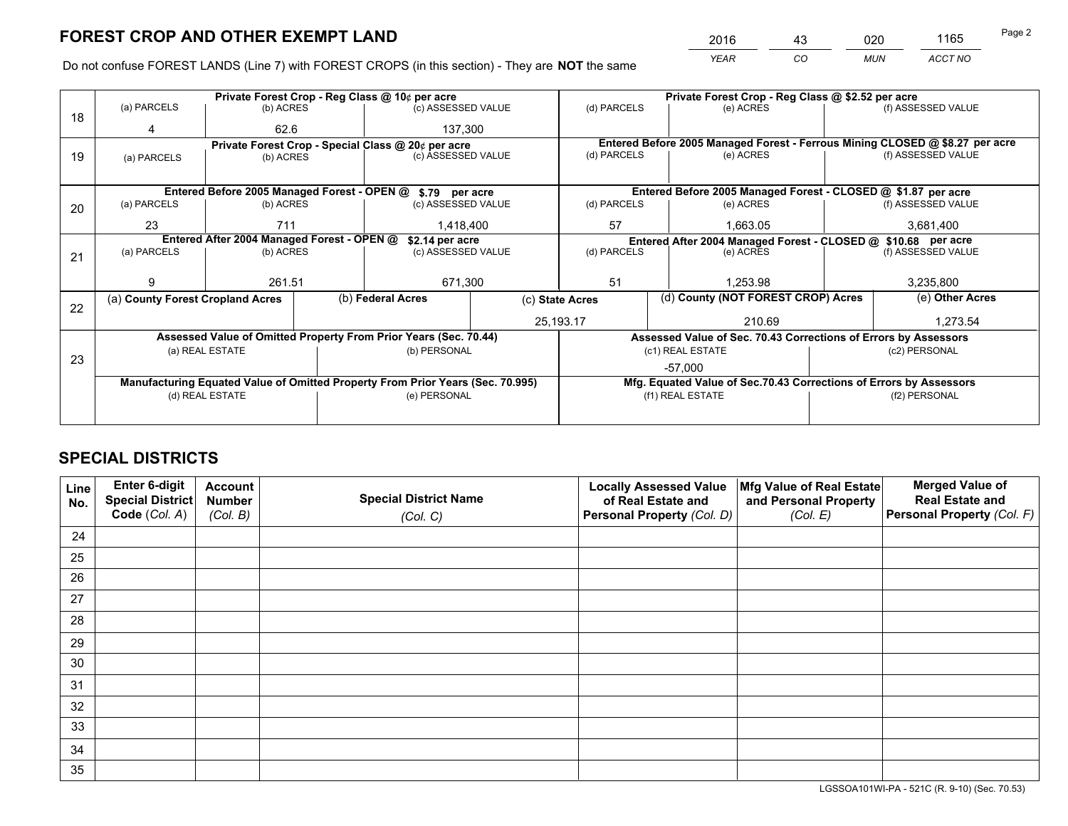# FOREST CROP AND OTHER EXEMPT LAND

| 2016 | 43 | 020 | 1165 |
|---|---|---|---|
| *YEAR* | *CO* | *MUN* | *ACCT NO* |

Do not confuse FOREST LANDS (Line 7) with FOREST CROPS (in this section) - They are **NOT** the same

| | Private Forest Crop - Reg Class @ 10¢ per acre | | | Private Forest Crop - Reg Class @ $2.52 per acre | | |
|---|---|---|---|---|---|---|
| 18 | (a) PARCELS | (b) ACRES | (c) ASSESSED VALUE | (d) PARCELS | (e) ACRES | (f) ASSESSED VALUE |
| | 4 | 62.6 | 137,300 | | | |
| | Private Forest Crop - Special Class @ 20¢ per acre | | | Entered Before 2005 Managed Forest - Ferrous Mining CLOSED @ $8.27 per acre | | |
| 19 | (a) PARCELS | (b) ACRES | (c) ASSESSED VALUE | (d) PARCELS | (e) ACRES | (f) ASSESSED VALUE |
| | | | | | | |
| | Entered Before 2005 Managed Forest - OPEN @ $.79 per acre | | | Entered Before 2005 Managed Forest - CLOSED @ $1.87 per acre | | |
| 20 | (a) PARCELS | (b) ACRES | (c) ASSESSED VALUE | (d) PARCELS | (e) ACRES | (f) ASSESSED VALUE |
| | 23 | 711 | 1,418,400 | 57 | 1,663.05 | 3,681,400 |
| | Entered After 2004 Managed Forest - OPEN @ $2.14 per acre | | | Entered After 2004 Managed Forest - CLOSED @ $10.68 per acre | | |
| 21 | (a) PARCELS | (b) ACRES | (c) ASSESSED VALUE | (d) PARCELS | (e) ACRES | (f) ASSESSED VALUE |
| | 9 | 261.51 | 671,300 | 51 | 1,253.98 | 3,235,800 |

| | (a) County Forest Cropland Acres | (b) Federal Acres | (c) State Acres | (d) County (NOT FOREST CROP) Acres | (e) Other Acres |
|---|---|---|---|---|---|
| 22 | | | 25,193.17 | 210.69 | 1,273.54 |

| | Assessed Value of Omitted Property From Prior Years (Sec. 70.44) | | Assessed Value of Sec. 70.43 Corrections of Errors by Assessors | |
|---|---|---|---|---|
| 23 | (a) REAL ESTATE | (b) PERSONAL | (c1) REAL ESTATE | (c2) PERSONAL |
| | | | -57,000 | |
| | Manufacturing Equated Value of Omitted Property From Prior Years (Sec. 70.995) | | Mfg. Equated Value of Sec.70.43 Corrections of Errors by Assessors | |
| | (d) REAL ESTATE | (e) PERSONAL | (f1) REAL ESTATE | (f2) PERSONAL |
| | | | | |

# SPECIAL DISTRICTS

| Line No. | Enter 6-digit Special District Code (*Col. A*) | Account Number (*Col. B*) | Special District Name (*Col. C*) | Locally Assessed Value of Real Estate and Personal Property (*Col. D*) | Mfg Value of Real Estate and Personal Property (*Col. E*) | Merged Value of Real Estate and Personal Property (*Col. F*) |
|---|---|---|---|---|---|---|
| 24 | | | | | | |
| 25 | | | | | | |
| 26 | | | | | | |
| 27 | | | | | | |
| 28 | | | | | | |
| 29 | | | | | | |
| 30 | | | | | | |
| 31 | | | | | | |
| 32 | | | | | | |
| 33 | | | | | | |
| 34 | | | | | | |
| 35 | | | | | | |

LGSSOA101WI-PA - 521C (R. 9-10) (Sec. 70.53)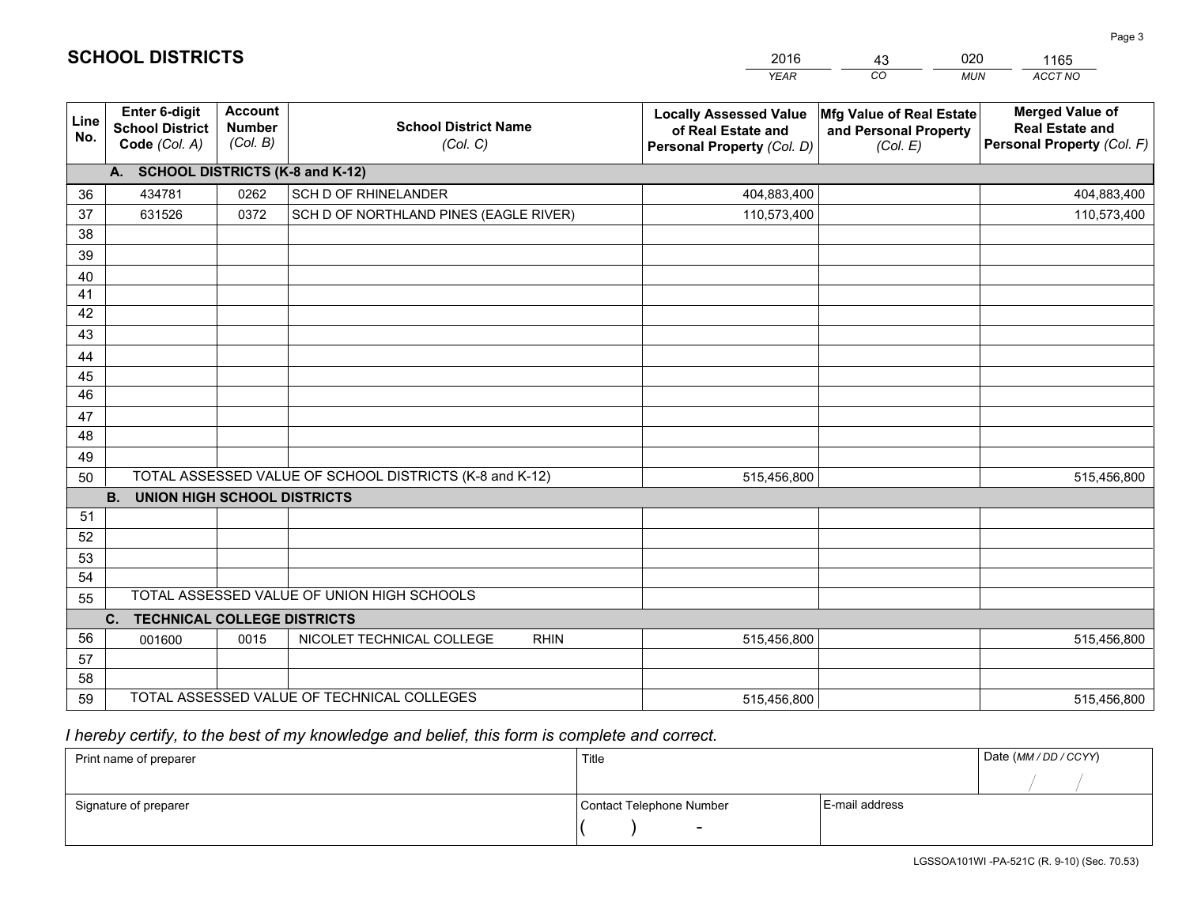# SCHOOL DISTRICTS

| 2016 | 43 | 020 | 1165 |
|---|---|---|---|
| YEAR | CO | MUN | ACCT NO |

| Line No. | Enter 6-digit School District Code (Col. A) | Account Number (Col. B) | School District Name (Col. C) | Locally Assessed Value of Real Estate and Personal Property (Col. D) | Mfg Value of Real Estate and Personal Property (Col. E) | Merged Value of Real Estate and Personal Property (Col. F) |
|---|---|---|---|---|---|---|
| **A. SCHOOL DISTRICTS (K-8 and K-12)** | | | | | | |
| 36 | 434781 | 0262 | SCH D OF RHINELANDER | 404,883,400 | | 404,883,400 |
| 37 | 631526 | 0372 | SCH D OF NORTHLAND PINES (EAGLE RIVER) | 110,573,400 | | 110,573,400 |
| 38 | | | | | | |
| 39 | | | | | | |
| 40 | | | | | | |
| 41 | | | | | | |
| 42 | | | | | | |
| 43 | | | | | | |
| 44 | | | | | | |
| 45 | | | | | | |
| 46 | | | | | | |
| 47 | | | | | | |
| 48 | | | | | | |
| 49 | | | | | | |
| 50 | TOTAL ASSESSED VALUE OF SCHOOL DISTRICTS (K-8 and K-12) | | | 515,456,800 | | 515,456,800 |
| **B. UNION HIGH SCHOOL DISTRICTS** | | | | | | |
| 51 | | | | | | |
| 52 | | | | | | |
| 53 | | | | | | |
| 54 | | | | | | |
| 55 | TOTAL ASSESSED VALUE OF UNION HIGH SCHOOLS | | | | | |
| **C. TECHNICAL COLLEGE DISTRICTS** | | | | | | |
| 56 | 001600 | 0015 | NICOLET TECHNICAL COLLEGE RHIN | 515,456,800 | | 515,456,800 |
| 57 | | | | | | |
| 58 | | | | | | |
| 59 | TOTAL ASSESSED VALUE OF TECHNICAL COLLEGES | | | 515,456,800 | | 515,456,800 |

*I hereby certify, to the best of my knowledge and belief, this form is complete and correct.*

| Print name of preparer | Title | | Date (MM / DD / CCYY) |
|---|---|---|---|
| | | | / / |
| Signature of preparer | Contact Telephone Number | E-mail address | |
| | ( ) - | | |

LGSSOA101WI -PA-521C (R. 9-10) (Sec. 70.53)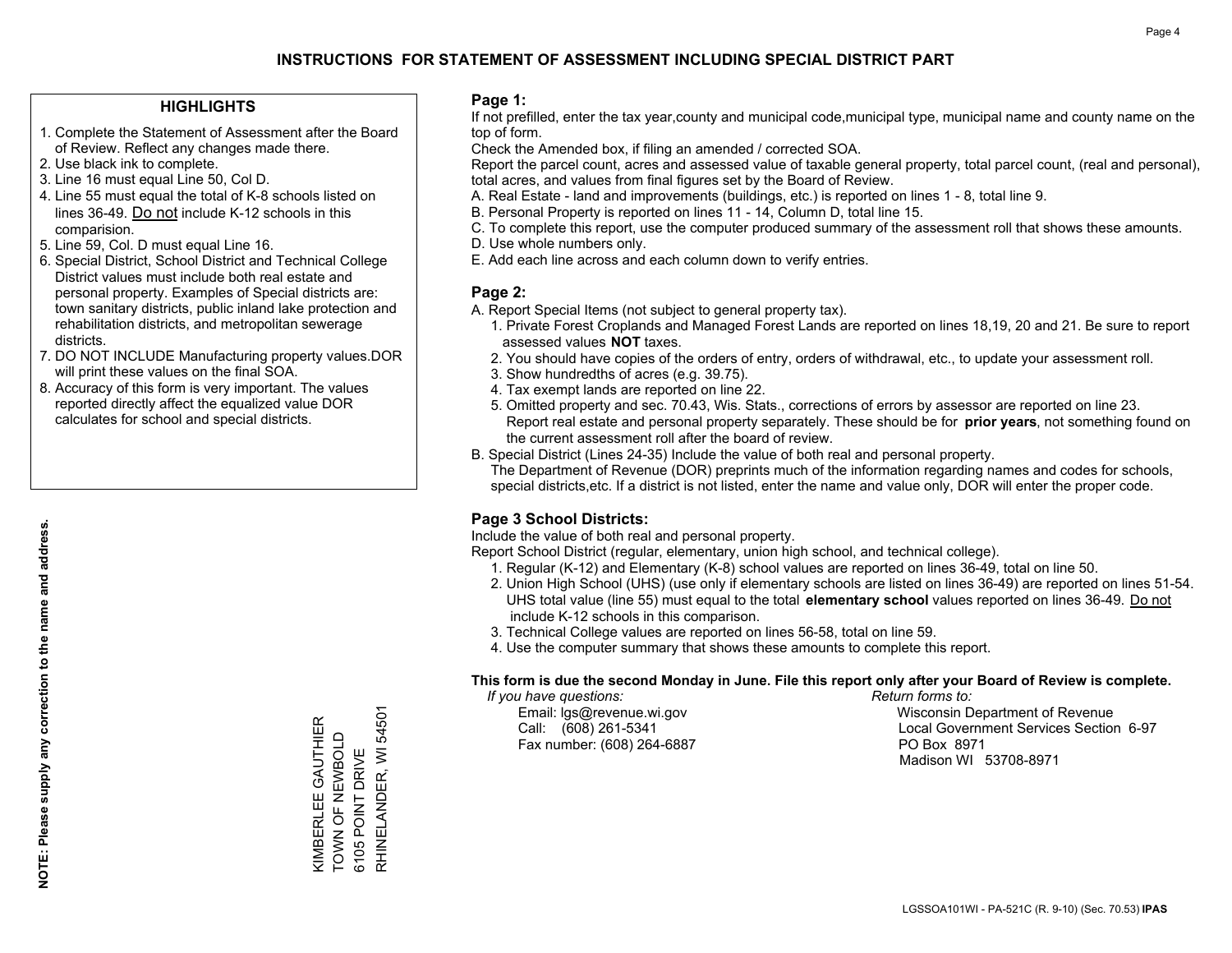# INSTRUCTIONS FOR STATEMENT OF ASSESSMENT INCLUDING SPECIAL DISTRICT PART

## HIGHLIGHTS

1. Complete the Statement of Assessment after the Board of Review. Reflect any changes made there.
2. Use black ink to complete.
3. Line 16 must equal Line 50, Col D.
4. Line 55 must equal the total of K-8 schools listed on lines 36-49. Do not include K-12 schools in this comparision.
5. Line 59, Col. D must equal Line 16.
6. Special District, School District and Technical College District values must include both real estate and personal property. Examples of Special districts are: town sanitary districts, public inland lake protection and rehabilitation districts, and metropolitan sewerage districts.
7. DO NOT INCLUDE Manufacturing property values.DOR will print these values on the final SOA.
8. Accuracy of this form is very important. The values reported directly affect the equalized value DOR calculates for school and special districts.

**NOTE: Please supply any correction to the name and address.**

KIMBERLEE GAUTHIER
TOWN OF NEWBOLD
6105 POINT DRIVE
RHINELANDER, WI 54501

## Page 1:

If not prefilled, enter the tax year,county and municipal code,municipal type, municipal name and county name on the top of form.

Check the Amended box, if filing an amended / corrected SOA.

Report the parcel count, acres and assessed value of taxable general property, total parcel count, (real and personal), total acres, and values from final figures set by the Board of Review.

A. Real Estate - land and improvements (buildings, etc.) is reported on lines 1 - 8, total line 9.
B. Personal Property is reported on lines 11 - 14, Column D, total line 15.
C. To complete this report, use the computer produced summary of the assessment roll that shows these amounts.
D. Use whole numbers only.
E. Add each line across and each column down to verify entries.

## Page 2:

A. Report Special Items (not subject to general property tax).
   1. Private Forest Croplands and Managed Forest Lands are reported on lines 18,19, 20 and 21. Be sure to report assessed values **NOT** taxes.
   2. You should have copies of the orders of entry, orders of withdrawal, etc., to update your assessment roll.
   3. Show hundredths of acres (e.g. 39.75).
   4. Tax exempt lands are reported on line 22.
   5. Omitted property and sec. 70.43, Wis. Stats., corrections of errors by assessor are reported on line 23. Report real estate and personal property separately. These should be for **prior years**, not something found on the current assessment roll after the board of review.

B. Special District (Lines 24-35) Include the value of both real and personal property.
   The Department of Revenue (DOR) preprints much of the information regarding names and codes for schools, special districts,etc. If a district is not listed, enter the name and value only, DOR will enter the proper code.

## Page 3 School Districts:

Include the value of both real and personal property.

Report School District (regular, elementary, union high school, and technical college).

1. Regular (K-12) and Elementary (K-8) school values are reported on lines 36-49, total on line 50.
2. Union High School (UHS) (use only if elementary schools are listed on lines 36-49) are reported on lines 51-54. UHS total value (line 55) must equal to the total **elementary school** values reported on lines 36-49. Do not include K-12 schools in this comparison.
3. Technical College values are reported on lines 56-58, total on line 59.
4. Use the computer summary that shows these amounts to complete this report.

**This form is due the second Monday in June. File this report only after your Board of Review is complete.**

*If you have questions:*
Email: lgs@revenue.wi.gov
Call: (608) 261-5341
Fax number: (608) 264-6887

*Return forms to:*
Wisconsin Department of Revenue
Local Government Services Section 6-97
PO Box 8971
Madison WI 53708-8971

LGSSOA101WI - PA-521C (R. 9-10) (Sec. 70.53) **IPAS**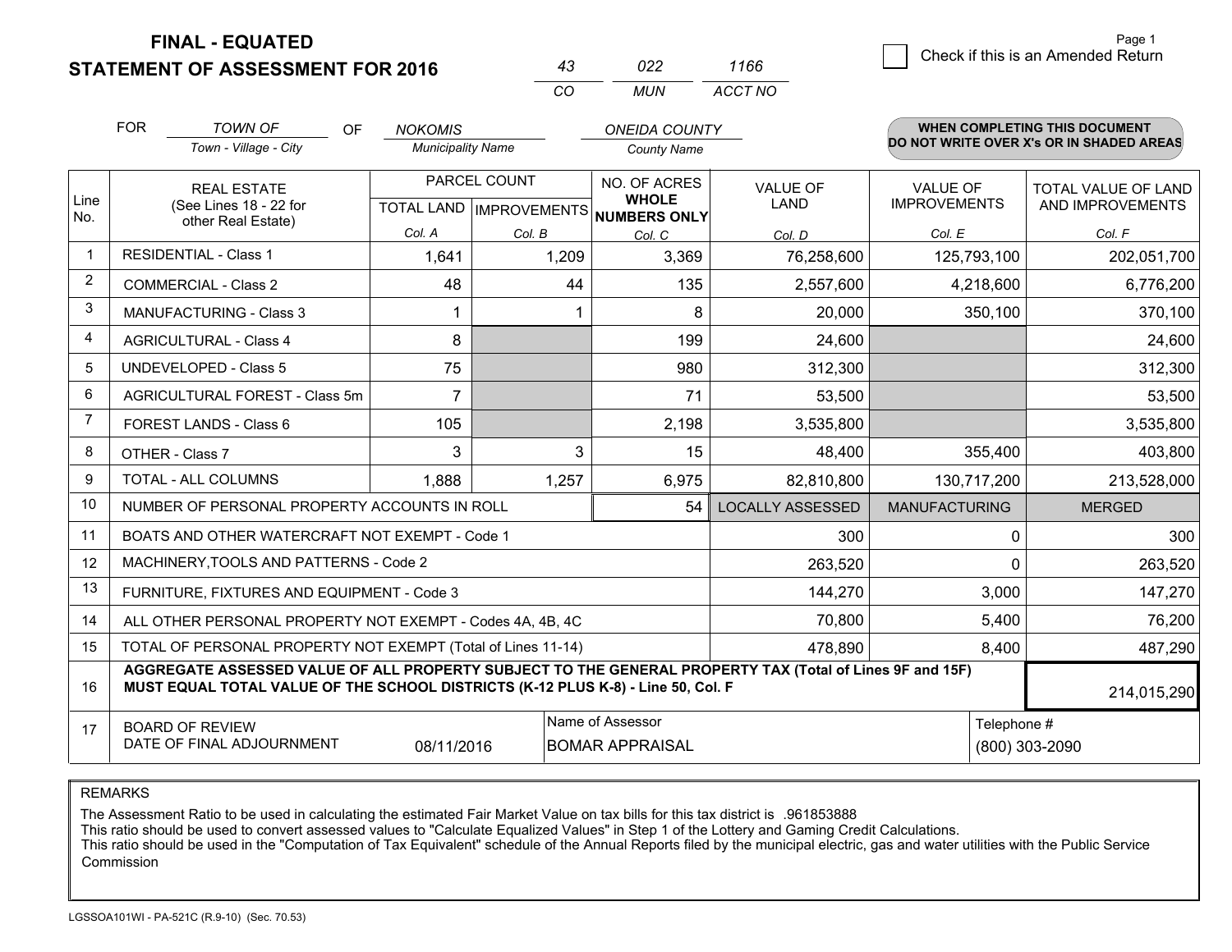# FINAL - EQUATED
## STATEMENT OF ASSESSMENT FOR 2016

| 43 | 022 | 1166 |
|---|---|---|
| CO | MUN | ACCT NO |

Check if this is an Amended Return

FOR *TOWN OF* (Town - Village - City) OF *NOKOMIS* (Municipality Name) *ONEIDA COUNTY* (County Name)

**WHEN COMPLETING THIS DOCUMENT DO NOT WRITE OVER X's OR IN SHADED AREAS**

| Line No. | REAL ESTATE (See Lines 18 - 22 for other Real Estate) | PARCEL COUNT TOTAL LAND Col. A | PARCEL COUNT IMPROVEMENTS Col. B | NO. OF ACRES WHOLE NUMBERS ONLY Col. C | VALUE OF LAND Col. D | VALUE OF IMPROVEMENTS Col. E | TOTAL VALUE OF LAND AND IMPROVEMENTS Col. F |
|---|---|---|---|---|---|---|---|
| 1 | RESIDENTIAL - Class 1 | 1,641 | 1,209 | 3,369 | 76,258,600 | 125,793,100 | 202,051,700 |
| 2 | COMMERCIAL - Class 2 | 48 | 44 | 135 | 2,557,600 | 4,218,600 | 6,776,200 |
| 3 | MANUFACTURING - Class 3 | 1 | 1 | 8 | 20,000 | 350,100 | 370,100 |
| 4 | AGRICULTURAL - Class 4 | 8 | | 199 | 24,600 | | 24,600 |
| 5 | UNDEVELOPED - Class 5 | 75 | | 980 | 312,300 | | 312,300 |
| 6 | AGRICULTURAL FOREST - Class 5m | 7 | | 71 | 53,500 | | 53,500 |
| 7 | FOREST LANDS - Class 6 | 105 | | 2,198 | 3,535,800 | | 3,535,800 |
| 8 | OTHER - Class 7 | 3 | 3 | 15 | 48,400 | 355,400 | 403,800 |
| 9 | TOTAL - ALL COLUMNS | 1,888 | 1,257 | 6,975 | 82,810,800 | 130,717,200 | 213,528,000 |
| 10 | NUMBER OF PERSONAL PROPERTY ACCOUNTS IN ROLL | | | 54 | LOCALLY ASSESSED | MANUFACTURING | MERGED |
| 11 | BOATS AND OTHER WATERCRAFT NOT EXEMPT - Code 1 | | | | 300 | 0 | 300 |
| 12 | MACHINERY,TOOLS AND PATTERNS - Code 2 | | | | 263,520 | 0 | 263,520 |
| 13 | FURNITURE, FIXTURES AND EQUIPMENT - Code 3 | | | | 144,270 | 3,000 | 147,270 |
| 14 | ALL OTHER PERSONAL PROPERTY NOT EXEMPT - Codes 4A, 4B, 4C | | | | 70,800 | 5,400 | 76,200 |
| 15 | TOTAL OF PERSONAL PROPERTY NOT EXEMPT (Total of Lines 11-14) | | | | 478,890 | 8,400 | 487,290 |
| 16 | **AGGREGATE ASSESSED VALUE OF ALL PROPERTY SUBJECT TO THE GENERAL PROPERTY TAX (Total of Lines 9F and 15F) MUST EQUAL TOTAL VALUE OF THE SCHOOL DISTRICTS (K-12 PLUS K-8) - Line 50, Col. F** | | | | | | 214,015,290 |
| 17 | BOARD OF REVIEW DATE OF FINAL ADJOURNMENT | 08/11/2016 | | Name of Assessor: BOMAR APPRAISAL | | Telephone #: (800) 303-2090 | |

REMARKS

The Assessment Ratio to be used in calculating the estimated Fair Market Value on tax bills for this tax district is .961853888
This ratio should be used to convert assessed values to "Calculate Equalized Values" in Step 1 of the Lottery and Gaming Credit Calculations.
This ratio should be used in the "Computation of Tax Equivalent" schedule of the Annual Reports filed by the municipal electric, gas and water utilities with the Public Service Commission

LGSSOA101WI - PA-521C (R.9-10) (Sec. 70.53)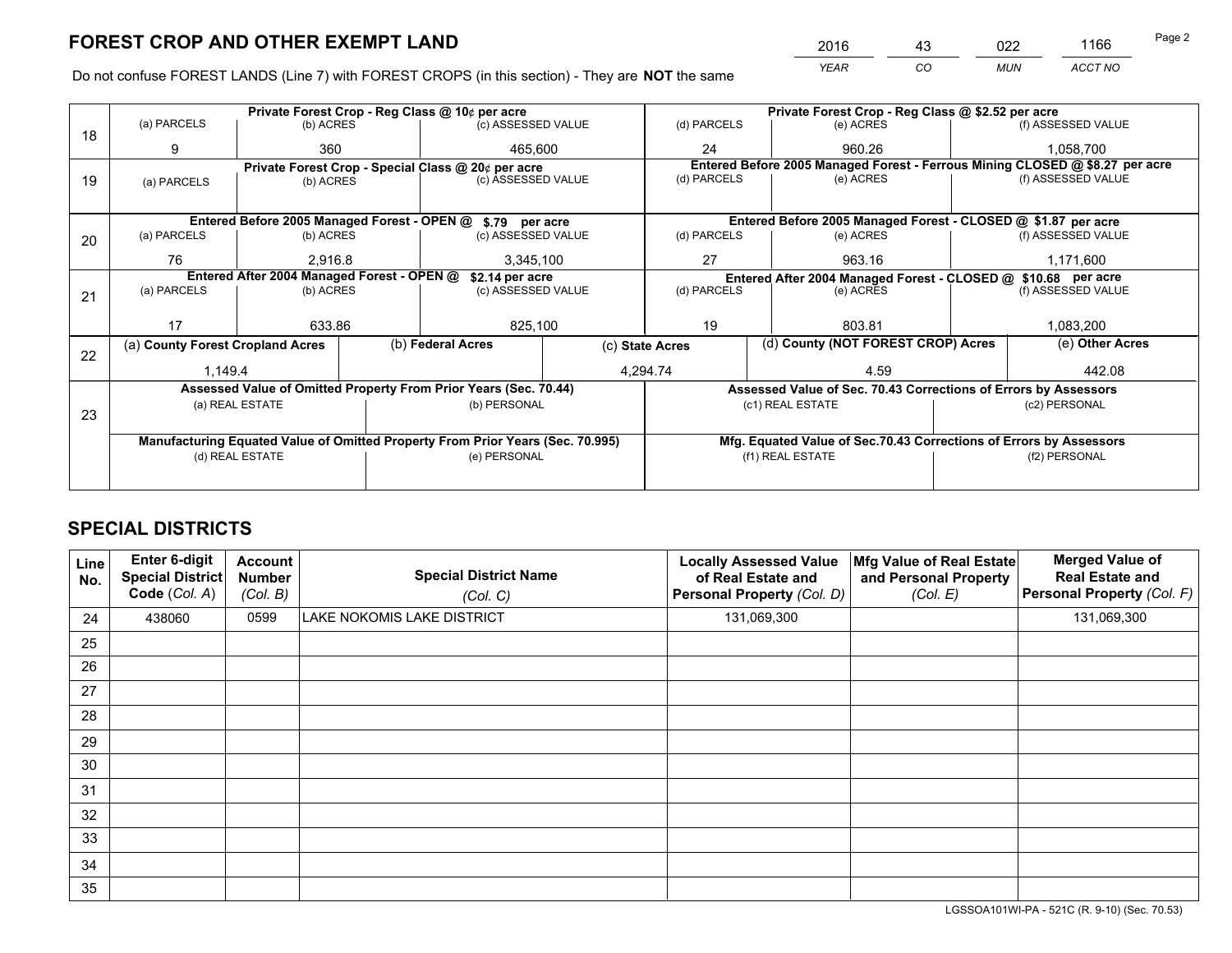# FOREST CROP AND OTHER EXEMPT LAND

| 2016 | 43 | 022 | 1166 |
|---|---|---|---|
| *YEAR* | *CO* | *MUN* | *ACCT NO* |

Do not confuse FOREST LANDS (Line 7) with FOREST CROPS (in this section) - They are **NOT** the same

| Line | | | | | | |
|---|---|---|---|---|---|---|
| 18 | Private Forest Crop - Reg Class @ 10¢ per acre | | | Private Forest Crop - Reg Class @ $2.52 per acre | | |
| | (a) PARCELS | (b) ACRES | (c) ASSESSED VALUE | (d) PARCELS | (e) ACRES | (f) ASSESSED VALUE |
| | 9 | 360 | 465,600 | 24 | 960.26 | 1,058,700 |
| 19 | Private Forest Crop - Special Class @ 20¢ per acre | | | Entered Before 2005 Managed Forest - Ferrous Mining CLOSED @ $8.27 per acre | | |
| | (a) PARCELS | (b) ACRES | (c) ASSESSED VALUE | (d) PARCELS | (e) ACRES | (f) ASSESSED VALUE |
| | | | | | | |
| 20 | Entered Before 2005 Managed Forest - OPEN @ $.79 per acre | | | Entered Before 2005 Managed Forest - CLOSED @ $1.87 per acre | | |
| | (a) PARCELS | (b) ACRES | (c) ASSESSED VALUE | (d) PARCELS | (e) ACRES | (f) ASSESSED VALUE |
| | 76 | 2,916.8 | 3,345,100 | 27 | 963.16 | 1,171,600 |
| 21 | Entered After 2004 Managed Forest - OPEN @ $2.14 per acre | | | Entered After 2004 Managed Forest - CLOSED @ $10.68 per acre | | |
| | (a) PARCELS | (b) ACRES | (c) ASSESSED VALUE | (d) PARCELS | (e) ACRES | (f) ASSESSED VALUE |
| | 17 | 633.86 | 825,100 | 19 | 803.81 | 1,083,200 |

| Line | (a) County Forest Cropland Acres | (b) Federal Acres | (c) State Acres | (d) County (NOT FOREST CROP) Acres | (e) Other Acres |
|---|---|---|---|---|---|
| 22 | 1,149.4 | | 4,294.74 | 4.59 | 442.08 |

| Line | | | | |
|---|---|---|---|---|
| 23 | Assessed Value of Omitted Property From Prior Years (Sec. 70.44) | | Assessed Value of Sec. 70.43 Corrections of Errors by Assessors | |
| | (a) REAL ESTATE | (b) PERSONAL | (c1) REAL ESTATE | (c2) PERSONAL |
| | | | | |
| | Manufacturing Equated Value of Omitted Property From Prior Years (Sec. 70.995) | | Mfg. Equated Value of Sec.70.43 Corrections of Errors by Assessors | |
| | (d) REAL ESTATE | (e) PERSONAL | (f1) REAL ESTATE | (f2) PERSONAL |
| | | | | |

# SPECIAL DISTRICTS

| Line No. | Enter 6-digit Special District Code (*Col. A*) | Account Number (*Col. B*) | Special District Name (*Col. C*) | Locally Assessed Value of Real Estate and Personal Property (*Col. D*) | Mfg Value of Real Estate and Personal Property (*Col. E*) | Merged Value of Real Estate and Personal Property (*Col. F*) |
|---|---|---|---|---|---|---|
| 24 | 438060 | 0599 | LAKE NOKOMIS LAKE DISTRICT | 131,069,300 | | 131,069,300 |
| 25 | | | | | | |
| 26 | | | | | | |
| 27 | | | | | | |
| 28 | | | | | | |
| 29 | | | | | | |
| 30 | | | | | | |
| 31 | | | | | | |
| 32 | | | | | | |
| 33 | | | | | | |
| 34 | | | | | | |
| 35 | | | | | | |

LGSSOA101WI-PA - 521C (R. 9-10) (Sec. 70.53)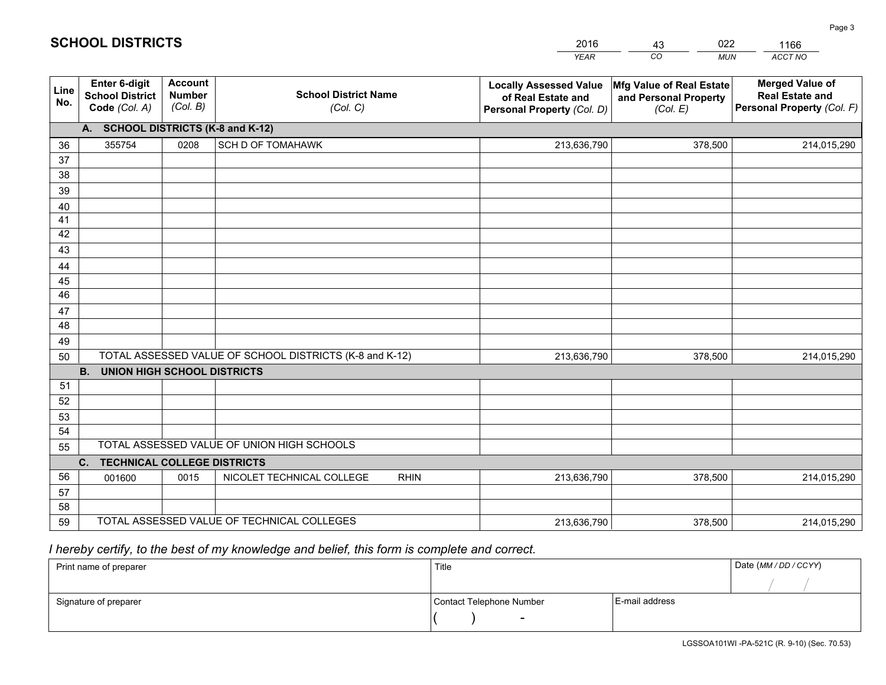# SCHOOL DISTRICTS

| 2016 | 43 | 022 | 1166 |
|---|---|---|---|
| *YEAR* | *CO* | *MUN* | *ACCT NO* |

| Line No. | Enter 6-digit School District Code *(Col. A)* | Account Number *(Col. B)* | School District Name *(Col. C)* | Locally Assessed Value of Real Estate and Personal Property *(Col. D)* | Mfg Value of Real Estate and Personal Property *(Col. E)* | Merged Value of Real Estate and Personal Property *(Col. F)* |
|---|---|---|---|---|---|---|
| | **A. SCHOOL DISTRICTS (K-8 and K-12)** | | | | | |
| 36 | 355754 | 0208 | SCH D OF TOMAHAWK | 213,636,790 | 378,500 | 214,015,290 |
| 37 | | | | | | |
| 38 | | | | | | |
| 39 | | | | | | |
| 40 | | | | | | |
| 41 | | | | | | |
| 42 | | | | | | |
| 43 | | | | | | |
| 44 | | | | | | |
| 45 | | | | | | |
| 46 | | | | | | |
| 47 | | | | | | |
| 48 | | | | | | |
| 49 | | | | | | |
| 50 | TOTAL ASSESSED VALUE OF SCHOOL DISTRICTS (K-8 and K-12) | | | 213,636,790 | 378,500 | 214,015,290 |
| | **B. UNION HIGH SCHOOL DISTRICTS** | | | | | |
| 51 | | | | | | |
| 52 | | | | | | |
| 53 | | | | | | |
| 54 | | | | | | |
| 55 | TOTAL ASSESSED VALUE OF UNION HIGH SCHOOLS | | | | | |
| | **C. TECHNICAL COLLEGE DISTRICTS** | | | | | |
| 56 | 001600 | 0015 | NICOLET TECHNICAL COLLEGE RHIN | 213,636,790 | 378,500 | 214,015,290 |
| 57 | | | | | | |
| 58 | | | | | | |
| 59 | TOTAL ASSESSED VALUE OF TECHNICAL COLLEGES | | | 213,636,790 | 378,500 | 214,015,290 |

*I hereby certify, to the best of my knowledge and belief, this form is complete and correct.*

| Print name of preparer | Title | | Date *(MM / DD / CCYY)* |
|---|---|---|---|
| | | | / / |
| Signature of preparer | Contact Telephone Number | E-mail address | |
| | ( ) - | | |

LGSSOA101WI -PA-521C (R. 9-10) (Sec. 70.53)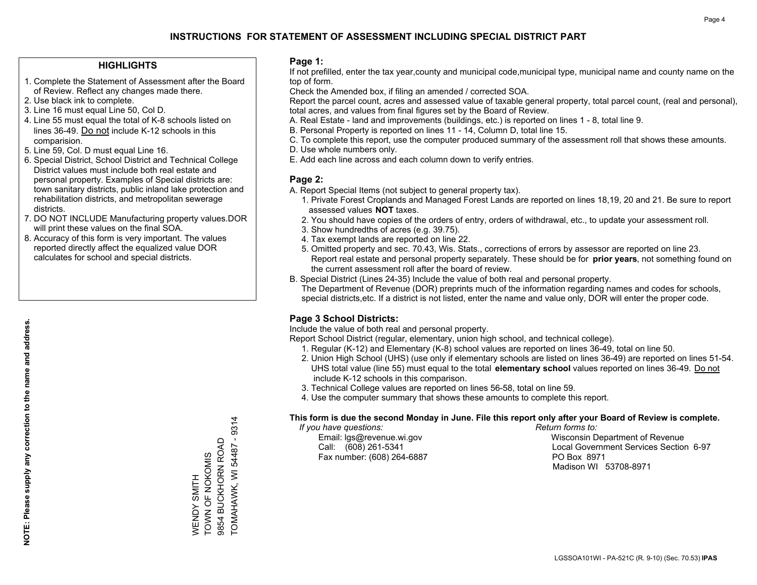# INSTRUCTIONS FOR STATEMENT OF ASSESSMENT INCLUDING SPECIAL DISTRICT PART

## HIGHLIGHTS

1. Complete the Statement of Assessment after the Board of Review. Reflect any changes made there.
2. Use black ink to complete.
3. Line 16 must equal Line 50, Col D.
4. Line 55 must equal the total of K-8 schools listed on lines 36-49. Do not include K-12 schools in this comparision.
5. Line 59, Col. D must equal Line 16.
6. Special District, School District and Technical College District values must include both real estate and personal property. Examples of Special districts are: town sanitary districts, public inland lake protection and rehabilitation districts, and metropolitan sewerage districts.
7. DO NOT INCLUDE Manufacturing property values.DOR will print these values on the final SOA.
8. Accuracy of this form is very important. The values reported directly affect the equalized value DOR calculates for school and special districts.

**NOTE: Please supply any correction to the name and address.**

WENDY SMITH
TOWN OF NOKOMIS
9854 BUCKHORN ROAD
TOMAHAWK, WI 54487 - 9314

## Page 1:

If not prefilled, enter the tax year,county and municipal code,municipal type, municipal name and county name on the top of form.

Check the Amended box, if filing an amended / corrected SOA.

Report the parcel count, acres and assessed value of taxable general property, total parcel count, (real and personal), total acres, and values from final figures set by the Board of Review.

A. Real Estate - land and improvements (buildings, etc.) is reported on lines 1 - 8, total line 9.
B. Personal Property is reported on lines 11 - 14, Column D, total line 15.
C. To complete this report, use the computer produced summary of the assessment roll that shows these amounts.
D. Use whole numbers only.
E. Add each line across and each column down to verify entries.

## Page 2:

A. Report Special Items (not subject to general property tax).
   1. Private Forest Croplands and Managed Forest Lands are reported on lines 18,19, 20 and 21. Be sure to report assessed values **NOT** taxes.
   2. You should have copies of the orders of entry, orders of withdrawal, etc., to update your assessment roll.
   3. Show hundredths of acres (e.g. 39.75).
   4. Tax exempt lands are reported on line 22.
   5. Omitted property and sec. 70.43, Wis. Stats., corrections of errors by assessor are reported on line 23. Report real estate and personal property separately. These should be for **prior years**, not something found on the current assessment roll after the board of review.
B. Special District (Lines 24-35) Include the value of both real and personal property.
   The Department of Revenue (DOR) preprints much of the information regarding names and codes for schools, special districts,etc. If a district is not listed, enter the name and value only, DOR will enter the proper code.

## Page 3 School Districts:

Include the value of both real and personal property.

Report School District (regular, elementary, union high school, and technical college).

1. Regular (K-12) and Elementary (K-8) school values are reported on lines 36-49, total on line 50.
2. Union High School (UHS) (use only if elementary schools are listed on lines 36-49) are reported on lines 51-54. UHS total value (line 55) must equal to the total **elementary school** values reported on lines 36-49. Do not include K-12 schools in this comparison.
3. Technical College values are reported on lines 56-58, total on line 59.
4. Use the computer summary that shows these amounts to complete this report.

**This form is due the second Monday in June. File this report only after your Board of Review is complete.**

*If you have questions:*
Email: lgs@revenue.wi.gov
Call: (608) 261-5341
Fax number: (608) 264-6887

*Return forms to:*
Wisconsin Department of Revenue
Local Government Services Section 6-97
PO Box 8971
Madison WI 53708-8971

LGSSOA101WI - PA-521C (R. 9-10) (Sec. 70.53) **IPAS**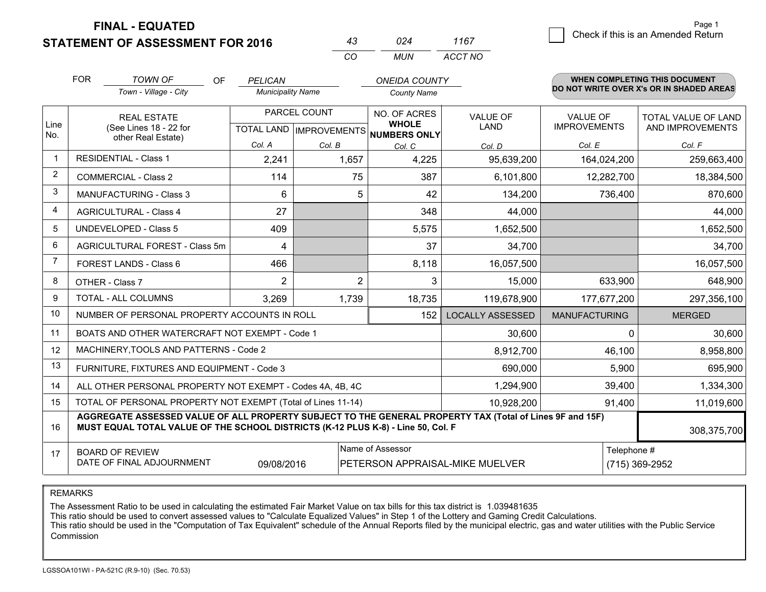**FINAL - EQUATED**

**STATEMENT OF ASSESSMENT FOR 2016**

| 43 | 024 | 1167 |
|---|---|---|
| CO | MUN | ACCT NO |

Page 1

☐ Check if this is an Amended Return

FOR *TOWN OF* (Town - Village - City) OF *PELICAN* (Municipality Name) *ONEIDA COUNTY* (County Name)

**WHEN COMPLETING THIS DOCUMENT DO NOT WRITE OVER X's OR IN SHADED AREAS**

| Line No. | REAL ESTATE (See Lines 18 - 22 for other Real Estate) | PARCEL COUNT TOTAL LAND Col. A | PARCEL COUNT IMPROVEMENTS Col. B | NO. OF ACRES WHOLE NUMBERS ONLY Col. C | VALUE OF LAND Col. D | VALUE OF IMPROVEMENTS Col. E | TOTAL VALUE OF LAND AND IMPROVEMENTS Col. F |
|---|---|---|---|---|---|---|---|
| 1 | RESIDENTIAL - Class 1 | 2,241 | 1,657 | 4,225 | 95,639,200 | 164,024,200 | 259,663,400 |
| 2 | COMMERCIAL - Class 2 | 114 | 75 | 387 | 6,101,800 | 12,282,700 | 18,384,500 |
| 3 | MANUFACTURING - Class 3 | 6 | 5 | 42 | 134,200 | 736,400 | 870,600 |
| 4 | AGRICULTURAL - Class 4 | 27 | | 348 | 44,000 | | 44,000 |
| 5 | UNDEVELOPED - Class 5 | 409 | | 5,575 | 1,652,500 | | 1,652,500 |
| 6 | AGRICULTURAL FOREST - Class 5m | 4 | | 37 | 34,700 | | 34,700 |
| 7 | FOREST LANDS - Class 6 | 466 | | 8,118 | 16,057,500 | | 16,057,500 |
| 8 | OTHER - Class 7 | 2 | 2 | 3 | 15,000 | 633,900 | 648,900 |
| 9 | TOTAL - ALL COLUMNS | 3,269 | 1,739 | 18,735 | 119,678,900 | 177,677,200 | 297,356,100 |
| 10 | NUMBER OF PERSONAL PROPERTY ACCOUNTS IN ROLL | | | 152 | LOCALLY ASSESSED | MANUFACTURING | MERGED |
| 11 | BOATS AND OTHER WATERCRAFT NOT EXEMPT - Code 1 | | | | 30,600 | 0 | 30,600 |
| 12 | MACHINERY,TOOLS AND PATTERNS - Code 2 | | | | 8,912,700 | 46,100 | 8,958,800 |
| 13 | FURNITURE, FIXTURES AND EQUIPMENT - Code 3 | | | | 690,000 | 5,900 | 695,900 |
| 14 | ALL OTHER PERSONAL PROPERTY NOT EXEMPT - Codes 4A, 4B, 4C | | | | 1,294,900 | 39,400 | 1,334,300 |
| 15 | TOTAL OF PERSONAL PROPERTY NOT EXEMPT (Total of Lines 11-14) | | | | 10,928,200 | 91,400 | 11,019,600 |
| 16 | **AGGREGATE ASSESSED VALUE OF ALL PROPERTY SUBJECT TO THE GENERAL PROPERTY TAX (Total of Lines 9F and 15F) MUST EQUAL TOTAL VALUE OF THE SCHOOL DISTRICTS (K-12 PLUS K-8) - Line 50, Col. F** | | | | | | 308,375,700 |
| 17 | BOARD OF REVIEW DATE OF FINAL ADJOURNMENT | 09/08/2016 | Name of Assessor: PETERSON APPRAISAL-MIKE MUELVER | | | Telephone #: (715) 369-2952 | |

REMARKS

The Assessment Ratio to be used in calculating the estimated Fair Market Value on tax bills for this tax district is 1.039481635
This ratio should be used to convert assessed values to "Calculate Equalized Values" in Step 1 of the Lottery and Gaming Credit Calculations.
This ratio should be used in the "Computation of Tax Equivalent" schedule of the Annual Reports filed by the municipal electric, gas and water utilities with the Public Service Commission

LGSSOA101WI - PA-521C (R.9-10) (Sec. 70.53)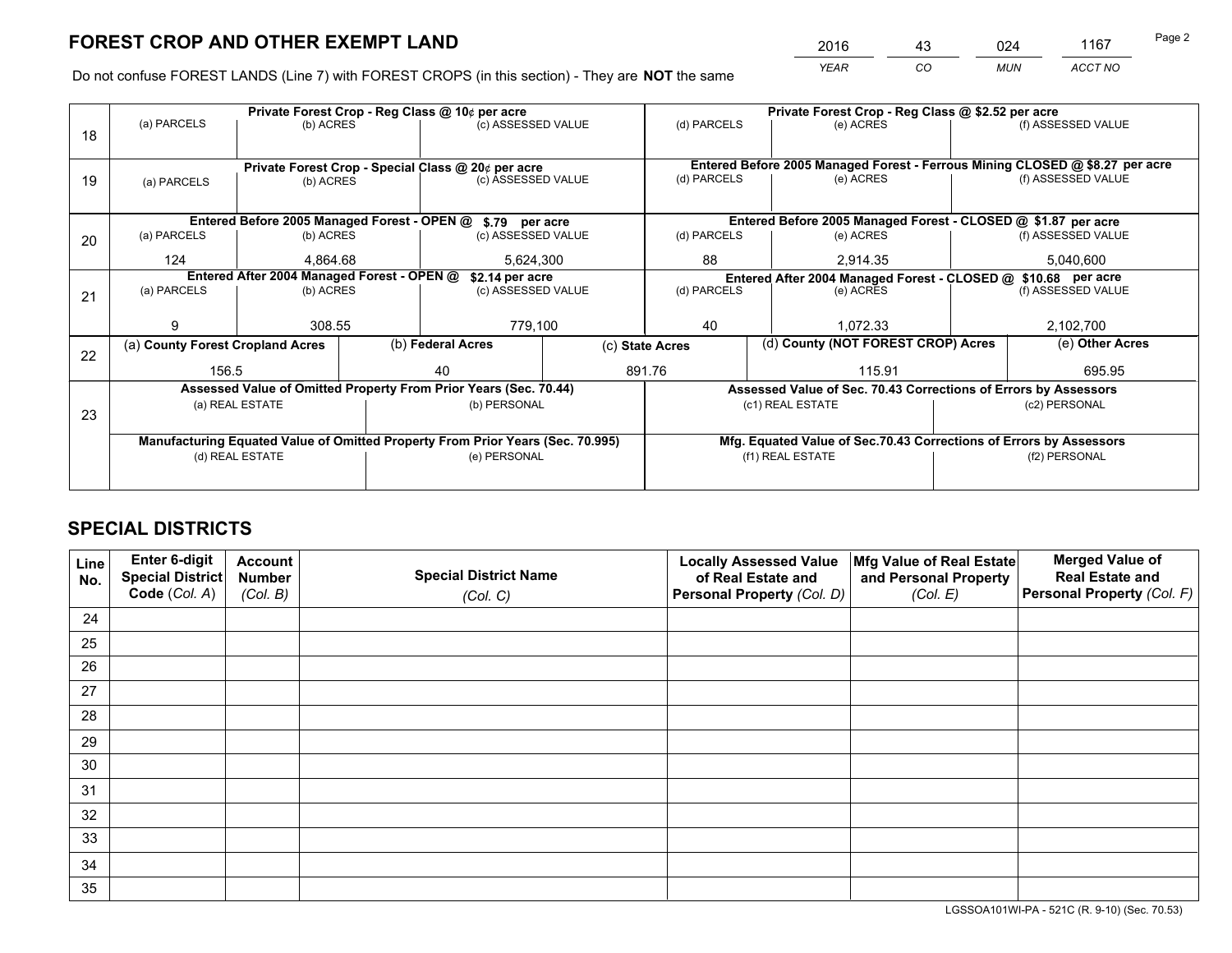# FOREST CROP AND OTHER EXEMPT LAND

| 2016 | 43 | 024 | 1167 |
|---|---|---|---|
| *YEAR* | *CO* | *MUN* | *ACCT NO* |

Do not confuse FOREST LANDS (Line 7) with FOREST CROPS (in this section) - They are **NOT** the same

| Line | | | | | | |
|---|---|---|---|---|---|---|
| 18 | Private Forest Crop - Reg Class @ 10¢ per acre | | | Private Forest Crop - Reg Class @ $2.52 per acre | | |
| | (a) PARCELS | (b) ACRES | (c) ASSESSED VALUE | (d) PARCELS | (e) ACRES | (f) ASSESSED VALUE |
| | | | | | | |
| 19 | Private Forest Crop - Special Class @ 20¢ per acre | | | Entered Before 2005 Managed Forest - Ferrous Mining CLOSED @ $8.27 per acre | | |
| | (a) PARCELS | (b) ACRES | (c) ASSESSED VALUE | (d) PARCELS | (e) ACRES | (f) ASSESSED VALUE |
| | | | | | | |
| 20 | Entered Before 2005 Managed Forest - OPEN @ $.79 per acre | | | Entered Before 2005 Managed Forest - CLOSED @ $1.87 per acre | | |
| | (a) PARCELS | (b) ACRES | (c) ASSESSED VALUE | (d) PARCELS | (e) ACRES | (f) ASSESSED VALUE |
| | 124 | 4,864.68 | 5,624,300 | 88 | 2,914.35 | 5,040,600 |
| 21 | Entered After 2004 Managed Forest - OPEN @ $2.14 per acre | | | Entered After 2004 Managed Forest - CLOSED @ $10.68 per acre | | |
| | (a) PARCELS | (b) ACRES | (c) ASSESSED VALUE | (d) PARCELS | (e) ACRES | (f) ASSESSED VALUE |
| | 9 | 308.55 | 779,100 | 40 | 1,072.33 | 2,102,700 |

| Line | (a) County Forest Cropland Acres | (b) Federal Acres | (c) State Acres | (d) County (NOT FOREST CROP) Acres | (e) Other Acres |
|---|---|---|---|---|---|
| 22 | 156.5 | 40 | 891.76 | 115.91 | 695.95 |

| Line | Assessed Value of Omitted Property From Prior Years (Sec. 70.44) | | Assessed Value of Sec. 70.43 Corrections of Errors by Assessors | |
|---|---|---|---|---|
| 23 | (a) REAL ESTATE | (b) PERSONAL | (c1) REAL ESTATE | (c2) PERSONAL |
| | | | | |
| | Manufacturing Equated Value of Omitted Property From Prior Years (Sec. 70.995) | | Mfg. Equated Value of Sec.70.43 Corrections of Errors by Assessors | |
| | (d) REAL ESTATE | (e) PERSONAL | (f1) REAL ESTATE | (f2) PERSONAL |
| | | | | |

## SPECIAL DISTRICTS

| Line No. | Enter 6-digit Special District Code (Col. A) | Account Number (Col. B) | Special District Name (Col. C) | Locally Assessed Value of Real Estate and Personal Property (Col. D) | Mfg Value of Real Estate and Personal Property (Col. E) | Merged Value of Real Estate and Personal Property (Col. F) |
|---|---|---|---|---|---|---|
| 24 | | | | | | |
| 25 | | | | | | |
| 26 | | | | | | |
| 27 | | | | | | |
| 28 | | | | | | |
| 29 | | | | | | |
| 30 | | | | | | |
| 31 | | | | | | |
| 32 | | | | | | |
| 33 | | | | | | |
| 34 | | | | | | |
| 35 | | | | | | |

LGSSOA101WI-PA - 521C (R. 9-10) (Sec. 70.53)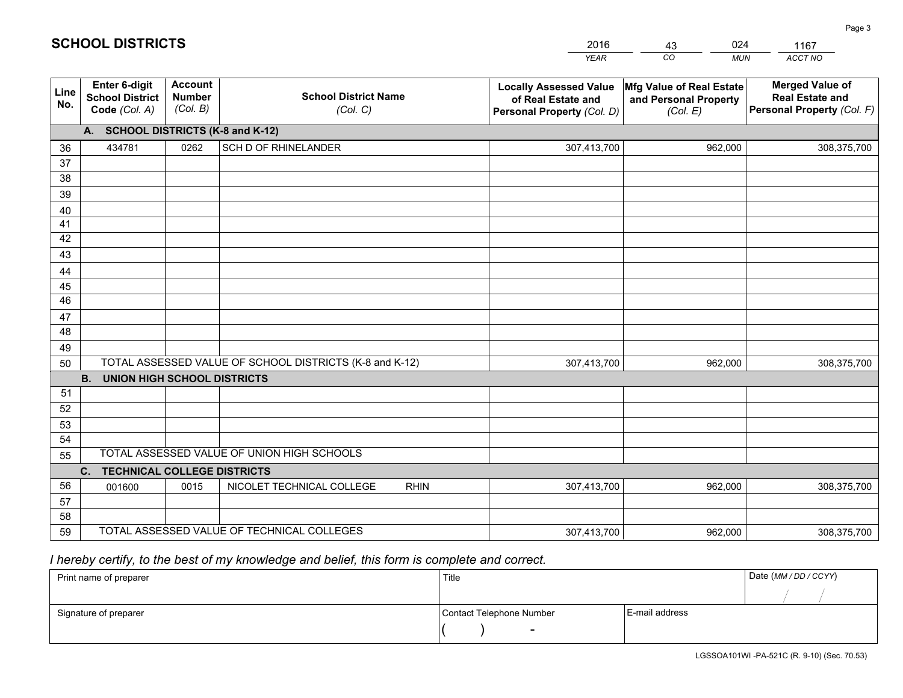# SCHOOL DISTRICTS

| 2016 | 43 | 024 | 1167 |
|---|---|---|---|
| YEAR | CO | MUN | ACCT NO |

| Line No. | Enter 6-digit School District Code (Col. A) | Account Number (Col. B) | School District Name (Col. C) | Locally Assessed Value of Real Estate and Personal Property (Col. D) | Mfg Value of Real Estate and Personal Property (Col. E) | Merged Value of Real Estate and Personal Property (Col. F) |
|---|---|---|---|---|---|---|
| | **A. SCHOOL DISTRICTS (K-8 and K-12)** | | | | | |
| 36 | 434781 | 0262 | SCH D OF RHINELANDER | 307,413,700 | 962,000 | 308,375,700 |
| 37 | | | | | | |
| 38 | | | | | | |
| 39 | | | | | | |
| 40 | | | | | | |
| 41 | | | | | | |
| 42 | | | | | | |
| 43 | | | | | | |
| 44 | | | | | | |
| 45 | | | | | | |
| 46 | | | | | | |
| 47 | | | | | | |
| 48 | | | | | | |
| 49 | | | | | | |
| 50 | TOTAL ASSESSED VALUE OF SCHOOL DISTRICTS (K-8 and K-12) | | | 307,413,700 | 962,000 | 308,375,700 |
| | **B. UNION HIGH SCHOOL DISTRICTS** | | | | | |
| 51 | | | | | | |
| 52 | | | | | | |
| 53 | | | | | | |
| 54 | | | | | | |
| 55 | TOTAL ASSESSED VALUE OF UNION HIGH SCHOOLS | | | | | |
| | **C. TECHNICAL COLLEGE DISTRICTS** | | | | | |
| 56 | 001600 | 0015 | NICOLET TECHNICAL COLLEGE RHIN | 307,413,700 | 962,000 | 308,375,700 |
| 57 | | | | | | |
| 58 | | | | | | |
| 59 | TOTAL ASSESSED VALUE OF TECHNICAL COLLEGES | | | 307,413,700 | 962,000 | 308,375,700 |

*I hereby certify, to the best of my knowledge and belief, this form is complete and correct.*

| Print name of preparer | Title | | Date (MM / DD / CCYY) |
|---|---|---|---|
| | | | / / |
| Signature of preparer | Contact Telephone Number | E-mail address | |
| | ( ) - | | |

LGSSOA101WI -PA-521C (R. 9-10) (Sec. 70.53)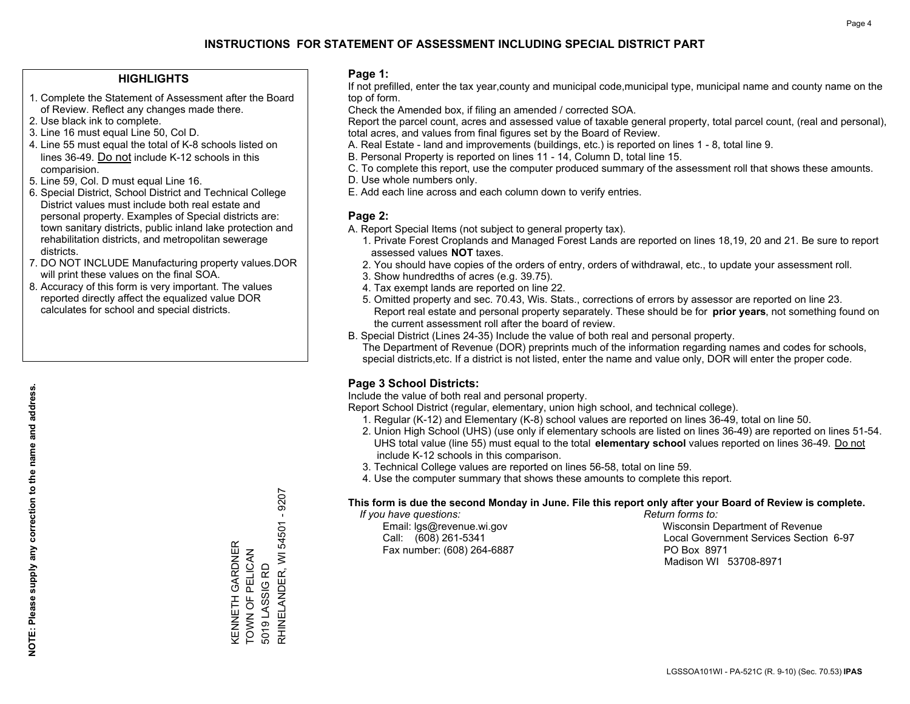# INSTRUCTIONS FOR STATEMENT OF ASSESSMENT INCLUDING SPECIAL DISTRICT PART

## HIGHLIGHTS

1. Complete the Statement of Assessment after the Board of Review. Reflect any changes made there.
2. Use black ink to complete.
3. Line 16 must equal Line 50, Col D.
4. Line 55 must equal the total of K-8 schools listed on lines 36-49. Do not include K-12 schools in this comparision.
5. Line 59, Col. D must equal Line 16.
6. Special District, School District and Technical College District values must include both real estate and personal property. Examples of Special districts are: town sanitary districts, public inland lake protection and rehabilitation districts, and metropolitan sewerage districts.
7. DO NOT INCLUDE Manufacturing property values.DOR will print these values on the final SOA.
8. Accuracy of this form is very important. The values reported directly affect the equalized value DOR calculates for school and special districts.

**NOTE: Please supply any correction to the name and address.**

KENNETH GARDNER
TOWN OF PELICAN
5019 LASSIG RD
RHINELANDER, WI 54501 - 9207

## Page 1:

If not prefilled, enter the tax year,county and municipal code,municipal type, municipal name and county name on the top of form.

Check the Amended box, if filing an amended / corrected SOA.

Report the parcel count, acres and assessed value of taxable general property, total parcel count, (real and personal), total acres, and values from final figures set by the Board of Review.

A. Real Estate - land and improvements (buildings, etc.) is reported on lines 1 - 8, total line 9.
B. Personal Property is reported on lines 11 - 14, Column D, total line 15.
C. To complete this report, use the computer produced summary of the assessment roll that shows these amounts.
D. Use whole numbers only.
E. Add each line across and each column down to verify entries.

## Page 2:

A. Report Special Items (not subject to general property tax).
1. Private Forest Croplands and Managed Forest Lands are reported on lines 18,19, 20 and 21. Be sure to report assessed values **NOT** taxes.
2. You should have copies of the orders of entry, orders of withdrawal, etc., to update your assessment roll.
3. Show hundredths of acres (e.g. 39.75).
4. Tax exempt lands are reported on line 22.
5. Omitted property and sec. 70.43, Wis. Stats., corrections of errors by assessor are reported on line 23. Report real estate and personal property separately. These should be for **prior years**, not something found on the current assessment roll after the board of review.

B. Special District (Lines 24-35) Include the value of both real and personal property.
The Department of Revenue (DOR) preprints much of the information regarding names and codes for schools, special districts,etc. If a district is not listed, enter the name and value only, DOR will enter the proper code.

## Page 3 School Districts:

Include the value of both real and personal property.

Report School District (regular, elementary, union high school, and technical college).

1. Regular (K-12) and Elementary (K-8) school values are reported on lines 36-49, total on line 50.
2. Union High School (UHS) (use only if elementary schools are listed on lines 36-49) are reported on lines 51-54. UHS total value (line 55) must equal to the total **elementary school** values reported on lines 36-49. Do not include K-12 schools in this comparison.
3. Technical College values are reported on lines 56-58, total on line 59.
4. Use the computer summary that shows these amounts to complete this report.

**This form is due the second Monday in June. File this report only after your Board of Review is complete.**

*If you have questions:*
Email: lgs@revenue.wi.gov
Call: (608) 261-5341
Fax number: (608) 264-6887

*Return forms to:*
Wisconsin Department of Revenue
Local Government Services Section 6-97
PO Box 8971
Madison WI 53708-8971

LGSSOA101WI - PA-521C (R. 9-10) (Sec. 70.53) **IPAS**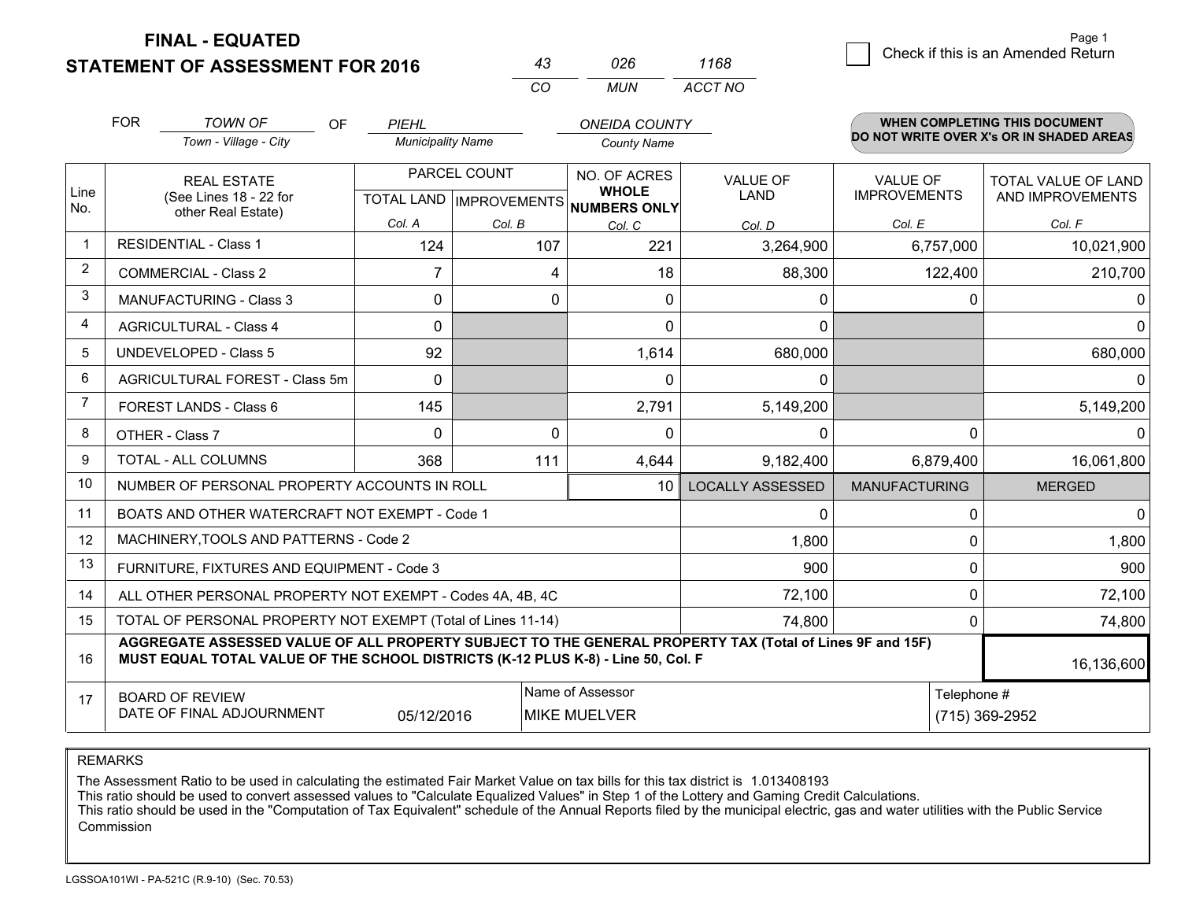# FINAL - EQUATED
# STATEMENT OF ASSESSMENT FOR 2016

| 43 | 026 | 1168 |
|---|---|---|
| CO | MUN | ACCT NO |

Page 1

☐ Check if this is an Amended Return

FOR *TOWN OF* (Town - Village - City) OF *PIEHL* (Municipality Name) *ONEIDA COUNTY* (County Name)

**WHEN COMPLETING THIS DOCUMENT DO NOT WRITE OVER X's OR IN SHADED AREAS**

| Line No. | REAL ESTATE (See Lines 18 - 22 for other Real Estate) | PARCEL COUNT | | NO. OF ACRES WHOLE NUMBERS ONLY | VALUE OF LAND | VALUE OF IMPROVEMENTS | TOTAL VALUE OF LAND AND IMPROVEMENTS |
|---|---|---|---|---|---|---|---|
| | | TOTAL LAND | IMPROVEMENTS | | | | |
| | | Col. A | Col. B | Col. C | Col. D | Col. E | Col. F |
| 1 | RESIDENTIAL - Class 1 | 124 | 107 | 221 | 3,264,900 | 6,757,000 | 10,021,900 |
| 2 | COMMERCIAL - Class 2 | 7 | 4 | 18 | 88,300 | 122,400 | 210,700 |
| 3 | MANUFACTURING - Class 3 | 0 | 0 | 0 | 0 | 0 | 0 |
| 4 | AGRICULTURAL - Class 4 | 0 | | 0 | 0 | | 0 |
| 5 | UNDEVELOPED - Class 5 | 92 | | 1,614 | 680,000 | | 680,000 |
| 6 | AGRICULTURAL FOREST - Class 5m | 0 | | 0 | 0 | | 0 |
| 7 | FOREST LANDS - Class 6 | 145 | | 2,791 | 5,149,200 | | 5,149,200 |
| 8 | OTHER - Class 7 | 0 | 0 | 0 | 0 | 0 | 0 |
| 9 | TOTAL - ALL COLUMNS | 368 | 111 | 4,644 | 9,182,400 | 6,879,400 | 16,061,800 |
| 10 | NUMBER OF PERSONAL PROPERTY ACCOUNTS IN ROLL | | | 10 | LOCALLY ASSESSED | MANUFACTURING | MERGED |
| 11 | BOATS AND OTHER WATERCRAFT NOT EXEMPT - Code 1 | | | | 0 | 0 | 0 |
| 12 | MACHINERY,TOOLS AND PATTERNS - Code 2 | | | | 1,800 | 0 | 1,800 |
| 13 | FURNITURE, FIXTURES AND EQUIPMENT - Code 3 | | | | 900 | 0 | 900 |
| 14 | ALL OTHER PERSONAL PROPERTY NOT EXEMPT - Codes 4A, 4B, 4C | | | | 72,100 | 0 | 72,100 |
| 15 | TOTAL OF PERSONAL PROPERTY NOT EXEMPT (Total of Lines 11-14) | | | | 74,800 | 0 | 74,800 |
| 16 | **AGGREGATE ASSESSED VALUE OF ALL PROPERTY SUBJECT TO THE GENERAL PROPERTY TAX (Total of Lines 9F and 15F) MUST EQUAL TOTAL VALUE OF THE SCHOOL DISTRICTS (K-12 PLUS K-8) - Line 50, Col. F** | | | | | | 16,136,600 |
| 17 | BOARD OF REVIEW DATE OF FINAL ADJOURNMENT | 05/12/2016 | | Name of Assessor: MIKE MUELVER | | Telephone #: (715) 369-2952 | |

REMARKS

The Assessment Ratio to be used in calculating the estimated Fair Market Value on tax bills for this tax district is 1.013408193
This ratio should be used to convert assessed values to "Calculate Equalized Values" in Step 1 of the Lottery and Gaming Credit Calculations.
This ratio should be used in the "Computation of Tax Equivalent" schedule of the Annual Reports filed by the municipal electric, gas and water utilities with the Public Service Commission

LGSSOA101WI - PA-521C (R.9-10) (Sec. 70.53)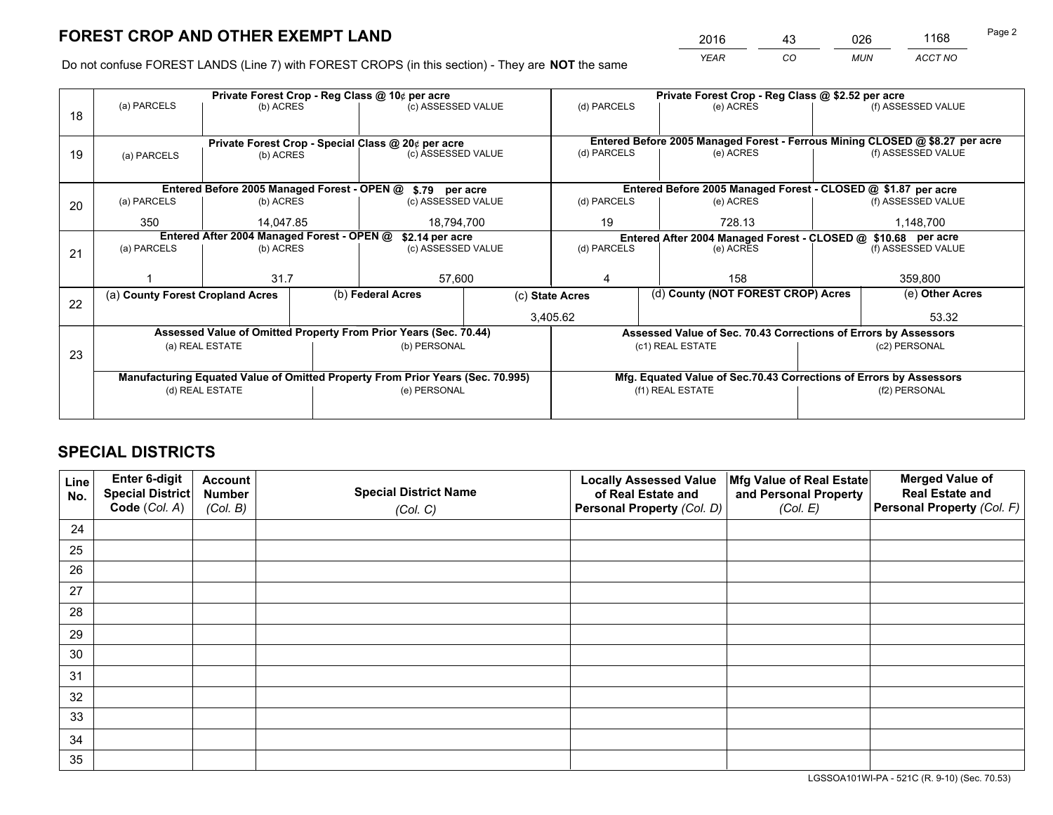# FOREST CROP AND OTHER EXEMPT LAND

| 2016 | 43 | 026 | 1168 |
|---|---|---|---|
| *YEAR* | *CO* | *MUN* | *ACCT NO* |

Do not confuse FOREST LANDS (Line 7) with FOREST CROPS (in this section) - They are **NOT** the same

| Line | Private Forest Crop - Reg Class @ 10¢ per acre | | | Private Forest Crop - Reg Class @ $2.52 per acre | | |
|---|---|---|---|---|---|---|
| | (a) PARCELS | (b) ACRES | (c) ASSESSED VALUE | (d) PARCELS | (e) ACRES | (f) ASSESSED VALUE |
| 18 | | | | | | |
| | **Private Forest Crop - Special Class @ 20¢ per acre** | | | **Entered Before 2005 Managed Forest - Ferrous Mining CLOSED @ $8.27 per acre** | | |
| 19 | (a) PARCELS | (b) ACRES | (c) ASSESSED VALUE | (d) PARCELS | (e) ACRES | (f) ASSESSED VALUE |
| | | | | | | |
| | **Entered Before 2005 Managed Forest - OPEN @ $.79 per acre** | | | **Entered Before 2005 Managed Forest - CLOSED @ $1.87 per acre** | | |
| 20 | (a) PARCELS | (b) ACRES | (c) ASSESSED VALUE | (d) PARCELS | (e) ACRES | (f) ASSESSED VALUE |
| | 350 | 14,047.85 | 18,794,700 | 19 | 728.13 | 1,148,700 |
| | **Entered After 2004 Managed Forest - OPEN @ $2.14 per acre** | | | **Entered After 2004 Managed Forest - CLOSED @ $10.68 per acre** | | |
| 21 | (a) PARCELS | (b) ACRES | (c) ASSESSED VALUE | (d) PARCELS | (e) ACRES | (f) ASSESSED VALUE |
| | 1 | 31.7 | 57,600 | 4 | 158 | 359,800 |

| Line | (a) County Forest Cropland Acres | (b) Federal Acres | (c) State Acres | (d) County (NOT FOREST CROP) Acres | (e) Other Acres |
|---|---|---|---|---|---|
| 22 | | | 3,405.62 | | 53.32 |

| Line | Assessed Value of Omitted Property From Prior Years (Sec. 70.44) | | Assessed Value of Sec. 70.43 Corrections of Errors by Assessors | |
|---|---|---|---|---|
| 23 | (a) REAL ESTATE | (b) PERSONAL | (c1) REAL ESTATE | (c2) PERSONAL |
| | | | | |
| | **Manufacturing Equated Value of Omitted Property From Prior Years (Sec. 70.995)** | | **Mfg. Equated Value of Sec.70.43 Corrections of Errors by Assessors** | |
| | (d) REAL ESTATE | (e) PERSONAL | (f1) REAL ESTATE | (f2) PERSONAL |
| | | | | |

# SPECIAL DISTRICTS

| Line No. | Enter 6-digit Special District Code (Col. A) | Account Number (Col. B) | Special District Name (Col. C) | Locally Assessed Value of Real Estate and Personal Property (Col. D) | Mfg Value of Real Estate and Personal Property (Col. E) | Merged Value of Real Estate and Personal Property (Col. F) |
|---|---|---|---|---|---|---|
| 24 | | | | | | |
| 25 | | | | | | |
| 26 | | | | | | |
| 27 | | | | | | |
| 28 | | | | | | |
| 29 | | | | | | |
| 30 | | | | | | |
| 31 | | | | | | |
| 32 | | | | | | |
| 33 | | | | | | |
| 34 | | | | | | |
| 35 | | | | | | |

LGSSOA101WI-PA - 521C (R. 9-10) (Sec. 70.53)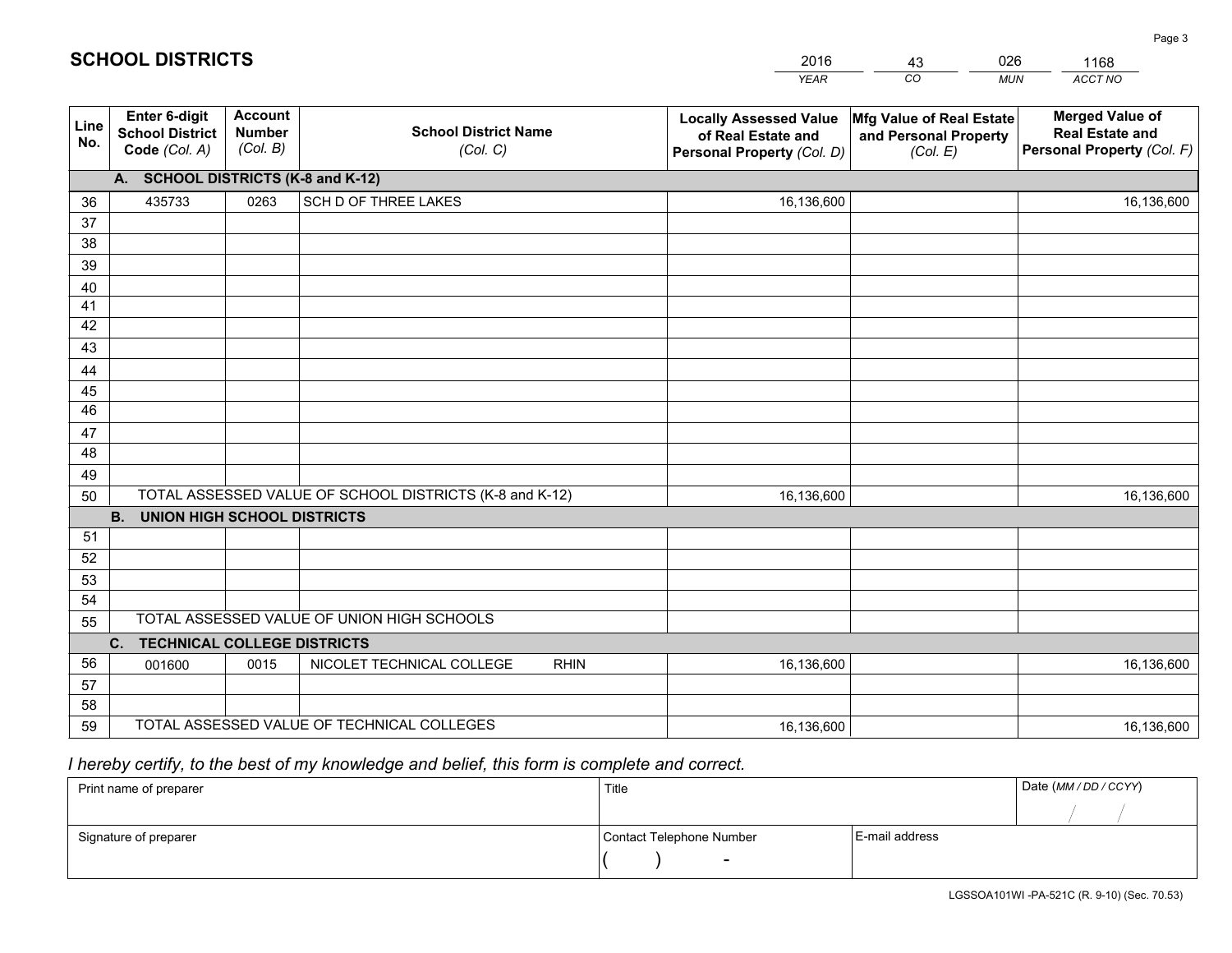# SCHOOL DISTRICTS

| 2016 | 43 | 026 | 1168 |
|---|---|---|---|
| YEAR | CO | MUN | ACCT NO |

| Line No. | Enter 6-digit School District Code (Col. A) | Account Number (Col. B) | School District Name (Col. C) | Locally Assessed Value of Real Estate and Personal Property (Col. D) | Mfg Value of Real Estate and Personal Property (Col. E) | Merged Value of Real Estate and Personal Property (Col. F) |
|---|---|---|---|---|---|---|
| | **A. SCHOOL DISTRICTS (K-8 and K-12)** | | | | | |
| 36 | 435733 | 0263 | SCH D OF THREE LAKES | 16,136,600 | | 16,136,600 |
| 37 | | | | | | |
| 38 | | | | | | |
| 39 | | | | | | |
| 40 | | | | | | |
| 41 | | | | | | |
| 42 | | | | | | |
| 43 | | | | | | |
| 44 | | | | | | |
| 45 | | | | | | |
| 46 | | | | | | |
| 47 | | | | | | |
| 48 | | | | | | |
| 49 | | | | | | |
| 50 | TOTAL ASSESSED VALUE OF SCHOOL DISTRICTS (K-8 and K-12) | | | 16,136,600 | | 16,136,600 |
| | **B. UNION HIGH SCHOOL DISTRICTS** | | | | | |
| 51 | | | | | | |
| 52 | | | | | | |
| 53 | | | | | | |
| 54 | | | | | | |
| 55 | TOTAL ASSESSED VALUE OF UNION HIGH SCHOOLS | | | | | |
| | **C. TECHNICAL COLLEGE DISTRICTS** | | | | | |
| 56 | 001600 | 0015 | NICOLET TECHNICAL COLLEGE RHIN | 16,136,600 | | 16,136,600 |
| 57 | | | | | | |
| 58 | | | | | | |
| 59 | TOTAL ASSESSED VALUE OF TECHNICAL COLLEGES | | | 16,136,600 | | 16,136,600 |

*I hereby certify, to the best of my knowledge and belief, this form is complete and correct.*

| Print name of preparer | Title | | Date (MM / DD / CCYY) |
|---|---|---|---|
| | | | / / |
| Signature of preparer | Contact Telephone Number | E-mail address | |
| | ( ) - | | |

LGSSOA101WI -PA-521C (R. 9-10) (Sec. 70.53)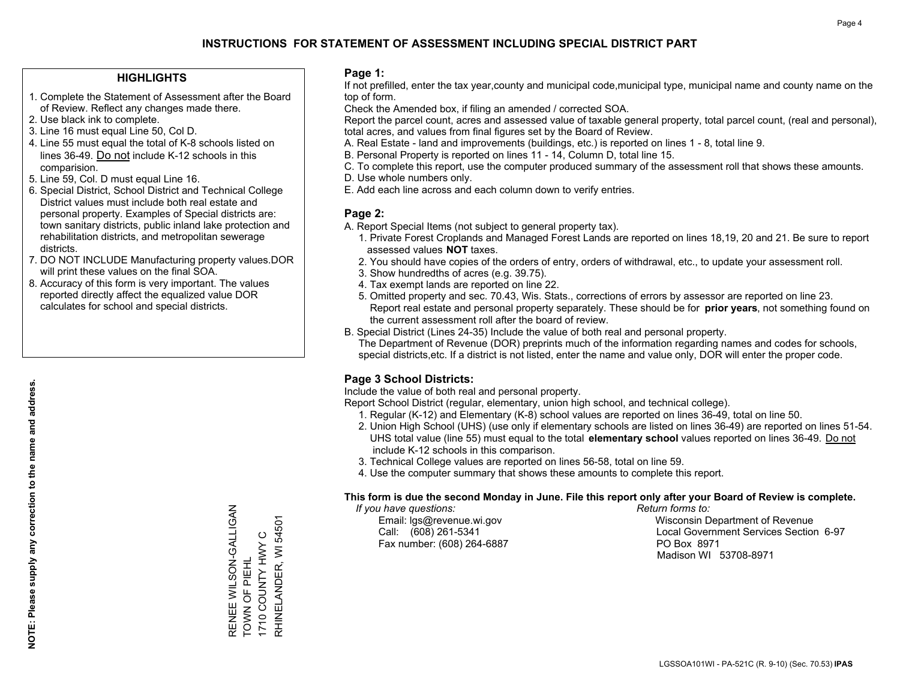# INSTRUCTIONS FOR STATEMENT OF ASSESSMENT INCLUDING SPECIAL DISTRICT PART

## HIGHLIGHTS

1. Complete the Statement of Assessment after the Board of Review. Reflect any changes made there.
2. Use black ink to complete.
3. Line 16 must equal Line 50, Col D.
4. Line 55 must equal the total of K-8 schools listed on lines 36-49. Do not include K-12 schools in this comparision.
5. Line 59, Col. D must equal Line 16.
6. Special District, School District and Technical College District values must include both real estate and personal property. Examples of Special districts are: town sanitary districts, public inland lake protection and rehabilitation districts, and metropolitan sewerage districts.
7. DO NOT INCLUDE Manufacturing property values.DOR will print these values on the final SOA.
8. Accuracy of this form is very important. The values reported directly affect the equalized value DOR calculates for school and special districts.

**NOTE: Please supply any correction to the name and address.**

RENEE WILSON-GALLIGAN
TOWN OF PIEHL
1710 COUNTY HWY C
RHINELANDER, WI 54501

## Page 1:

If not prefilled, enter the tax year,county and municipal code,municipal type, municipal name and county name on the top of form.

Check the Amended box, if filing an amended / corrected SOA.

Report the parcel count, acres and assessed value of taxable general property, total parcel count, (real and personal), total acres, and values from final figures set by the Board of Review.

A. Real Estate - land and improvements (buildings, etc.) is reported on lines 1 - 8, total line 9.
B. Personal Property is reported on lines 11 - 14, Column D, total line 15.
C. To complete this report, use the computer produced summary of the assessment roll that shows these amounts.
D. Use whole numbers only.
E. Add each line across and each column down to verify entries.

## Page 2:

A. Report Special Items (not subject to general property tax).
1. Private Forest Croplands and Managed Forest Lands are reported on lines 18,19, 20 and 21. Be sure to report assessed values **NOT** taxes.
2. You should have copies of the orders of entry, orders of withdrawal, etc., to update your assessment roll.
3. Show hundredths of acres (e.g. 39.75).
4. Tax exempt lands are reported on line 22.
5. Omitted property and sec. 70.43, Wis. Stats., corrections of errors by assessor are reported on line 23. Report real estate and personal property separately. These should be for **prior years**, not something found on the current assessment roll after the board of review.

B. Special District (Lines 24-35) Include the value of both real and personal property.
The Department of Revenue (DOR) preprints much of the information regarding names and codes for schools, special districts,etc. If a district is not listed, enter the name and value only, DOR will enter the proper code.

## Page 3 School Districts:

Include the value of both real and personal property.

Report School District (regular, elementary, union high school, and technical college).
1. Regular (K-12) and Elementary (K-8) school values are reported on lines 36-49, total on line 50.
2. Union High School (UHS) (use only if elementary schools are listed on lines 36-49) are reported on lines 51-54. UHS total value (line 55) must equal to the total **elementary school** values reported on lines 36-49. Do not include K-12 schools in this comparison.
3. Technical College values are reported on lines 56-58, total on line 59.
4. Use the computer summary that shows these amounts to complete this report.

**This form is due the second Monday in June. File this report only after your Board of Review is complete.**

*If you have questions:*
Email: lgs@revenue.wi.gov
Call: (608) 261-5341
Fax number: (608) 264-6887

*Return forms to:*
Wisconsin Department of Revenue
Local Government Services Section 6-97
PO Box 8971
Madison WI 53708-8971

LGSSOA101WI - PA-521C (R. 9-10) (Sec. 70.53) **IPAS**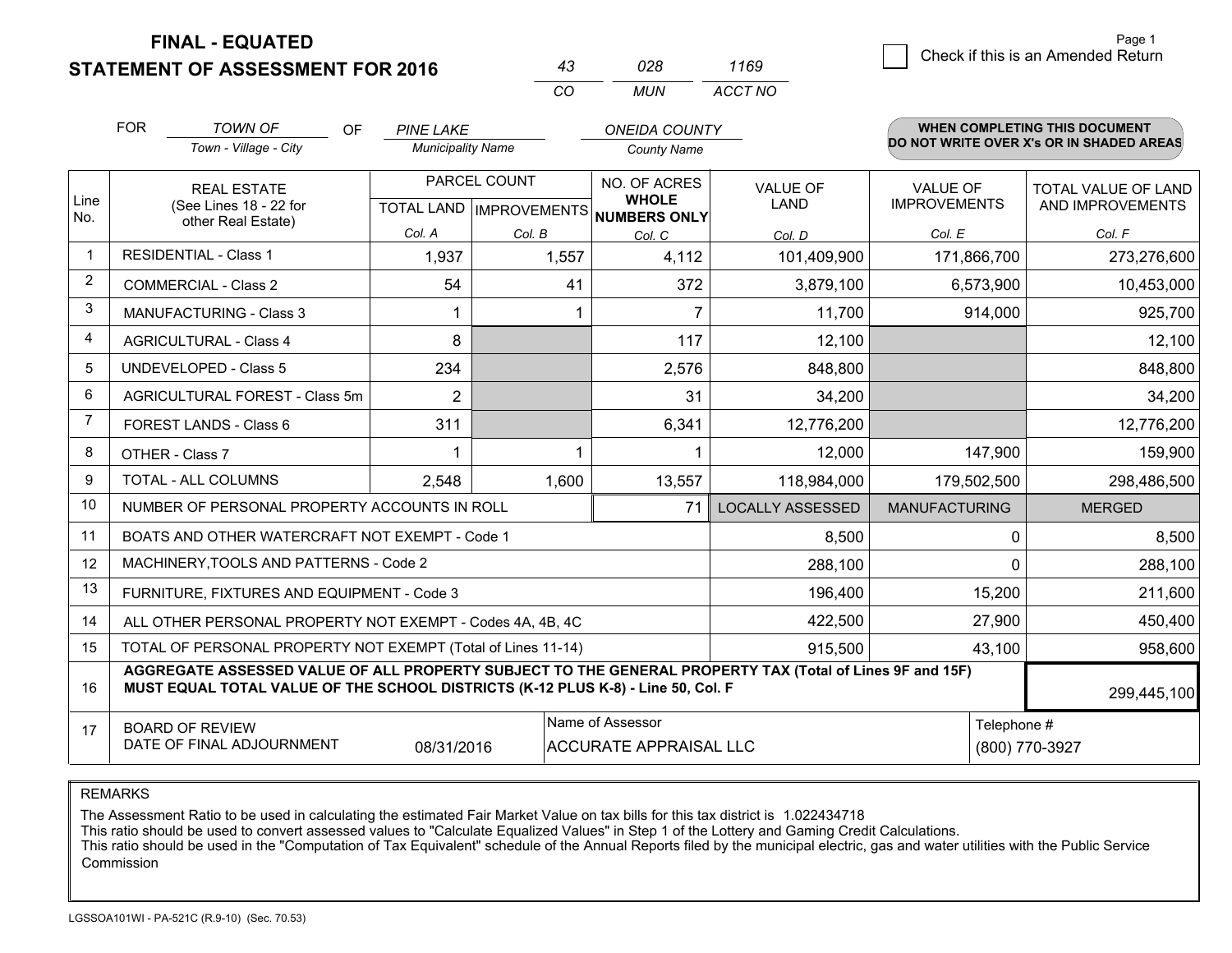**FINAL - EQUATED**
**STATEMENT OF ASSESSMENT FOR 2016**

| 43 | 028 | 1169 |
|---|---|---|
| CO | MUN | ACCT NO |

Page 1

☐ Check if this is an Amended Return

FOR *TOWN OF* (Town - Village - City) OF *PINE LAKE* (Municipality Name) *ONEIDA COUNTY* (County Name)

**WHEN COMPLETING THIS DOCUMENT DO NOT WRITE OVER X's OR IN SHADED AREAS**

| Line No. | REAL ESTATE (See Lines 18 - 22 for other Real Estate) | PARCEL COUNT | | NO. OF ACRES WHOLE NUMBERS ONLY | VALUE OF LAND | VALUE OF IMPROVEMENTS | TOTAL VALUE OF LAND AND IMPROVEMENTS |
|---|---|---|---|---|---|---|---|
| | | TOTAL LAND | IMPROVEMENTS | | | | |
| | | Col. A | Col. B | Col. C | Col. D | Col. E | Col. F |
| 1 | RESIDENTIAL - Class 1 | 1,937 | 1,557 | 4,112 | 101,409,900 | 171,866,700 | 273,276,600 |
| 2 | COMMERCIAL - Class 2 | 54 | 41 | 372 | 3,879,100 | 6,573,900 | 10,453,000 |
| 3 | MANUFACTURING - Class 3 | 1 | 1 | 7 | 11,700 | 914,000 | 925,700 |
| 4 | AGRICULTURAL - Class 4 | 8 | | 117 | 12,100 | | 12,100 |
| 5 | UNDEVELOPED - Class 5 | 234 | | 2,576 | 848,800 | | 848,800 |
| 6 | AGRICULTURAL FOREST - Class 5m | 2 | | 31 | 34,200 | | 34,200 |
| 7 | FOREST LANDS - Class 6 | 311 | | 6,341 | 12,776,200 | | 12,776,200 |
| 8 | OTHER - Class 7 | 1 | 1 | 1 | 12,000 | 147,900 | 159,900 |
| 9 | TOTAL - ALL COLUMNS | 2,548 | 1,600 | 13,557 | 118,984,000 | 179,502,500 | 298,486,500 |
| 10 | NUMBER OF PERSONAL PROPERTY ACCOUNTS IN ROLL | | | 71 | LOCALLY ASSESSED | MANUFACTURING | MERGED |
| 11 | BOATS AND OTHER WATERCRAFT NOT EXEMPT - Code 1 | | | | 8,500 | 0 | 8,500 |
| 12 | MACHINERY,TOOLS AND PATTERNS - Code 2 | | | | 288,100 | 0 | 288,100 |
| 13 | FURNITURE, FIXTURES AND EQUIPMENT - Code 3 | | | | 196,400 | 15,200 | 211,600 |
| 14 | ALL OTHER PERSONAL PROPERTY NOT EXEMPT - Codes 4A, 4B, 4C | | | | 422,500 | 27,900 | 450,400 |
| 15 | TOTAL OF PERSONAL PROPERTY NOT EXEMPT (Total of Lines 11-14) | | | | 915,500 | 43,100 | 958,600 |
| 16 | **AGGREGATE ASSESSED VALUE OF ALL PROPERTY SUBJECT TO THE GENERAL PROPERTY TAX (Total of Lines 9F and 15F) MUST EQUAL TOTAL VALUE OF THE SCHOOL DISTRICTS (K-12 PLUS K-8) - Line 50, Col. F** | | | | | | 299,445,100 |
| 17 | BOARD OF REVIEW DATE OF FINAL ADJOURNMENT | 08/31/2016 | Name of Assessor: ACCURATE APPRAISAL LLC | | | Telephone #: (800) 770-3927 | |

REMARKS

The Assessment Ratio to be used in calculating the estimated Fair Market Value on tax bills for this tax district is 1.022434718
This ratio should be used to convert assessed values to "Calculate Equalized Values" in Step 1 of the Lottery and Gaming Credit Calculations.
This ratio should be used in the "Computation of Tax Equivalent" schedule of the Annual Reports filed by the municipal electric, gas and water utilities with the Public Service Commission

LGSSOA101WI - PA-521C (R.9-10) (Sec. 70.53)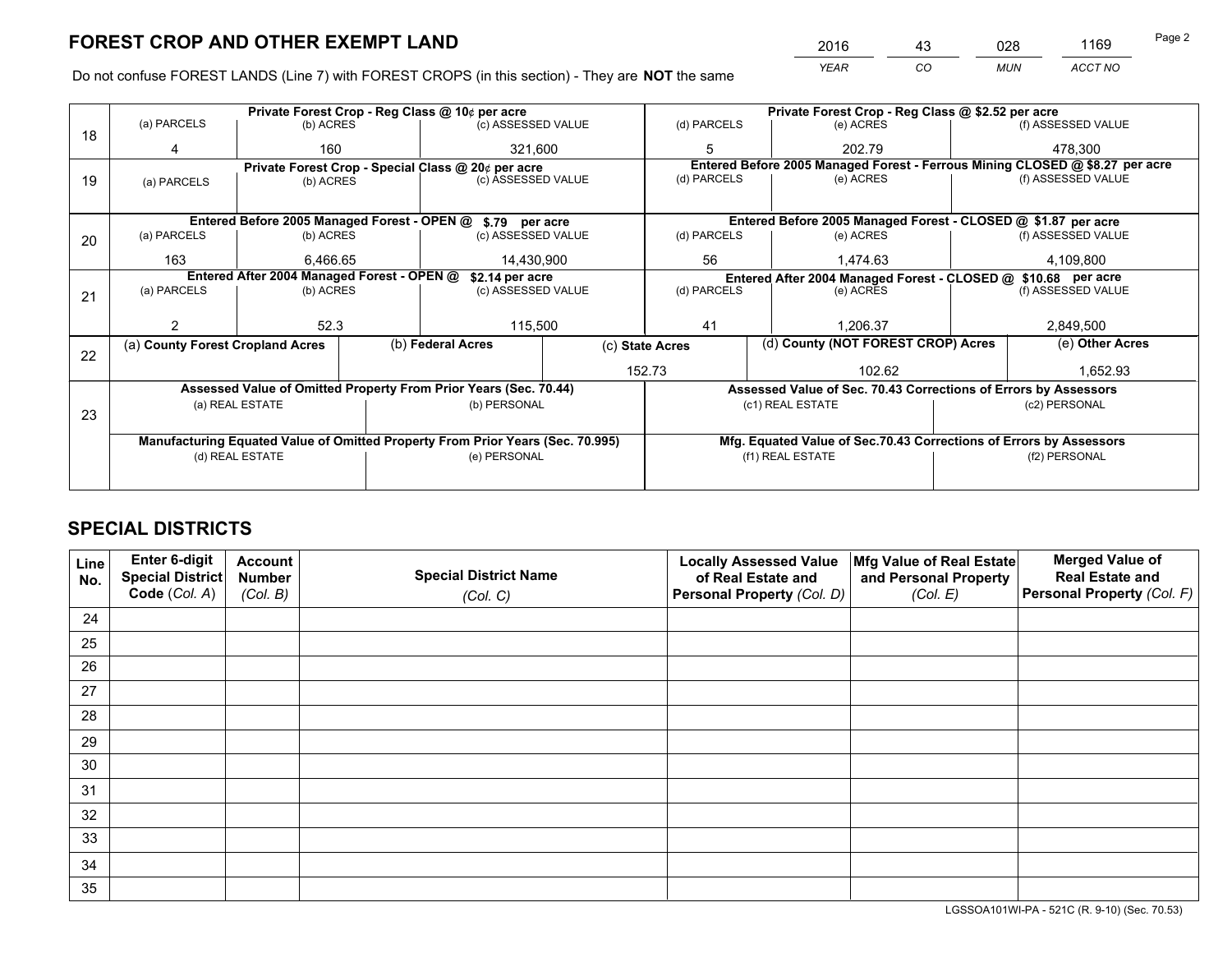# FOREST CROP AND OTHER EXEMPT LAND

| 2016 | 43 | 028 | 1169 |
|---|---|---|---|
| *YEAR* | *CO* | *MUN* | *ACCT NO* |

Do not confuse FOREST LANDS (Line 7) with FOREST CROPS (in this section) - They are **NOT** the same

| Line | Private Forest Crop - Reg Class @ 10¢ per acre | | | Private Forest Crop - Reg Class @ $2.52 per acre | | |
|---|---|---|---|---|---|---|
| | (a) PARCELS | (b) ACRES | (c) ASSESSED VALUE | (d) PARCELS | (e) ACRES | (f) ASSESSED VALUE |
| 18 | 4 | 160 | 321,600 | 5 | 202.79 | 478,300 |
| | **Private Forest Crop - Special Class @ 20¢ per acre** | | | **Entered Before 2005 Managed Forest - Ferrous Mining CLOSED @ $8.27 per acre** | | |
| | (a) PARCELS | (b) ACRES | (c) ASSESSED VALUE | (d) PARCELS | (e) ACRES | (f) ASSESSED VALUE |
| 19 | | | | | | |
| | **Entered Before 2005 Managed Forest - OPEN @ $.79 per acre** | | | **Entered Before 2005 Managed Forest - CLOSED @ $1.87 per acre** | | |
| | (a) PARCELS | (b) ACRES | (c) ASSESSED VALUE | (d) PARCELS | (e) ACRES | (f) ASSESSED VALUE |
| 20 | 163 | 6,466.65 | 14,430,900 | 56 | 1,474.63 | 4,109,800 |
| | **Entered After 2004 Managed Forest - OPEN @ $2.14 per acre** | | | **Entered After 2004 Managed Forest - CLOSED @ $10.68 per acre** | | |
| | (a) PARCELS | (b) ACRES | (c) ASSESSED VALUE | (d) PARCELS | (e) ACRES | (f) ASSESSED VALUE |
| 21 | 2 | 52.3 | 115,500 | 41 | 1,206.37 | 2,849,500 |

| Line | (a) County Forest Cropland Acres | (b) Federal Acres | (c) State Acres | (d) County (NOT FOREST CROP) Acres | (e) Other Acres |
|---|---|---|---|---|---|
| 22 | | | 152.73 | 102.62 | 1,652.93 |

| Line | Assessed Value of Omitted Property From Prior Years (Sec. 70.44) | | Assessed Value of Sec. 70.43 Corrections of Errors by Assessors | |
|---|---|---|---|---|
| | (a) REAL ESTATE | (b) PERSONAL | (c1) REAL ESTATE | (c2) PERSONAL |
| 23 | | | | |
| | **Manufacturing Equated Value of Omitted Property From Prior Years (Sec. 70.995)** | | **Mfg. Equated Value of Sec.70.43 Corrections of Errors by Assessors** | |
| | (d) REAL ESTATE | (e) PERSONAL | (f1) REAL ESTATE | (f2) PERSONAL |
| | | | | |

# SPECIAL DISTRICTS

| Line No. | Enter 6-digit Special District Code (*Col. A*) | Account Number (*Col. B*) | Special District Name (*Col. C*) | Locally Assessed Value of Real Estate and Personal Property (*Col. D*) | Mfg Value of Real Estate and Personal Property (*Col. E*) | Merged Value of Real Estate and Personal Property (*Col. F*) |
|---|---|---|---|---|---|---|
| 24 | | | | | | |
| 25 | | | | | | |
| 26 | | | | | | |
| 27 | | | | | | |
| 28 | | | | | | |
| 29 | | | | | | |
| 30 | | | | | | |
| 31 | | | | | | |
| 32 | | | | | | |
| 33 | | | | | | |
| 34 | | | | | | |
| 35 | | | | | | |

LGSSOA101WI-PA - 521C (R. 9-10) (Sec. 70.53)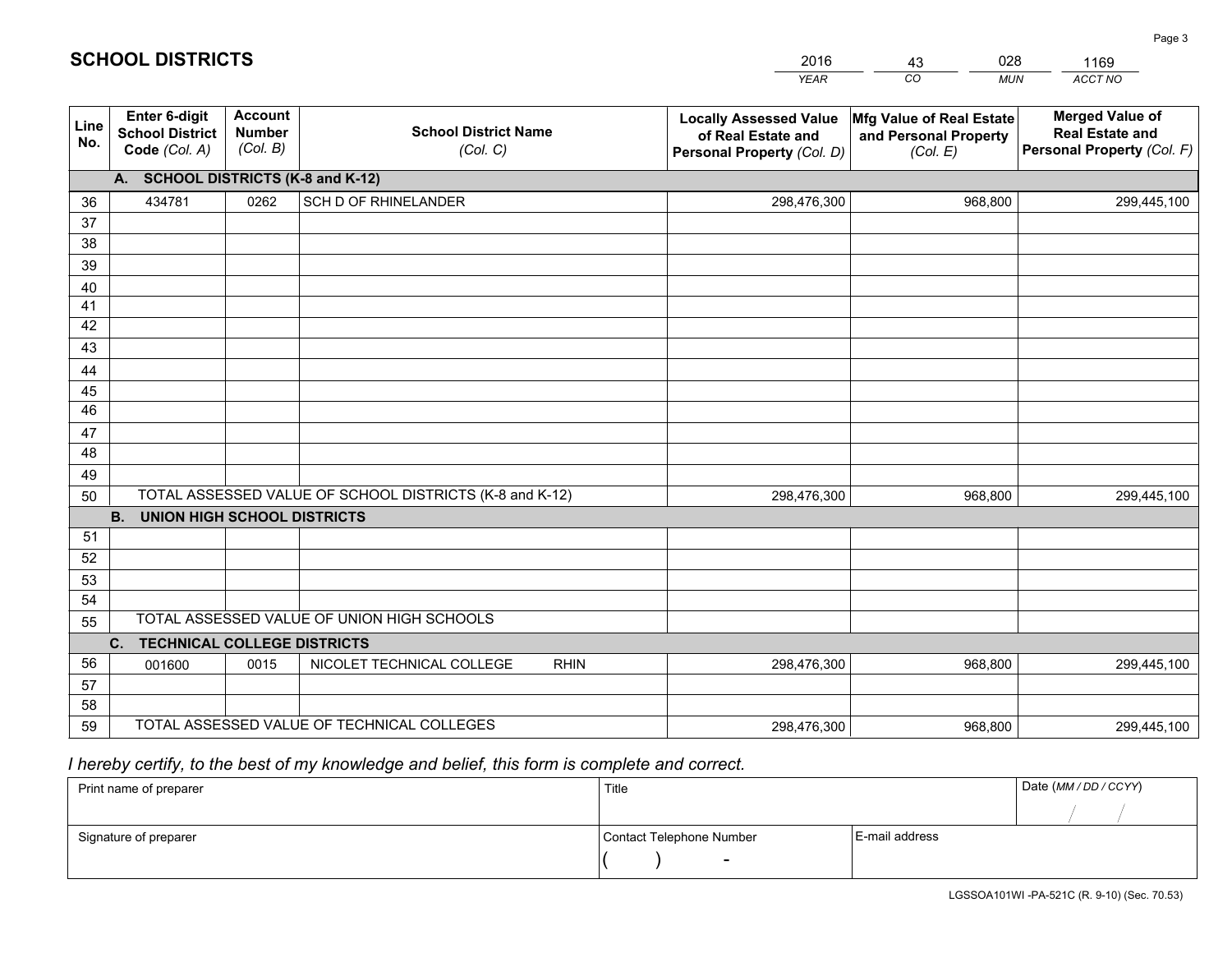# SCHOOL DISTRICTS

| 2016 | 43 | 028 | 1169 |
|---|---|---|---|
| *YEAR* | *CO* | *MUN* | *ACCT NO* |

| Line No. | Enter 6-digit School District Code *(Col. A)* | Account Number *(Col. B)* | School District Name *(Col. C)* | Locally Assessed Value of Real Estate and Personal Property *(Col. D)* | Mfg Value of Real Estate and Personal Property *(Col. E)* | Merged Value of Real Estate and Personal Property *(Col. F)* |
|---|---|---|---|---|---|---|
| **A. SCHOOL DISTRICTS (K-8 and K-12)** | | | | | | |
| 36 | 434781 | 0262 | SCH D OF RHINELANDER | 298,476,300 | 968,800 | 299,445,100 |
| 37 | | | | | | |
| 38 | | | | | | |
| 39 | | | | | | |
| 40 | | | | | | |
| 41 | | | | | | |
| 42 | | | | | | |
| 43 | | | | | | |
| 44 | | | | | | |
| 45 | | | | | | |
| 46 | | | | | | |
| 47 | | | | | | |
| 48 | | | | | | |
| 49 | | | | | | |
| 50 | TOTAL ASSESSED VALUE OF SCHOOL DISTRICTS (K-8 and K-12) | | | 298,476,300 | 968,800 | 299,445,100 |
| **B. UNION HIGH SCHOOL DISTRICTS** | | | | | | |
| 51 | | | | | | |
| 52 | | | | | | |
| 53 | | | | | | |
| 54 | | | | | | |
| 55 | TOTAL ASSESSED VALUE OF UNION HIGH SCHOOLS | | | | | |
| **C. TECHNICAL COLLEGE DISTRICTS** | | | | | | |
| 56 | 001600 | 0015 | NICOLET TECHNICAL COLLEGE RHIN | 298,476,300 | 968,800 | 299,445,100 |
| 57 | | | | | | |
| 58 | | | | | | |
| 59 | TOTAL ASSESSED VALUE OF TECHNICAL COLLEGES | | | 298,476,300 | 968,800 | 299,445,100 |

*I hereby certify, to the best of my knowledge and belief, this form is complete and correct.*

| Print name of preparer | Title | | Date *(MM / DD / CCYY)* |
|---|---|---|---|
| | | | / / |
| Signature of preparer | Contact Telephone Number | E-mail address | |
| | ( ) - | | |

LGSSOA101WI -PA-521C (R. 9-10) (Sec. 70.53)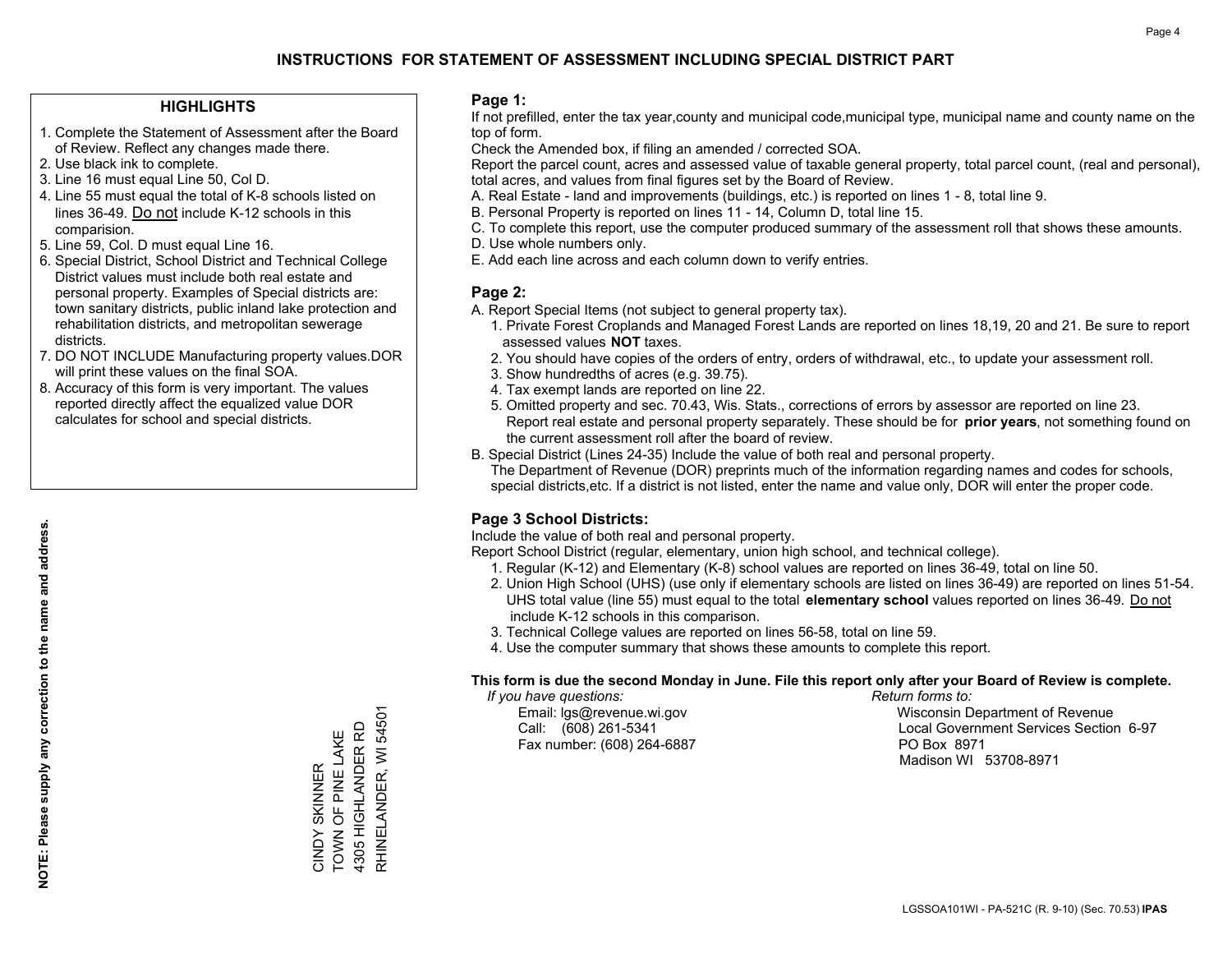# INSTRUCTIONS FOR STATEMENT OF ASSESSMENT INCLUDING SPECIAL DISTRICT PART

## HIGHLIGHTS

1. Complete the Statement of Assessment after the Board of Review. Reflect any changes made there.
2. Use black ink to complete.
3. Line 16 must equal Line 50, Col D.
4. Line 55 must equal the total of K-8 schools listed on lines 36-49. Do not include K-12 schools in this comparision.
5. Line 59, Col. D must equal Line 16.
6. Special District, School District and Technical College District values must include both real estate and personal property. Examples of Special districts are: town sanitary districts, public inland lake protection and rehabilitation districts, and metropolitan sewerage districts.
7. DO NOT INCLUDE Manufacturing property values.DOR will print these values on the final SOA.
8. Accuracy of this form is very important. The values reported directly affect the equalized value DOR calculates for school and special districts.

**NOTE: Please supply any correction to the name and address.**

CINDY SKINNER
TOWN OF PINE LAKE
4305 HIGHLANDER RD
RHINELANDER, WI 54501

## Page 1:

If not prefilled, enter the tax year,county and municipal code,municipal type, municipal name and county name on the top of form.

Check the Amended box, if filing an amended / corrected SOA.

Report the parcel count, acres and assessed value of taxable general property, total parcel count, (real and personal), total acres, and values from final figures set by the Board of Review.

A. Real Estate - land and improvements (buildings, etc.) is reported on lines 1 - 8, total line 9.
B. Personal Property is reported on lines 11 - 14, Column D, total line 15.
C. To complete this report, use the computer produced summary of the assessment roll that shows these amounts.
D. Use whole numbers only.
E. Add each line across and each column down to verify entries.

## Page 2:

A. Report Special Items (not subject to general property tax).
   1. Private Forest Croplands and Managed Forest Lands are reported on lines 18,19, 20 and 21. Be sure to report assessed values **NOT** taxes.
   2. You should have copies of the orders of entry, orders of withdrawal, etc., to update your assessment roll.
   3. Show hundredths of acres (e.g. 39.75).
   4. Tax exempt lands are reported on line 22.
   5. Omitted property and sec. 70.43, Wis. Stats., corrections of errors by assessor are reported on line 23. Report real estate and personal property separately. These should be for **prior years**, not something found on the current assessment roll after the board of review.
B. Special District (Lines 24-35) Include the value of both real and personal property.
   The Department of Revenue (DOR) preprints much of the information regarding names and codes for schools, special districts,etc. If a district is not listed, enter the name and value only, DOR will enter the proper code.

## Page 3 School Districts:

Include the value of both real and personal property.

Report School District (regular, elementary, union high school, and technical college).

1. Regular (K-12) and Elementary (K-8) school values are reported on lines 36-49, total on line 50.
2. Union High School (UHS) (use only if elementary schools are listed on lines 36-49) are reported on lines 51-54. UHS total value (line 55) must equal to the total **elementary school** values reported on lines 36-49. Do not include K-12 schools in this comparison.
3. Technical College values are reported on lines 56-58, total on line 59.
4. Use the computer summary that shows these amounts to complete this report.

**This form is due the second Monday in June. File this report only after your Board of Review is complete.**

*If you have questions:*
Email: lgs@revenue.wi.gov
Call: (608) 261-5341
Fax number: (608) 264-6887

*Return forms to:*
Wisconsin Department of Revenue
Local Government Services Section 6-97
PO Box 8971
Madison WI 53708-8971

LGSSOA101WI - PA-521C (R. 9-10) (Sec. 70.53) **IPAS**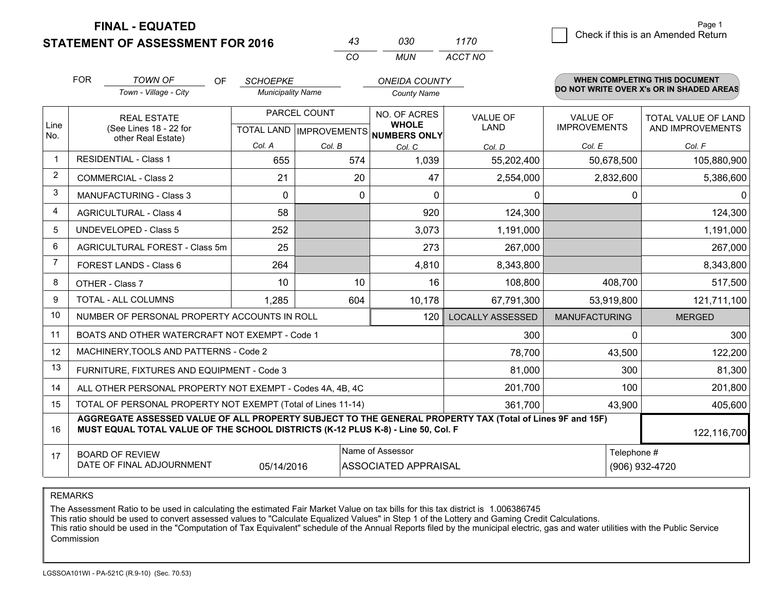# FINAL - EQUATED
# STATEMENT OF ASSESSMENT FOR 2016

| 43 | 030 | 1170 |
|---|---|---|
| CO | MUN | ACCT NO |

Check if this is an Amended Return

FOR *TOWN OF* (Town - Village - City) OF *SCHOEPKE* (Municipality Name) *ONEIDA COUNTY* (County Name)

**WHEN COMPLETING THIS DOCUMENT DO NOT WRITE OVER X's OR IN SHADED AREAS**

| Line No. | REAL ESTATE (See Lines 18 - 22 for other Real Estate) | PARCEL COUNT TOTAL LAND Col. A | IMPROVEMENTS Col. B | NO. OF ACRES WHOLE NUMBERS ONLY Col. C | VALUE OF LAND Col. D | VALUE OF IMPROVEMENTS Col. E | TOTAL VALUE OF LAND AND IMPROVEMENTS Col. F |
|---|---|---|---|---|---|---|---|
| 1 | RESIDENTIAL - Class 1 | 655 | 574 | 1,039 | 55,202,400 | 50,678,500 | 105,880,900 |
| 2 | COMMERCIAL - Class 2 | 21 | 20 | 47 | 2,554,000 | 2,832,600 | 5,386,600 |
| 3 | MANUFACTURING - Class 3 | 0 | 0 | 0 | 0 | 0 | 0 |
| 4 | AGRICULTURAL - Class 4 | 58 | | 920 | 124,300 | | 124,300 |
| 5 | UNDEVELOPED - Class 5 | 252 | | 3,073 | 1,191,000 | | 1,191,000 |
| 6 | AGRICULTURAL FOREST - Class 5m | 25 | | 273 | 267,000 | | 267,000 |
| 7 | FOREST LANDS - Class 6 | 264 | | 4,810 | 8,343,800 | | 8,343,800 |
| 8 | OTHER - Class 7 | 10 | 10 | 16 | 108,800 | 408,700 | 517,500 |
| 9 | TOTAL - ALL COLUMNS | 1,285 | 604 | 10,178 | 67,791,300 | 53,919,800 | 121,711,100 |
| 10 | NUMBER OF PERSONAL PROPERTY ACCOUNTS IN ROLL | | | 120 | LOCALLY ASSESSED | MANUFACTURING | MERGED |
| 11 | BOATS AND OTHER WATERCRAFT NOT EXEMPT - Code 1 | | | | 300 | 0 | 300 |
| 12 | MACHINERY,TOOLS AND PATTERNS - Code 2 | | | | 78,700 | 43,500 | 122,200 |
| 13 | FURNITURE, FIXTURES AND EQUIPMENT - Code 3 | | | | 81,000 | 300 | 81,300 |
| 14 | ALL OTHER PERSONAL PROPERTY NOT EXEMPT - Codes 4A, 4B, 4C | | | | 201,700 | 100 | 201,800 |
| 15 | TOTAL OF PERSONAL PROPERTY NOT EXEMPT (Total of Lines 11-14) | | | | 361,700 | 43,900 | 405,600 |
| 16 | **AGGREGATE ASSESSED VALUE OF ALL PROPERTY SUBJECT TO THE GENERAL PROPERTY TAX (Total of Lines 9F and 15F) MUST EQUAL TOTAL VALUE OF THE SCHOOL DISTRICTS (K-12 PLUS K-8) - Line 50, Col. F** | | | | | | 122,116,700 |
| 17 | BOARD OF REVIEW DATE OF FINAL ADJOURNMENT | 05/14/2016 | | Name of Assessor: ASSOCIATED APPRAISAL | | Telephone #: (906) 932-4720 | |

REMARKS

The Assessment Ratio to be used in calculating the estimated Fair Market Value on tax bills for this tax district is 1.006386745
This ratio should be used to convert assessed values to "Calculate Equalized Values" in Step 1 of the Lottery and Gaming Credit Calculations.
This ratio should be used in the "Computation of Tax Equivalent" schedule of the Annual Reports filed by the municipal electric, gas and water utilities with the Public Service Commission

LGSSOA101WI - PA-521C (R.9-10) (Sec. 70.53)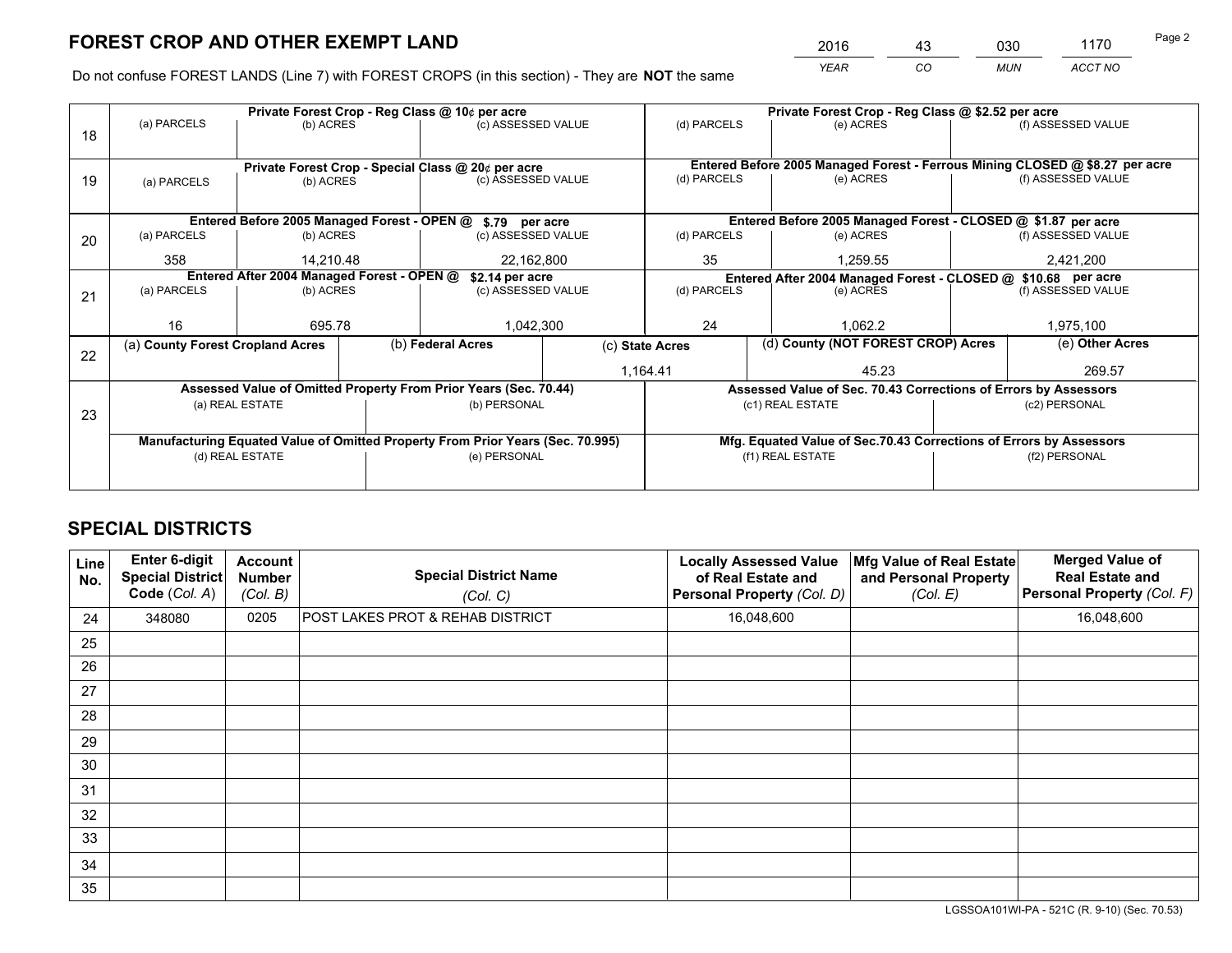# FOREST CROP AND OTHER EXEMPT LAND

| YEAR | CO | MUN | ACCT NO |
|---|---|---|---|
| 2016 | 43 | 030 | 1170 |

Do not confuse FOREST LANDS (Line 7) with FOREST CROPS (in this section) - They are **NOT** the same

| Line | (a) PARCELS | (b) ACRES | (c) ASSESSED VALUE | (d) PARCELS | (e) ACRES | (f) ASSESSED VALUE |
|---|---|---|---|---|---|---|
| 18 | Private Forest Crop - Reg Class @ 10¢ per acre | | | Private Forest Crop - Reg Class @ $2.52 per acre | | |
| | | | | | | |
| 19 | Private Forest Crop - Special Class @ 20¢ per acre | | | Entered Before 2005 Managed Forest - Ferrous Mining CLOSED @ $8.27 per acre | | |
| | | | | | | |
| 20 | Entered Before 2005 Managed Forest - OPEN @ $.79 per acre | | | Entered Before 2005 Managed Forest - CLOSED @ $1.87 per acre | | |
| | 358 | 14,210.48 | 22,162,800 | 35 | 1,259.55 | 2,421,200 |
| 21 | Entered After 2004 Managed Forest - OPEN @ $2.14 per acre | | | Entered After 2004 Managed Forest - CLOSED @ $10.68 per acre | | |
| | 16 | 695.78 | 1,042,300 | 24 | 1,062.2 | 1,975,100 |

| Line | (a) County Forest Cropland Acres | (b) Federal Acres | (c) State Acres | (d) County (NOT FOREST CROP) Acres | (e) Other Acres |
|---|---|---|---|---|---|
| 22 | | | 1,164.41 | 45.23 | 269.57 |

| Line | Assessed Value of Omitted Property From Prior Years (Sec. 70.44) | | Assessed Value of Sec. 70.43 Corrections of Errors by Assessors | |
|---|---|---|---|---|
| 23 | (a) REAL ESTATE | (b) PERSONAL | (c1) REAL ESTATE | (c2) PERSONAL |
| | | | | |
| | **Manufacturing Equated Value of Omitted Property From Prior Years (Sec. 70.995)** | | **Mfg. Equated Value of Sec.70.43 Corrections of Errors by Assessors** | |
| | (d) REAL ESTATE | (e) PERSONAL | (f1) REAL ESTATE | (f2) PERSONAL |
| | | | | |

# SPECIAL DISTRICTS

| Line No. | Enter 6-digit Special District Code (Col. A) | Account Number (Col. B) | Special District Name (Col. C) | Locally Assessed Value of Real Estate and Personal Property (Col. D) | Mfg Value of Real Estate and Personal Property (Col. E) | Merged Value of Real Estate and Personal Property (Col. F) |
|---|---|---|---|---|---|---|
| 24 | 348080 | 0205 | POST LAKES PROT & REHAB DISTRICT | 16,048,600 | | 16,048,600 |
| 25 | | | | | | |
| 26 | | | | | | |
| 27 | | | | | | |
| 28 | | | | | | |
| 29 | | | | | | |
| 30 | | | | | | |
| 31 | | | | | | |
| 32 | | | | | | |
| 33 | | | | | | |
| 34 | | | | | | |
| 35 | | | | | | |

LGSSOA101WI-PA - 521C (R. 9-10) (Sec. 70.53)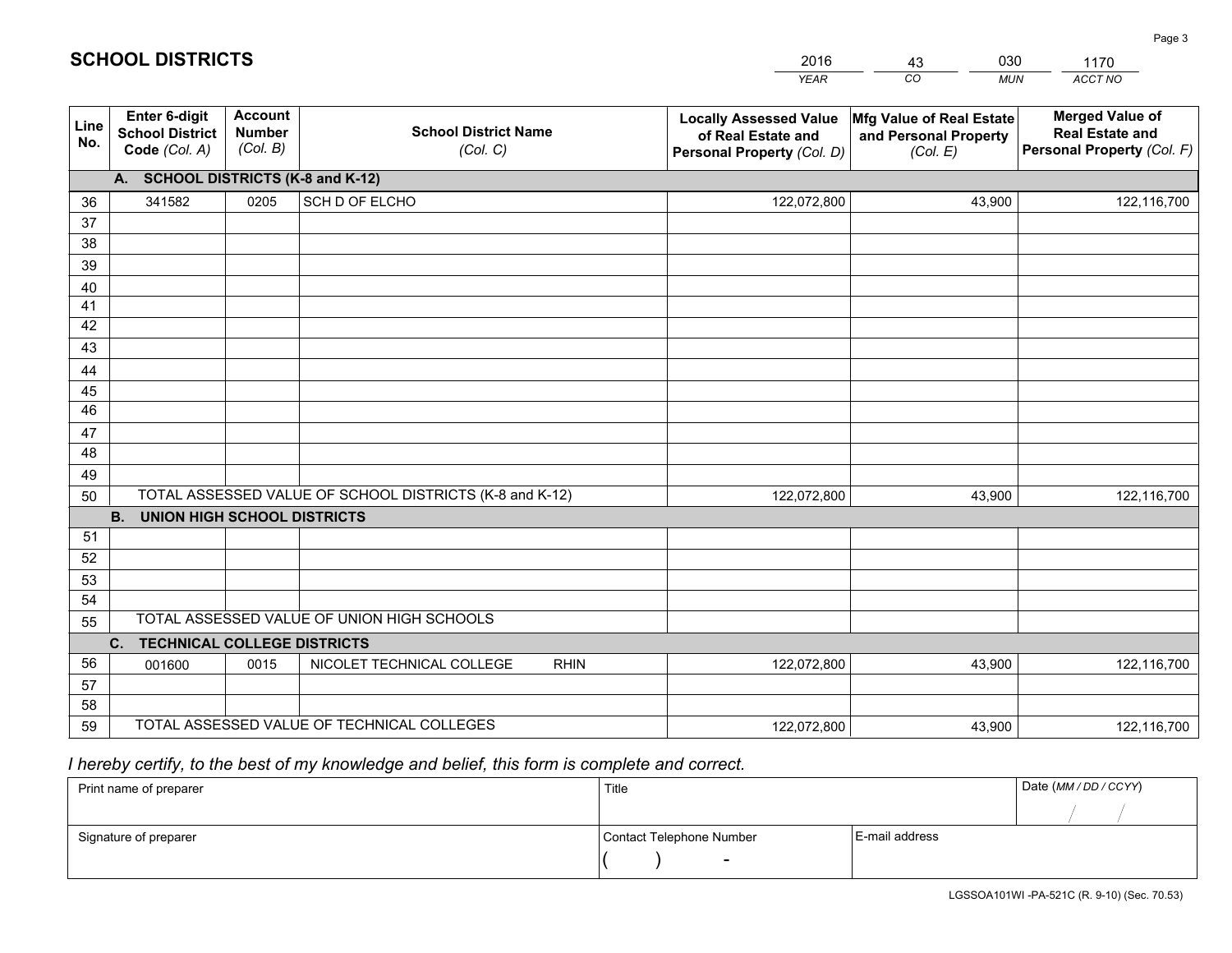# SCHOOL DISTRICTS

| 2016 | 43 | 030 | 1170 |
|---|---|---|---|
| *YEAR* | *CO* | *MUN* | *ACCT NO* |

| Line No. | Enter 6-digit School District Code *(Col. A)* | Account Number *(Col. B)* | School District Name *(Col. C)* | Locally Assessed Value of Real Estate and Personal Property *(Col. D)* | Mfg Value of Real Estate and Personal Property *(Col. E)* | Merged Value of Real Estate and Personal Property *(Col. F)* |
|---|---|---|---|---|---|---|
| | **A. SCHOOL DISTRICTS (K-8 and K-12)** | | | | | |
| 36 | 341582 | 0205 | SCH D OF ELCHO | 122,072,800 | 43,900 | 122,116,700 |
| 37 | | | | | | |
| 38 | | | | | | |
| 39 | | | | | | |
| 40 | | | | | | |
| 41 | | | | | | |
| 42 | | | | | | |
| 43 | | | | | | |
| 44 | | | | | | |
| 45 | | | | | | |
| 46 | | | | | | |
| 47 | | | | | | |
| 48 | | | | | | |
| 49 | | | | | | |
| 50 | TOTAL ASSESSED VALUE OF SCHOOL DISTRICTS (K-8 and K-12) | | | 122,072,800 | 43,900 | 122,116,700 |
| | **B. UNION HIGH SCHOOL DISTRICTS** | | | | | |
| 51 | | | | | | |
| 52 | | | | | | |
| 53 | | | | | | |
| 54 | | | | | | |
| 55 | TOTAL ASSESSED VALUE OF UNION HIGH SCHOOLS | | | | | |
| | **C. TECHNICAL COLLEGE DISTRICTS** | | | | | |
| 56 | 001600 | 0015 | NICOLET TECHNICAL COLLEGE RHIN | 122,072,800 | 43,900 | 122,116,700 |
| 57 | | | | | | |
| 58 | | | | | | |
| 59 | TOTAL ASSESSED VALUE OF TECHNICAL COLLEGES | | | 122,072,800 | 43,900 | 122,116,700 |

*I hereby certify, to the best of my knowledge and belief, this form is complete and correct.*

| Print name of preparer | Title | | Date *(MM / DD / CCYY)* |
|---|---|---|---|
| | | | / / |
| Signature of preparer | Contact Telephone Number | E-mail address | |
| | ( ) - | | |

LGSSOA101WI -PA-521C (R. 9-10) (Sec. 70.53)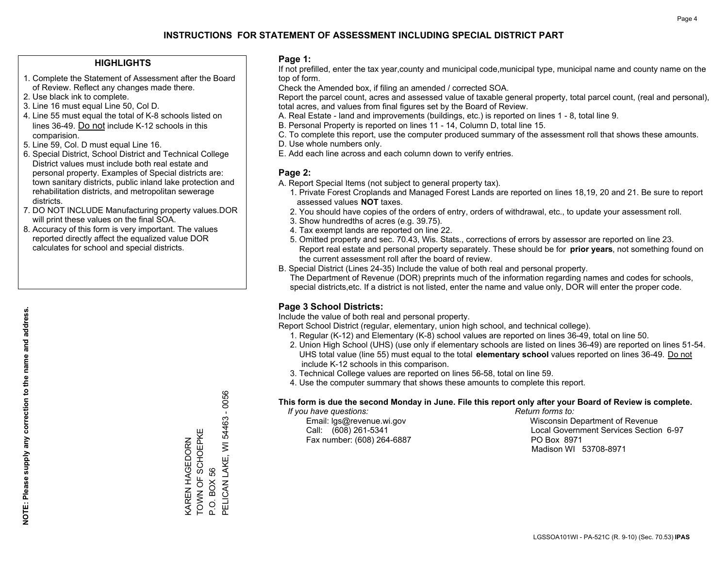# INSTRUCTIONS FOR STATEMENT OF ASSESSMENT INCLUDING SPECIAL DISTRICT PART

## HIGHLIGHTS

1. Complete the Statement of Assessment after the Board of Review. Reflect any changes made there.
2. Use black ink to complete.
3. Line 16 must equal Line 50, Col D.
4. Line 55 must equal the total of K-8 schools listed on lines 36-49. Do not include K-12 schools in this comparision.
5. Line 59, Col. D must equal Line 16.
6. Special District, School District and Technical College District values must include both real estate and personal property. Examples of Special districts are: town sanitary districts, public inland lake protection and rehabilitation districts, and metropolitan sewerage districts.
7. DO NOT INCLUDE Manufacturing property values.DOR will print these values on the final SOA.
8. Accuracy of this form is very important. The values reported directly affect the equalized value DOR calculates for school and special districts.

**NOTE: Please supply any correction to the name and address.**

KAREN HAGEDORN
TOWN OF SCHOEPKE
P.O. BOX 56
PELICAN LAKE, WI 54463 - 0056

## Page 1:

If not prefilled, enter the tax year,county and municipal code,municipal type, municipal name and county name on the top of form.

Check the Amended box, if filing an amended / corrected SOA.

Report the parcel count, acres and assessed value of taxable general property, total parcel count, (real and personal), total acres, and values from final figures set by the Board of Review.

A. Real Estate - land and improvements (buildings, etc.) is reported on lines 1 - 8, total line 9.
B. Personal Property is reported on lines 11 - 14, Column D, total line 15.
C. To complete this report, use the computer produced summary of the assessment roll that shows these amounts.
D. Use whole numbers only.
E. Add each line across and each column down to verify entries.

## Page 2:

A. Report Special Items (not subject to general property tax).
   1. Private Forest Croplands and Managed Forest Lands are reported on lines 18,19, 20 and 21. Be sure to report assessed values **NOT** taxes.
   2. You should have copies of the orders of entry, orders of withdrawal, etc., to update your assessment roll.
   3. Show hundredths of acres (e.g. 39.75).
   4. Tax exempt lands are reported on line 22.
   5. Omitted property and sec. 70.43, Wis. Stats., corrections of errors by assessor are reported on line 23. Report real estate and personal property separately. These should be for **prior years**, not something found on the current assessment roll after the board of review.

B. Special District (Lines 24-35) Include the value of both real and personal property.
   The Department of Revenue (DOR) preprints much of the information regarding names and codes for schools, special districts,etc. If a district is not listed, enter the name and value only, DOR will enter the proper code.

## Page 3 School Districts:

Include the value of both real and personal property.

Report School District (regular, elementary, union high school, and technical college).

1. Regular (K-12) and Elementary (K-8) school values are reported on lines 36-49, total on line 50.
2. Union High School (UHS) (use only if elementary schools are listed on lines 36-49) are reported on lines 51-54. UHS total value (line 55) must equal to the total **elementary school** values reported on lines 36-49. Do not include K-12 schools in this comparison.
3. Technical College values are reported on lines 56-58, total on line 59.
4. Use the computer summary that shows these amounts to complete this report.

**This form is due the second Monday in June. File this report only after your Board of Review is complete.**

*If you have questions:*
Email: lgs@revenue.wi.gov
Call: (608) 261-5341
Fax number: (608) 264-6887

*Return forms to:*
Wisconsin Department of Revenue
Local Government Services Section 6-97
PO Box 8971
Madison WI 53708-8971

LGSSOA101WI - PA-521C (R. 9-10) (Sec. 70.53) **IPAS**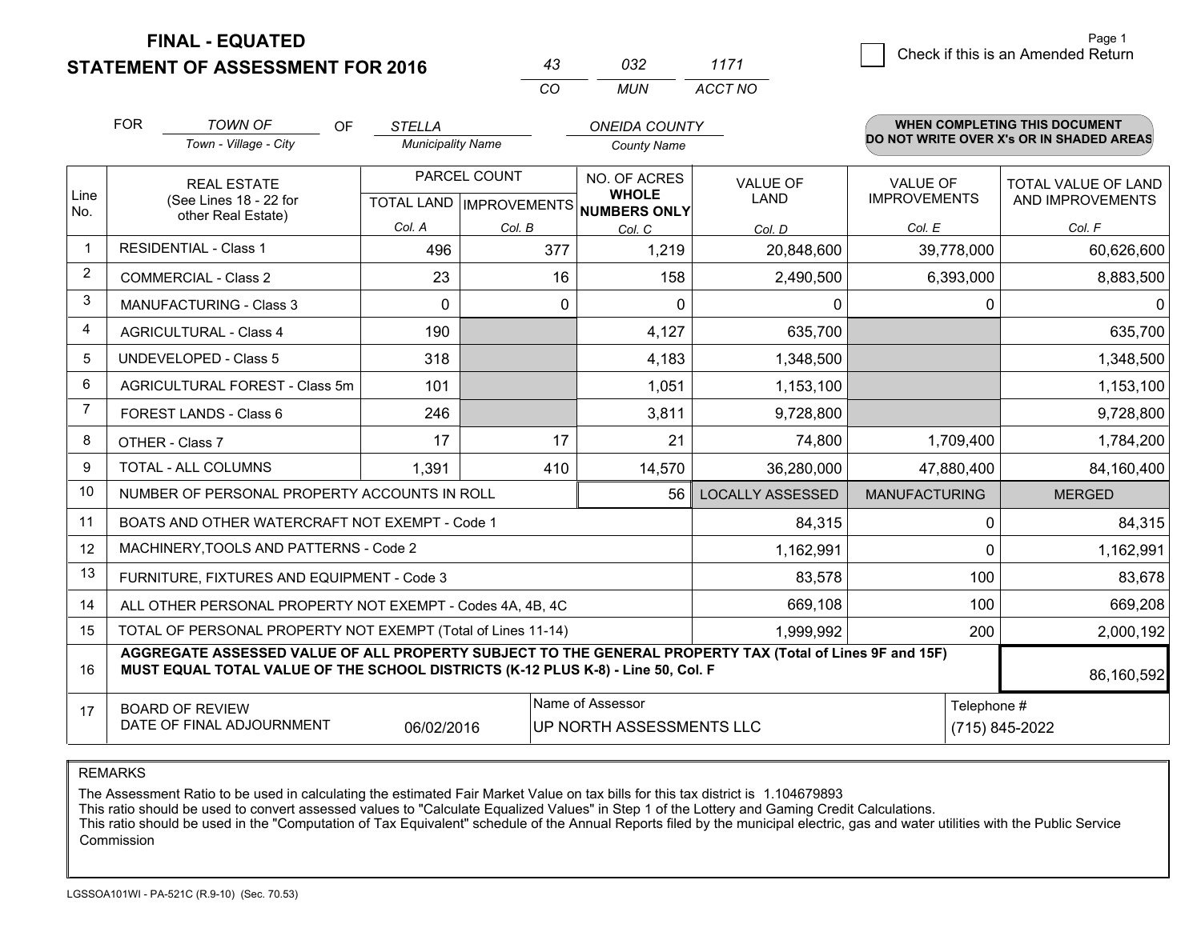**FINAL - EQUATED**
**STATEMENT OF ASSESSMENT FOR 2016**

| 43 | 032 | 1171 |
|---|---|---|
| CO | MUN | ACCT NO |

Page 1

☐ Check if this is an Amended Return

FOR *TOWN OF* (Town - Village - City) OF *STELLA* (Municipality Name) *ONEIDA COUNTY* (County Name)

**WHEN COMPLETING THIS DOCUMENT DO NOT WRITE OVER X's OR IN SHADED AREAS**

| Line No. | REAL ESTATE (See Lines 18 - 22 for other Real Estate) | PARCEL COUNT | | NO. OF ACRES WHOLE NUMBERS ONLY | VALUE OF LAND | VALUE OF IMPROVEMENTS | TOTAL VALUE OF LAND AND IMPROVEMENTS |
|---|---|---|---|---|---|---|---|
| | | TOTAL LAND | IMPROVEMENTS | | | | |
| | | Col. A | Col. B | Col. C | Col. D | Col. E | Col. F |
| 1 | RESIDENTIAL - Class 1 | 496 | 377 | 1,219 | 20,848,600 | 39,778,000 | 60,626,600 |
| 2 | COMMERCIAL - Class 2 | 23 | 16 | 158 | 2,490,500 | 6,393,000 | 8,883,500 |
| 3 | MANUFACTURING - Class 3 | 0 | 0 | 0 | 0 | 0 | 0 |
| 4 | AGRICULTURAL - Class 4 | 190 | | 4,127 | 635,700 | | 635,700 |
| 5 | UNDEVELOPED - Class 5 | 318 | | 4,183 | 1,348,500 | | 1,348,500 |
| 6 | AGRICULTURAL FOREST - Class 5m | 101 | | 1,051 | 1,153,100 | | 1,153,100 |
| 7 | FOREST LANDS - Class 6 | 246 | | 3,811 | 9,728,800 | | 9,728,800 |
| 8 | OTHER - Class 7 | 17 | 17 | 21 | 74,800 | 1,709,400 | 1,784,200 |
| 9 | TOTAL - ALL COLUMNS | 1,391 | 410 | 14,570 | 36,280,000 | 47,880,400 | 84,160,400 |
| 10 | NUMBER OF PERSONAL PROPERTY ACCOUNTS IN ROLL | | | 56 | LOCALLY ASSESSED | MANUFACTURING | MERGED |
| 11 | BOATS AND OTHER WATERCRAFT NOT EXEMPT - Code 1 | | | | 84,315 | 0 | 84,315 |
| 12 | MACHINERY,TOOLS AND PATTERNS - Code 2 | | | | 1,162,991 | 0 | 1,162,991 |
| 13 | FURNITURE, FIXTURES AND EQUIPMENT - Code 3 | | | | 83,578 | 100 | 83,678 |
| 14 | ALL OTHER PERSONAL PROPERTY NOT EXEMPT - Codes 4A, 4B, 4C | | | | 669,108 | 100 | 669,208 |
| 15 | TOTAL OF PERSONAL PROPERTY NOT EXEMPT (Total of Lines 11-14) | | | | 1,999,992 | 200 | 2,000,192 |
| 16 | **AGGREGATE ASSESSED VALUE OF ALL PROPERTY SUBJECT TO THE GENERAL PROPERTY TAX (Total of Lines 9F and 15F) MUST EQUAL TOTAL VALUE OF THE SCHOOL DISTRICTS (K-12 PLUS K-8) - Line 50, Col. F** | | | | | | 86,160,592 |
| 17 | BOARD OF REVIEW DATE OF FINAL ADJOURNMENT | 06/02/2016 | | Name of Assessor: UP NORTH ASSESSMENTS LLC | | | Telephone #: (715) 845-2022 |

REMARKS

The Assessment Ratio to be used in calculating the estimated Fair Market Value on tax bills for this tax district is 1.104679893
This ratio should be used to convert assessed values to "Calculate Equalized Values" in Step 1 of the Lottery and Gaming Credit Calculations.
This ratio should be used in the "Computation of Tax Equivalent" schedule of the Annual Reports filed by the municipal electric, gas and water utilities with the Public Service Commission

LGSSOA101WI - PA-521C (R.9-10) (Sec. 70.53)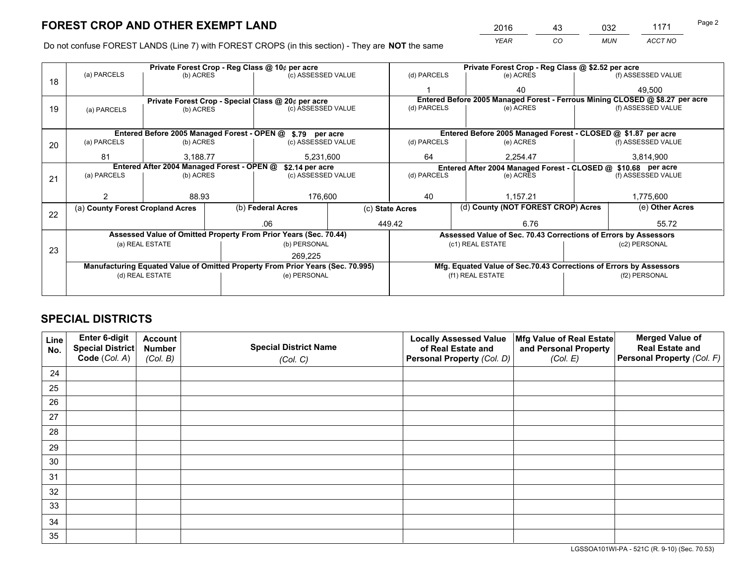# FOREST CROP AND OTHER EXEMPT LAND

| 2016 | 43 | 032 | 1171 |
|---|---|---|---|
| *YEAR* | *CO* | *MUN* | *ACCT NO* |

Do not confuse FOREST LANDS (Line 7) with FOREST CROPS (in this section) - They are **NOT** the same

| Line | Private Forest Crop - Reg Class @ 10¢ per acre | | | Private Forest Crop - Reg Class @ $2.52 per acre | | |
|---|---|---|---|---|---|---|
| | (a) PARCELS | (b) ACRES | (c) ASSESSED VALUE | (d) PARCELS | (e) ACRES | (f) ASSESSED VALUE |
| 18 | | | | 1 | 40 | 49,500 |
| | **Private Forest Crop - Special Class @ 20¢ per acre** | | | **Entered Before 2005 Managed Forest - Ferrous Mining CLOSED @ $8.27 per acre** | | |
| | (a) PARCELS | (b) ACRES | (c) ASSESSED VALUE | (d) PARCELS | (e) ACRES | (f) ASSESSED VALUE |
| 19 | | | | | | |
| | **Entered Before 2005 Managed Forest - OPEN @ $.79 per acre** | | | **Entered Before 2005 Managed Forest - CLOSED @ $1.87 per acre** | | |
| | (a) PARCELS | (b) ACRES | (c) ASSESSED VALUE | (d) PARCELS | (e) ACRES | (f) ASSESSED VALUE |
| 20 | 81 | 3,188.77 | 5,231,600 | 64 | 2,254.47 | 3,814,900 |
| | **Entered After 2004 Managed Forest - OPEN @ $2.14 per acre** | | | **Entered After 2004 Managed Forest - CLOSED @ $10.68 per acre** | | |
| | (a) PARCELS | (b) ACRES | (c) ASSESSED VALUE | (d) PARCELS | (e) ACRES | (f) ASSESSED VALUE |
| 21 | 2 | 88.93 | 176,600 | 40 | 1,157.21 | 1,775,600 |

| Line | (a) County Forest Cropland Acres | (b) Federal Acres | (c) State Acres | (d) County (NOT FOREST CROP) Acres | (e) Other Acres |
|---|---|---|---|---|---|
| 22 | | .06 | 449.42 | 6.76 | 55.72 |

| Line | Assessed Value of Omitted Property From Prior Years (Sec. 70.44) | | Assessed Value of Sec. 70.43 Corrections of Errors by Assessors | |
|---|---|---|---|---|
| | (a) REAL ESTATE | (b) PERSONAL | (c1) REAL ESTATE | (c2) PERSONAL |
| 23 | | 269,225 | | |
| | **Manufacturing Equated Value of Omitted Property From Prior Years (Sec. 70.995)** | | **Mfg. Equated Value of Sec.70.43 Corrections of Errors by Assessors** | |
| | (d) REAL ESTATE | (e) PERSONAL | (f1) REAL ESTATE | (f2) PERSONAL |
| | | | | |

# SPECIAL DISTRICTS

| Line No. | Enter 6-digit Special District Code (*Col. A*) | Account Number (*Col. B*) | Special District Name (*Col. C*) | Locally Assessed Value of Real Estate and Personal Property (*Col. D*) | Mfg Value of Real Estate and Personal Property (*Col. E*) | Merged Value of Real Estate and Personal Property (*Col. F*) |
|---|---|---|---|---|---|---|
| 24 | | | | | | |
| 25 | | | | | | |
| 26 | | | | | | |
| 27 | | | | | | |
| 28 | | | | | | |
| 29 | | | | | | |
| 30 | | | | | | |
| 31 | | | | | | |
| 32 | | | | | | |
| 33 | | | | | | |
| 34 | | | | | | |
| 35 | | | | | | |

LGSSOA101WI-PA - 521C (R. 9-10) (Sec. 70.53)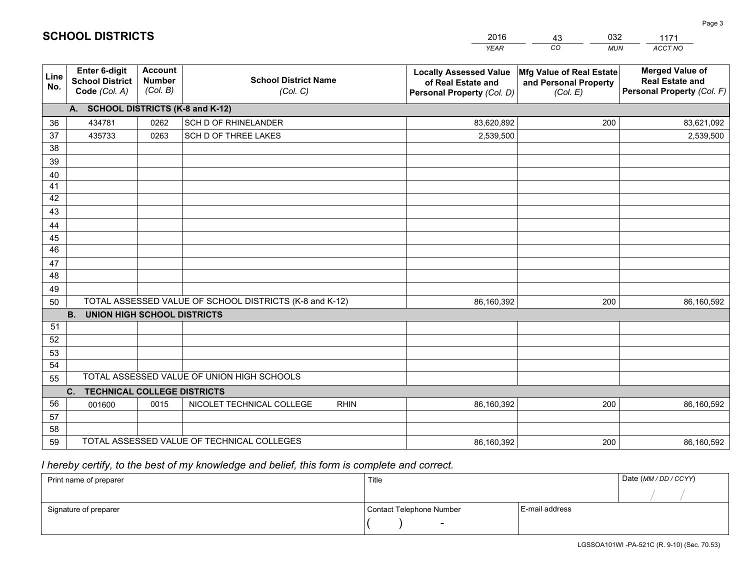# SCHOOL DISTRICTS

| 2016 | 43 | 032 | 1171 |
|---|---|---|---|
| *YEAR* | *CO* | *MUN* | *ACCT NO* |

| Line No. | Enter 6-digit School District Code *(Col. A)* | Account Number *(Col. B)* | School District Name *(Col. C)* | Locally Assessed Value of Real Estate and Personal Property *(Col. D)* | Mfg Value of Real Estate and Personal Property *(Col. E)* | Merged Value of Real Estate and Personal Property *(Col. F)* |
|---|---|---|---|---|---|---|
| **A.** | **SCHOOL DISTRICTS (K-8 and K-12)** | | | | | |
| 36 | 434781 | 0262 | SCH D OF RHINELANDER | 83,620,892 | 200 | 83,621,092 |
| 37 | 435733 | 0263 | SCH D OF THREE LAKES | 2,539,500 | | 2,539,500 |
| 38 | | | | | | |
| 39 | | | | | | |
| 40 | | | | | | |
| 41 | | | | | | |
| 42 | | | | | | |
| 43 | | | | | | |
| 44 | | | | | | |
| 45 | | | | | | |
| 46 | | | | | | |
| 47 | | | | | | |
| 48 | | | | | | |
| 49 | | | | | | |
| 50 | TOTAL ASSESSED VALUE OF SCHOOL DISTRICTS (K-8 and K-12) | | | 86,160,392 | 200 | 86,160,592 |
| **B.** | **UNION HIGH SCHOOL DISTRICTS** | | | | | |
| 51 | | | | | | |
| 52 | | | | | | |
| 53 | | | | | | |
| 54 | | | | | | |
| 55 | TOTAL ASSESSED VALUE OF UNION HIGH SCHOOLS | | | | | |
| **C.** | **TECHNICAL COLLEGE DISTRICTS** | | | | | |
| 56 | 001600 | 0015 | NICOLET TECHNICAL COLLEGE RHIN | 86,160,392 | 200 | 86,160,592 |
| 57 | | | | | | |
| 58 | | | | | | |
| 59 | TOTAL ASSESSED VALUE OF TECHNICAL COLLEGES | | | 86,160,392 | 200 | 86,160,592 |

*I hereby certify, to the best of my knowledge and belief, this form is complete and correct.*

| Print name of preparer | Title | | Date *(MM / DD / CCYY)* |
|---|---|---|---|
| | | | / / |
| Signature of preparer | Contact Telephone Number | E-mail address | |
| | ( ) - | | |

LGSSOA101WI -PA-521C (R. 9-10) (Sec. 70.53)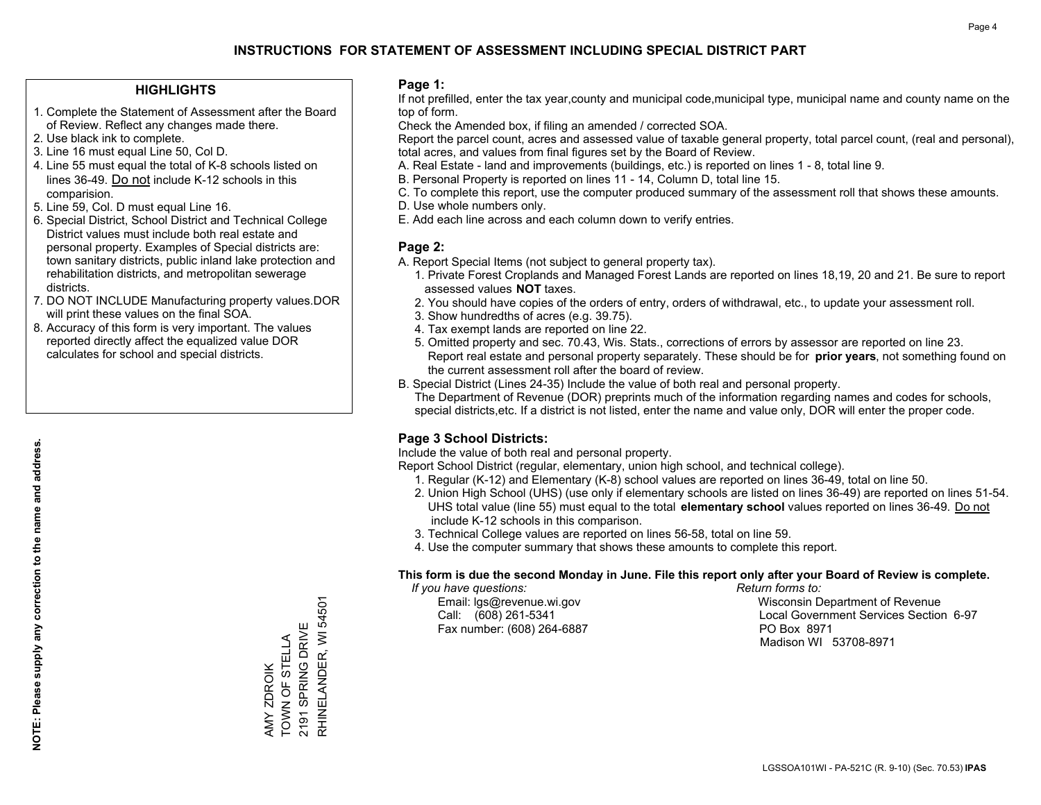# INSTRUCTIONS FOR STATEMENT OF ASSESSMENT INCLUDING SPECIAL DISTRICT PART

## HIGHLIGHTS

1. Complete the Statement of Assessment after the Board of Review. Reflect any changes made there.
2. Use black ink to complete.
3. Line 16 must equal Line 50, Col D.
4. Line 55 must equal the total of K-8 schools listed on lines 36-49. Do not include K-12 schools in this comparision.
5. Line 59, Col. D must equal Line 16.
6. Special District, School District and Technical College District values must include both real estate and personal property. Examples of Special districts are: town sanitary districts, public inland lake protection and rehabilitation districts, and metropolitan sewerage districts.
7. DO NOT INCLUDE Manufacturing property values.DOR will print these values on the final SOA.
8. Accuracy of this form is very important. The values reported directly affect the equalized value DOR calculates for school and special districts.

**NOTE: Please supply any correction to the name and address.**

AMY ZDROIK
TOWN OF STELLA
2191 SPRING DRIVE
RHINELANDER, WI 54501

## Page 1:

If not prefilled, enter the tax year,county and municipal code,municipal type, municipal name and county name on the top of form.

Check the Amended box, if filing an amended / corrected SOA.

Report the parcel count, acres and assessed value of taxable general property, total parcel count, (real and personal), total acres, and values from final figures set by the Board of Review.

A. Real Estate - land and improvements (buildings, etc.) is reported on lines 1 - 8, total line 9.
B. Personal Property is reported on lines 11 - 14, Column D, total line 15.
C. To complete this report, use the computer produced summary of the assessment roll that shows these amounts.
D. Use whole numbers only.
E. Add each line across and each column down to verify entries.

## Page 2:

A. Report Special Items (not subject to general property tax).
   1. Private Forest Croplands and Managed Forest Lands are reported on lines 18,19, 20 and 21. Be sure to report assessed values **NOT** taxes.
   2. You should have copies of the orders of entry, orders of withdrawal, etc., to update your assessment roll.
   3. Show hundredths of acres (e.g. 39.75).
   4. Tax exempt lands are reported on line 22.
   5. Omitted property and sec. 70.43, Wis. Stats., corrections of errors by assessor are reported on line 23. Report real estate and personal property separately. These should be for **prior years**, not something found on the current assessment roll after the board of review.

B. Special District (Lines 24-35) Include the value of both real and personal property.
   The Department of Revenue (DOR) preprints much of the information regarding names and codes for schools, special districts,etc. If a district is not listed, enter the name and value only, DOR will enter the proper code.

## Page 3 School Districts:

Include the value of both real and personal property.

Report School District (regular, elementary, union high school, and technical college).

1. Regular (K-12) and Elementary (K-8) school values are reported on lines 36-49, total on line 50.
2. Union High School (UHS) (use only if elementary schools are listed on lines 36-49) are reported on lines 51-54. UHS total value (line 55) must equal to the total **elementary school** values reported on lines 36-49. Do not include K-12 schools in this comparison.
3. Technical College values are reported on lines 56-58, total on line 59.
4. Use the computer summary that shows these amounts to complete this report.

**This form is due the second Monday in June. File this report only after your Board of Review is complete.**

*If you have questions:*
Email: lgs@revenue.wi.gov
Call: (608) 261-5341
Fax number: (608) 264-6887

*Return forms to:*
Wisconsin Department of Revenue
Local Government Services Section 6-97
PO Box 8971
Madison WI 53708-8971

LGSSOA101WI - PA-521C (R. 9-10) (Sec. 70.53) **IPAS**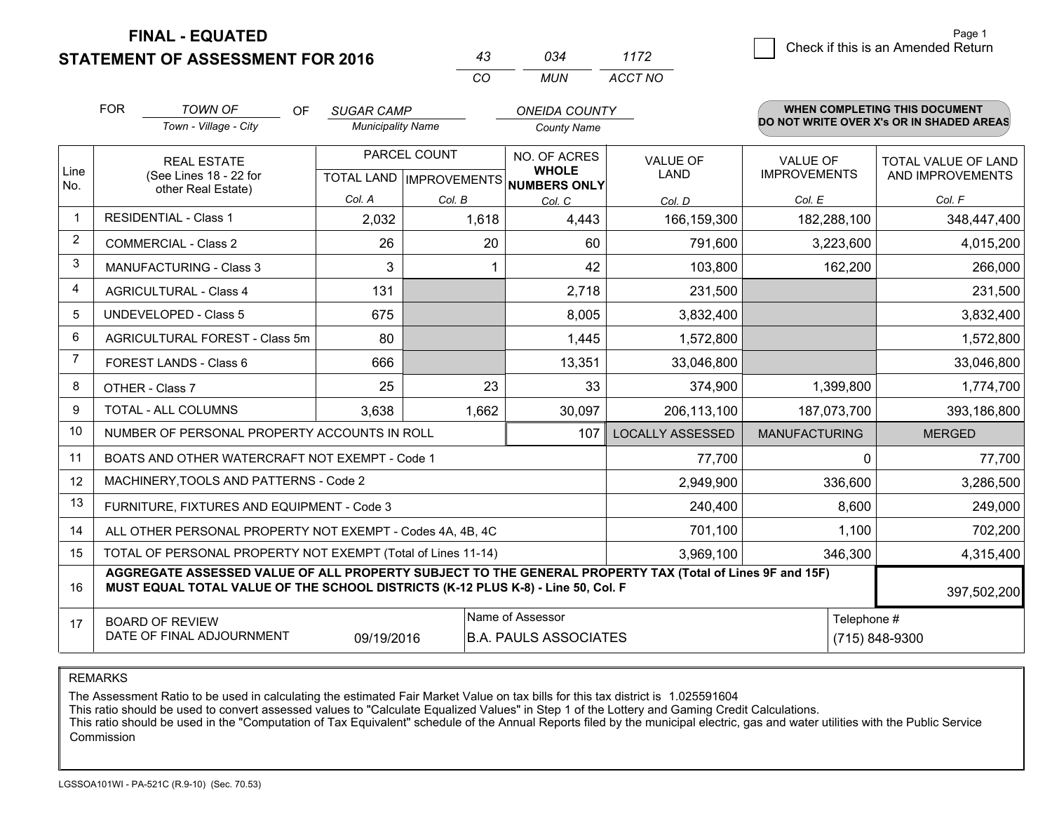**FINAL - EQUATED**

**STATEMENT OF ASSESSMENT FOR 2016**

| 43 | 034 | 1172 |
|---|---|---|
| CO | MUN | ACCT NO |

☐ Check if this is an Amended Return

FOR *TOWN OF* (Town - Village - City) OF *SUGAR CAMP* (Municipality Name) *ONEIDA COUNTY* (County Name)

**WHEN COMPLETING THIS DOCUMENT DO NOT WRITE OVER X's OR IN SHADED AREAS**

| Line No. | REAL ESTATE (See Lines 18 - 22 for other Real Estate) | PARCEL COUNT | | NO. OF ACRES WHOLE NUMBERS ONLY | VALUE OF LAND | VALUE OF IMPROVEMENTS | TOTAL VALUE OF LAND AND IMPROVEMENTS |
|---|---|---|---|---|---|---|---|
| | | TOTAL LAND | IMPROVEMENTS | | | | |
| | | Col. A | Col. B | Col. C | Col. D | Col. E | Col. F |
| 1 | RESIDENTIAL - Class 1 | 2,032 | 1,618 | 4,443 | 166,159,300 | 182,288,100 | 348,447,400 |
| 2 | COMMERCIAL - Class 2 | 26 | 20 | 60 | 791,600 | 3,223,600 | 4,015,200 |
| 3 | MANUFACTURING - Class 3 | 3 | 1 | 42 | 103,800 | 162,200 | 266,000 |
| 4 | AGRICULTURAL - Class 4 | 131 | | 2,718 | 231,500 | | 231,500 |
| 5 | UNDEVELOPED - Class 5 | 675 | | 8,005 | 3,832,400 | | 3,832,400 |
| 6 | AGRICULTURAL FOREST - Class 5m | 80 | | 1,445 | 1,572,800 | | 1,572,800 |
| 7 | FOREST LANDS - Class 6 | 666 | | 13,351 | 33,046,800 | | 33,046,800 |
| 8 | OTHER - Class 7 | 25 | 23 | 33 | 374,900 | 1,399,800 | 1,774,700 |
| 9 | TOTAL - ALL COLUMNS | 3,638 | 1,662 | 30,097 | 206,113,100 | 187,073,700 | 393,186,800 |
| 10 | NUMBER OF PERSONAL PROPERTY ACCOUNTS IN ROLL | | | 107 | LOCALLY ASSESSED | MANUFACTURING | MERGED |
| 11 | BOATS AND OTHER WATERCRAFT NOT EXEMPT - Code 1 | | | | 77,700 | 0 | 77,700 |
| 12 | MACHINERY,TOOLS AND PATTERNS - Code 2 | | | | 2,949,900 | 336,600 | 3,286,500 |
| 13 | FURNITURE, FIXTURES AND EQUIPMENT - Code 3 | | | | 240,400 | 8,600 | 249,000 |
| 14 | ALL OTHER PERSONAL PROPERTY NOT EXEMPT - Codes 4A, 4B, 4C | | | | 701,100 | 1,100 | 702,200 |
| 15 | TOTAL OF PERSONAL PROPERTY NOT EXEMPT (Total of Lines 11-14) | | | | 3,969,100 | 346,300 | 4,315,400 |
| 16 | **AGGREGATE ASSESSED VALUE OF ALL PROPERTY SUBJECT TO THE GENERAL PROPERTY TAX (Total of Lines 9F and 15F) MUST EQUAL TOTAL VALUE OF THE SCHOOL DISTRICTS (K-12 PLUS K-8) - Line 50, Col. F** | | | | | | 397,502,200 |
| 17 | BOARD OF REVIEW DATE OF FINAL ADJOURNMENT | 09/19/2016 | Name of Assessor: B.A. PAULS ASSOCIATES | | | Telephone #: (715) 848-9300 | |

REMARKS

The Assessment Ratio to be used in calculating the estimated Fair Market Value on tax bills for this tax district is 1.025591604
This ratio should be used to convert assessed values to "Calculate Equalized Values" in Step 1 of the Lottery and Gaming Credit Calculations.
This ratio should be used in the "Computation of Tax Equivalent" schedule of the Annual Reports filed by the municipal electric, gas and water utilities with the Public Service Commission

LGSSOA101WI - PA-521C (R.9-10) (Sec. 70.53)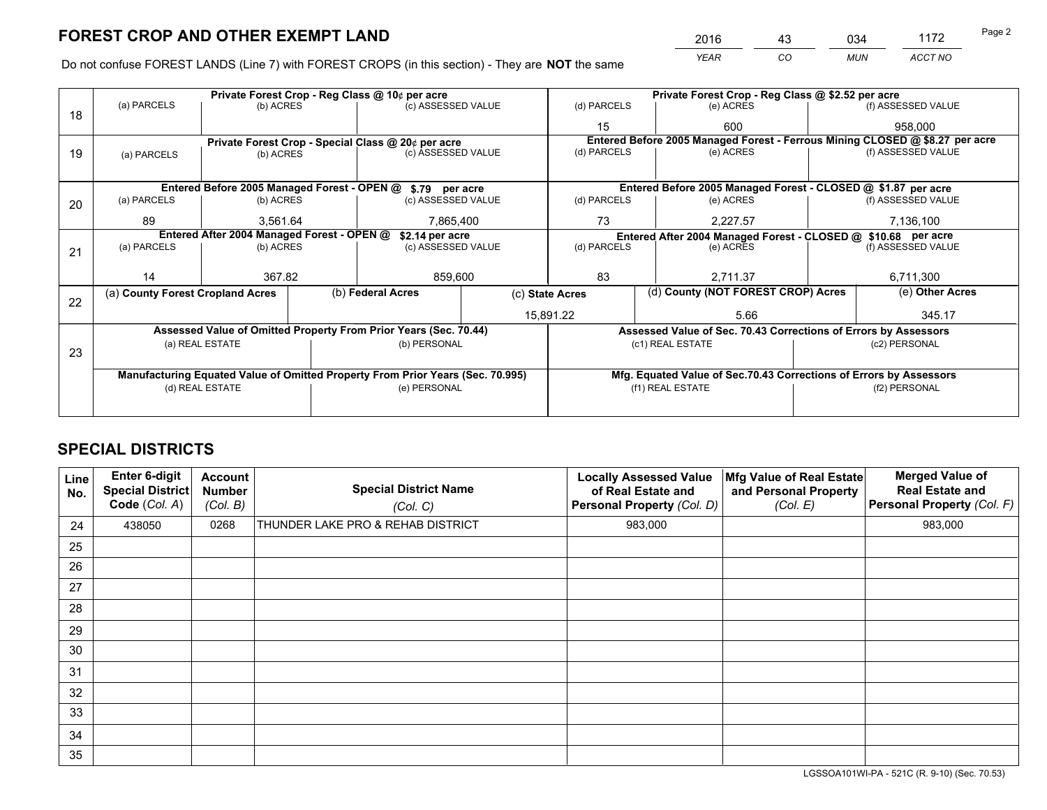# FOREST CROP AND OTHER EXEMPT LAND

| 2016 | 43 | 034 | 1172 |
|---|---|---|---|
| *YEAR* | *CO* | *MUN* | *ACCT NO* |

Do not confuse FOREST LANDS (Line 7) with FOREST CROPS (in this section) - They are **NOT** the same

| Line | Private Forest Crop - Reg Class @ 10¢ per acre | | | Private Forest Crop - Reg Class @ $2.52 per acre | | |
|---|---|---|---|---|---|---|
| 18 | (a) PARCELS | (b) ACRES | (c) ASSESSED VALUE | (d) PARCELS | (e) ACRES | (f) ASSESSED VALUE |
| | | | | 15 | 600 | 958,000 |
| | **Private Forest Crop - Special Class @ 20¢ per acre** | | | **Entered Before 2005 Managed Forest - Ferrous Mining CLOSED @ $8.27 per acre** | | |
| 19 | (a) PARCELS | (b) ACRES | (c) ASSESSED VALUE | (d) PARCELS | (e) ACRES | (f) ASSESSED VALUE |
| | | | | | | |
| | **Entered Before 2005 Managed Forest - OPEN @ $.79 per acre** | | | **Entered Before 2005 Managed Forest - CLOSED @ $1.87 per acre** | | |
| 20 | (a) PARCELS | (b) ACRES | (c) ASSESSED VALUE | (d) PARCELS | (e) ACRES | (f) ASSESSED VALUE |
| | 89 | 3,561.64 | 7,865,400 | 73 | 2,227.57 | 7,136,100 |
| | **Entered After 2004 Managed Forest - OPEN @ $2.14 per acre** | | | **Entered After 2004 Managed Forest - CLOSED @ $10.68 per acre** | | |
| 21 | (a) PARCELS | (b) ACRES | (c) ASSESSED VALUE | (d) PARCELS | (e) ACRES | (f) ASSESSED VALUE |
| | 14 | 367.82 | 859,600 | 83 | 2,711.37 | 6,711,300 |

| Line | (a) County Forest Cropland Acres | (b) Federal Acres | (c) State Acres | (d) County (NOT FOREST CROP) Acres | (e) Other Acres |
|---|---|---|---|---|---|
| 22 | | | 15,891.22 | 5.66 | 345.17 |

| Line | Assessed Value of Omitted Property From Prior Years (Sec. 70.44) | | Assessed Value of Sec. 70.43 Corrections of Errors by Assessors | |
|---|---|---|---|---|
| 23 | (a) REAL ESTATE | (b) PERSONAL | (c1) REAL ESTATE | (c2) PERSONAL |
| | | | | |
| | **Manufacturing Equated Value of Omitted Property From Prior Years (Sec. 70.995)** | | **Mfg. Equated Value of Sec.70.43 Corrections of Errors by Assessors** | |
| | (d) REAL ESTATE | (e) PERSONAL | (f1) REAL ESTATE | (f2) PERSONAL |
| | | | | |

# SPECIAL DISTRICTS

| Line No. | Enter 6-digit Special District Code (*Col. A*) | Account Number (*Col. B*) | Special District Name (*Col. C*) | Locally Assessed Value of Real Estate and Personal Property (*Col. D*) | Mfg Value of Real Estate and Personal Property (*Col. E*) | Merged Value of Real Estate and Personal Property (*Col. F*) |
|---|---|---|---|---|---|---|
| 24 | 438050 | 0268 | THUNDER LAKE PRO & REHAB DISTRICT | 983,000 | | 983,000 |
| 25 | | | | | | |
| 26 | | | | | | |
| 27 | | | | | | |
| 28 | | | | | | |
| 29 | | | | | | |
| 30 | | | | | | |
| 31 | | | | | | |
| 32 | | | | | | |
| 33 | | | | | | |
| 34 | | | | | | |
| 35 | | | | | | |

LGSSOA101WI-PA - 521C (R. 9-10) (Sec. 70.53)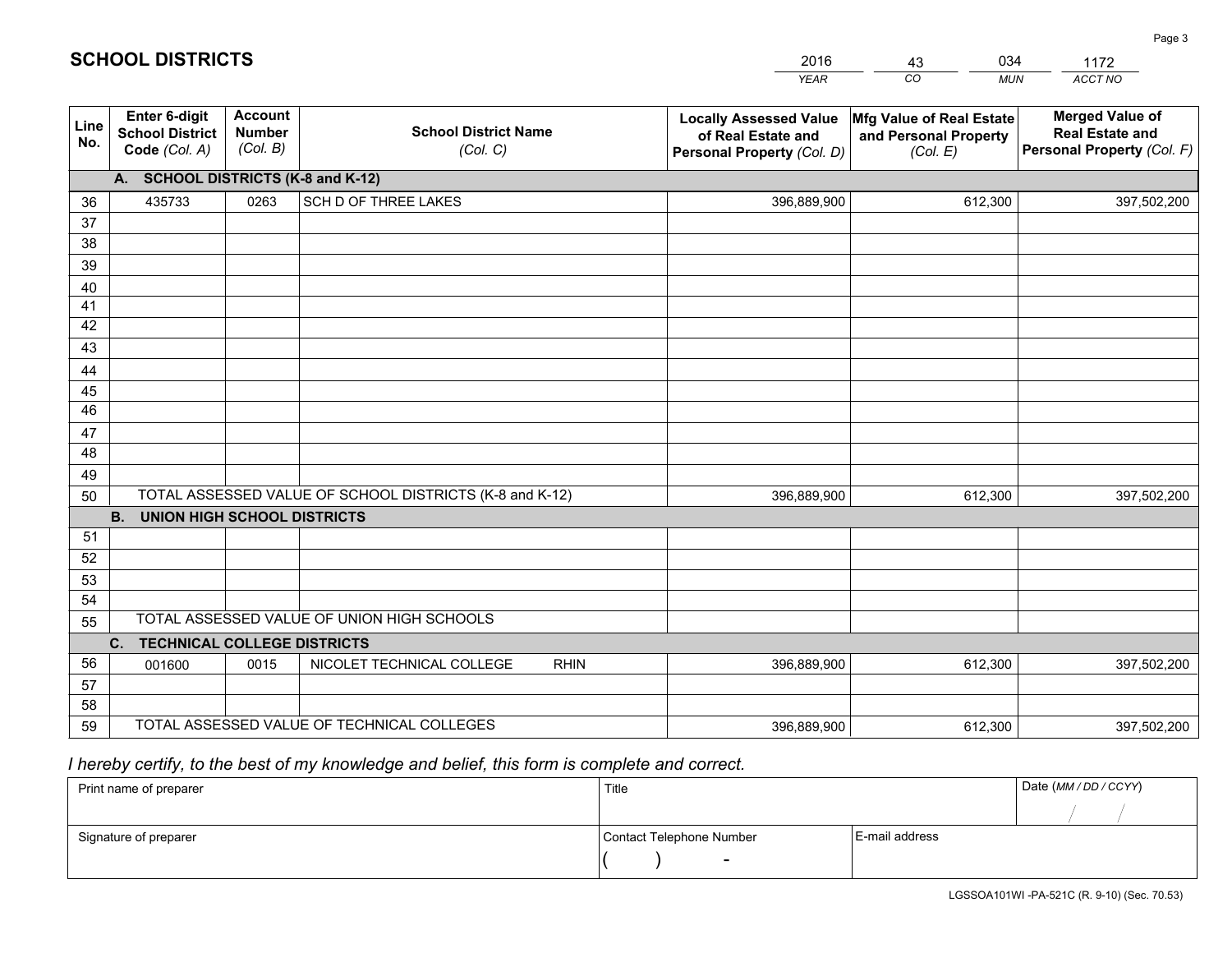# SCHOOL DISTRICTS

| 2016 | 43 | 034 | 1172 |
|---|---|---|---|
| YEAR | CO | MUN | ACCT NO |

| Line No. | Enter 6-digit School District Code (Col. A) | Account Number (Col. B) | School District Name (Col. C) | Locally Assessed Value of Real Estate and Personal Property (Col. D) | Mfg Value of Real Estate and Personal Property (Col. E) | Merged Value of Real Estate and Personal Property (Col. F) |
|---|---|---|---|---|---|---|
| | **A. SCHOOL DISTRICTS (K-8 and K-12)** | | | | | |
| 36 | 435733 | 0263 | SCH D OF THREE LAKES | 396,889,900 | 612,300 | 397,502,200 |
| 37 | | | | | | |
| 38 | | | | | | |
| 39 | | | | | | |
| 40 | | | | | | |
| 41 | | | | | | |
| 42 | | | | | | |
| 43 | | | | | | |
| 44 | | | | | | |
| 45 | | | | | | |
| 46 | | | | | | |
| 47 | | | | | | |
| 48 | | | | | | |
| 49 | | | | | | |
| 50 | TOTAL ASSESSED VALUE OF SCHOOL DISTRICTS (K-8 and K-12) | | | 396,889,900 | 612,300 | 397,502,200 |
| | **B. UNION HIGH SCHOOL DISTRICTS** | | | | | |
| 51 | | | | | | |
| 52 | | | | | | |
| 53 | | | | | | |
| 54 | | | | | | |
| 55 | TOTAL ASSESSED VALUE OF UNION HIGH SCHOOLS | | | | | |
| | **C. TECHNICAL COLLEGE DISTRICTS** | | | | | |
| 56 | 001600 | 0015 | NICOLET TECHNICAL COLLEGE RHIN | 396,889,900 | 612,300 | 397,502,200 |
| 57 | | | | | | |
| 58 | | | | | | |
| 59 | TOTAL ASSESSED VALUE OF TECHNICAL COLLEGES | | | 396,889,900 | 612,300 | 397,502,200 |

*I hereby certify, to the best of my knowledge and belief, this form is complete and correct.*

| Print name of preparer | Title | | Date (MM / DD / CCYY) |
|---|---|---|---|
| | | | / / |
| Signature of preparer | Contact Telephone Number | E-mail address | |
| | ( ) - | | |

LGSSOA101WI -PA-521C (R. 9-10) (Sec. 70.53)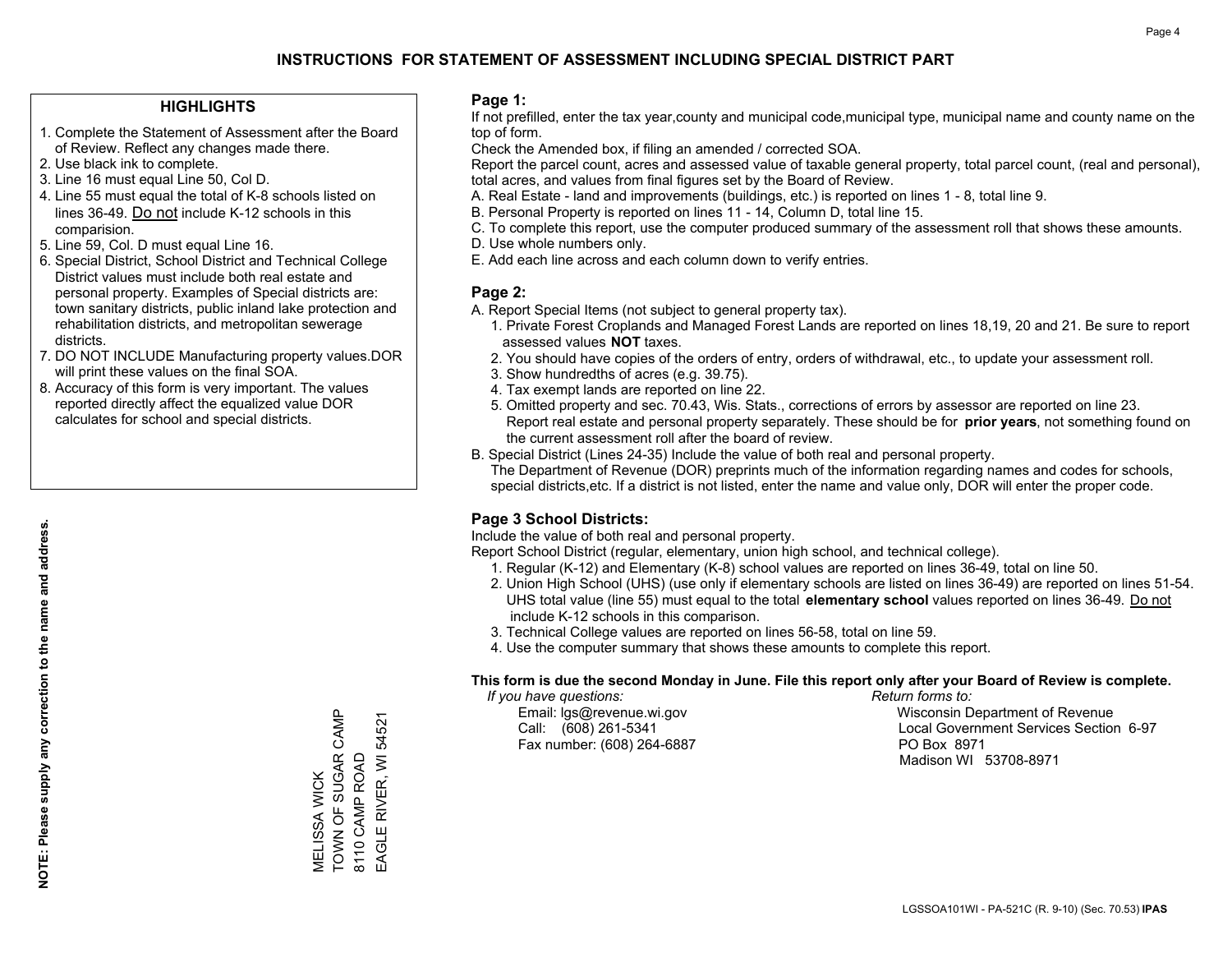# INSTRUCTIONS FOR STATEMENT OF ASSESSMENT INCLUDING SPECIAL DISTRICT PART

## HIGHLIGHTS

1. Complete the Statement of Assessment after the Board of Review. Reflect any changes made there.
2. Use black ink to complete.
3. Line 16 must equal Line 50, Col D.
4. Line 55 must equal the total of K-8 schools listed on lines 36-49. Do not include K-12 schools in this comparision.
5. Line 59, Col. D must equal Line 16.
6. Special District, School District and Technical College District values must include both real estate and personal property. Examples of Special districts are: town sanitary districts, public inland lake protection and rehabilitation districts, and metropolitan sewerage districts.
7. DO NOT INCLUDE Manufacturing property values.DOR will print these values on the final SOA.
8. Accuracy of this form is very important. The values reported directly affect the equalized value DOR calculates for school and special districts.

**NOTE: Please supply any correction to the name and address.**

MELISSA WICK
TOWN OF SUGAR CAMP
8110 CAMP ROAD
EAGLE RIVER, WI 54521

## Page 1:

If not prefilled, enter the tax year,county and municipal code,municipal type, municipal name and county name on the top of form.

Check the Amended box, if filing an amended / corrected SOA.

Report the parcel count, acres and assessed value of taxable general property, total parcel count, (real and personal), total acres, and values from final figures set by the Board of Review.

A. Real Estate - land and improvements (buildings, etc.) is reported on lines 1 - 8, total line 9.
B. Personal Property is reported on lines 11 - 14, Column D, total line 15.
C. To complete this report, use the computer produced summary of the assessment roll that shows these amounts.
D. Use whole numbers only.
E. Add each line across and each column down to verify entries.

## Page 2:

A. Report Special Items (not subject to general property tax).
   1. Private Forest Croplands and Managed Forest Lands are reported on lines 18,19, 20 and 21. Be sure to report assessed values **NOT** taxes.
   2. You should have copies of the orders of entry, orders of withdrawal, etc., to update your assessment roll.
   3. Show hundredths of acres (e.g. 39.75).
   4. Tax exempt lands are reported on line 22.
   5. Omitted property and sec. 70.43, Wis. Stats., corrections of errors by assessor are reported on line 23. Report real estate and personal property separately. These should be for **prior years**, not something found on the current assessment roll after the board of review.
B. Special District (Lines 24-35) Include the value of both real and personal property.
   The Department of Revenue (DOR) preprints much of the information regarding names and codes for schools, special districts,etc. If a district is not listed, enter the name and value only, DOR will enter the proper code.

## Page 3 School Districts:

Include the value of both real and personal property.

Report School District (regular, elementary, union high school, and technical college).

1. Regular (K-12) and Elementary (K-8) school values are reported on lines 36-49, total on line 50.
2. Union High School (UHS) (use only if elementary schools are listed on lines 36-49) are reported on lines 51-54. UHS total value (line 55) must equal to the total **elementary school** values reported on lines 36-49. Do not include K-12 schools in this comparison.
3. Technical College values are reported on lines 56-58, total on line 59.
4. Use the computer summary that shows these amounts to complete this report.

**This form is due the second Monday in June. File this report only after your Board of Review is complete.**

*If you have questions:*
Email: lgs@revenue.wi.gov
Call: (608) 261-5341
Fax number: (608) 264-6887

*Return forms to:*
Wisconsin Department of Revenue
Local Government Services Section 6-97
PO Box 8971
Madison WI 53708-8971

LGSSOA101WI - PA-521C (R. 9-10) (Sec. 70.53) **IPAS**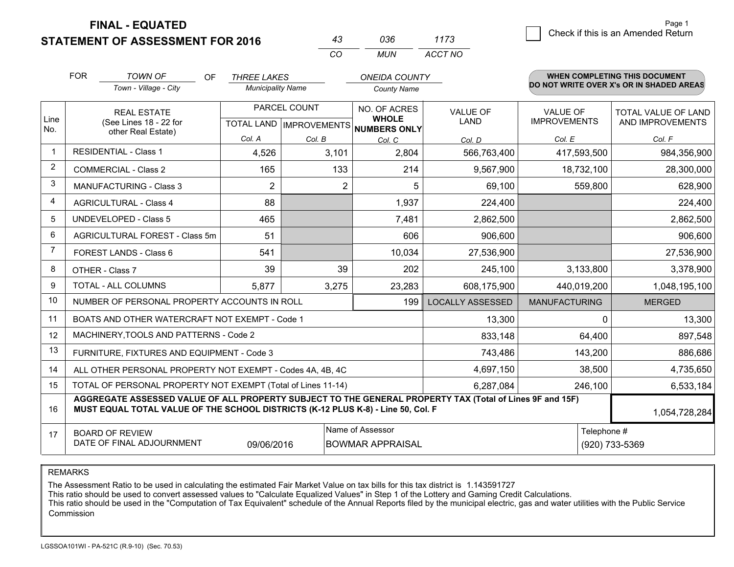**FINAL - EQUATED**
**STATEMENT OF ASSESSMENT FOR 2016**

| 43 | 036 | 1173 |
|---|---|---|
| CO | MUN | ACCT NO |

☐ Check if this is an Amended Return

FOR *TOWN OF* (Town - Village - City) OF *THREE LAKES* (Municipality Name) *ONEIDA COUNTY* (County Name)

**WHEN COMPLETING THIS DOCUMENT DO NOT WRITE OVER X's OR IN SHADED AREAS**

| Line No. | REAL ESTATE (See Lines 18 - 22 for other Real Estate) | PARCEL COUNT TOTAL LAND Col. A | PARCEL COUNT IMPROVEMENTS Col. B | NO. OF ACRES WHOLE NUMBERS ONLY Col. C | VALUE OF LAND Col. D | VALUE OF IMPROVEMENTS Col. E | TOTAL VALUE OF LAND AND IMPROVEMENTS Col. F |
|---|---|---|---|---|---|---|---|
| 1 | RESIDENTIAL - Class 1 | 4,526 | 3,101 | 2,804 | 566,763,400 | 417,593,500 | 984,356,900 |
| 2 | COMMERCIAL - Class 2 | 165 | 133 | 214 | 9,567,900 | 18,732,100 | 28,300,000 |
| 3 | MANUFACTURING - Class 3 | 2 | 2 | 5 | 69,100 | 559,800 | 628,900 |
| 4 | AGRICULTURAL - Class 4 | 88 | | 1,937 | 224,400 | | 224,400 |
| 5 | UNDEVELOPED - Class 5 | 465 | | 7,481 | 2,862,500 | | 2,862,500 |
| 6 | AGRICULTURAL FOREST - Class 5m | 51 | | 606 | 906,600 | | 906,600 |
| 7 | FOREST LANDS - Class 6 | 541 | | 10,034 | 27,536,900 | | 27,536,900 |
| 8 | OTHER - Class 7 | 39 | 39 | 202 | 245,100 | 3,133,800 | 3,378,900 |
| 9 | TOTAL - ALL COLUMNS | 5,877 | 3,275 | 23,283 | 608,175,900 | 440,019,200 | 1,048,195,100 |
| 10 | NUMBER OF PERSONAL PROPERTY ACCOUNTS IN ROLL | | | 199 | LOCALLY ASSESSED | MANUFACTURING | MERGED |
| 11 | BOATS AND OTHER WATERCRAFT NOT EXEMPT - Code 1 | | | | 13,300 | 0 | 13,300 |
| 12 | MACHINERY,TOOLS AND PATTERNS - Code 2 | | | | 833,148 | 64,400 | 897,548 |
| 13 | FURNITURE, FIXTURES AND EQUIPMENT - Code 3 | | | | 743,486 | 143,200 | 886,686 |
| 14 | ALL OTHER PERSONAL PROPERTY NOT EXEMPT - Codes 4A, 4B, 4C | | | | 4,697,150 | 38,500 | 4,735,650 |
| 15 | TOTAL OF PERSONAL PROPERTY NOT EXEMPT (Total of Lines 11-14) | | | | 6,287,084 | 246,100 | 6,533,184 |
| 16 | **AGGREGATE ASSESSED VALUE OF ALL PROPERTY SUBJECT TO THE GENERAL PROPERTY TAX (Total of Lines 9F and 15F) MUST EQUAL TOTAL VALUE OF THE SCHOOL DISTRICTS (K-12 PLUS K-8) - Line 50, Col. F** | | | | | | 1,054,728,284 |
| 17 | BOARD OF REVIEW DATE OF FINAL ADJOURNMENT | 09/06/2016 | | Name of Assessor: BOWMAR APPRAISAL | | | Telephone #: (920) 733-5369 |

REMARKS

The Assessment Ratio to be used in calculating the estimated Fair Market Value on tax bills for this tax district is 1.143591727
This ratio should be used to convert assessed values to "Calculate Equalized Values" in Step 1 of the Lottery and Gaming Credit Calculations.
This ratio should be used in the "Computation of Tax Equivalent" schedule of the Annual Reports filed by the municipal electric, gas and water utilities with the Public Service Commission

LGSSOA101WI - PA-521C (R.9-10) (Sec. 70.53)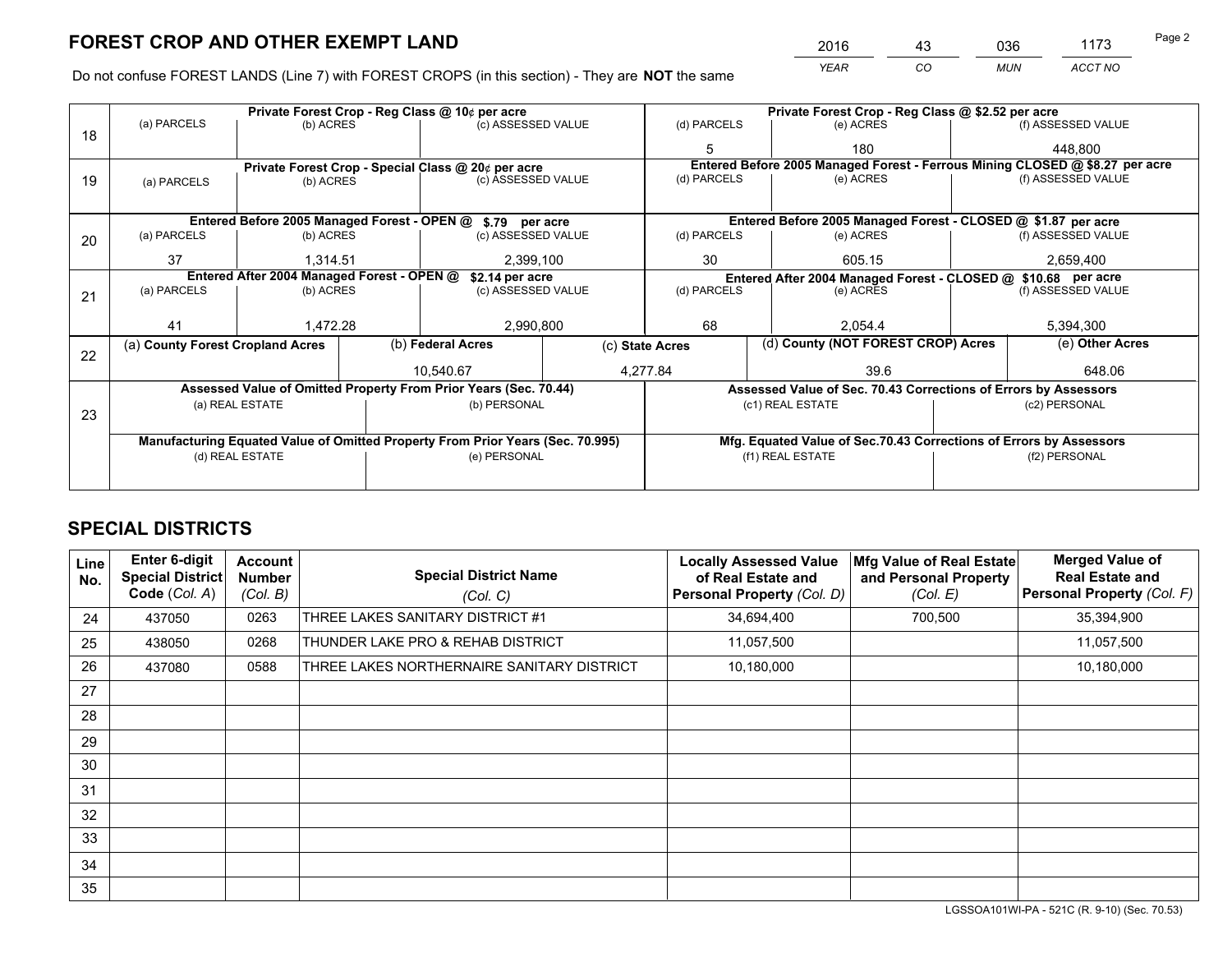# FOREST CROP AND OTHER EXEMPT LAND

| YEAR | CO | MUN | ACCT NO |
|---|---|---|---|
| 2016 | 43 | 036 | 1173 |

Do not confuse FOREST LANDS (Line 7) with FOREST CROPS (in this section) - They are **NOT** the same

| Line | Private Forest Crop - Reg Class @ 10¢ per acre | | | Private Forest Crop - Reg Class @ $2.52 per acre | | |
|---|---|---|---|---|---|---|
| 18 | (a) PARCELS | (b) ACRES | (c) ASSESSED VALUE | (d) PARCELS | (e) ACRES | (f) ASSESSED VALUE |
| | | | | 5 | 180 | 448,800 |
| | **Private Forest Crop - Special Class @ 20¢ per acre** | | | **Entered Before 2005 Managed Forest - Ferrous Mining CLOSED @ $8.27 per acre** | | |
| 19 | (a) PARCELS | (b) ACRES | (c) ASSESSED VALUE | (d) PARCELS | (e) ACRES | (f) ASSESSED VALUE |
| | | | | | | |
| | **Entered Before 2005 Managed Forest - OPEN @ $.79 per acre** | | | **Entered Before 2005 Managed Forest - CLOSED @ $1.87 per acre** | | |
| 20 | (a) PARCELS | (b) ACRES | (c) ASSESSED VALUE | (d) PARCELS | (e) ACRES | (f) ASSESSED VALUE |
| | 37 | 1,314.51 | 2,399,100 | 30 | 605.15 | 2,659,400 |
| | **Entered After 2004 Managed Forest - OPEN @ $2.14 per acre** | | | **Entered After 2004 Managed Forest - CLOSED @ $10.68 per acre** | | |
| 21 | (a) PARCELS | (b) ACRES | (c) ASSESSED VALUE | (d) PARCELS | (e) ACRES | (f) ASSESSED VALUE |
| | 41 | 1,472.28 | 2,990,800 | 68 | 2,054.4 | 5,394,300 |

| Line | (a) County Forest Cropland Acres | (b) Federal Acres | (c) State Acres | (d) County (NOT FOREST CROP) Acres | (e) Other Acres |
|---|---|---|---|---|---|
| 22 | | 10,540.67 | 4,277.84 | 39.6 | 648.06 |

| Line | Assessed Value of Omitted Property From Prior Years (Sec. 70.44) | | Assessed Value of Sec. 70.43 Corrections of Errors by Assessors | |
|---|---|---|---|---|
| 23 | (a) REAL ESTATE | (b) PERSONAL | (c1) REAL ESTATE | (c2) PERSONAL |
| | | | | |
| | **Manufacturing Equated Value of Omitted Property From Prior Years (Sec. 70.995)** | | **Mfg. Equated Value of Sec.70.43 Corrections of Errors by Assessors** | |
| | (d) REAL ESTATE | (e) PERSONAL | (f1) REAL ESTATE | (f2) PERSONAL |
| | | | | |

# SPECIAL DISTRICTS

| Line No. | Enter 6-digit Special District Code (Col. A) | Account Number (Col. B) | Special District Name (Col. C) | Locally Assessed Value of Real Estate and Personal Property (Col. D) | Mfg Value of Real Estate and Personal Property (Col. E) | Merged Value of Real Estate and Personal Property (Col. F) |
|---|---|---|---|---|---|---|
| 24 | 437050 | 0263 | THREE LAKES SANITARY DISTRICT #1 | 34,694,400 | 700,500 | 35,394,900 |
| 25 | 438050 | 0268 | THUNDER LAKE PRO & REHAB DISTRICT | 11,057,500 | | 11,057,500 |
| 26 | 437080 | 0588 | THREE LAKES NORTHERNAIRE SANITARY DISTRICT | 10,180,000 | | 10,180,000 |
| 27 | | | | | | |
| 28 | | | | | | |
| 29 | | | | | | |
| 30 | | | | | | |
| 31 | | | | | | |
| 32 | | | | | | |
| 33 | | | | | | |
| 34 | | | | | | |
| 35 | | | | | | |

LGSSOA101WI-PA - 521C (R. 9-10) (Sec. 70.53)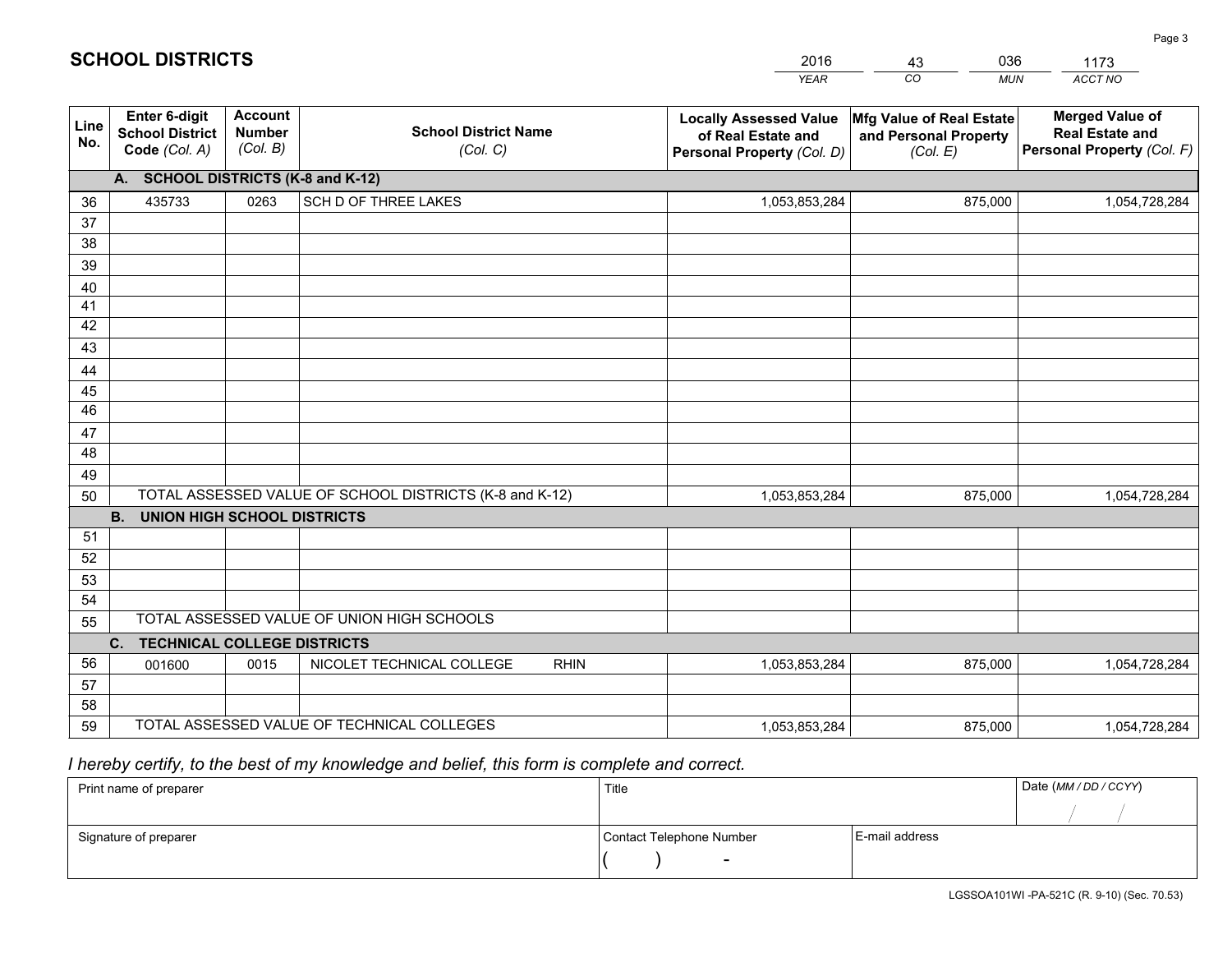# SCHOOL DISTRICTS

| 2016 | 43 | 036 | 1173 |
|---|---|---|---|
| YEAR | CO | MUN | ACCT NO |

| Line No. | Enter 6-digit School District Code (Col. A) | Account Number (Col. B) | School District Name (Col. C) | Locally Assessed Value of Real Estate and Personal Property (Col. D) | Mfg Value of Real Estate and Personal Property (Col. E) | Merged Value of Real Estate and Personal Property (Col. F) |
|---|---|---|---|---|---|---|
| | **A. SCHOOL DISTRICTS (K-8 and K-12)** | | | | | |
| 36 | 435733 | 0263 | SCH D OF THREE LAKES | 1,053,853,284 | 875,000 | 1,054,728,284 |
| 37 | | | | | | |
| 38 | | | | | | |
| 39 | | | | | | |
| 40 | | | | | | |
| 41 | | | | | | |
| 42 | | | | | | |
| 43 | | | | | | |
| 44 | | | | | | |
| 45 | | | | | | |
| 46 | | | | | | |
| 47 | | | | | | |
| 48 | | | | | | |
| 49 | | | | | | |
| 50 | TOTAL ASSESSED VALUE OF SCHOOL DISTRICTS (K-8 and K-12) | | | 1,053,853,284 | 875,000 | 1,054,728,284 |
| | **B. UNION HIGH SCHOOL DISTRICTS** | | | | | |
| 51 | | | | | | |
| 52 | | | | | | |
| 53 | | | | | | |
| 54 | | | | | | |
| 55 | TOTAL ASSESSED VALUE OF UNION HIGH SCHOOLS | | | | | |
| | **C. TECHNICAL COLLEGE DISTRICTS** | | | | | |
| 56 | 001600 | 0015 | NICOLET TECHNICAL COLLEGE RHIN | 1,053,853,284 | 875,000 | 1,054,728,284 |
| 57 | | | | | | |
| 58 | | | | | | |
| 59 | TOTAL ASSESSED VALUE OF TECHNICAL COLLEGES | | | 1,053,853,284 | 875,000 | 1,054,728,284 |

*I hereby certify, to the best of my knowledge and belief, this form is complete and correct.*

| Print name of preparer | Title | | Date (MM / DD / CCYY) |
|---|---|---|---|
| | | | / / |
| Signature of preparer | Contact Telephone Number | E-mail address | |
| | ( ) - | | |

LGSSOA101WI -PA-521C (R. 9-10) (Sec. 70.53)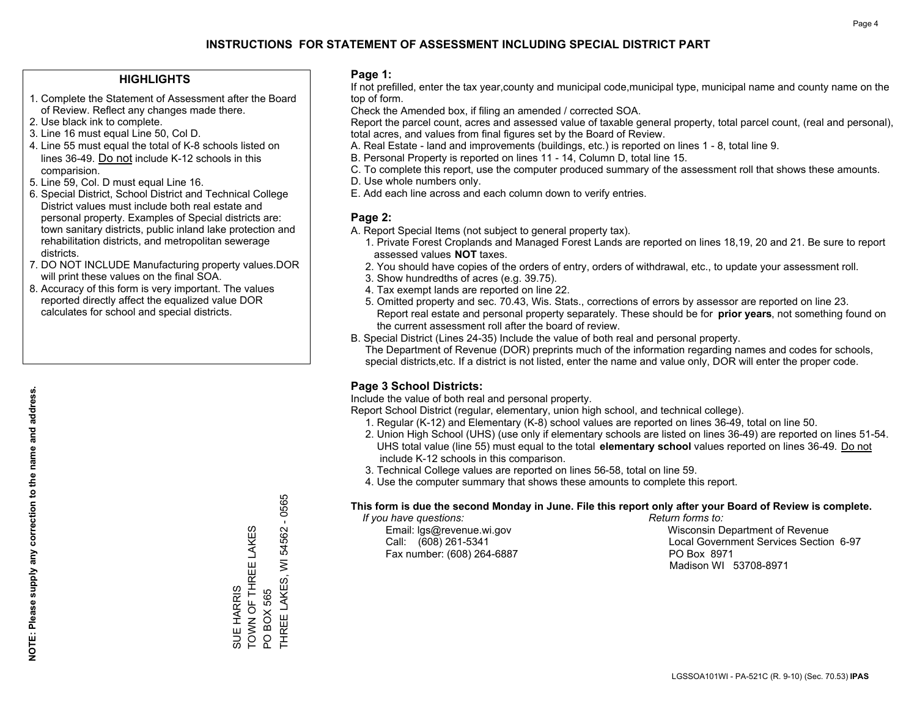# INSTRUCTIONS FOR STATEMENT OF ASSESSMENT INCLUDING SPECIAL DISTRICT PART

## HIGHLIGHTS

1. Complete the Statement of Assessment after the Board of Review. Reflect any changes made there.
2. Use black ink to complete.
3. Line 16 must equal Line 50, Col D.
4. Line 55 must equal the total of K-8 schools listed on lines 36-49. Do not include K-12 schools in this comparision.
5. Line 59, Col. D must equal Line 16.
6. Special District, School District and Technical College District values must include both real estate and personal property. Examples of Special districts are: town sanitary districts, public inland lake protection and rehabilitation districts, and metropolitan sewerage districts.
7. DO NOT INCLUDE Manufacturing property values.DOR will print these values on the final SOA.
8. Accuracy of this form is very important. The values reported directly affect the equalized value DOR calculates for school and special districts.

**NOTE: Please supply any correction to the name and address.**

SUE HARRIS
TOWN OF THREE LAKES
PO BOX 565
THREE LAKES, WI 54562 - 0565

## Page 1:

If not prefilled, enter the tax year,county and municipal code,municipal type, municipal name and county name on the top of form.

Check the Amended box, if filing an amended / corrected SOA.

Report the parcel count, acres and assessed value of taxable general property, total parcel count, (real and personal), total acres, and values from final figures set by the Board of Review.

A. Real Estate - land and improvements (buildings, etc.) is reported on lines 1 - 8, total line 9.
B. Personal Property is reported on lines 11 - 14, Column D, total line 15.
C. To complete this report, use the computer produced summary of the assessment roll that shows these amounts.
D. Use whole numbers only.
E. Add each line across and each column down to verify entries.

## Page 2:

A. Report Special Items (not subject to general property tax).
   1. Private Forest Croplands and Managed Forest Lands are reported on lines 18,19, 20 and 21. Be sure to report assessed values **NOT** taxes.
   2. You should have copies of the orders of entry, orders of withdrawal, etc., to update your assessment roll.
   3. Show hundredths of acres (e.g. 39.75).
   4. Tax exempt lands are reported on line 22.
   5. Omitted property and sec. 70.43, Wis. Stats., corrections of errors by assessor are reported on line 23. Report real estate and personal property separately. These should be for **prior years**, not something found on the current assessment roll after the board of review.
B. Special District (Lines 24-35) Include the value of both real and personal property.
   The Department of Revenue (DOR) preprints much of the information regarding names and codes for schools, special districts,etc. If a district is not listed, enter the name and value only, DOR will enter the proper code.

## Page 3 School Districts:

Include the value of both real and personal property.

Report School District (regular, elementary, union high school, and technical college).

1. Regular (K-12) and Elementary (K-8) school values are reported on lines 36-49, total on line 50.
2. Union High School (UHS) (use only if elementary schools are listed on lines 36-49) are reported on lines 51-54. UHS total value (line 55) must equal to the total **elementary school** values reported on lines 36-49. Do not include K-12 schools in this comparison.
3. Technical College values are reported on lines 56-58, total on line 59.
4. Use the computer summary that shows these amounts to complete this report.

**This form is due the second Monday in June. File this report only after your Board of Review is complete.**

*If you have questions:*
Email: lgs@revenue.wi.gov
Call: (608) 261-5341
Fax number: (608) 264-6887

*Return forms to:*
Wisconsin Department of Revenue
Local Government Services Section 6-97
PO Box 8971
Madison WI 53708-8971

LGSSOA101WI - PA-521C (R. 9-10) (Sec. 70.53) **IPAS**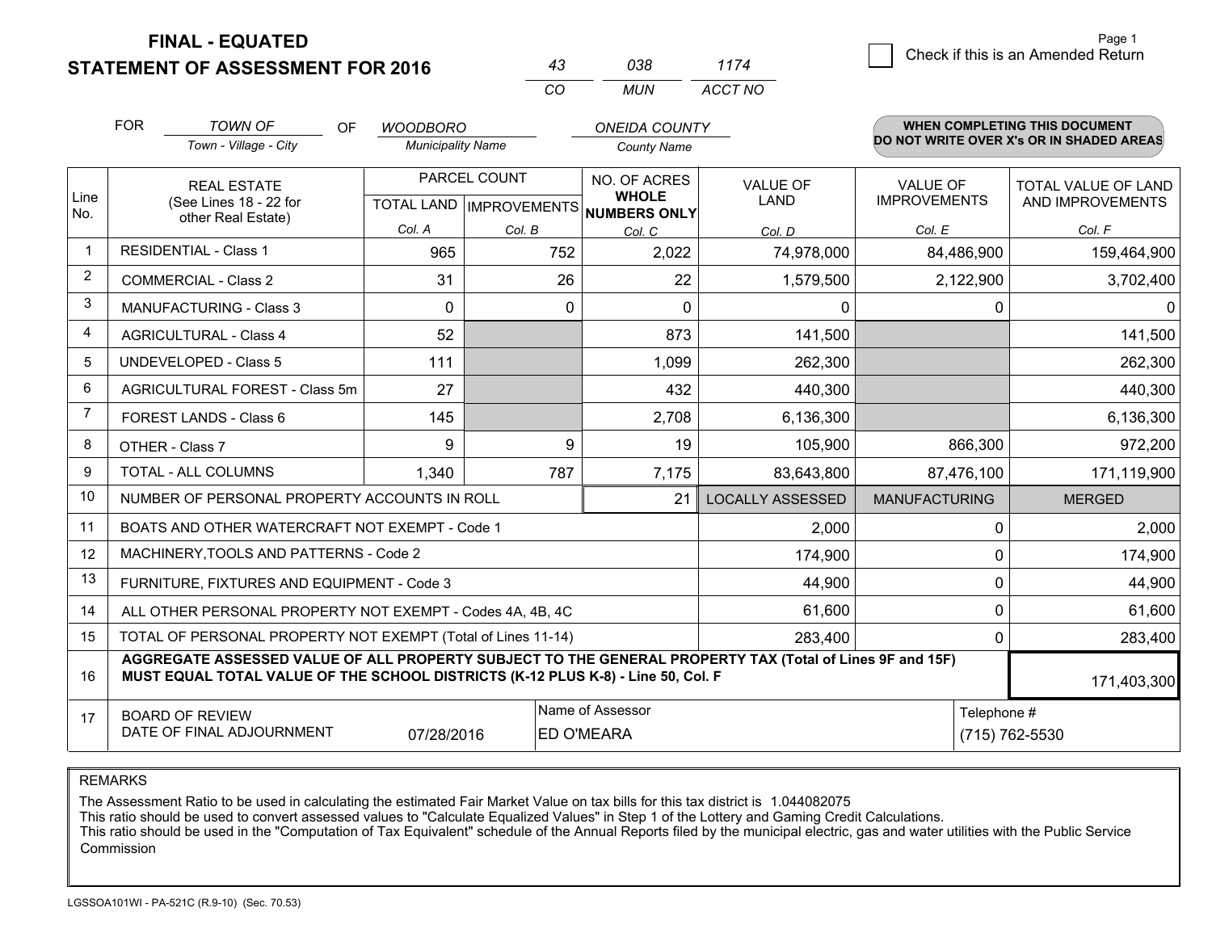**FINAL - EQUATED**

**STATEMENT OF ASSESSMENT FOR 2016**

| 43 | 038 | 1174 |
|---|---|---|
| CO | MUN | ACCT NO |

Page 1

☐ Check if this is an Amended Return

FOR *TOWN OF* (Town - Village - City) OF *WOODBORO* (Municipality Name) *ONEIDA COUNTY* (County Name)

**WHEN COMPLETING THIS DOCUMENT DO NOT WRITE OVER X's OR IN SHADED AREAS**

| Line No. | REAL ESTATE (See Lines 18 - 22 for other Real Estate) | PARCEL COUNT | | NO. OF ACRES **WHOLE NUMBERS ONLY** | VALUE OF LAND | VALUE OF IMPROVEMENTS | TOTAL VALUE OF LAND AND IMPROVEMENTS |
|---|---|---|---|---|---|---|---|
| | | TOTAL LAND | IMPROVEMENTS | | | | |
| | | Col. A | Col. B | Col. C | Col. D | Col. E | Col. F |
| 1 | RESIDENTIAL - Class 1 | 965 | 752 | 2,022 | 74,978,000 | 84,486,900 | 159,464,900 |
| 2 | COMMERCIAL - Class 2 | 31 | 26 | 22 | 1,579,500 | 2,122,900 | 3,702,400 |
| 3 | MANUFACTURING - Class 3 | 0 | 0 | 0 | 0 | 0 | 0 |
| 4 | AGRICULTURAL - Class 4 | 52 | | 873 | 141,500 | | 141,500 |
| 5 | UNDEVELOPED - Class 5 | 111 | | 1,099 | 262,300 | | 262,300 |
| 6 | AGRICULTURAL FOREST - Class 5m | 27 | | 432 | 440,300 | | 440,300 |
| 7 | FOREST LANDS - Class 6 | 145 | | 2,708 | 6,136,300 | | 6,136,300 |
| 8 | OTHER - Class 7 | 9 | 9 | 19 | 105,900 | 866,300 | 972,200 |
| 9 | TOTAL - ALL COLUMNS | 1,340 | 787 | 7,175 | 83,643,800 | 87,476,100 | 171,119,900 |
| 10 | NUMBER OF PERSONAL PROPERTY ACCOUNTS IN ROLL | | | 21 | LOCALLY ASSESSED | MANUFACTURING | MERGED |
| 11 | BOATS AND OTHER WATERCRAFT NOT EXEMPT - Code 1 | | | | 2,000 | 0 | 2,000 |
| 12 | MACHINERY,TOOLS AND PATTERNS - Code 2 | | | | 174,900 | 0 | 174,900 |
| 13 | FURNITURE, FIXTURES AND EQUIPMENT - Code 3 | | | | 44,900 | 0 | 44,900 |
| 14 | ALL OTHER PERSONAL PROPERTY NOT EXEMPT - Codes 4A, 4B, 4C | | | | 61,600 | 0 | 61,600 |
| 15 | TOTAL OF PERSONAL PROPERTY NOT EXEMPT (Total of Lines 11-14) | | | | 283,400 | 0 | 283,400 |
| 16 | **AGGREGATE ASSESSED VALUE OF ALL PROPERTY SUBJECT TO THE GENERAL PROPERTY TAX (Total of Lines 9F and 15F) MUST EQUAL TOTAL VALUE OF THE SCHOOL DISTRICTS (K-12 PLUS K-8) - Line 50, Col. F** | | | | | | 171,403,300 |
| 17 | BOARD OF REVIEW DATE OF FINAL ADJOURNMENT | 07/28/2016 | | Name of Assessor: ED O'MEARA | | | Telephone #: (715) 762-5530 |

REMARKS

The Assessment Ratio to be used in calculating the estimated Fair Market Value on tax bills for this tax district is 1.044082075
This ratio should be used to convert assessed values to "Calculate Equalized Values" in Step 1 of the Lottery and Gaming Credit Calculations.
This ratio should be used in the "Computation of Tax Equivalent" schedule of the Annual Reports filed by the municipal electric, gas and water utilities with the Public Service Commission

LGSSOA101WI - PA-521C (R.9-10) (Sec. 70.53)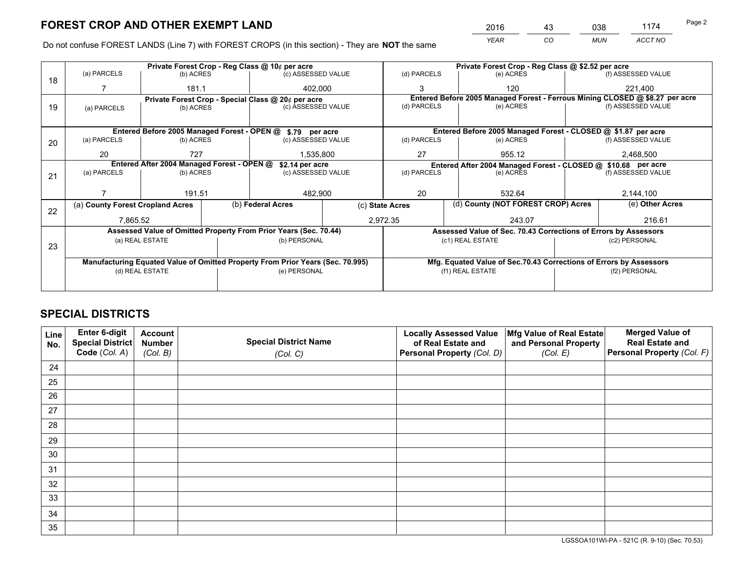# FOREST CROP AND OTHER EXEMPT LAND

| 2016 | 43 | 038 | 1174 |
|---|---|---|---|
| *YEAR* | *CO* | *MUN* | *ACCT NO* |

Do not confuse FOREST LANDS (Line 7) with FOREST CROPS (in this section) - They are **NOT** the same

| Line | Private Forest Crop - Reg Class @ 10¢ per acre | | | Private Forest Crop - Reg Class @ $2.52 per acre | | |
|---|---|---|---|---|---|---|
| | (a) PARCELS | (b) ACRES | (c) ASSESSED VALUE | (d) PARCELS | (e) ACRES | (f) ASSESSED VALUE |
| 18 | 7 | 181.1 | 402,000 | 3 | 120 | 221,400 |
| | **Private Forest Crop - Special Class @ 20¢ per acre** | | | **Entered Before 2005 Managed Forest - Ferrous Mining CLOSED @ $8.27 per acre** | | |
| 19 | (a) PARCELS | (b) ACRES | (c) ASSESSED VALUE | (d) PARCELS | (e) ACRES | (f) ASSESSED VALUE |
| | **Entered Before 2005 Managed Forest - OPEN @ $.79 per acre** | | | **Entered Before 2005 Managed Forest - CLOSED @ $1.87 per acre** | | |
| | (a) PARCELS | (b) ACRES | (c) ASSESSED VALUE | (d) PARCELS | (e) ACRES | (f) ASSESSED VALUE |
| 20 | 20 | 727 | 1,535,800 | 27 | 955.12 | 2,468,500 |
| | **Entered After 2004 Managed Forest - OPEN @ $2.14 per acre** | | | **Entered After 2004 Managed Forest - CLOSED @ $10.68 per acre** | | |
| | (a) PARCELS | (b) ACRES | (c) ASSESSED VALUE | (d) PARCELS | (e) ACRES | (f) ASSESSED VALUE |
| 21 | 7 | 191.51 | 482,900 | 20 | 532.64 | 2,144,100 |

| Line | (a) County Forest Cropland Acres | (b) Federal Acres | (c) State Acres | (d) County (NOT FOREST CROP) Acres | (e) Other Acres |
|---|---|---|---|---|---|
| 22 | 7,865.52 | | 2,972.35 | 243.07 | 216.61 |

| Line | Assessed Value of Omitted Property From Prior Years (Sec. 70.44) | | Assessed Value of Sec. 70.43 Corrections of Errors by Assessors | |
|---|---|---|---|---|
| 23 | (a) REAL ESTATE | (b) PERSONAL | (c1) REAL ESTATE | (c2) PERSONAL |
| | | | | |
| | **Manufacturing Equated Value of Omitted Property From Prior Years (Sec. 70.995)** | | **Mfg. Equated Value of Sec.70.43 Corrections of Errors by Assessors** | |
| | (d) REAL ESTATE | (e) PERSONAL | (f1) REAL ESTATE | (f2) PERSONAL |
| | | | | |

# SPECIAL DISTRICTS

| Line No. | Enter 6-digit Special District Code (Col. A) | Account Number (Col. B) | Special District Name (Col. C) | Locally Assessed Value of Real Estate and Personal Property (Col. D) | Mfg Value of Real Estate and Personal Property (Col. E) | Merged Value of Real Estate and Personal Property (Col. F) |
|---|---|---|---|---|---|---|
| 24 | | | | | | |
| 25 | | | | | | |
| 26 | | | | | | |
| 27 | | | | | | |
| 28 | | | | | | |
| 29 | | | | | | |
| 30 | | | | | | |
| 31 | | | | | | |
| 32 | | | | | | |
| 33 | | | | | | |
| 34 | | | | | | |
| 35 | | | | | | |

LGSSOA101WI-PA - 521C (R. 9-10) (Sec. 70.53)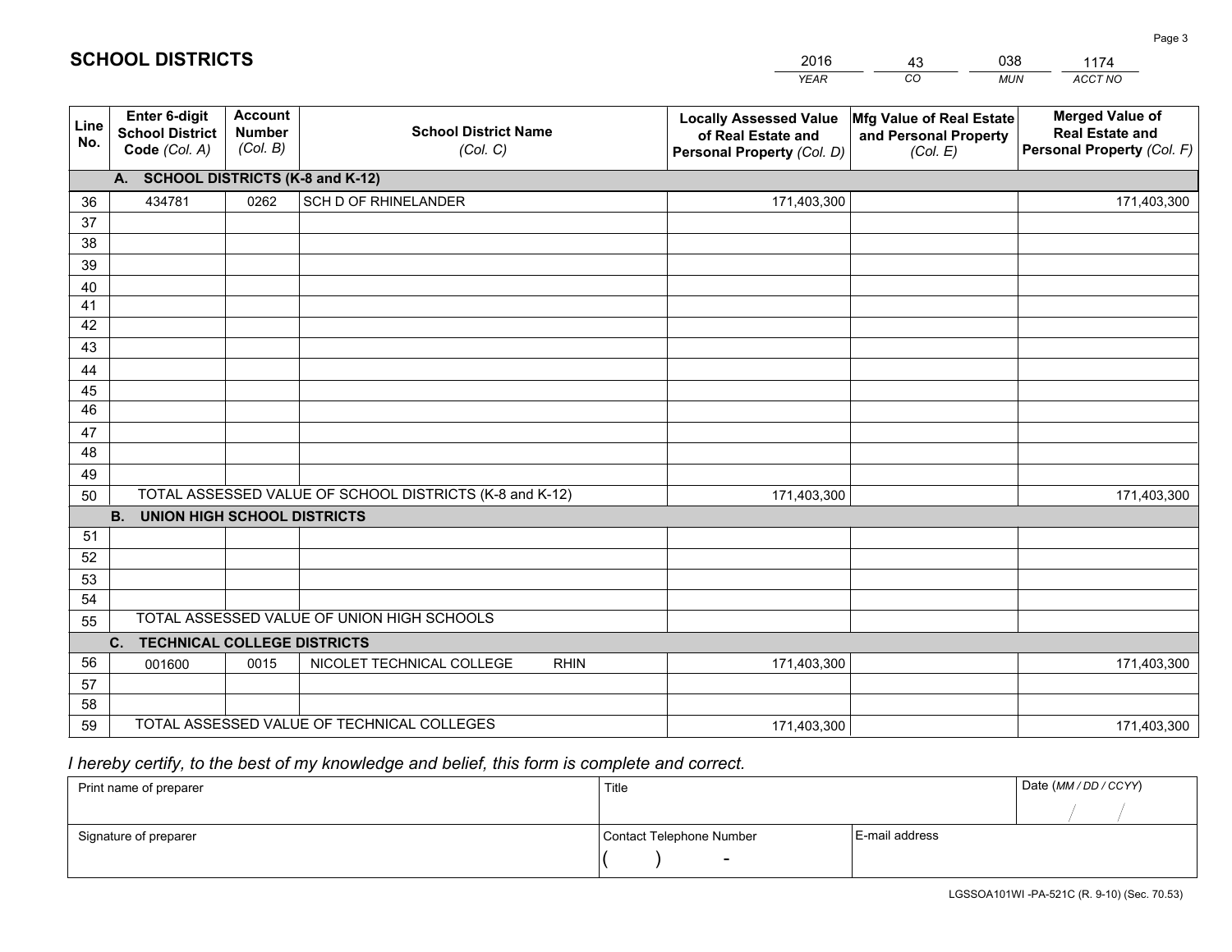# SCHOOL DISTRICTS

| 2016 | 43 | 038 | 1174 |
|---|---|---|---|
| *YEAR* | *CO* | *MUN* | *ACCT NO* |

| Line No. | Enter 6-digit School District Code *(Col. A)* | Account Number *(Col. B)* | School District Name *(Col. C)* | Locally Assessed Value of Real Estate and Personal Property *(Col. D)* | Mfg Value of Real Estate and Personal Property *(Col. E)* | Merged Value of Real Estate and Personal Property *(Col. F)* |
|---|---|---|---|---|---|---|
| **A. SCHOOL DISTRICTS (K-8 and K-12)** | | | | | | |
| 36 | 434781 | 0262 | SCH D OF RHINELANDER | 171,403,300 | | 171,403,300 |
| 37 | | | | | | |
| 38 | | | | | | |
| 39 | | | | | | |
| 40 | | | | | | |
| 41 | | | | | | |
| 42 | | | | | | |
| 43 | | | | | | |
| 44 | | | | | | |
| 45 | | | | | | |
| 46 | | | | | | |
| 47 | | | | | | |
| 48 | | | | | | |
| 49 | | | | | | |
| 50 | TOTAL ASSESSED VALUE OF SCHOOL DISTRICTS (K-8 and K-12) | | | 171,403,300 | | 171,403,300 |
| **B. UNION HIGH SCHOOL DISTRICTS** | | | | | | |
| 51 | | | | | | |
| 52 | | | | | | |
| 53 | | | | | | |
| 54 | | | | | | |
| 55 | TOTAL ASSESSED VALUE OF UNION HIGH SCHOOLS | | | | | |
| **C. TECHNICAL COLLEGE DISTRICTS** | | | | | | |
| 56 | 001600 | 0015 | NICOLET TECHNICAL COLLEGE RHIN | 171,403,300 | | 171,403,300 |
| 57 | | | | | | |
| 58 | | | | | | |
| 59 | TOTAL ASSESSED VALUE OF TECHNICAL COLLEGES | | | 171,403,300 | | 171,403,300 |

*I hereby certify, to the best of my knowledge and belief, this form is complete and correct.*

| Print name of preparer | Title | | Date *(MM / DD / CCYY)* |
|---|---|---|---|
| | | | / / |
| Signature of preparer | Contact Telephone Number | E-mail address | |
| | ( ) - | | |

LGSSOA101WI -PA-521C (R. 9-10) (Sec. 70.53)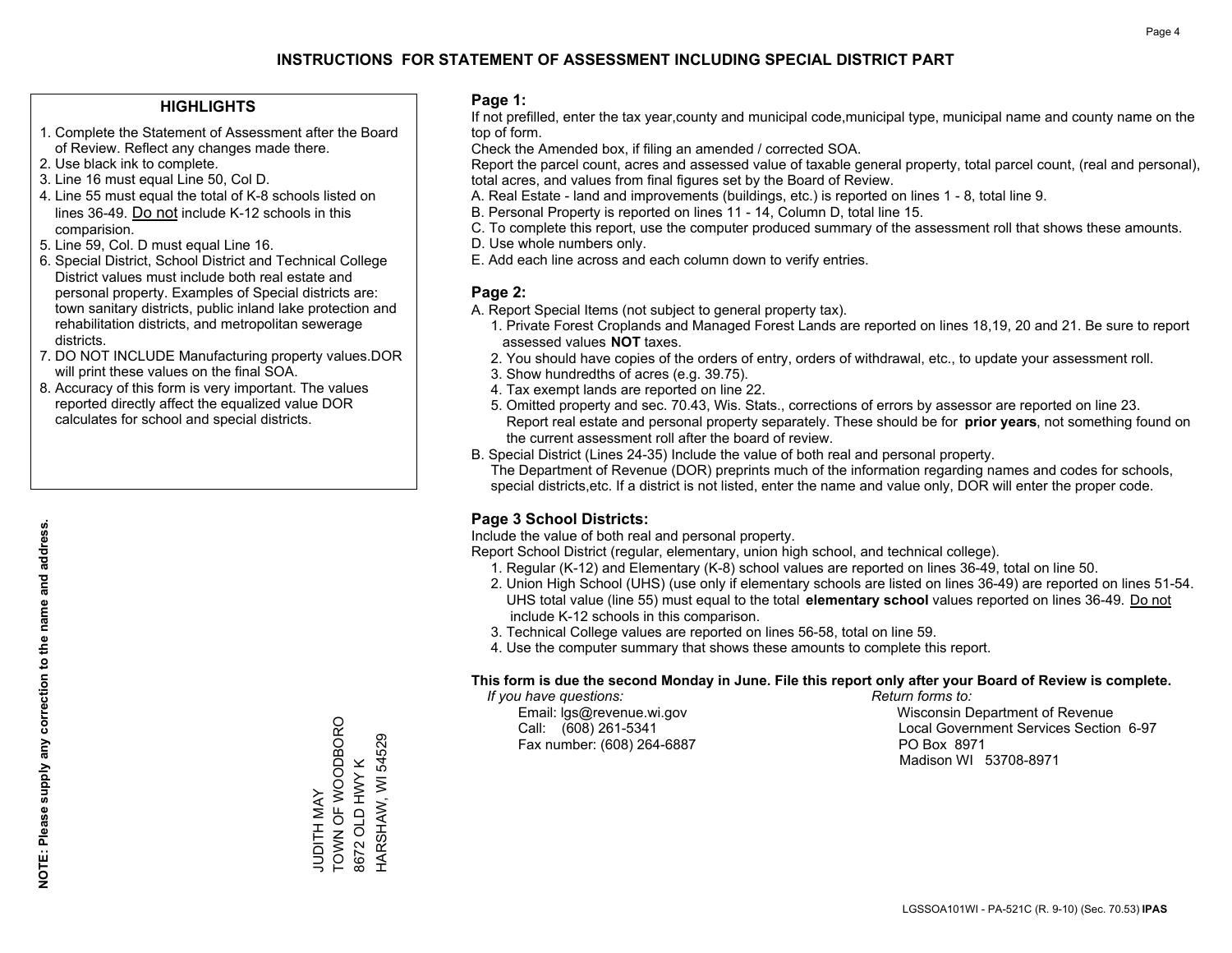# INSTRUCTIONS FOR STATEMENT OF ASSESSMENT INCLUDING SPECIAL DISTRICT PART

## HIGHLIGHTS

1. Complete the Statement of Assessment after the Board of Review. Reflect any changes made there.
2. Use black ink to complete.
3. Line 16 must equal Line 50, Col D.
4. Line 55 must equal the total of K-8 schools listed on lines 36-49. Do not include K-12 schools in this comparision.
5. Line 59, Col. D must equal Line 16.
6. Special District, School District and Technical College District values must include both real estate and personal property. Examples of Special districts are: town sanitary districts, public inland lake protection and rehabilitation districts, and metropolitan sewerage districts.
7. DO NOT INCLUDE Manufacturing property values.DOR will print these values on the final SOA.
8. Accuracy of this form is very important. The values reported directly affect the equalized value DOR calculates for school and special districts.

**NOTE: Please supply any correction to the name and address.**

JUDITH MAY
TOWN OF WOODBORO
8672 OLD HWY K
HARSHAW, WI 54529

## Page 1:

If not prefilled, enter the tax year,county and municipal code,municipal type, municipal name and county name on the top of form.

Check the Amended box, if filing an amended / corrected SOA.

Report the parcel count, acres and assessed value of taxable general property, total parcel count, (real and personal), total acres, and values from final figures set by the Board of Review.

A. Real Estate - land and improvements (buildings, etc.) is reported on lines 1 - 8, total line 9.
B. Personal Property is reported on lines 11 - 14, Column D, total line 15.
C. To complete this report, use the computer produced summary of the assessment roll that shows these amounts.
D. Use whole numbers only.
E. Add each line across and each column down to verify entries.

## Page 2:

A. Report Special Items (not subject to general property tax).
   1. Private Forest Croplands and Managed Forest Lands are reported on lines 18,19, 20 and 21. Be sure to report assessed values **NOT** taxes.
   2. You should have copies of the orders of entry, orders of withdrawal, etc., to update your assessment roll.
   3. Show hundredths of acres (e.g. 39.75).
   4. Tax exempt lands are reported on line 22.
   5. Omitted property and sec. 70.43, Wis. Stats., corrections of errors by assessor are reported on line 23. Report real estate and personal property separately. These should be for **prior years**, not something found on the current assessment roll after the board of review.
B. Special District (Lines 24-35) Include the value of both real and personal property.
   The Department of Revenue (DOR) preprints much of the information regarding names and codes for schools, special districts,etc. If a district is not listed, enter the name and value only, DOR will enter the proper code.

## Page 3 School Districts:

Include the value of both real and personal property.

Report School District (regular, elementary, union high school, and technical college).

1. Regular (K-12) and Elementary (K-8) school values are reported on lines 36-49, total on line 50.
2. Union High School (UHS) (use only if elementary schools are listed on lines 36-49) are reported on lines 51-54. UHS total value (line 55) must equal to the total **elementary school** values reported on lines 36-49. Do not include K-12 schools in this comparison.
3. Technical College values are reported on lines 56-58, total on line 59.
4. Use the computer summary that shows these amounts to complete this report.

**This form is due the second Monday in June. File this report only after your Board of Review is complete.**

*If you have questions:*
Email: lgs@revenue.wi.gov
Call: (608) 261-5341
Fax number: (608) 264-6887

*Return forms to:*
Wisconsin Department of Revenue
Local Government Services Section 6-97
PO Box 8971
Madison WI 53708-8971

LGSSOA101WI - PA-521C (R. 9-10) (Sec. 70.53) **IPAS**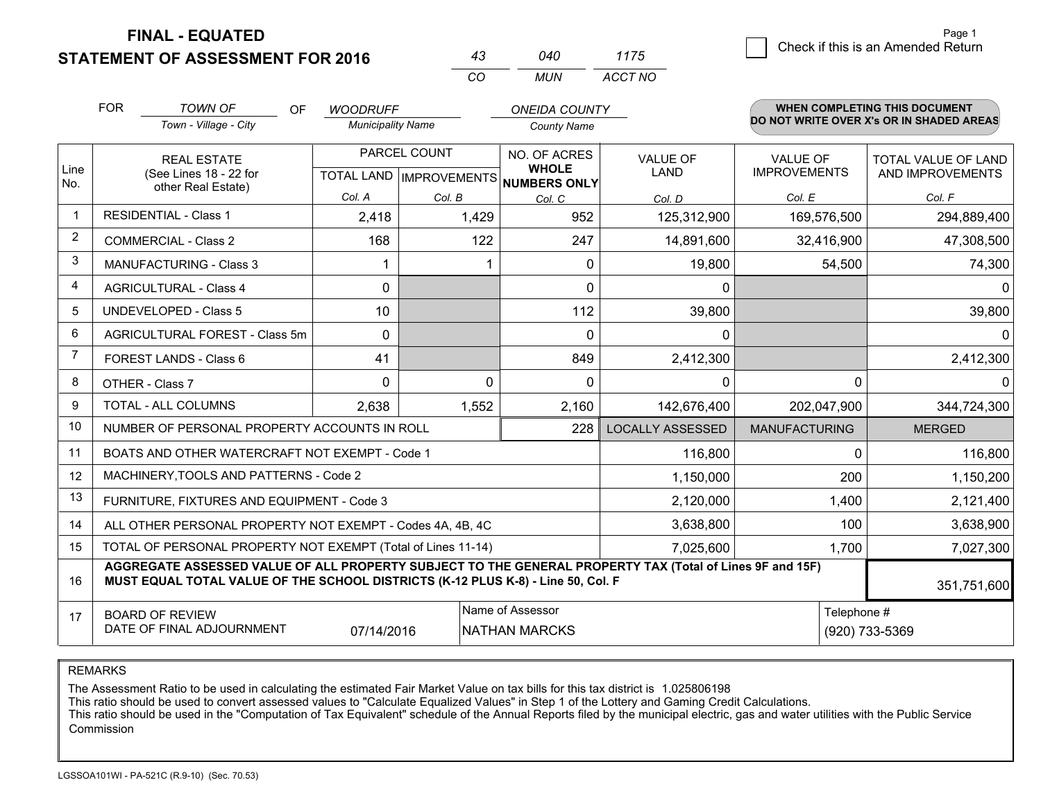# FINAL - EQUATED
## STATEMENT OF ASSESSMENT FOR 2016

| 43 | 040 | 1175 |
|---|---|---|
| CO | MUN | ACCT NO |

☐ Check if this is an Amended Return

FOR *TOWN OF* (Town - Village - City) OF *WOODRUFF* (Municipality Name) *ONEIDA COUNTY* (County Name)

**WHEN COMPLETING THIS DOCUMENT DO NOT WRITE OVER X's OR IN SHADED AREAS**

| Line No. | REAL ESTATE (See Lines 18 - 22 for other Real Estate) | PARCEL COUNT TOTAL LAND Col. A | PARCEL COUNT IMPROVEMENTS Col. B | NO. OF ACRES WHOLE NUMBERS ONLY Col. C | VALUE OF LAND Col. D | VALUE OF IMPROVEMENTS Col. E | TOTAL VALUE OF LAND AND IMPROVEMENTS Col. F |
|---|---|---|---|---|---|---|---|
| 1 | RESIDENTIAL - Class 1 | 2,418 | 1,429 | 952 | 125,312,900 | 169,576,500 | 294,889,400 |
| 2 | COMMERCIAL - Class 2 | 168 | 122 | 247 | 14,891,600 | 32,416,900 | 47,308,500 |
| 3 | MANUFACTURING - Class 3 | 1 | 1 | 0 | 19,800 | 54,500 | 74,300 |
| 4 | AGRICULTURAL - Class 4 | 0 | | 0 | 0 | | 0 |
| 5 | UNDEVELOPED - Class 5 | 10 | | 112 | 39,800 | | 39,800 |
| 6 | AGRICULTURAL FOREST - Class 5m | 0 | | 0 | 0 | | 0 |
| 7 | FOREST LANDS - Class 6 | 41 | | 849 | 2,412,300 | | 2,412,300 |
| 8 | OTHER - Class 7 | 0 | 0 | 0 | 0 | 0 | 0 |
| 9 | TOTAL - ALL COLUMNS | 2,638 | 1,552 | 2,160 | 142,676,400 | 202,047,900 | 344,724,300 |
| 10 | NUMBER OF PERSONAL PROPERTY ACCOUNTS IN ROLL | | | 228 | LOCALLY ASSESSED | MANUFACTURING | MERGED |
| 11 | BOATS AND OTHER WATERCRAFT NOT EXEMPT - Code 1 | | | | 116,800 | 0 | 116,800 |
| 12 | MACHINERY,TOOLS AND PATTERNS - Code 2 | | | | 1,150,000 | 200 | 1,150,200 |
| 13 | FURNITURE, FIXTURES AND EQUIPMENT - Code 3 | | | | 2,120,000 | 1,400 | 2,121,400 |
| 14 | ALL OTHER PERSONAL PROPERTY NOT EXEMPT - Codes 4A, 4B, 4C | | | | 3,638,800 | 100 | 3,638,900 |
| 15 | TOTAL OF PERSONAL PROPERTY NOT EXEMPT (Total of Lines 11-14) | | | | 7,025,600 | 1,700 | 7,027,300 |
| 16 | **AGGREGATE ASSESSED VALUE OF ALL PROPERTY SUBJECT TO THE GENERAL PROPERTY TAX (Total of Lines 9F and 15F) MUST EQUAL TOTAL VALUE OF THE SCHOOL DISTRICTS (K-12 PLUS K-8) - Line 50, Col. F** | | | | | | 351,751,600 |
| 17 | BOARD OF REVIEW DATE OF FINAL ADJOURNMENT | 07/14/2016 | Name of Assessor: NATHAN MARCKS | | | Telephone #: (920) 733-5369 | |

REMARKS

The Assessment Ratio to be used in calculating the estimated Fair Market Value on tax bills for this tax district is 1.025806198
This ratio should be used to convert assessed values to "Calculate Equalized Values" in Step 1 of the Lottery and Gaming Credit Calculations.
This ratio should be used in the "Computation of Tax Equivalent" schedule of the Annual Reports filed by the municipal electric, gas and water utilities with the Public Service Commission

LGSSOA101WI - PA-521C (R.9-10) (Sec. 70.53)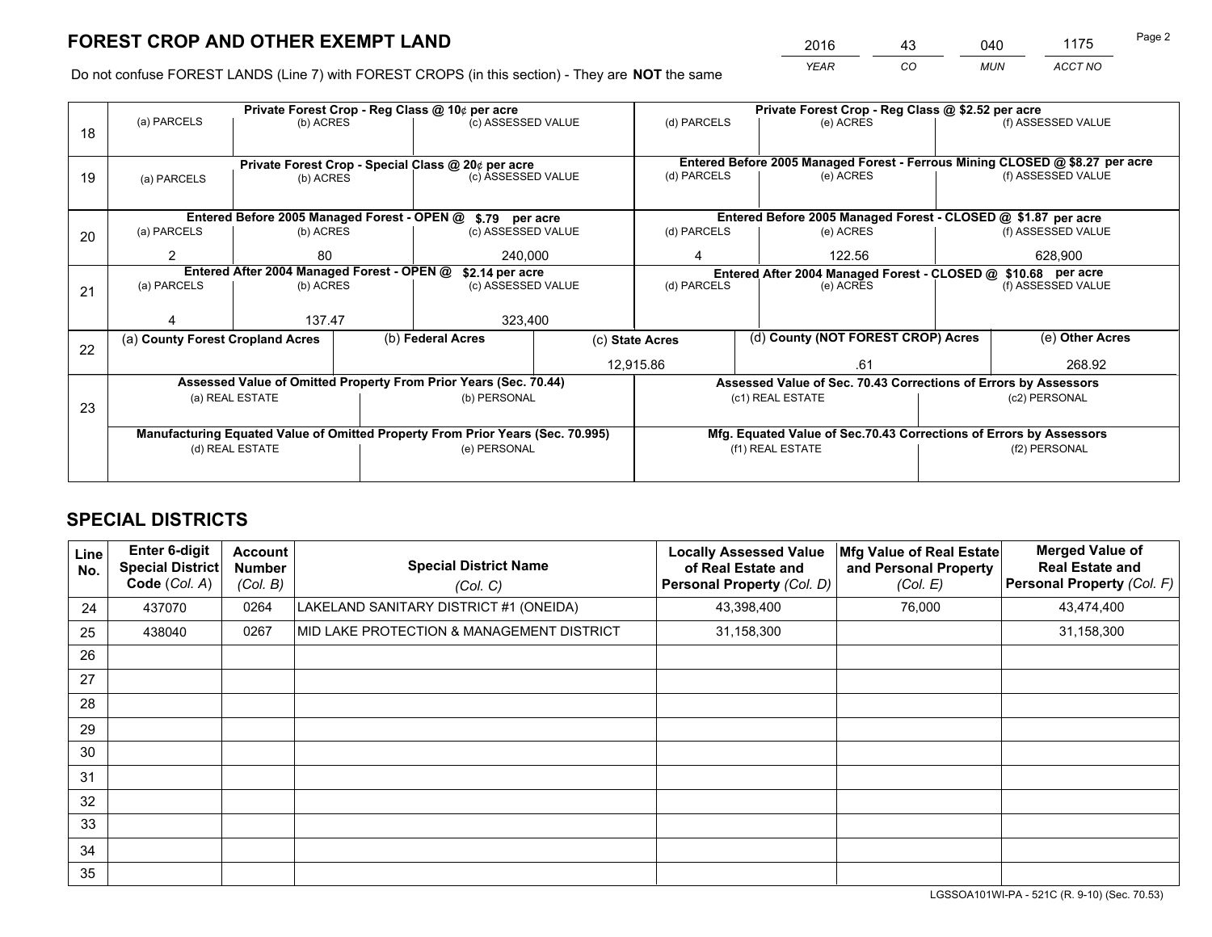# FOREST CROP AND OTHER EXEMPT LAND

| 2016 | 43 | 040 | 1175 |
|---|---|---|---|
| *YEAR* | *CO* | *MUN* | *ACCT NO* |

Do not confuse FOREST LANDS (Line 7) with FOREST CROPS (in this section) - They are **NOT** the same

| Line | | | | | | |
|---|---|---|---|---|---|---|
| 18 | Private Forest Crop - Reg Class @ 10¢ per acre | | | Private Forest Crop - Reg Class @ $2.52 per acre | | |
| | (a) PARCELS | (b) ACRES | (c) ASSESSED VALUE | (d) PARCELS | (e) ACRES | (f) ASSESSED VALUE |
| | | | | | | |
| 19 | Private Forest Crop - Special Class @ 20¢ per acre | | | Entered Before 2005 Managed Forest - Ferrous Mining CLOSED @ $8.27 per acre | | |
| | (a) PARCELS | (b) ACRES | (c) ASSESSED VALUE | (d) PARCELS | (e) ACRES | (f) ASSESSED VALUE |
| | | | | | | |
| 20 | Entered Before 2005 Managed Forest - OPEN @ $.79 per acre | | | Entered Before 2005 Managed Forest - CLOSED @ $1.87 per acre | | |
| | (a) PARCELS | (b) ACRES | (c) ASSESSED VALUE | (d) PARCELS | (e) ACRES | (f) ASSESSED VALUE |
| | 2 | 80 | 240,000 | 4 | 122.56 | 628,900 |
| 21 | Entered After 2004 Managed Forest - OPEN @ $2.14 per acre | | | Entered After 2004 Managed Forest - CLOSED @ $10.68 per acre | | |
| | (a) PARCELS | (b) ACRES | (c) ASSESSED VALUE | (d) PARCELS | (e) ACRES | (f) ASSESSED VALUE |
| | 4 | 137.47 | 323,400 | | | |

| Line | (a) County Forest Cropland Acres | (b) Federal Acres | (c) State Acres | (d) County (NOT FOREST CROP) Acres | (e) Other Acres |
|---|---|---|---|---|---|
| 22 | | | 12,915.86 | .61 | 268.92 |

| Line | Assessed Value of Omitted Property From Prior Years (Sec. 70.44) | | Assessed Value of Sec. 70.43 Corrections of Errors by Assessors | |
|---|---|---|---|---|
| 23 | (a) REAL ESTATE | (b) PERSONAL | (c1) REAL ESTATE | (c2) PERSONAL |
| | | | | |
| | **Manufacturing Equated Value of Omitted Property From Prior Years (Sec. 70.995)** | | **Mfg. Equated Value of Sec.70.43 Corrections of Errors by Assessors** | |
| | (d) REAL ESTATE | (e) PERSONAL | (f1) REAL ESTATE | (f2) PERSONAL |
| | | | | |

# SPECIAL DISTRICTS

| Line No. | Enter 6-digit Special District Code (*Col. A*) | Account Number (*Col. B*) | Special District Name (*Col. C*) | Locally Assessed Value of Real Estate and Personal Property (*Col. D*) | Mfg Value of Real Estate and Personal Property (*Col. E*) | Merged Value of Real Estate and Personal Property (*Col. F*) |
|---|---|---|---|---|---|---|
| 24 | 437070 | 0264 | LAKELAND SANITARY DISTRICT #1 (ONEIDA) | 43,398,400 | 76,000 | 43,474,400 |
| 25 | 438040 | 0267 | MID LAKE PROTECTION & MANAGEMENT DISTRICT | 31,158,300 | | 31,158,300 |
| 26 | | | | | | |
| 27 | | | | | | |
| 28 | | | | | | |
| 29 | | | | | | |
| 30 | | | | | | |
| 31 | | | | | | |
| 32 | | | | | | |
| 33 | | | | | | |
| 34 | | | | | | |
| 35 | | | | | | |

LGSSOA101WI-PA - 521C (R. 9-10) (Sec. 70.53)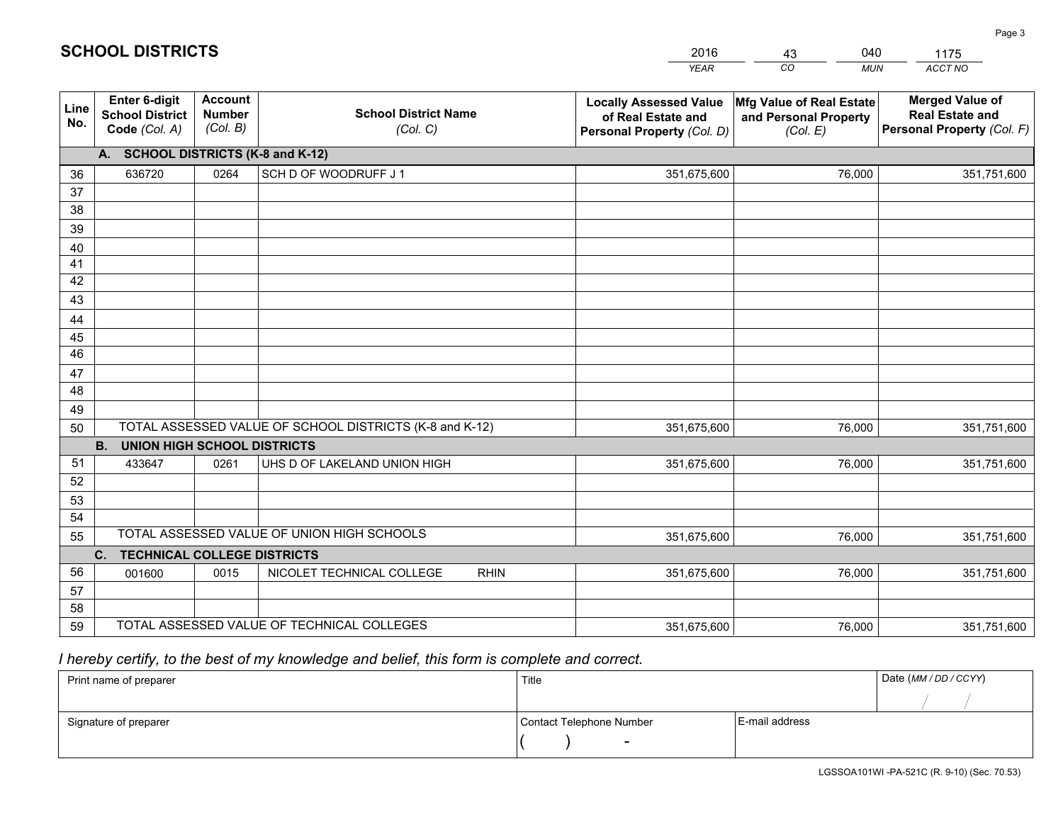# SCHOOL DISTRICTS

| 2016 | 43 | 040 | 1175 |
|---|---|---|---|
| *YEAR* | *CO* | *MUN* | *ACCT NO* |

| Line No. | Enter 6-digit School District Code *(Col. A)* | Account Number *(Col. B)* | School District Name *(Col. C)* | Locally Assessed Value of Real Estate and Personal Property *(Col. D)* | Mfg Value of Real Estate and Personal Property *(Col. E)* | Merged Value of Real Estate and Personal Property *(Col. F)* |
|---|---|---|---|---|---|---|
| | **A. SCHOOL DISTRICTS (K-8 and K-12)** | | | | | |
| 36 | 636720 | 0264 | SCH D OF WOODRUFF J 1 | 351,675,600 | 76,000 | 351,751,600 |
| 37 | | | | | | |
| 38 | | | | | | |
| 39 | | | | | | |
| 40 | | | | | | |
| 41 | | | | | | |
| 42 | | | | | | |
| 43 | | | | | | |
| 44 | | | | | | |
| 45 | | | | | | |
| 46 | | | | | | |
| 47 | | | | | | |
| 48 | | | | | | |
| 49 | | | | | | |
| 50 | TOTAL ASSESSED VALUE OF SCHOOL DISTRICTS (K-8 and K-12) | | | 351,675,600 | 76,000 | 351,751,600 |
| | **B. UNION HIGH SCHOOL DISTRICTS** | | | | | |
| 51 | 433647 | 0261 | UHS D OF LAKELAND UNION HIGH | 351,675,600 | 76,000 | 351,751,600 |
| 52 | | | | | | |
| 53 | | | | | | |
| 54 | | | | | | |
| 55 | TOTAL ASSESSED VALUE OF UNION HIGH SCHOOLS | | | 351,675,600 | 76,000 | 351,751,600 |
| | **C. TECHNICAL COLLEGE DISTRICTS** | | | | | |
| 56 | 001600 | 0015 | NICOLET TECHNICAL COLLEGE RHIN | 351,675,600 | 76,000 | 351,751,600 |
| 57 | | | | | | |
| 58 | | | | | | |
| 59 | TOTAL ASSESSED VALUE OF TECHNICAL COLLEGES | | | 351,675,600 | 76,000 | 351,751,600 |

*I hereby certify, to the best of my knowledge and belief, this form is complete and correct.*

| Print name of preparer | Title | | Date *(MM / DD / CCYY)* |
|---|---|---|---|
| | | | / / |
| Signature of preparer | Contact Telephone Number | E-mail address | |
| | ( ) - | | |

LGSSOA101WI -PA-521C (R. 9-10) (Sec. 70.53)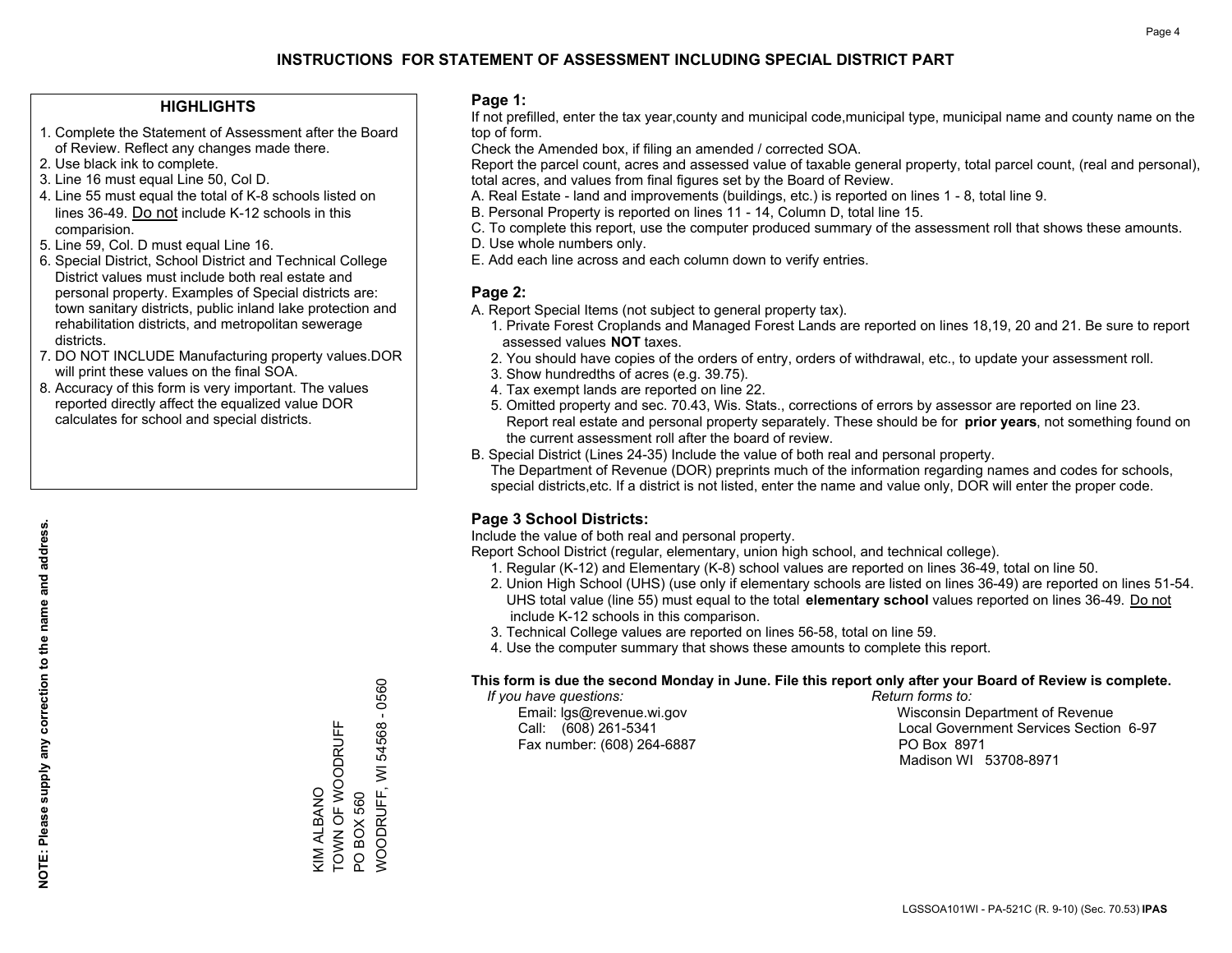# INSTRUCTIONS FOR STATEMENT OF ASSESSMENT INCLUDING SPECIAL DISTRICT PART

## HIGHLIGHTS

1. Complete the Statement of Assessment after the Board of Review. Reflect any changes made there.
2. Use black ink to complete.
3. Line 16 must equal Line 50, Col D.
4. Line 55 must equal the total of K-8 schools listed on lines 36-49. Do not include K-12 schools in this comparision.
5. Line 59, Col. D must equal Line 16.
6. Special District, School District and Technical College District values must include both real estate and personal property. Examples of Special districts are: town sanitary districts, public inland lake protection and rehabilitation districts, and metropolitan sewerage districts.
7. DO NOT INCLUDE Manufacturing property values.DOR will print these values on the final SOA.
8. Accuracy of this form is very important. The values reported directly affect the equalized value DOR calculates for school and special districts.

**NOTE: Please supply any correction to the name and address.**

KIM ALBANO
TOWN OF WOODRUFF
PO BOX 560
WOODRUFF, WI 54568 - 0560

## Page 1:

If not prefilled, enter the tax year,county and municipal code,municipal type, municipal name and county name on the top of form.

Check the Amended box, if filing an amended / corrected SOA.

Report the parcel count, acres and assessed value of taxable general property, total parcel count, (real and personal), total acres, and values from final figures set by the Board of Review.

A. Real Estate - land and improvements (buildings, etc.) is reported on lines 1 - 8, total line 9.
B. Personal Property is reported on lines 11 - 14, Column D, total line 15.
C. To complete this report, use the computer produced summary of the assessment roll that shows these amounts.
D. Use whole numbers only.
E. Add each line across and each column down to verify entries.

## Page 2:

A. Report Special Items (not subject to general property tax).
1. Private Forest Croplands and Managed Forest Lands are reported on lines 18,19, 20 and 21. Be sure to report assessed values **NOT** taxes.
2. You should have copies of the orders of entry, orders of withdrawal, etc., to update your assessment roll.
3. Show hundredths of acres (e.g. 39.75).
4. Tax exempt lands are reported on line 22.
5. Omitted property and sec. 70.43, Wis. Stats., corrections of errors by assessor are reported on line 23. Report real estate and personal property separately. These should be for **prior years**, not something found on the current assessment roll after the board of review.

B. Special District (Lines 24-35) Include the value of both real and personal property.
The Department of Revenue (DOR) preprints much of the information regarding names and codes for schools, special districts,etc. If a district is not listed, enter the name and value only, DOR will enter the proper code.

## Page 3 School Districts:

Include the value of both real and personal property.

Report School District (regular, elementary, union high school, and technical college).
1. Regular (K-12) and Elementary (K-8) school values are reported on lines 36-49, total on line 50.
2. Union High School (UHS) (use only if elementary schools are listed on lines 36-49) are reported on lines 51-54. UHS total value (line 55) must equal to the total **elementary school** values reported on lines 36-49. Do not include K-12 schools in this comparison.
3. Technical College values are reported on lines 56-58, total on line 59.
4. Use the computer summary that shows these amounts to complete this report.

**This form is due the second Monday in June. File this report only after your Board of Review is complete.**

*If you have questions:*
Email: lgs@revenue.wi.gov
Call: (608) 261-5341
Fax number: (608) 264-6887

*Return forms to:*
Wisconsin Department of Revenue
Local Government Services Section 6-97
PO Box 8971
Madison WI 53708-8971

LGSSOA101WI - PA-521C (R. 9-10) (Sec. 70.53) **IPAS**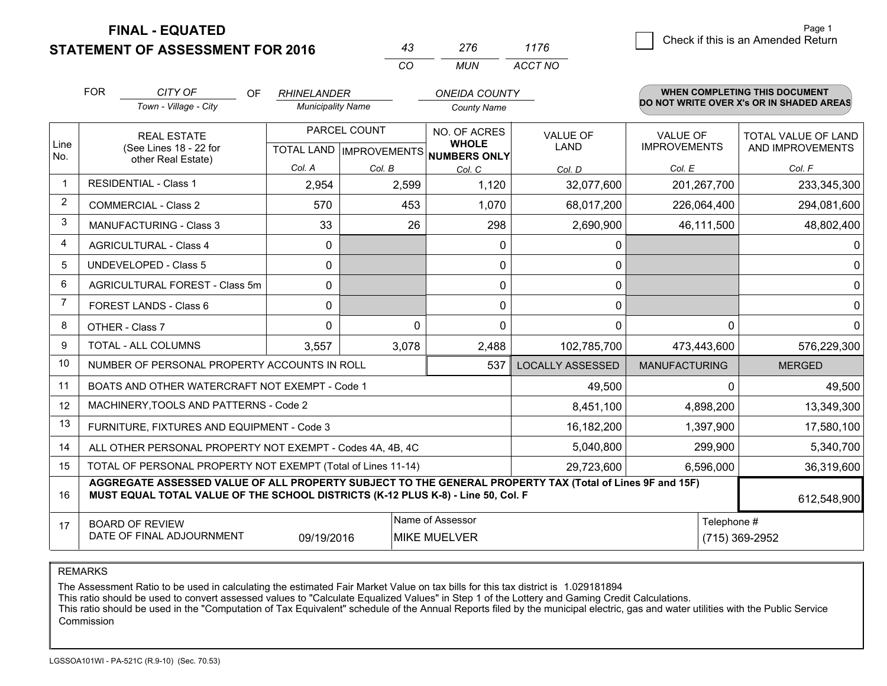# FINAL - EQUATED
# STATEMENT OF ASSESSMENT FOR 2016

| 43 | 276 | 1176 |
|---|---|---|
| CO | MUN | ACCT NO |

Page 1

☐ Check if this is an Amended Return

FOR *CITY OF* (Town - Village - City) OF *RHINELANDER* (Municipality Name) *ONEIDA COUNTY* (County Name)

**WHEN COMPLETING THIS DOCUMENT DO NOT WRITE OVER X's OR IN SHADED AREAS**

| Line No. | REAL ESTATE (See Lines 18 - 22 for other Real Estate) | PARCEL COUNT | | NO. OF ACRES WHOLE NUMBERS ONLY | VALUE OF LAND | VALUE OF IMPROVEMENTS | TOTAL VALUE OF LAND AND IMPROVEMENTS |
|---|---|---|---|---|---|---|---|
| | | TOTAL LAND | IMPROVEMENTS | | | | |
| | | Col. A | Col. B | Col. C | Col. D | Col. E | Col. F |
| 1 | RESIDENTIAL - Class 1 | 2,954 | 2,599 | 1,120 | 32,077,600 | 201,267,700 | 233,345,300 |
| 2 | COMMERCIAL - Class 2 | 570 | 453 | 1,070 | 68,017,200 | 226,064,400 | 294,081,600 |
| 3 | MANUFACTURING - Class 3 | 33 | 26 | 298 | 2,690,900 | 46,111,500 | 48,802,400 |
| 4 | AGRICULTURAL - Class 4 | 0 | | 0 | 0 | | 0 |
| 5 | UNDEVELOPED - Class 5 | 0 | | 0 | 0 | | 0 |
| 6 | AGRICULTURAL FOREST - Class 5m | 0 | | 0 | 0 | | 0 |
| 7 | FOREST LANDS - Class 6 | 0 | | 0 | 0 | | 0 |
| 8 | OTHER - Class 7 | 0 | 0 | 0 | 0 | 0 | 0 |
| 9 | TOTAL - ALL COLUMNS | 3,557 | 3,078 | 2,488 | 102,785,700 | 473,443,600 | 576,229,300 |
| 10 | NUMBER OF PERSONAL PROPERTY ACCOUNTS IN ROLL | | | 537 | LOCALLY ASSESSED | MANUFACTURING | MERGED |
| 11 | BOATS AND OTHER WATERCRAFT NOT EXEMPT - Code 1 | | | | 49,500 | 0 | 49,500 |
| 12 | MACHINERY,TOOLS AND PATTERNS - Code 2 | | | | 8,451,100 | 4,898,200 | 13,349,300 |
| 13 | FURNITURE, FIXTURES AND EQUIPMENT - Code 3 | | | | 16,182,200 | 1,397,900 | 17,580,100 |
| 14 | ALL OTHER PERSONAL PROPERTY NOT EXEMPT - Codes 4A, 4B, 4C | | | | 5,040,800 | 299,900 | 5,340,700 |
| 15 | TOTAL OF PERSONAL PROPERTY NOT EXEMPT (Total of Lines 11-14) | | | | 29,723,600 | 6,596,000 | 36,319,600 |
| 16 | **AGGREGATE ASSESSED VALUE OF ALL PROPERTY SUBJECT TO THE GENERAL PROPERTY TAX (Total of Lines 9F and 15F) MUST EQUAL TOTAL VALUE OF THE SCHOOL DISTRICTS (K-12 PLUS K-8) - Line 50, Col. F** | | | | | | 612,548,900 |
| 17 | BOARD OF REVIEW DATE OF FINAL ADJOURNMENT | 09/19/2016 | | Name of Assessor: MIKE MUELVER | | | Telephone #: (715) 369-2952 |

REMARKS

The Assessment Ratio to be used in calculating the estimated Fair Market Value on tax bills for this tax district is 1.029181894
This ratio should be used to convert assessed values to "Calculate Equalized Values" in Step 1 of the Lottery and Gaming Credit Calculations.
This ratio should be used in the "Computation of Tax Equivalent" schedule of the Annual Reports filed by the municipal electric, gas and water utilities with the Public Service Commission

LGSSOA101WI - PA-521C (R.9-10) (Sec. 70.53)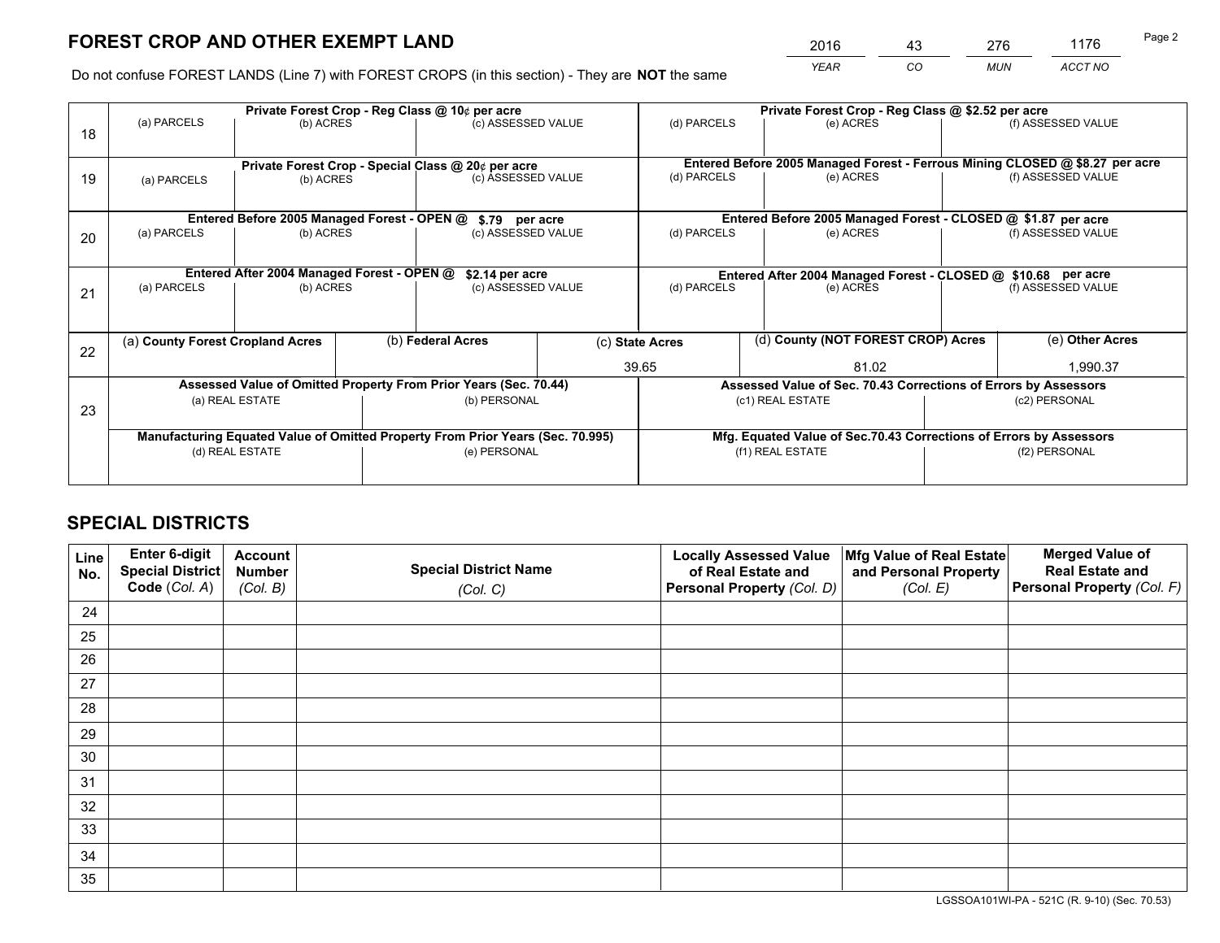# FOREST CROP AND OTHER EXEMPT LAND

| 2016 | 43 | 276 | 1176 |
|---|---|---|---|
| *YEAR* | *CO* | *MUN* | *ACCT NO* |

Do not confuse FOREST LANDS (Line 7) with FOREST CROPS (in this section) - They are **NOT** the same

| Line | (a) PARCELS | (b) ACRES | (c) ASSESSED VALUE | (d) PARCELS | (e) ACRES | (f) ASSESSED VALUE |
|---|---|---|---|---|---|---|
| 18 | **Private Forest Crop - Reg Class @ 10¢ per acre** | | | **Private Forest Crop - Reg Class @ $2.52 per acre** | | |
| 18 | | | | | | |
| 19 | **Private Forest Crop - Special Class @ 20¢ per acre** | | | **Entered Before 2005 Managed Forest - Ferrous Mining CLOSED @ $8.27 per acre** | | |
| 19 | | | | | | |
| 20 | **Entered Before 2005 Managed Forest - OPEN @ $.79 per acre** | | | **Entered Before 2005 Managed Forest - CLOSED @ $1.87 per acre** | | |
| 20 | | | | | | |
| 21 | **Entered After 2004 Managed Forest - OPEN @ $2.14 per acre** | | | **Entered After 2004 Managed Forest - CLOSED @ $10.68 per acre** | | |
| 21 | | | | | | |

| Line | (a) County Forest Cropland Acres | (b) Federal Acres | (c) State Acres | (d) County (NOT FOREST CROP) Acres | (e) Other Acres |
|---|---|---|---|---|---|
| 22 | | | 39.65 | 81.02 | 1,990.37 |

| Line | Assessed Value of Omitted Property From Prior Years (Sec. 70.44) | | Assessed Value of Sec. 70.43 Corrections of Errors by Assessors | |
|---|---|---|---|---|
| 23 | (a) REAL ESTATE | (b) PERSONAL | (c1) REAL ESTATE | (c2) PERSONAL |
| 23 | | | | |
| | **Manufacturing Equated Value of Omitted Property From Prior Years (Sec. 70.995)** | | **Mfg. Equated Value of Sec.70.43 Corrections of Errors by Assessors** | |
| | (d) REAL ESTATE | (e) PERSONAL | (f1) REAL ESTATE | (f2) PERSONAL |
| | | | | |

# SPECIAL DISTRICTS

| Line No. | Enter 6-digit Special District Code (Col. A) | Account Number (Col. B) | Special District Name (Col. C) | Locally Assessed Value of Real Estate and Personal Property (Col. D) | Mfg Value of Real Estate and Personal Property (Col. E) | Merged Value of Real Estate and Personal Property (Col. F) |
|---|---|---|---|---|---|---|
| 24 | | | | | | |
| 25 | | | | | | |
| 26 | | | | | | |
| 27 | | | | | | |
| 28 | | | | | | |
| 29 | | | | | | |
| 30 | | | | | | |
| 31 | | | | | | |
| 32 | | | | | | |
| 33 | | | | | | |
| 34 | | | | | | |
| 35 | | | | | | |

LGSSOA101WI-PA - 521C (R. 9-10) (Sec. 70.53)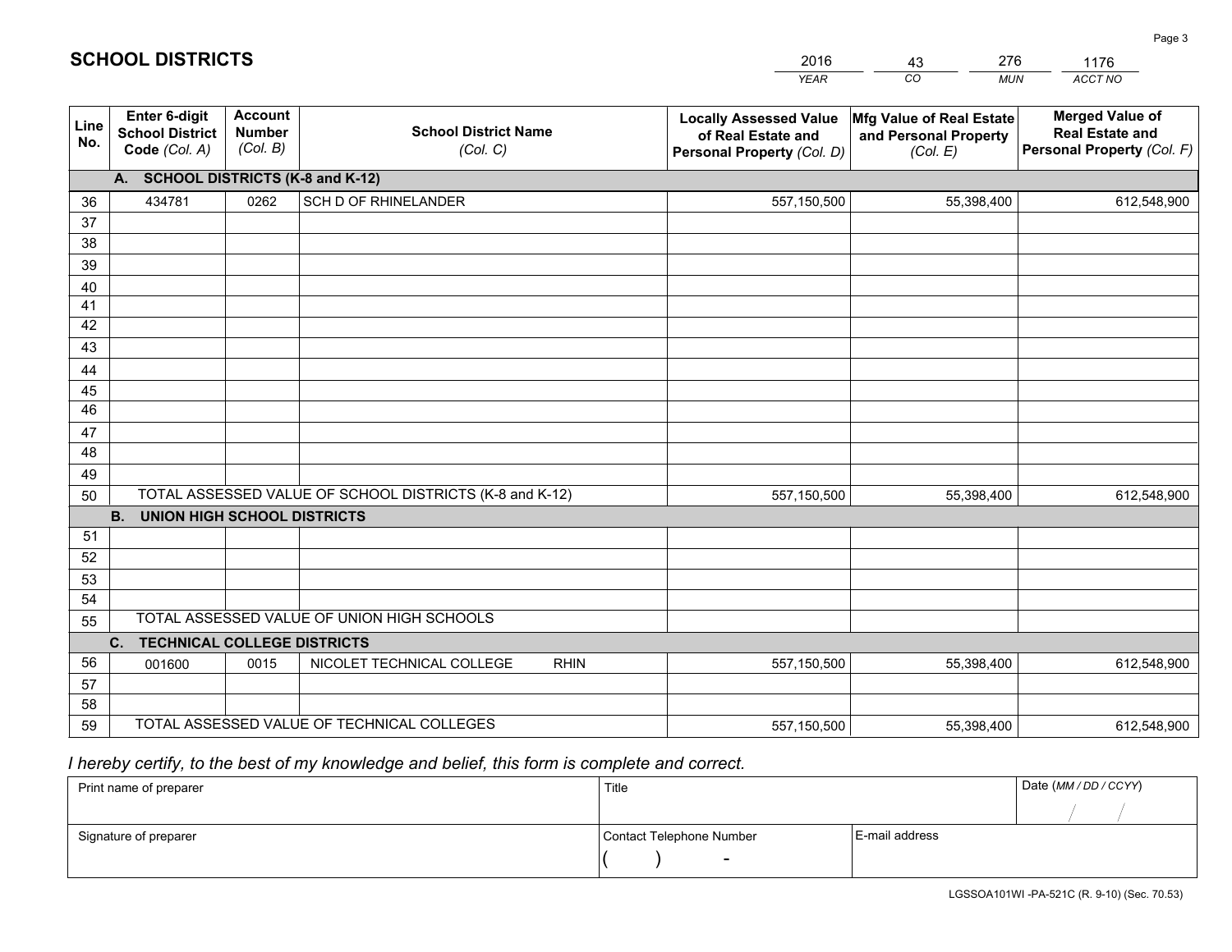# SCHOOL DISTRICTS

| 2016 | 43 | 276 | 1176 |
|---|---|---|---|
| *YEAR* | *CO* | *MUN* | *ACCT NO* |

| Line No. | Enter 6-digit School District Code *(Col. A)* | Account Number *(Col. B)* | School District Name *(Col. C)* | Locally Assessed Value of Real Estate and Personal Property *(Col. D)* | Mfg Value of Real Estate and Personal Property *(Col. E)* | Merged Value of Real Estate and Personal Property *(Col. F)* |
|---|---|---|---|---|---|---|
| | **A. SCHOOL DISTRICTS (K-8 and K-12)** | | | | | |
| 36 | 434781 | 0262 | SCH D OF RHINELANDER | 557,150,500 | 55,398,400 | 612,548,900 |
| 37 | | | | | | |
| 38 | | | | | | |
| 39 | | | | | | |
| 40 | | | | | | |
| 41 | | | | | | |
| 42 | | | | | | |
| 43 | | | | | | |
| 44 | | | | | | |
| 45 | | | | | | |
| 46 | | | | | | |
| 47 | | | | | | |
| 48 | | | | | | |
| 49 | | | | | | |
| 50 | TOTAL ASSESSED VALUE OF SCHOOL DISTRICTS (K-8 and K-12) | | | 557,150,500 | 55,398,400 | 612,548,900 |
| | **B. UNION HIGH SCHOOL DISTRICTS** | | | | | |
| 51 | | | | | | |
| 52 | | | | | | |
| 53 | | | | | | |
| 54 | | | | | | |
| 55 | TOTAL ASSESSED VALUE OF UNION HIGH SCHOOLS | | | | | |
| | **C. TECHNICAL COLLEGE DISTRICTS** | | | | | |
| 56 | 001600 | 0015 | NICOLET TECHNICAL COLLEGE RHIN | 557,150,500 | 55,398,400 | 612,548,900 |
| 57 | | | | | | |
| 58 | | | | | | |
| 59 | TOTAL ASSESSED VALUE OF TECHNICAL COLLEGES | | | 557,150,500 | 55,398,400 | 612,548,900 |

*I hereby certify, to the best of my knowledge and belief, this form is complete and correct.*

| Print name of preparer | Title | | Date *(MM / DD / CCYY)* |
|---|---|---|---|
| | | | / / |
| Signature of preparer | Contact Telephone Number | E-mail address | |
| | ( ) - | | |

LGSSOA101WI -PA-521C (R. 9-10) (Sec. 70.53)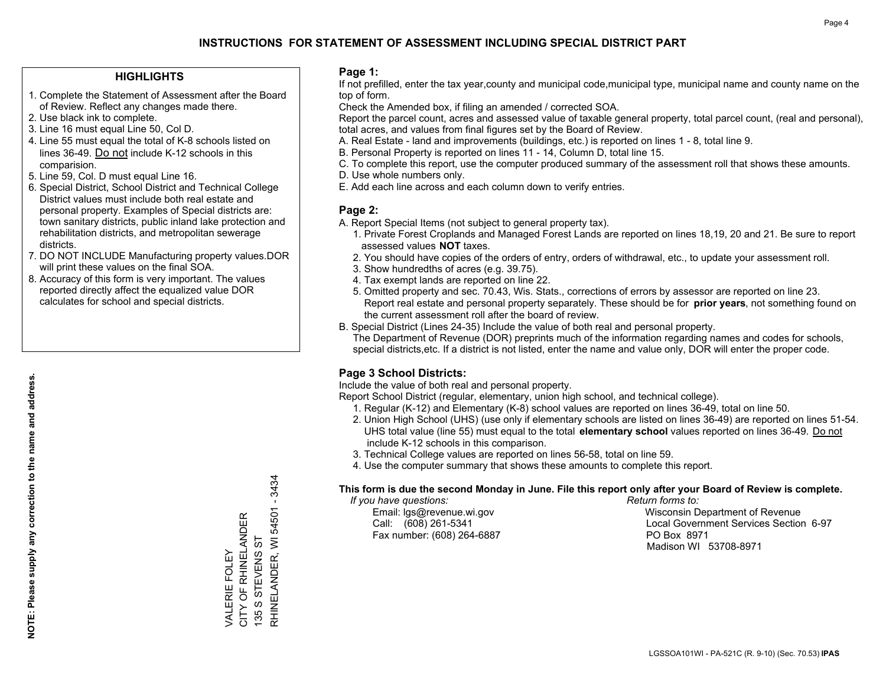# INSTRUCTIONS FOR STATEMENT OF ASSESSMENT INCLUDING SPECIAL DISTRICT PART

## HIGHLIGHTS

1. Complete the Statement of Assessment after the Board of Review. Reflect any changes made there.
2. Use black ink to complete.
3. Line 16 must equal Line 50, Col D.
4. Line 55 must equal the total of K-8 schools listed on lines 36-49. Do not include K-12 schools in this comparision.
5. Line 59, Col. D must equal Line 16.
6. Special District, School District and Technical College District values must include both real estate and personal property. Examples of Special districts are: town sanitary districts, public inland lake protection and rehabilitation districts, and metropolitan sewerage districts.
7. DO NOT INCLUDE Manufacturing property values.DOR will print these values on the final SOA.
8. Accuracy of this form is very important. The values reported directly affect the equalized value DOR calculates for school and special districts.

**NOTE: Please supply any correction to the name and address.**

VALERIE FOLEY
CITY OF RHINELANDER
135 S STEVENS ST
RHINELANDER, WI 54501 - 3434

## Page 1:

If not prefilled, enter the tax year,county and municipal code,municipal type, municipal name and county name on the top of form.

Check the Amended box, if filing an amended / corrected SOA.

Report the parcel count, acres and assessed value of taxable general property, total parcel count, (real and personal), total acres, and values from final figures set by the Board of Review.

A. Real Estate - land and improvements (buildings, etc.) is reported on lines 1 - 8, total line 9.
B. Personal Property is reported on lines 11 - 14, Column D, total line 15.
C. To complete this report, use the computer produced summary of the assessment roll that shows these amounts.
D. Use whole numbers only.
E. Add each line across and each column down to verify entries.

## Page 2:

A. Report Special Items (not subject to general property tax).
   1. Private Forest Croplands and Managed Forest Lands are reported on lines 18,19, 20 and 21. Be sure to report assessed values **NOT** taxes.
   2. You should have copies of the orders of entry, orders of withdrawal, etc., to update your assessment roll.
   3. Show hundredths of acres (e.g. 39.75).
   4. Tax exempt lands are reported on line 22.
   5. Omitted property and sec. 70.43, Wis. Stats., corrections of errors by assessor are reported on line 23. Report real estate and personal property separately. These should be for **prior years**, not something found on the current assessment roll after the board of review.

B. Special District (Lines 24-35) Include the value of both real and personal property.
   The Department of Revenue (DOR) preprints much of the information regarding names and codes for schools, special districts,etc. If a district is not listed, enter the name and value only, DOR will enter the proper code.

## Page 3 School Districts:

Include the value of both real and personal property.

Report School District (regular, elementary, union high school, and technical college).

1. Regular (K-12) and Elementary (K-8) school values are reported on lines 36-49, total on line 50.
2. Union High School (UHS) (use only if elementary schools are listed on lines 36-49) are reported on lines 51-54. UHS total value (line 55) must equal to the total **elementary school** values reported on lines 36-49. Do not include K-12 schools in this comparison.
3. Technical College values are reported on lines 56-58, total on line 59.
4. Use the computer summary that shows these amounts to complete this report.

**This form is due the second Monday in June. File this report only after your Board of Review is complete.**

*If you have questions:*
Email: lgs@revenue.wi.gov
Call: (608) 261-5341
Fax number: (608) 264-6887

*Return forms to:*
Wisconsin Department of Revenue
Local Government Services Section 6-97
PO Box 8971
Madison WI 53708-8971

LGSSOA101WI - PA-521C (R. 9-10) (Sec. 70.53) **IPAS**